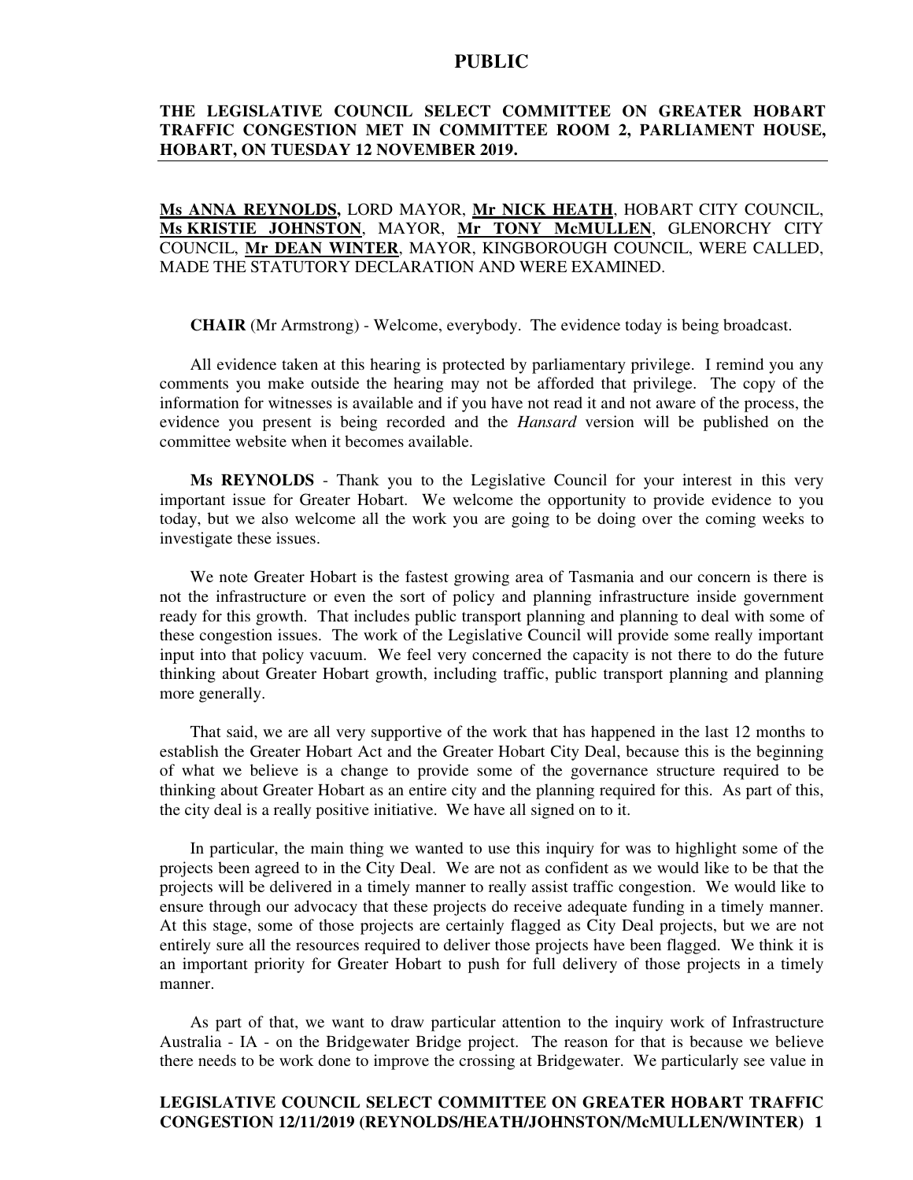**PUBLIC**

**THE LEGISLATIVE COUNCIL SELECT COMMITTEE ON GREATER HOBART TRAFFIC CONGESTION MET IN COMMITTEE ROOM 2, PARLIAMENT HOUSE, HOBART, ON TUESDAY 12 NOVEMBER 2019.**

**Ms ANNA REYNOLDS,** LORD MAYOR, **Mr NICK HEATH**, HOBART CITY COUNCIL, **Ms KRISTIE JOHNSTON**, MAYOR, **Mr TONY McMULLEN**, GLENORCHY CITY COUNCIL, **Mr DEAN WINTER**, MAYOR, KINGBOROUGH COUNCIL, WERE CALLED, MADE THE STATUTORY DECLARATION AND WERE EXAMINED.

**CHAIR** (Mr Armstrong) - Welcome, everybody. The evidence today is being broadcast.

All evidence taken at this hearing is protected by parliamentary privilege. I remind you any comments you make outside the hearing may not be afforded that privilege. The copy of the information for witnesses is available and if you have not read it and not aware of the process, the evidence you present is being recorded and the *Hansard* version will be published on the committee website when it becomes available.

**Ms REYNOLDS** - Thank you to the Legislative Council for your interest in this very important issue for Greater Hobart. We welcome the opportunity to provide evidence to you today, but we also welcome all the work you are going to be doing over the coming weeks to investigate these issues.

We note Greater Hobart is the fastest growing area of Tasmania and our concern is there is not the infrastructure or even the sort of policy and planning infrastructure inside government ready for this growth. That includes public transport planning and planning to deal with some of these congestion issues. The work of the Legislative Council will provide some really important input into that policy vacuum. We feel very concerned the capacity is not there to do the future thinking about Greater Hobart growth, including traffic, public transport planning and planning more generally.

That said, we are all very supportive of the work that has happened in the last 12 months to establish the Greater Hobart Act and the Greater Hobart City Deal, because this is the beginning of what we believe is a change to provide some of the governance structure required to be thinking about Greater Hobart as an entire city and the planning required for this. As part of this, the city deal is a really positive initiative. We have all signed on to it.

In particular, the main thing we wanted to use this inquiry for was to highlight some of the projects been agreed to in the City Deal. We are not as confident as we would like to be that the projects will be delivered in a timely manner to really assist traffic congestion. We would like to ensure through our advocacy that these projects do receive adequate funding in a timely manner. At this stage, some of those projects are certainly flagged as City Deal projects, but we are not entirely sure all the resources required to deliver those projects have been flagged. We think it is an important priority for Greater Hobart to push for full delivery of those projects in a timely manner.

As part of that, we want to draw particular attention to the inquiry work of Infrastructure Australia - IA - on the Bridgewater Bridge project. The reason for that is because we believe there needs to be work done to improve the crossing at Bridgewater. We particularly see value in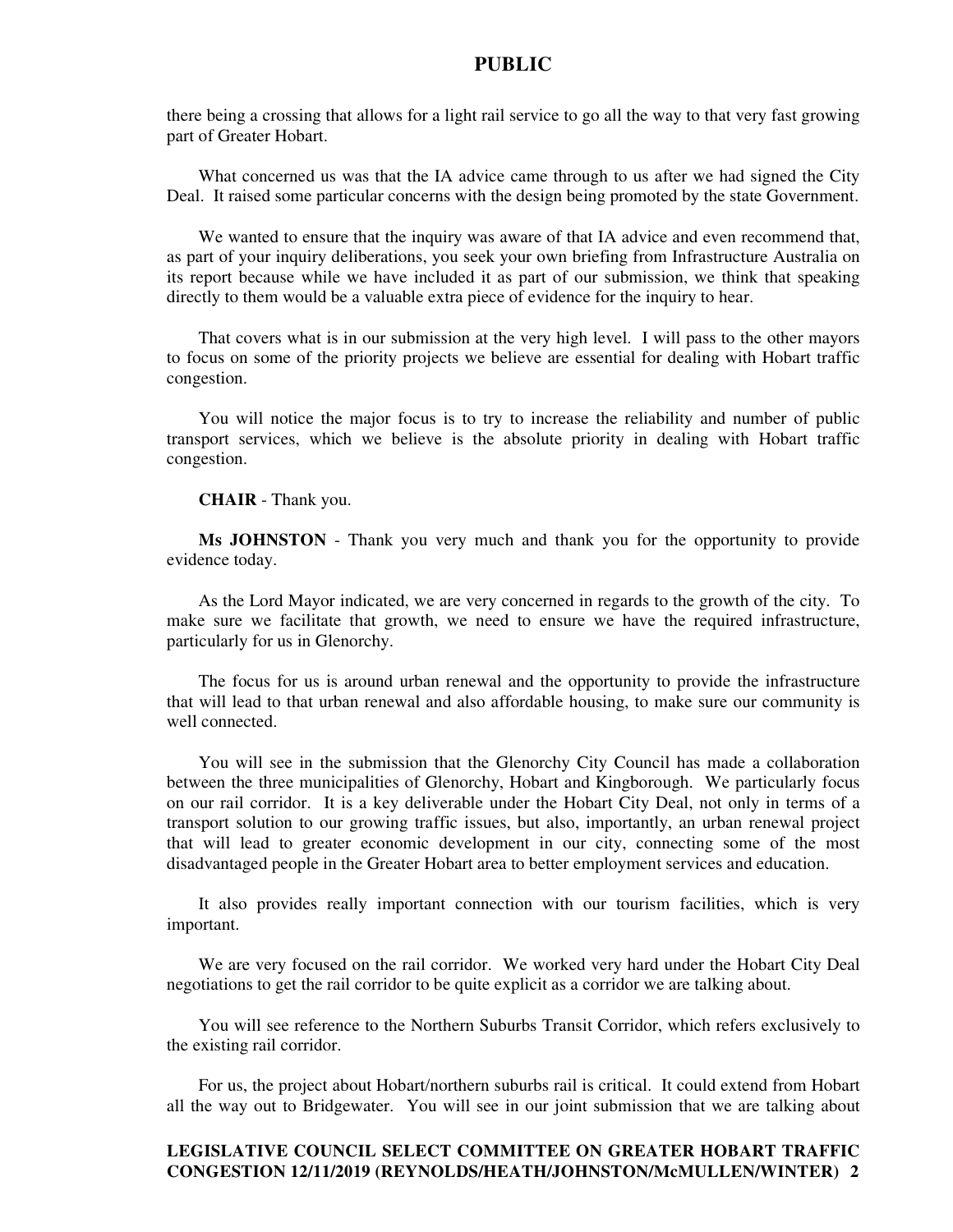there being a crossing that allows for a light rail service to go all the way to that very fast growing part of Greater Hobart.

What concerned us was that the IA advice came through to us after we had signed the City Deal. It raised some particular concerns with the design being promoted by the state Government.

We wanted to ensure that the inquiry was aware of that IA advice and even recommend that, as part of your inquiry deliberations, you seek your own briefing from Infrastructure Australia on its report because while we have included it as part of our submission, we think that speaking directly to them would be a valuable extra piece of evidence for the inquiry to hear.

That covers what is in our submission at the very high level. I will pass to the other mayors to focus on some of the priority projects we believe are essential for dealing with Hobart traffic congestion.

You will notice the major focus is to try to increase the reliability and number of public transport services, which we believe is the absolute priority in dealing with Hobart traffic congestion.

**CHAIR** - Thank you.

**Ms JOHNSTON** - Thank you very much and thank you for the opportunity to provide evidence today.

As the Lord Mayor indicated, we are very concerned in regards to the growth of the city. To make sure we facilitate that growth, we need to ensure we have the required infrastructure, particularly for us in Glenorchy.

The focus for us is around urban renewal and the opportunity to provide the infrastructure that will lead to that urban renewal and also affordable housing, to make sure our community is well connected.

You will see in the submission that the Glenorchy City Council has made a collaboration between the three municipalities of Glenorchy, Hobart and Kingborough. We particularly focus on our rail corridor. It is a key deliverable under the Hobart City Deal, not only in terms of a transport solution to our growing traffic issues, but also, importantly, an urban renewal project that will lead to greater economic development in our city, connecting some of the most disadvantaged people in the Greater Hobart area to better employment services and education.

It also provides really important connection with our tourism facilities, which is very important.

We are very focused on the rail corridor. We worked very hard under the Hobart City Deal negotiations to get the rail corridor to be quite explicit as a corridor we are talking about.

You will see reference to the Northern Suburbs Transit Corridor, which refers exclusively to the existing rail corridor.

For us, the project about Hobart/northern suburbs rail is critical. It could extend from Hobart all the way out to Bridgewater. You will see in our joint submission that we are talking about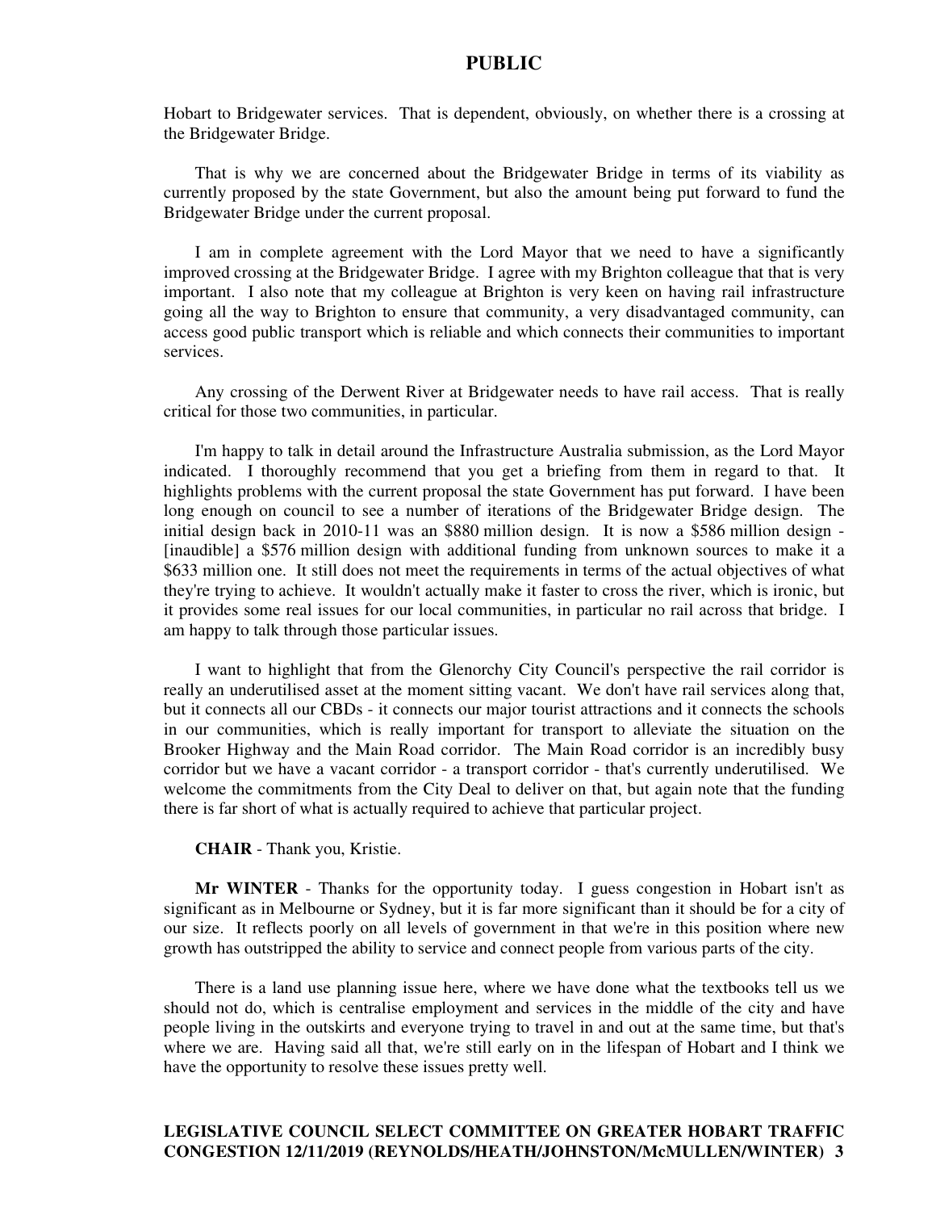Hobart to Bridgewater services. That is dependent, obviously, on whether there is a crossing at the Bridgewater Bridge.

That is why we are concerned about the Bridgewater Bridge in terms of its viability as currently proposed by the state Government, but also the amount being put forward to fund the Bridgewater Bridge under the current proposal.

I am in complete agreement with the Lord Mayor that we need to have a significantly improved crossing at the Bridgewater Bridge. I agree with my Brighton colleague that that is very important. I also note that my colleague at Brighton is very keen on having rail infrastructure going all the way to Brighton to ensure that community, a very disadvantaged community, can access good public transport which is reliable and which connects their communities to important services.

Any crossing of the Derwent River at Bridgewater needs to have rail access. That is really critical for those two communities, in particular.

I'm happy to talk in detail around the Infrastructure Australia submission, as the Lord Mayor indicated. I thoroughly recommend that you get a briefing from them in regard to that. It highlights problems with the current proposal the state Government has put forward. I have been long enough on council to see a number of iterations of the Bridgewater Bridge design. The initial design back in 2010-11 was an $880 million design. It is now a $586 million design - [inaudible] a $576 million design with additional funding from unknown sources to make it a $633 million one. It still does not meet the requirements in terms of the actual objectives of what they're trying to achieve. It wouldn't actually make it faster to cross the river, which is ironic, but it provides some real issues for our local communities, in particular no rail across that bridge. I am happy to talk through those particular issues.

I want to highlight that from the Glenorchy City Council's perspective the rail corridor is really an underutilised asset at the moment sitting vacant. We don't have rail services along that, but it connects all our CBDs - it connects our major tourist attractions and it connects the schools in our communities, which is really important for transport to alleviate the situation on the Brooker Highway and the Main Road corridor. The Main Road corridor is an incredibly busy corridor but we have a vacant corridor - a transport corridor - that's currently underutilised. We welcome the commitments from the City Deal to deliver on that, but again note that the funding there is far short of what is actually required to achieve that particular project.

**CHAIR** - Thank you, Kristie.

**Mr WINTER** - Thanks for the opportunity today. I guess congestion in Hobart isn't as significant as in Melbourne or Sydney, but it is far more significant than it should be for a city of our size. It reflects poorly on all levels of government in that we're in this position where new growth has outstripped the ability to service and connect people from various parts of the city.

There is a land use planning issue here, where we have done what the textbooks tell us we should not do, which is centralise employment and services in the middle of the city and have people living in the outskirts and everyone trying to travel in and out at the same time, but that's where we are. Having said all that, we're still early on in the lifespan of Hobart and I think we have the opportunity to resolve these issues pretty well.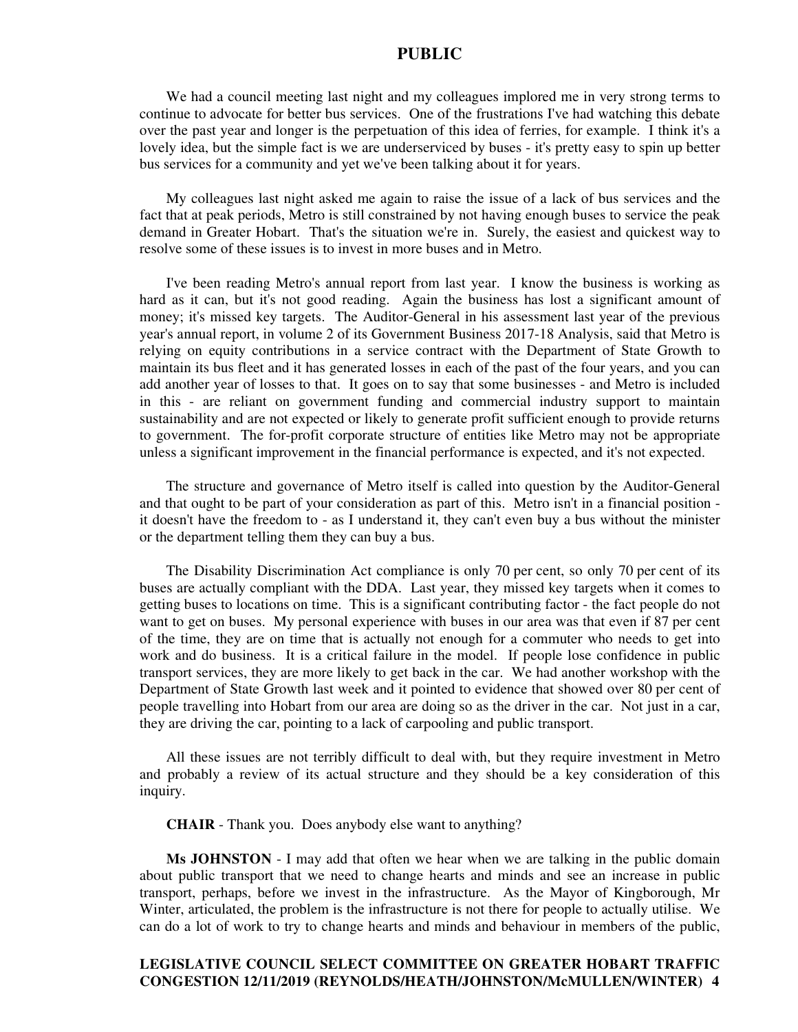We had a council meeting last night and my colleagues implored me in very strong terms to continue to advocate for better bus services. One of the frustrations I've had watching this debate over the past year and longer is the perpetuation of this idea of ferries, for example. I think it's a lovely idea, but the simple fact is we are underserviced by buses - it's pretty easy to spin up better bus services for a community and yet we've been talking about it for years.

My colleagues last night asked me again to raise the issue of a lack of bus services and the fact that at peak periods, Metro is still constrained by not having enough buses to service the peak demand in Greater Hobart. That's the situation we're in. Surely, the easiest and quickest way to resolve some of these issues is to invest in more buses and in Metro.

I've been reading Metro's annual report from last year. I know the business is working as hard as it can, but it's not good reading. Again the business has lost a significant amount of money; it's missed key targets. The Auditor-General in his assessment last year of the previous year's annual report, in volume 2 of its Government Business 2017-18 Analysis, said that Metro is relying on equity contributions in a service contract with the Department of State Growth to maintain its bus fleet and it has generated losses in each of the past of the four years, and you can add another year of losses to that. It goes on to say that some businesses - and Metro is included in this - are reliant on government funding and commercial industry support to maintain sustainability and are not expected or likely to generate profit sufficient enough to provide returns to government. The for-profit corporate structure of entities like Metro may not be appropriate unless a significant improvement in the financial performance is expected, and it's not expected.

The structure and governance of Metro itself is called into question by the Auditor-General and that ought to be part of your consideration as part of this. Metro isn't in a financial position - it doesn't have the freedom to - as I understand it, they can't even buy a bus without the minister or the department telling them they can buy a bus.

The Disability Discrimination Act compliance is only 70 per cent, so only 70 per cent of its buses are actually compliant with the DDA. Last year, they missed key targets when it comes to getting buses to locations on time. This is a significant contributing factor - the fact people do not want to get on buses. My personal experience with buses in our area was that even if 87 per cent of the time, they are on time that is actually not enough for a commuter who needs to get into work and do business. It is a critical failure in the model. If people lose confidence in public transport services, they are more likely to get back in the car. We had another workshop with the Department of State Growth last week and it pointed to evidence that showed over 80 per cent of people travelling into Hobart from our area are doing so as the driver in the car. Not just in a car, they are driving the car, pointing to a lack of carpooling and public transport.

All these issues are not terribly difficult to deal with, but they require investment in Metro and probably a review of its actual structure and they should be a key consideration of this inquiry.

**CHAIR** - Thank you. Does anybody else want to anything?

**Ms JOHNSTON** - I may add that often we hear when we are talking in the public domain about public transport that we need to change hearts and minds and see an increase in public transport, perhaps, before we invest in the infrastructure. As the Mayor of Kingborough, Mr Winter, articulated, the problem is the infrastructure is not there for people to actually utilise. We can do a lot of work to try to change hearts and minds and behaviour in members of the public,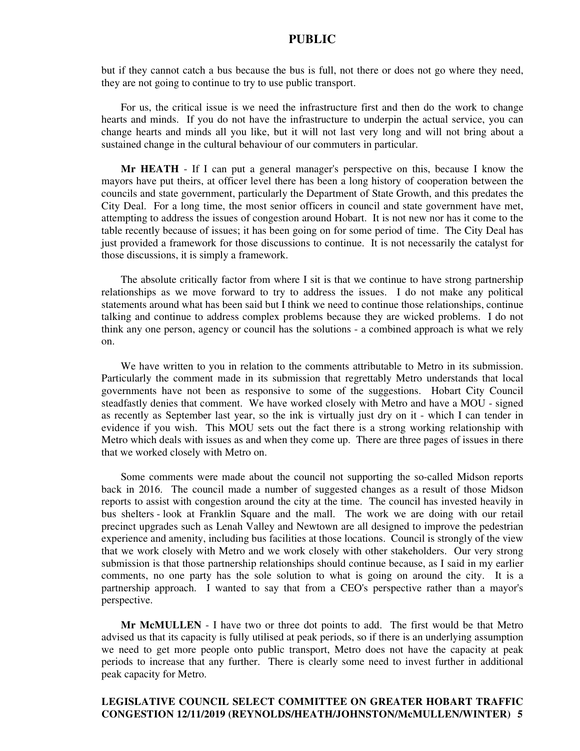but if they cannot catch a bus because the bus is full, not there or does not go where they need, they are not going to continue to try to use public transport.

For us, the critical issue is we need the infrastructure first and then do the work to change hearts and minds. If you do not have the infrastructure to underpin the actual service, you can change hearts and minds all you like, but it will not last very long and will not bring about a sustained change in the cultural behaviour of our commuters in particular.

**Mr HEATH** - If I can put a general manager's perspective on this, because I know the mayors have put theirs, at officer level there has been a long history of cooperation between the councils and state government, particularly the Department of State Growth, and this predates the City Deal. For a long time, the most senior officers in council and state government have met, attempting to address the issues of congestion around Hobart. It is not new nor has it come to the table recently because of issues; it has been going on for some period of time. The City Deal has just provided a framework for those discussions to continue. It is not necessarily the catalyst for those discussions, it is simply a framework.

The absolute critically factor from where I sit is that we continue to have strong partnership relationships as we move forward to try to address the issues. I do not make any political statements around what has been said but I think we need to continue those relationships, continue talking and continue to address complex problems because they are wicked problems. I do not think any one person, agency or council has the solutions - a combined approach is what we rely on.

We have written to you in relation to the comments attributable to Metro in its submission. Particularly the comment made in its submission that regrettably Metro understands that local governments have not been as responsive to some of the suggestions. Hobart City Council steadfastly denies that comment. We have worked closely with Metro and have a MOU - signed as recently as September last year, so the ink is virtually just dry on it - which I can tender in evidence if you wish. This MOU sets out the fact there is a strong working relationship with Metro which deals with issues as and when they come up. There are three pages of issues in there that we worked closely with Metro on.

Some comments were made about the council not supporting the so-called Midson reports back in 2016. The council made a number of suggested changes as a result of those Midson reports to assist with congestion around the city at the time. The council has invested heavily in bus shelters - look at Franklin Square and the mall. The work we are doing with our retail precinct upgrades such as Lenah Valley and Newtown are all designed to improve the pedestrian experience and amenity, including bus facilities at those locations. Council is strongly of the view that we work closely with Metro and we work closely with other stakeholders. Our very strong submission is that those partnership relationships should continue because, as I said in my earlier comments, no one party has the sole solution to what is going on around the city. It is a partnership approach. I wanted to say that from a CEO's perspective rather than a mayor's perspective.

**Mr McMULLEN** - I have two or three dot points to add. The first would be that Metro advised us that its capacity is fully utilised at peak periods, so if there is an underlying assumption we need to get more people onto public transport, Metro does not have the capacity at peak periods to increase that any further. There is clearly some need to invest further in additional peak capacity for Metro.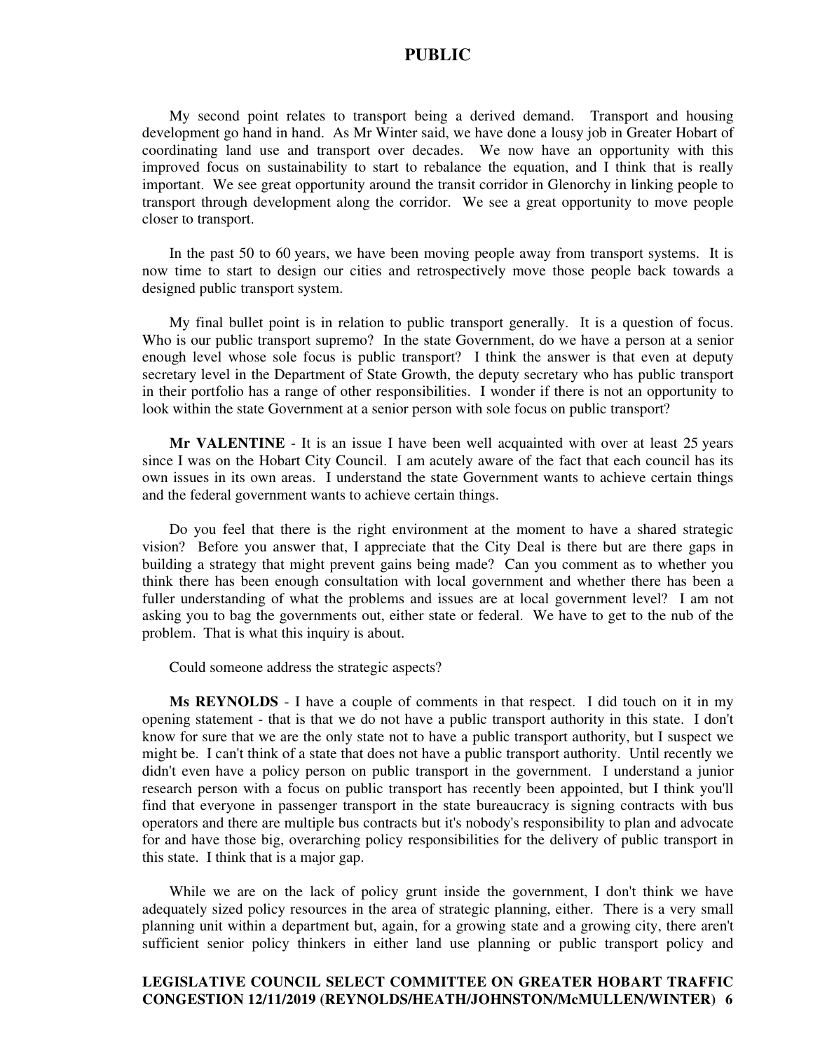My second point relates to transport being a derived demand. Transport and housing development go hand in hand. As Mr Winter said, we have done a lousy job in Greater Hobart of coordinating land use and transport over decades. We now have an opportunity with this improved focus on sustainability to start to rebalance the equation, and I think that is really important. We see great opportunity around the transit corridor in Glenorchy in linking people to transport through development along the corridor. We see a great opportunity to move people closer to transport.

In the past 50 to 60 years, we have been moving people away from transport systems. It is now time to start to design our cities and retrospectively move those people back towards a designed public transport system.

My final bullet point is in relation to public transport generally. It is a question of focus. Who is our public transport supremo? In the state Government, do we have a person at a senior enough level whose sole focus is public transport? I think the answer is that even at deputy secretary level in the Department of State Growth, the deputy secretary who has public transport in their portfolio has a range of other responsibilities. I wonder if there is not an opportunity to look within the state Government at a senior person with sole focus on public transport?

**Mr VALENTINE** - It is an issue I have been well acquainted with over at least 25 years since I was on the Hobart City Council. I am acutely aware of the fact that each council has its own issues in its own areas. I understand the state Government wants to achieve certain things and the federal government wants to achieve certain things.

Do you feel that there is the right environment at the moment to have a shared strategic vision? Before you answer that, I appreciate that the City Deal is there but are there gaps in building a strategy that might prevent gains being made? Can you comment as to whether you think there has been enough consultation with local government and whether there has been a fuller understanding of what the problems and issues are at local government level? I am not asking you to bag the governments out, either state or federal. We have to get to the nub of the problem. That is what this inquiry is about.

Could someone address the strategic aspects?

**Ms REYNOLDS** - I have a couple of comments in that respect. I did touch on it in my opening statement - that is that we do not have a public transport authority in this state. I don't know for sure that we are the only state not to have a public transport authority, but I suspect we might be. I can't think of a state that does not have a public transport authority. Until recently we didn't even have a policy person on public transport in the government. I understand a junior research person with a focus on public transport has recently been appointed, but I think you'll find that everyone in passenger transport in the state bureaucracy is signing contracts with bus operators and there are multiple bus contracts but it's nobody's responsibility to plan and advocate for and have those big, overarching policy responsibilities for the delivery of public transport in this state. I think that is a major gap.

While we are on the lack of policy grunt inside the government, I don't think we have adequately sized policy resources in the area of strategic planning, either. There is a very small planning unit within a department but, again, for a growing state and a growing city, there aren't sufficient senior policy thinkers in either land use planning or public transport policy and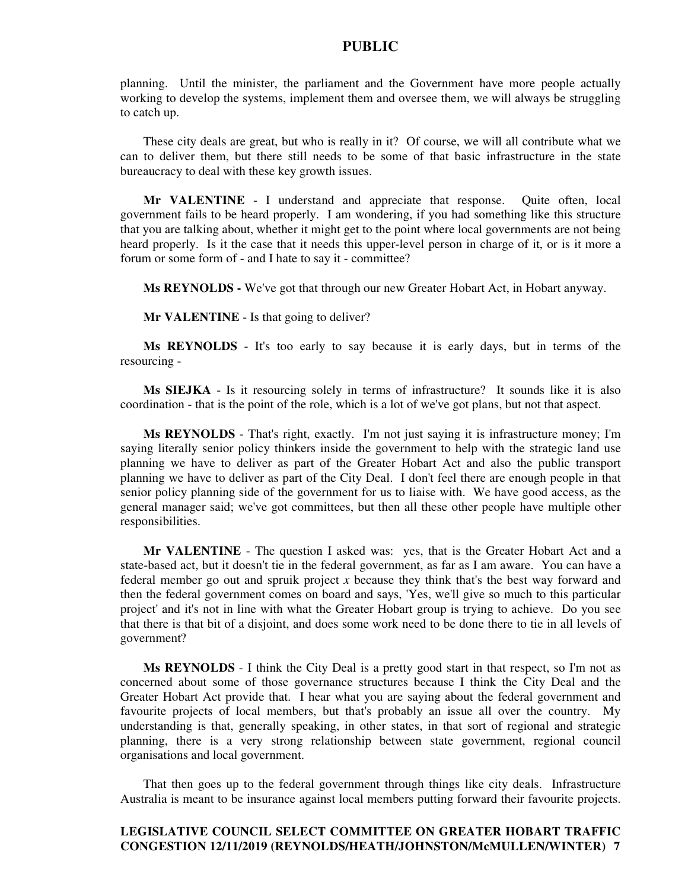planning. Until the minister, the parliament and the Government have more people actually working to develop the systems, implement them and oversee them, we will always be struggling to catch up.

These city deals are great, but who is really in it? Of course, we will all contribute what we can to deliver them, but there still needs to be some of that basic infrastructure in the state bureaucracy to deal with these key growth issues.

**Mr VALENTINE** - I understand and appreciate that response. Quite often, local government fails to be heard properly. I am wondering, if you had something like this structure that you are talking about, whether it might get to the point where local governments are not being heard properly. Is it the case that it needs this upper-level person in charge of it, or is it more a forum or some form of - and I hate to say it - committee?

**Ms REYNOLDS -** We've got that through our new Greater Hobart Act, in Hobart anyway.

**Mr VALENTINE** - Is that going to deliver?

**Ms REYNOLDS** - It's too early to say because it is early days, but in terms of the resourcing -

**Ms SIEJKA** - Is it resourcing solely in terms of infrastructure? It sounds like it is also coordination - that is the point of the role, which is a lot of we've got plans, but not that aspect.

**Ms REYNOLDS** - That's right, exactly. I'm not just saying it is infrastructure money; I'm saying literally senior policy thinkers inside the government to help with the strategic land use planning we have to deliver as part of the Greater Hobart Act and also the public transport planning we have to deliver as part of the City Deal. I don't feel there are enough people in that senior policy planning side of the government for us to liaise with. We have good access, as the general manager said; we've got committees, but then all these other people have multiple other responsibilities.

**Mr VALENTINE** - The question I asked was: yes, that is the Greater Hobart Act and a state-based act, but it doesn't tie in the federal government, as far as I am aware. You can have a federal member go out and spruik project *x* because they think that's the best way forward and then the federal government comes on board and says, 'Yes, we'll give so much to this particular project' and it's not in line with what the Greater Hobart group is trying to achieve. Do you see that there is that bit of a disjoint, and does some work need to be done there to tie in all levels of government?

**Ms REYNOLDS** - I think the City Deal is a pretty good start in that respect, so I'm not as concerned about some of those governance structures because I think the City Deal and the Greater Hobart Act provide that. I hear what you are saying about the federal government and favourite projects of local members, but that's probably an issue all over the country. My understanding is that, generally speaking, in other states, in that sort of regional and strategic planning, there is a very strong relationship between state government, regional council organisations and local government.

That then goes up to the federal government through things like city deals. Infrastructure Australia is meant to be insurance against local members putting forward their favourite projects.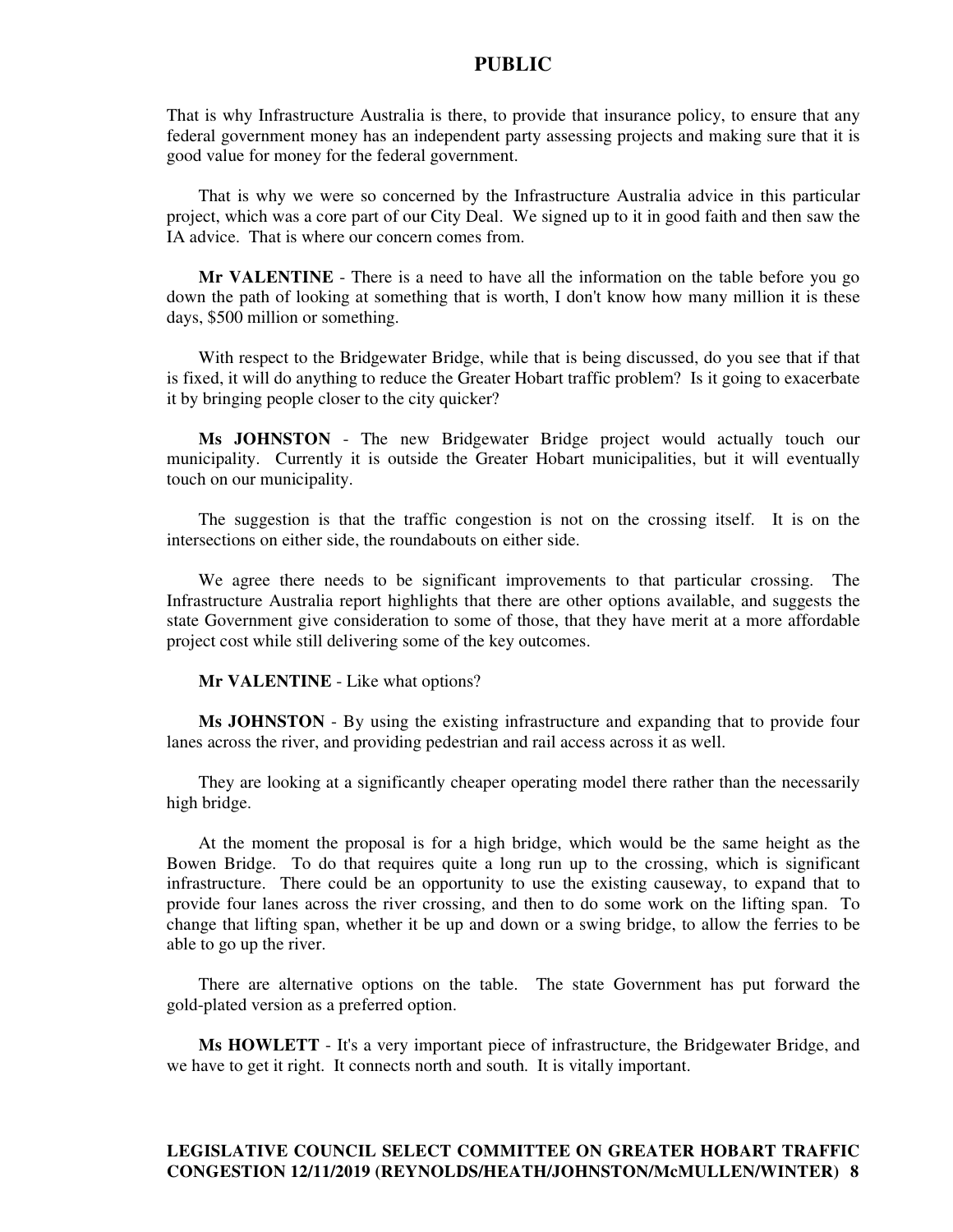That is why Infrastructure Australia is there, to provide that insurance policy, to ensure that any federal government money has an independent party assessing projects and making sure that it is good value for money for the federal government.

That is why we were so concerned by the Infrastructure Australia advice in this particular project, which was a core part of our City Deal. We signed up to it in good faith and then saw the IA advice. That is where our concern comes from.

**Mr VALENTINE** - There is a need to have all the information on the table before you go down the path of looking at something that is worth, I don't know how many million it is these days, $500 million or something.

With respect to the Bridgewater Bridge, while that is being discussed, do you see that if that is fixed, it will do anything to reduce the Greater Hobart traffic problem? Is it going to exacerbate it by bringing people closer to the city quicker?

**Ms JOHNSTON** - The new Bridgewater Bridge project would actually touch our municipality. Currently it is outside the Greater Hobart municipalities, but it will eventually touch on our municipality.

The suggestion is that the traffic congestion is not on the crossing itself. It is on the intersections on either side, the roundabouts on either side.

We agree there needs to be significant improvements to that particular crossing. The Infrastructure Australia report highlights that there are other options available, and suggests the state Government give consideration to some of those, that they have merit at a more affordable project cost while still delivering some of the key outcomes.

**Mr VALENTINE** - Like what options?

**Ms JOHNSTON** - By using the existing infrastructure and expanding that to provide four lanes across the river, and providing pedestrian and rail access across it as well.

They are looking at a significantly cheaper operating model there rather than the necessarily high bridge.

At the moment the proposal is for a high bridge, which would be the same height as the Bowen Bridge. To do that requires quite a long run up to the crossing, which is significant infrastructure. There could be an opportunity to use the existing causeway, to expand that to provide four lanes across the river crossing, and then to do some work on the lifting span. To change that lifting span, whether it be up and down or a swing bridge, to allow the ferries to be able to go up the river.

There are alternative options on the table. The state Government has put forward the gold-plated version as a preferred option.

**Ms HOWLETT** - It's a very important piece of infrastructure, the Bridgewater Bridge, and we have to get it right. It connects north and south. It is vitally important.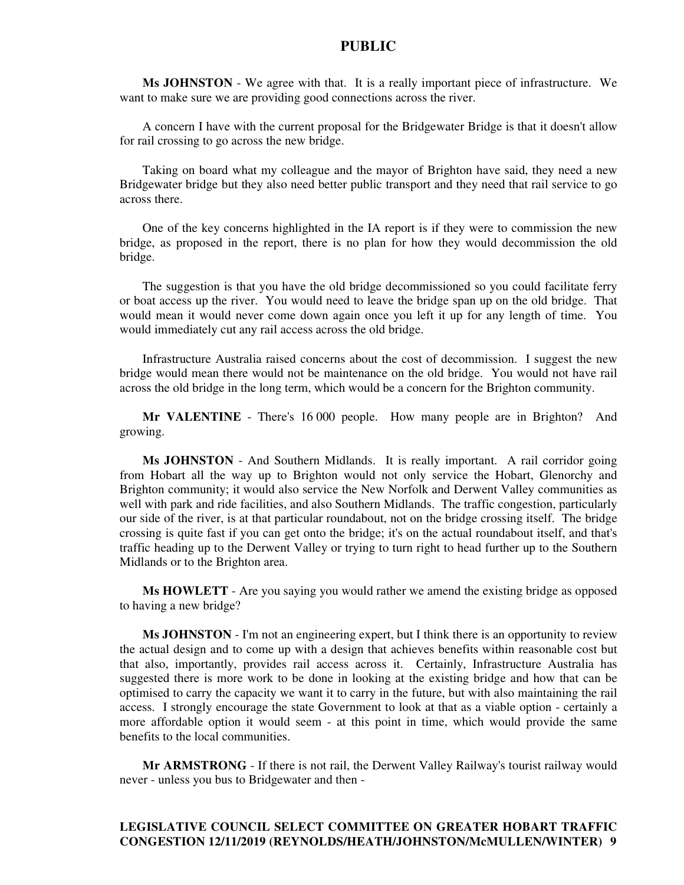**Ms JOHNSTON** - We agree with that. It is a really important piece of infrastructure. We want to make sure we are providing good connections across the river.

A concern I have with the current proposal for the Bridgewater Bridge is that it doesn't allow for rail crossing to go across the new bridge.

Taking on board what my colleague and the mayor of Brighton have said, they need a new Bridgewater bridge but they also need better public transport and they need that rail service to go across there.

One of the key concerns highlighted in the IA report is if they were to commission the new bridge, as proposed in the report, there is no plan for how they would decommission the old bridge.

The suggestion is that you have the old bridge decommissioned so you could facilitate ferry or boat access up the river. You would need to leave the bridge span up on the old bridge. That would mean it would never come down again once you left it up for any length of time. You would immediately cut any rail access across the old bridge.

Infrastructure Australia raised concerns about the cost of decommission. I suggest the new bridge would mean there would not be maintenance on the old bridge. You would not have rail across the old bridge in the long term, which would be a concern for the Brighton community.

**Mr VALENTINE** - There's 16 000 people. How many people are in Brighton? And growing.

**Ms JOHNSTON** - And Southern Midlands. It is really important. A rail corridor going from Hobart all the way up to Brighton would not only service the Hobart, Glenorchy and Brighton community; it would also service the New Norfolk and Derwent Valley communities as well with park and ride facilities, and also Southern Midlands. The traffic congestion, particularly our side of the river, is at that particular roundabout, not on the bridge crossing itself. The bridge crossing is quite fast if you can get onto the bridge; it's on the actual roundabout itself, and that's traffic heading up to the Derwent Valley or trying to turn right to head further up to the Southern Midlands or to the Brighton area.

**Ms HOWLETT** - Are you saying you would rather we amend the existing bridge as opposed to having a new bridge?

**Ms JOHNSTON** - I'm not an engineering expert, but I think there is an opportunity to review the actual design and to come up with a design that achieves benefits within reasonable cost but that also, importantly, provides rail access across it. Certainly, Infrastructure Australia has suggested there is more work to be done in looking at the existing bridge and how that can be optimised to carry the capacity we want it to carry in the future, but with also maintaining the rail access. I strongly encourage the state Government to look at that as a viable option - certainly a more affordable option it would seem - at this point in time, which would provide the same benefits to the local communities.

**Mr ARMSTRONG** - If there is not rail, the Derwent Valley Railway's tourist railway would never - unless you bus to Bridgewater and then -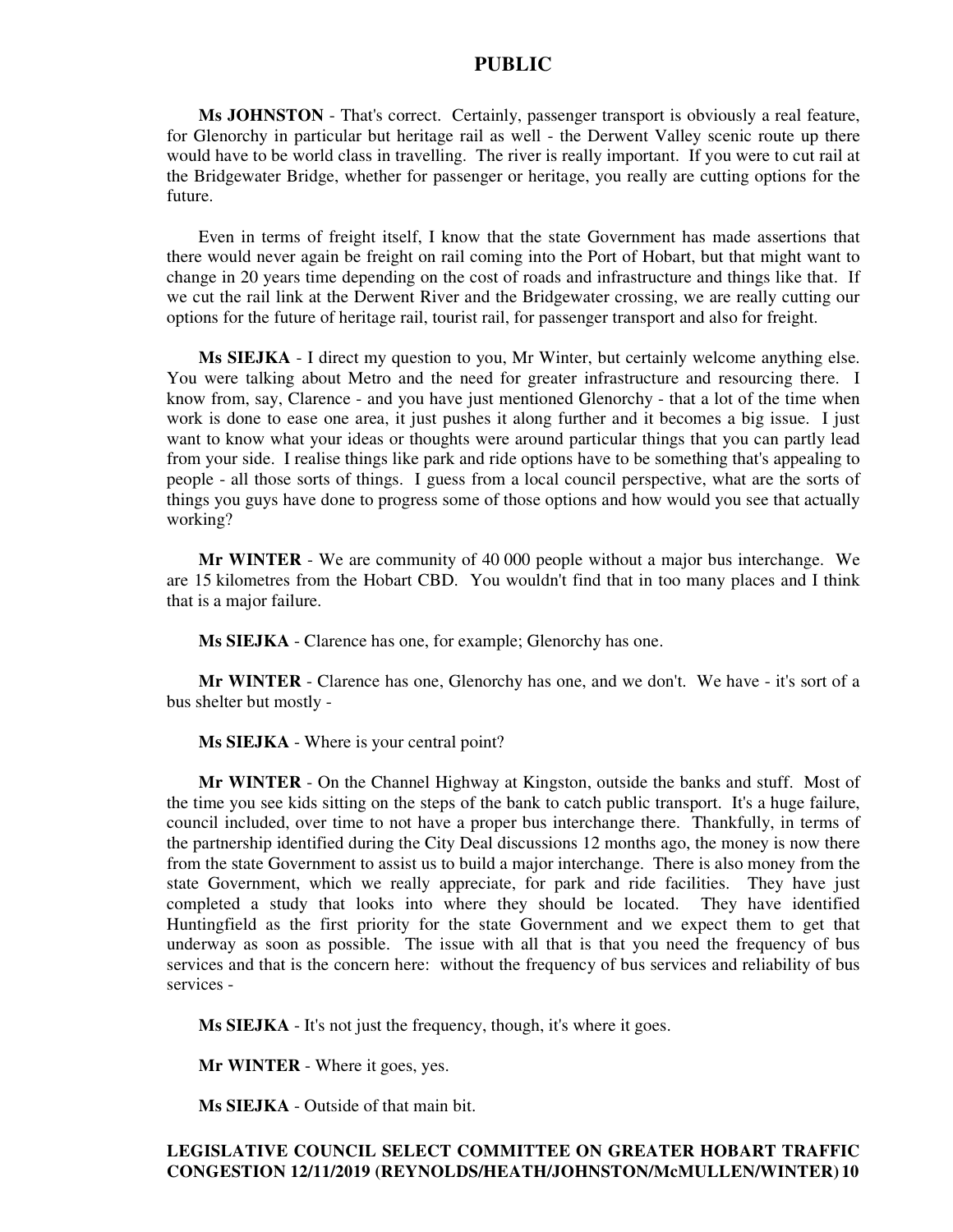**Ms JOHNSTON** - That's correct. Certainly, passenger transport is obviously a real feature, for Glenorchy in particular but heritage rail as well - the Derwent Valley scenic route up there would have to be world class in travelling. The river is really important. If you were to cut rail at the Bridgewater Bridge, whether for passenger or heritage, you really are cutting options for the future.

Even in terms of freight itself, I know that the state Government has made assertions that there would never again be freight on rail coming into the Port of Hobart, but that might want to change in 20 years time depending on the cost of roads and infrastructure and things like that. If we cut the rail link at the Derwent River and the Bridgewater crossing, we are really cutting our options for the future of heritage rail, tourist rail, for passenger transport and also for freight.

**Ms SIEJKA** - I direct my question to you, Mr Winter, but certainly welcome anything else. You were talking about Metro and the need for greater infrastructure and resourcing there. I know from, say, Clarence - and you have just mentioned Glenorchy - that a lot of the time when work is done to ease one area, it just pushes it along further and it becomes a big issue. I just want to know what your ideas or thoughts were around particular things that you can partly lead from your side. I realise things like park and ride options have to be something that's appealing to people - all those sorts of things. I guess from a local council perspective, what are the sorts of things you guys have done to progress some of those options and how would you see that actually working?

**Mr WINTER** - We are community of 40 000 people without a major bus interchange. We are 15 kilometres from the Hobart CBD. You wouldn't find that in too many places and I think that is a major failure.

**Ms SIEJKA** - Clarence has one, for example; Glenorchy has one.

**Mr WINTER** - Clarence has one, Glenorchy has one, and we don't. We have - it's sort of a bus shelter but mostly -

**Ms SIEJKA** - Where is your central point?

**Mr WINTER** - On the Channel Highway at Kingston, outside the banks and stuff. Most of the time you see kids sitting on the steps of the bank to catch public transport. It's a huge failure, council included, over time to not have a proper bus interchange there. Thankfully, in terms of the partnership identified during the City Deal discussions 12 months ago, the money is now there from the state Government to assist us to build a major interchange. There is also money from the state Government, which we really appreciate, for park and ride facilities. They have just completed a study that looks into where they should be located. They have identified Huntingfield as the first priority for the state Government and we expect them to get that underway as soon as possible. The issue with all that is that you need the frequency of bus services and that is the concern here: without the frequency of bus services and reliability of bus services -

**Ms SIEJKA** - It's not just the frequency, though, it's where it goes.

**Mr WINTER** - Where it goes, yes.

**Ms SIEJKA** - Outside of that main bit.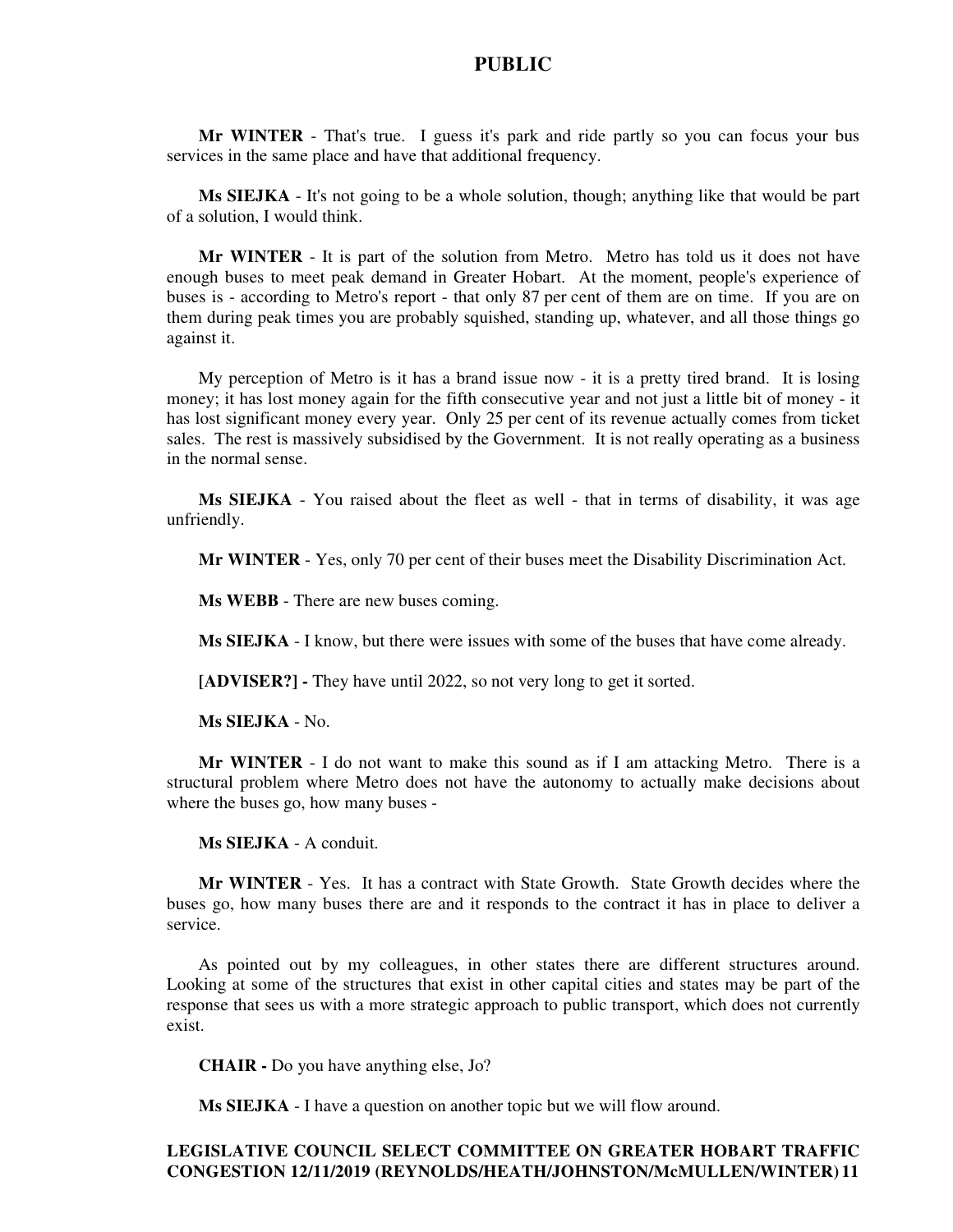**Mr WINTER** - That's true. I guess it's park and ride partly so you can focus your bus services in the same place and have that additional frequency.

**Ms SIEJKA** - It's not going to be a whole solution, though; anything like that would be part of a solution, I would think.

**Mr WINTER** - It is part of the solution from Metro. Metro has told us it does not have enough buses to meet peak demand in Greater Hobart. At the moment, people's experience of buses is - according to Metro's report - that only 87 per cent of them are on time. If you are on them during peak times you are probably squished, standing up, whatever, and all those things go against it.

My perception of Metro is it has a brand issue now - it is a pretty tired brand. It is losing money; it has lost money again for the fifth consecutive year and not just a little bit of money - it has lost significant money every year. Only 25 per cent of its revenue actually comes from ticket sales. The rest is massively subsidised by the Government. It is not really operating as a business in the normal sense.

**Ms SIEJKA** - You raised about the fleet as well - that in terms of disability, it was age unfriendly.

**Mr WINTER** - Yes, only 70 per cent of their buses meet the Disability Discrimination Act.

**Ms WEBB** - There are new buses coming.

**Ms SIEJKA** - I know, but there were issues with some of the buses that have come already.

**[ADVISER?] -** They have until 2022, so not very long to get it sorted.

**Ms SIEJKA** - No.

**Mr WINTER** - I do not want to make this sound as if I am attacking Metro. There is a structural problem where Metro does not have the autonomy to actually make decisions about where the buses go, how many buses -

**Ms SIEJKA** - A conduit.

**Mr WINTER** - Yes. It has a contract with State Growth. State Growth decides where the buses go, how many buses there are and it responds to the contract it has in place to deliver a service.

As pointed out by my colleagues, in other states there are different structures around. Looking at some of the structures that exist in other capital cities and states may be part of the response that sees us with a more strategic approach to public transport, which does not currently exist.

**CHAIR -** Do you have anything else, Jo?

**Ms SIEJKA** - I have a question on another topic but we will flow around.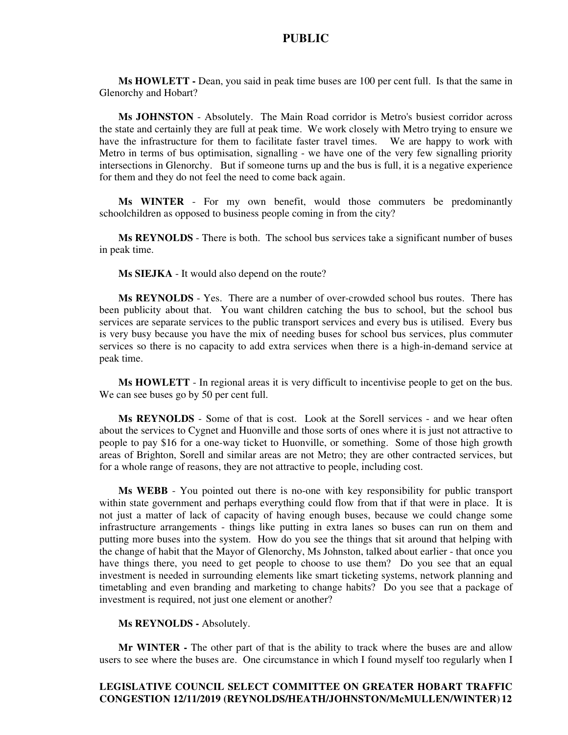**Ms HOWLETT -** Dean, you said in peak time buses are 100 per cent full. Is that the same in Glenorchy and Hobart?

**Ms JOHNSTON** - Absolutely. The Main Road corridor is Metro's busiest corridor across the state and certainly they are full at peak time. We work closely with Metro trying to ensure we have the infrastructure for them to facilitate faster travel times. We are happy to work with Metro in terms of bus optimisation, signalling - we have one of the very few signalling priority intersections in Glenorchy. But if someone turns up and the bus is full, it is a negative experience for them and they do not feel the need to come back again.

**Ms WINTER** - For my own benefit, would those commuters be predominantly schoolchildren as opposed to business people coming in from the city?

**Ms REYNOLDS** - There is both. The school bus services take a significant number of buses in peak time.

**Ms SIEJKA** - It would also depend on the route?

**Ms REYNOLDS** - Yes. There are a number of over-crowded school bus routes. There has been publicity about that. You want children catching the bus to school, but the school bus services are separate services to the public transport services and every bus is utilised. Every bus is very busy because you have the mix of needing buses for school bus services, plus commuter services so there is no capacity to add extra services when there is a high-in-demand service at peak time.

**Ms HOWLETT** - In regional areas it is very difficult to incentivise people to get on the bus. We can see buses go by 50 per cent full.

**Ms REYNOLDS** - Some of that is cost. Look at the Sorell services - and we hear often about the services to Cygnet and Huonville and those sorts of ones where it is just not attractive to people to pay $16 for a one-way ticket to Huonville, or something. Some of those high growth areas of Brighton, Sorell and similar areas are not Metro; they are other contracted services, but for a whole range of reasons, they are not attractive to people, including cost.

**Ms WEBB** - You pointed out there is no-one with key responsibility for public transport within state government and perhaps everything could flow from that if that were in place. It is not just a matter of lack of capacity of having enough buses, because we could change some infrastructure arrangements - things like putting in extra lanes so buses can run on them and putting more buses into the system. How do you see the things that sit around that helping with the change of habit that the Mayor of Glenorchy, Ms Johnston, talked about earlier - that once you have things there, you need to get people to choose to use them? Do you see that an equal investment is needed in surrounding elements like smart ticketing systems, network planning and timetabling and even branding and marketing to change habits? Do you see that a package of investment is required, not just one element or another?

**Ms REYNOLDS -** Absolutely.

**Mr WINTER -** The other part of that is the ability to track where the buses are and allow users to see where the buses are. One circumstance in which I found myself too regularly when I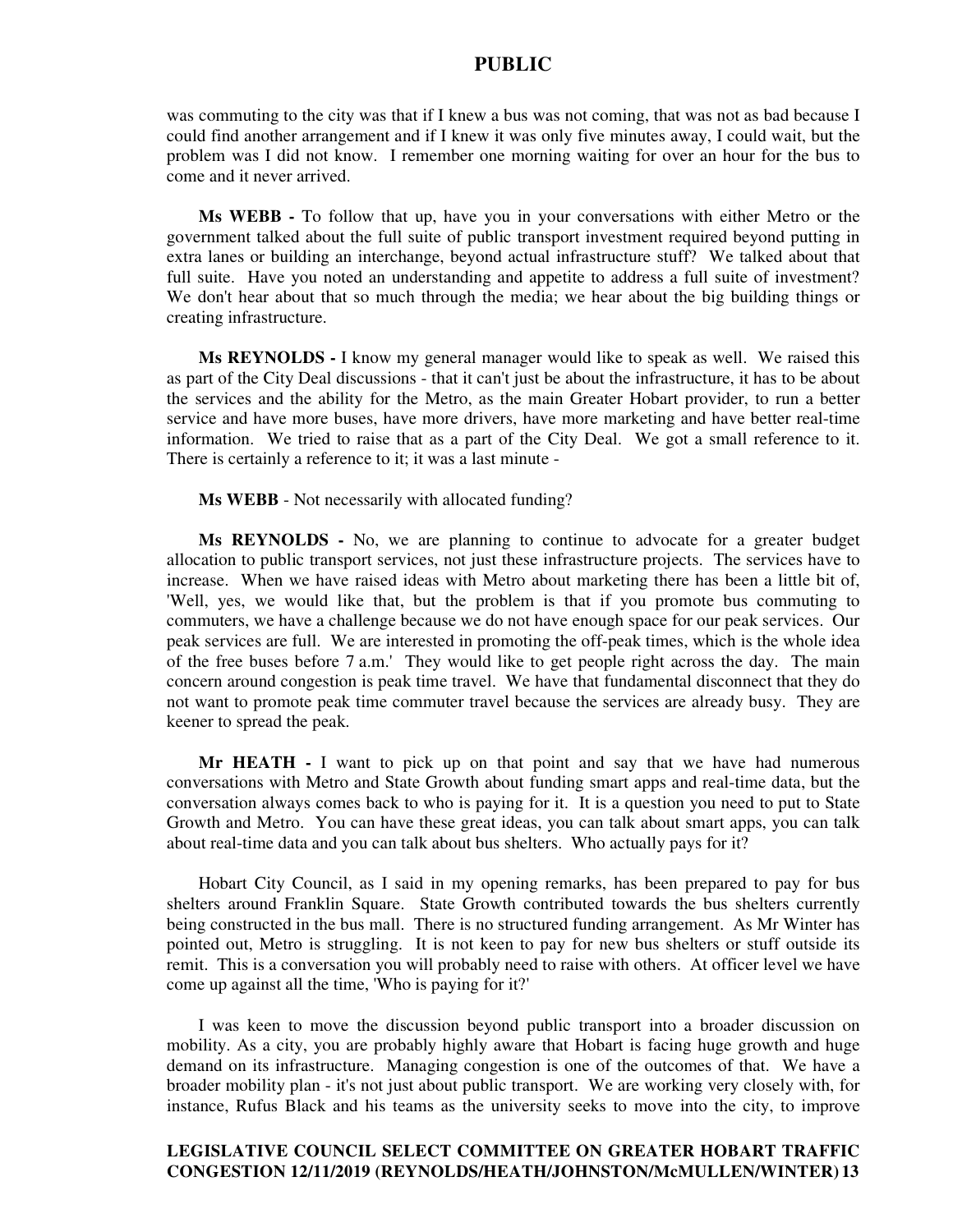was commuting to the city was that if I knew a bus was not coming, that was not as bad because I could find another arrangement and if I knew it was only five minutes away, I could wait, but the problem was I did not know. I remember one morning waiting for over an hour for the bus to come and it never arrived.

**Ms WEBB -** To follow that up, have you in your conversations with either Metro or the government talked about the full suite of public transport investment required beyond putting in extra lanes or building an interchange, beyond actual infrastructure stuff? We talked about that full suite. Have you noted an understanding and appetite to address a full suite of investment? We don't hear about that so much through the media; we hear about the big building things or creating infrastructure.

**Ms REYNOLDS -** I know my general manager would like to speak as well. We raised this as part of the City Deal discussions - that it can't just be about the infrastructure, it has to be about the services and the ability for the Metro, as the main Greater Hobart provider, to run a better service and have more buses, have more drivers, have more marketing and have better real-time information. We tried to raise that as a part of the City Deal. We got a small reference to it. There is certainly a reference to it; it was a last minute -

**Ms WEBB** - Not necessarily with allocated funding?

**Ms REYNOLDS -** No, we are planning to continue to advocate for a greater budget allocation to public transport services, not just these infrastructure projects. The services have to increase. When we have raised ideas with Metro about marketing there has been a little bit of, 'Well, yes, we would like that, but the problem is that if you promote bus commuting to commuters, we have a challenge because we do not have enough space for our peak services. Our peak services are full. We are interested in promoting the off-peak times, which is the whole idea of the free buses before 7 a.m.' They would like to get people right across the day. The main concern around congestion is peak time travel. We have that fundamental disconnect that they do not want to promote peak time commuter travel because the services are already busy. They are keener to spread the peak.

**Mr HEATH -** I want to pick up on that point and say that we have had numerous conversations with Metro and State Growth about funding smart apps and real-time data, but the conversation always comes back to who is paying for it. It is a question you need to put to State Growth and Metro. You can have these great ideas, you can talk about smart apps, you can talk about real-time data and you can talk about bus shelters. Who actually pays for it?

Hobart City Council, as I said in my opening remarks, has been prepared to pay for bus shelters around Franklin Square. State Growth contributed towards the bus shelters currently being constructed in the bus mall. There is no structured funding arrangement. As Mr Winter has pointed out, Metro is struggling. It is not keen to pay for new bus shelters or stuff outside its remit. This is a conversation you will probably need to raise with others. At officer level we have come up against all the time, 'Who is paying for it?'

I was keen to move the discussion beyond public transport into a broader discussion on mobility. As a city, you are probably highly aware that Hobart is facing huge growth and huge demand on its infrastructure. Managing congestion is one of the outcomes of that. We have a broader mobility plan - it's not just about public transport. We are working very closely with, for instance, Rufus Black and his teams as the university seeks to move into the city, to improve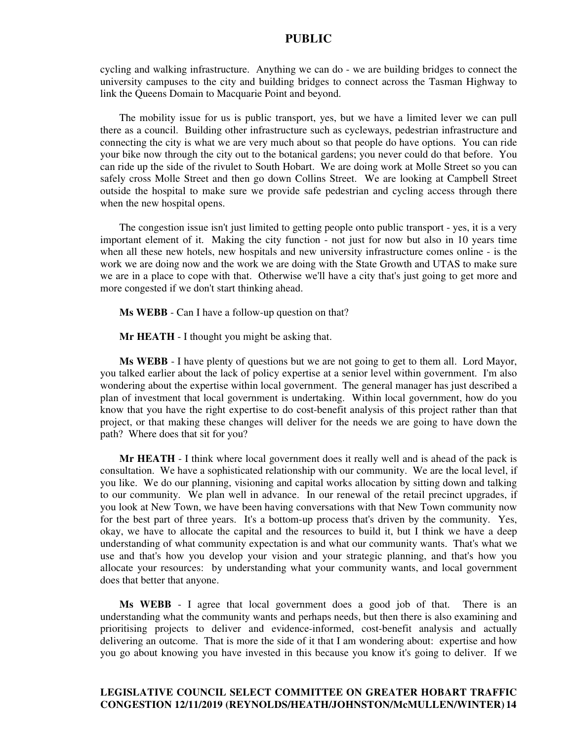cycling and walking infrastructure. Anything we can do - we are building bridges to connect the university campuses to the city and building bridges to connect across the Tasman Highway to link the Queens Domain to Macquarie Point and beyond.

The mobility issue for us is public transport, yes, but we have a limited lever we can pull there as a council. Building other infrastructure such as cycleways, pedestrian infrastructure and connecting the city is what we are very much about so that people do have options. You can ride your bike now through the city out to the botanical gardens; you never could do that before. You can ride up the side of the rivulet to South Hobart. We are doing work at Molle Street so you can safely cross Molle Street and then go down Collins Street. We are looking at Campbell Street outside the hospital to make sure we provide safe pedestrian and cycling access through there when the new hospital opens.

The congestion issue isn't just limited to getting people onto public transport - yes, it is a very important element of it. Making the city function - not just for now but also in 10 years time when all these new hotels, new hospitals and new university infrastructure comes online - is the work we are doing now and the work we are doing with the State Growth and UTAS to make sure we are in a place to cope with that. Otherwise we'll have a city that's just going to get more and more congested if we don't start thinking ahead.

**Ms WEBB** - Can I have a follow-up question on that?

**Mr HEATH** - I thought you might be asking that.

**Ms WEBB** - I have plenty of questions but we are not going to get to them all. Lord Mayor, you talked earlier about the lack of policy expertise at a senior level within government. I'm also wondering about the expertise within local government. The general manager has just described a plan of investment that local government is undertaking. Within local government, how do you know that you have the right expertise to do cost-benefit analysis of this project rather than that project, or that making these changes will deliver for the needs we are going to have down the path? Where does that sit for you?

**Mr HEATH** - I think where local government does it really well and is ahead of the pack is consultation. We have a sophisticated relationship with our community. We are the local level, if you like. We do our planning, visioning and capital works allocation by sitting down and talking to our community. We plan well in advance. In our renewal of the retail precinct upgrades, if you look at New Town, we have been having conversations with that New Town community now for the best part of three years. It's a bottom-up process that's driven by the community. Yes, okay, we have to allocate the capital and the resources to build it, but I think we have a deep understanding of what community expectation is and what our community wants. That's what we use and that's how you develop your vision and your strategic planning, and that's how you allocate your resources: by understanding what your community wants, and local government does that better that anyone.

**Ms WEBB** - I agree that local government does a good job of that. There is an understanding what the community wants and perhaps needs, but then there is also examining and prioritising projects to deliver and evidence-informed, cost-benefit analysis and actually delivering an outcome. That is more the side of it that I am wondering about: expertise and how you go about knowing you have invested in this because you know it's going to deliver. If we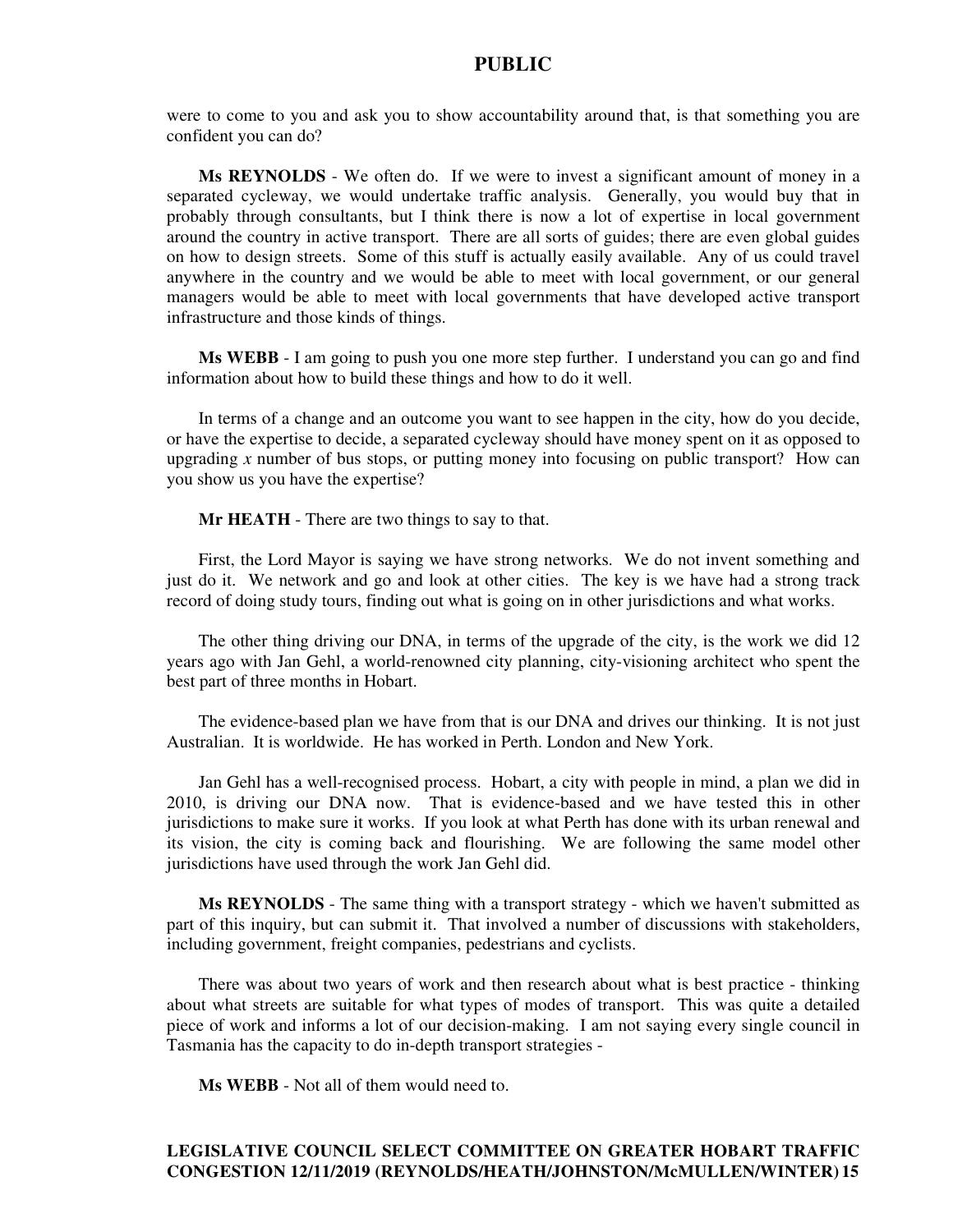were to come to you and ask you to show accountability around that, is that something you are confident you can do?

**Ms REYNOLDS** - We often do. If we were to invest a significant amount of money in a separated cycleway, we would undertake traffic analysis. Generally, you would buy that in probably through consultants, but I think there is now a lot of expertise in local government around the country in active transport. There are all sorts of guides; there are even global guides on how to design streets. Some of this stuff is actually easily available. Any of us could travel anywhere in the country and we would be able to meet with local government, or our general managers would be able to meet with local governments that have developed active transport infrastructure and those kinds of things.

**Ms WEBB** - I am going to push you one more step further. I understand you can go and find information about how to build these things and how to do it well.

In terms of a change and an outcome you want to see happen in the city, how do you decide, or have the expertise to decide, a separated cycleway should have money spent on it as opposed to upgrading *x* number of bus stops, or putting money into focusing on public transport? How can you show us you have the expertise?

**Mr HEATH** - There are two things to say to that.

First, the Lord Mayor is saying we have strong networks. We do not invent something and just do it. We network and go and look at other cities. The key is we have had a strong track record of doing study tours, finding out what is going on in other jurisdictions and what works.

The other thing driving our DNA, in terms of the upgrade of the city, is the work we did 12 years ago with Jan Gehl, a world-renowned city planning, city-visioning architect who spent the best part of three months in Hobart.

The evidence-based plan we have from that is our DNA and drives our thinking. It is not just Australian. It is worldwide. He has worked in Perth. London and New York.

Jan Gehl has a well-recognised process. Hobart, a city with people in mind, a plan we did in 2010, is driving our DNA now. That is evidence-based and we have tested this in other jurisdictions to make sure it works. If you look at what Perth has done with its urban renewal and its vision, the city is coming back and flourishing. We are following the same model other jurisdictions have used through the work Jan Gehl did.

**Ms REYNOLDS** - The same thing with a transport strategy - which we haven't submitted as part of this inquiry, but can submit it. That involved a number of discussions with stakeholders, including government, freight companies, pedestrians and cyclists.

There was about two years of work and then research about what is best practice - thinking about what streets are suitable for what types of modes of transport. This was quite a detailed piece of work and informs a lot of our decision-making. I am not saying every single council in Tasmania has the capacity to do in-depth transport strategies -

**Ms WEBB** - Not all of them would need to.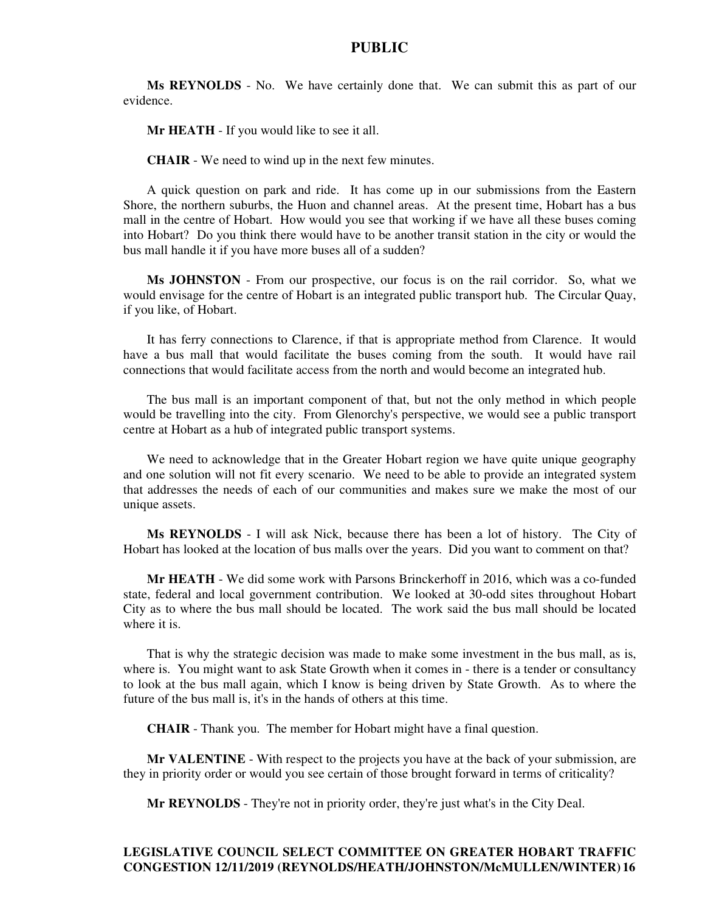**Ms REYNOLDS** - No. We have certainly done that. We can submit this as part of our evidence.

**Mr HEATH** - If you would like to see it all.

**CHAIR** - We need to wind up in the next few minutes.

A quick question on park and ride. It has come up in our submissions from the Eastern Shore, the northern suburbs, the Huon and channel areas. At the present time, Hobart has a bus mall in the centre of Hobart. How would you see that working if we have all these buses coming into Hobart? Do you think there would have to be another transit station in the city or would the bus mall handle it if you have more buses all of a sudden?

**Ms JOHNSTON** - From our prospective, our focus is on the rail corridor. So, what we would envisage for the centre of Hobart is an integrated public transport hub. The Circular Quay, if you like, of Hobart.

It has ferry connections to Clarence, if that is appropriate method from Clarence. It would have a bus mall that would facilitate the buses coming from the south. It would have rail connections that would facilitate access from the north and would become an integrated hub.

The bus mall is an important component of that, but not the only method in which people would be travelling into the city. From Glenorchy's perspective, we would see a public transport centre at Hobart as a hub of integrated public transport systems.

We need to acknowledge that in the Greater Hobart region we have quite unique geography and one solution will not fit every scenario. We need to be able to provide an integrated system that addresses the needs of each of our communities and makes sure we make the most of our unique assets.

**Ms REYNOLDS** - I will ask Nick, because there has been a lot of history. The City of Hobart has looked at the location of bus malls over the years. Did you want to comment on that?

**Mr HEATH** - We did some work with Parsons Brinckerhoff in 2016, which was a co-funded state, federal and local government contribution. We looked at 30-odd sites throughout Hobart City as to where the bus mall should be located. The work said the bus mall should be located where it is.

That is why the strategic decision was made to make some investment in the bus mall, as is, where is. You might want to ask State Growth when it comes in - there is a tender or consultancy to look at the bus mall again, which I know is being driven by State Growth. As to where the future of the bus mall is, it's in the hands of others at this time.

**CHAIR** - Thank you. The member for Hobart might have a final question.

**Mr VALENTINE** - With respect to the projects you have at the back of your submission, are they in priority order or would you see certain of those brought forward in terms of criticality?

**Mr REYNOLDS** - They're not in priority order, they're just what's in the City Deal.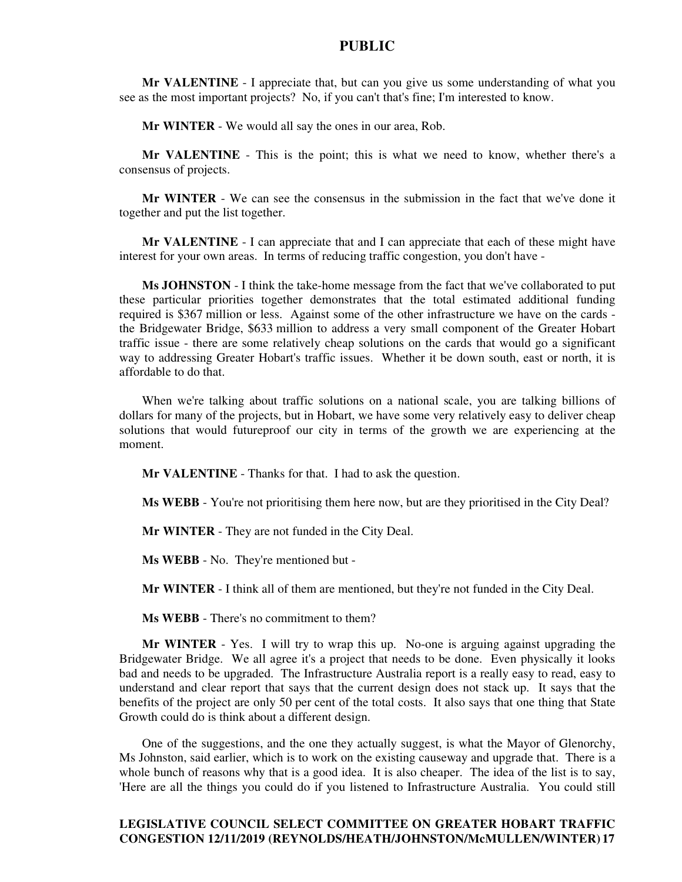**Mr VALENTINE** - I appreciate that, but can you give us some understanding of what you see as the most important projects? No, if you can't that's fine; I'm interested to know.

**Mr WINTER** - We would all say the ones in our area, Rob.

**Mr VALENTINE** - This is the point; this is what we need to know, whether there's a consensus of projects.

**Mr WINTER** - We can see the consensus in the submission in the fact that we've done it together and put the list together.

**Mr VALENTINE** - I can appreciate that and I can appreciate that each of these might have interest for your own areas. In terms of reducing traffic congestion, you don't have -

**Ms JOHNSTON** - I think the take-home message from the fact that we've collaborated to put these particular priorities together demonstrates that the total estimated additional funding required is $367 million or less. Against some of the other infrastructure we have on the cards - the Bridgewater Bridge, $633 million to address a very small component of the Greater Hobart traffic issue - there are some relatively cheap solutions on the cards that would go a significant way to addressing Greater Hobart's traffic issues. Whether it be down south, east or north, it is affordable to do that.

When we're talking about traffic solutions on a national scale, you are talking billions of dollars for many of the projects, but in Hobart, we have some very relatively easy to deliver cheap solutions that would futureproof our city in terms of the growth we are experiencing at the moment.

**Mr VALENTINE** - Thanks for that. I had to ask the question.

**Ms WEBB** - You're not prioritising them here now, but are they prioritised in the City Deal?

**Mr WINTER** - They are not funded in the City Deal.

**Ms WEBB** - No. They're mentioned but -

**Mr WINTER** - I think all of them are mentioned, but they're not funded in the City Deal.

**Ms WEBB** - There's no commitment to them?

**Mr WINTER** - Yes. I will try to wrap this up. No-one is arguing against upgrading the Bridgewater Bridge. We all agree it's a project that needs to be done. Even physically it looks bad and needs to be upgraded. The Infrastructure Australia report is a really easy to read, easy to understand and clear report that says that the current design does not stack up. It says that the benefits of the project are only 50 per cent of the total costs. It also says that one thing that State Growth could do is think about a different design.

One of the suggestions, and the one they actually suggest, is what the Mayor of Glenorchy, Ms Johnston, said earlier, which is to work on the existing causeway and upgrade that. There is a whole bunch of reasons why that is a good idea. It is also cheaper. The idea of the list is to say, 'Here are all the things you could do if you listened to Infrastructure Australia. You could still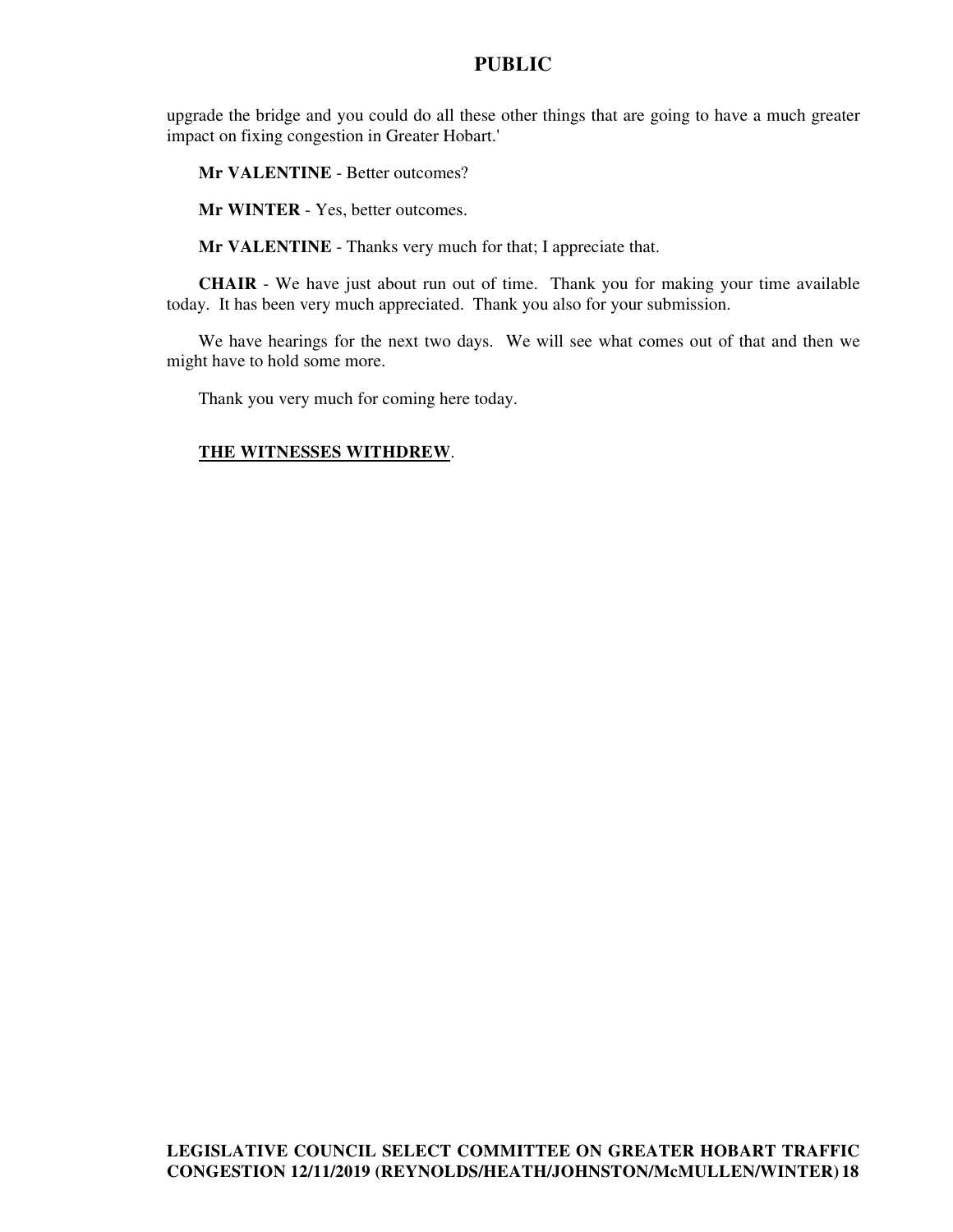upgrade the bridge and you could do all these other things that are going to have a much greater impact on fixing congestion in Greater Hobart.'

**Mr VALENTINE** - Better outcomes?

**Mr WINTER** - Yes, better outcomes.

**Mr VALENTINE** - Thanks very much for that; I appreciate that.

**CHAIR** - We have just about run out of time. Thank you for making your time available today. It has been very much appreciated. Thank you also for your submission.

We have hearings for the next two days. We will see what comes out of that and then we might have to hold some more.

Thank you very much for coming here today.

**THE WITNESSES WITHDREW**.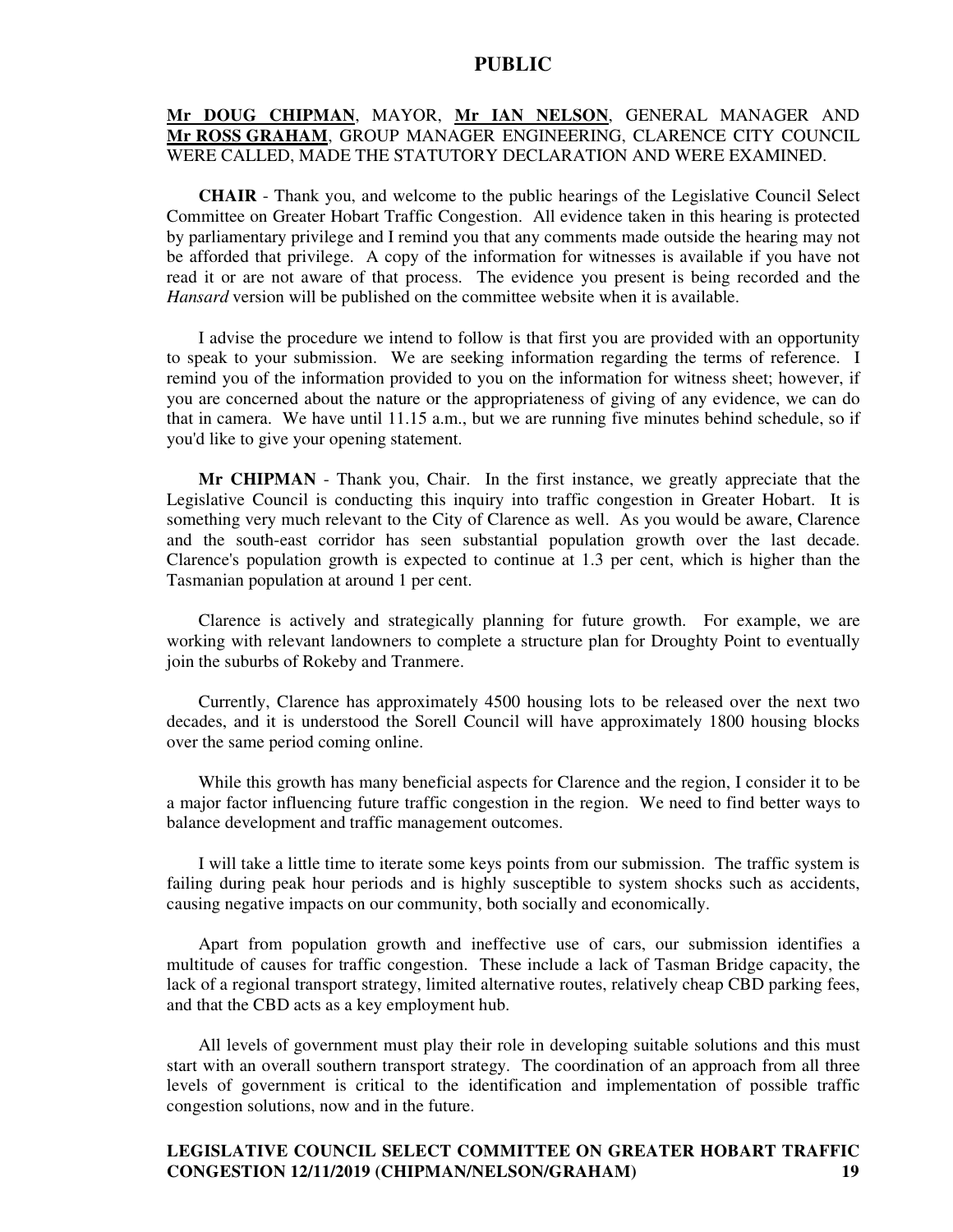**Mr DOUG CHIPMAN**, MAYOR, **Mr IAN NELSON**, GENERAL MANAGER AND **Mr ROSS GRAHAM**, GROUP MANAGER ENGINEERING, CLARENCE CITY COUNCIL WERE CALLED, MADE THE STATUTORY DECLARATION AND WERE EXAMINED.

**CHAIR** - Thank you, and welcome to the public hearings of the Legislative Council Select Committee on Greater Hobart Traffic Congestion. All evidence taken in this hearing is protected by parliamentary privilege and I remind you that any comments made outside the hearing may not be afforded that privilege. A copy of the information for witnesses is available if you have not read it or are not aware of that process. The evidence you present is being recorded and the *Hansard* version will be published on the committee website when it is available.

I advise the procedure we intend to follow is that first you are provided with an opportunity to speak to your submission. We are seeking information regarding the terms of reference. I remind you of the information provided to you on the information for witness sheet; however, if you are concerned about the nature or the appropriateness of giving of any evidence, we can do that in camera. We have until 11.15 a.m., but we are running five minutes behind schedule, so if you'd like to give your opening statement.

**Mr CHIPMAN** - Thank you, Chair. In the first instance, we greatly appreciate that the Legislative Council is conducting this inquiry into traffic congestion in Greater Hobart. It is something very much relevant to the City of Clarence as well. As you would be aware, Clarence and the south-east corridor has seen substantial population growth over the last decade. Clarence's population growth is expected to continue at 1.3 per cent, which is higher than the Tasmanian population at around 1 per cent.

Clarence is actively and strategically planning for future growth. For example, we are working with relevant landowners to complete a structure plan for Droughty Point to eventually join the suburbs of Rokeby and Tranmere.

Currently, Clarence has approximately 4500 housing lots to be released over the next two decades, and it is understood the Sorell Council will have approximately 1800 housing blocks over the same period coming online.

While this growth has many beneficial aspects for Clarence and the region, I consider it to be a major factor influencing future traffic congestion in the region. We need to find better ways to balance development and traffic management outcomes.

I will take a little time to iterate some keys points from our submission. The traffic system is failing during peak hour periods and is highly susceptible to system shocks such as accidents, causing negative impacts on our community, both socially and economically.

Apart from population growth and ineffective use of cars, our submission identifies a multitude of causes for traffic congestion. These include a lack of Tasman Bridge capacity, the lack of a regional transport strategy, limited alternative routes, relatively cheap CBD parking fees, and that the CBD acts as a key employment hub.

All levels of government must play their role in developing suitable solutions and this must start with an overall southern transport strategy. The coordination of an approach from all three levels of government is critical to the identification and implementation of possible traffic congestion solutions, now and in the future.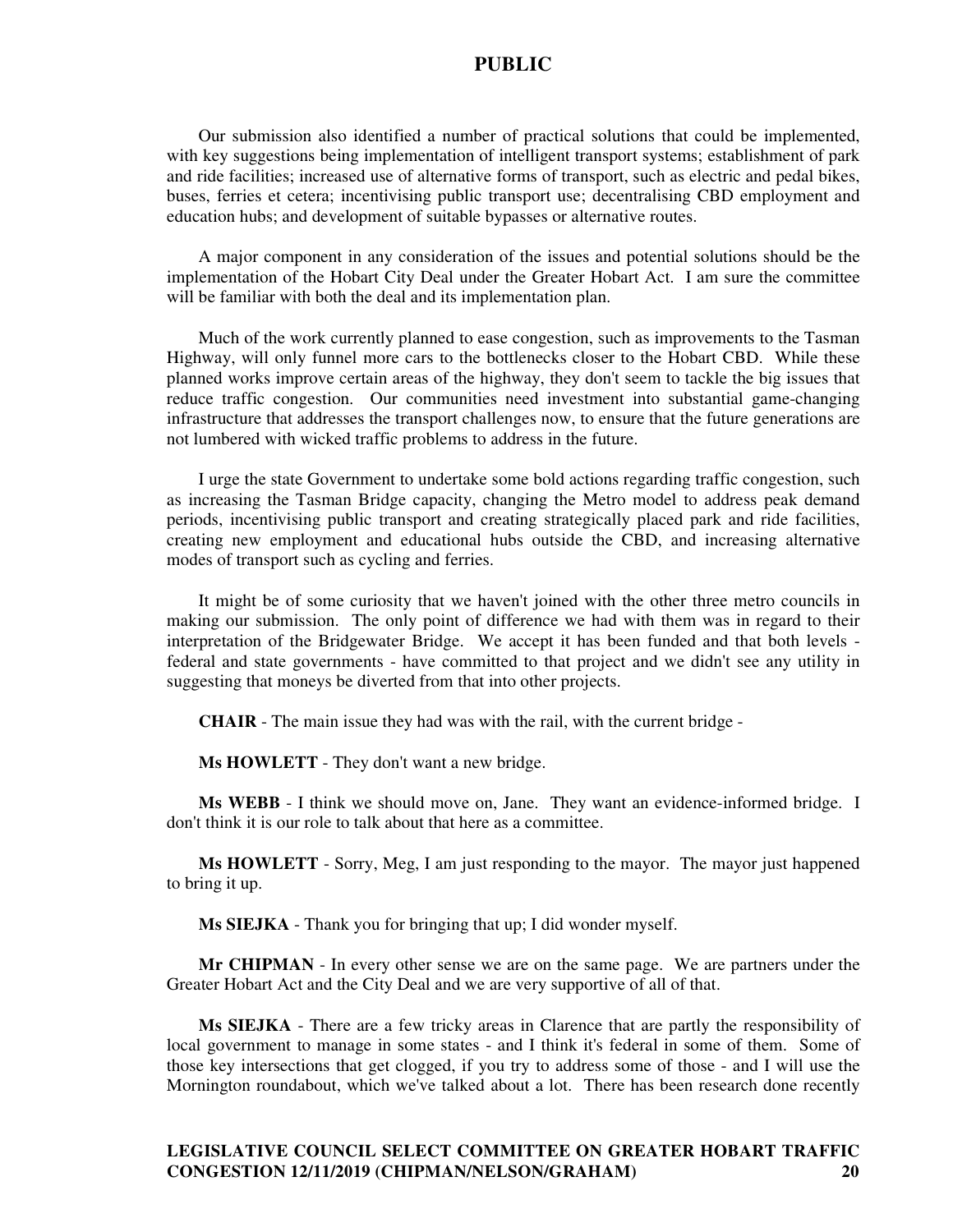Our submission also identified a number of practical solutions that could be implemented, with key suggestions being implementation of intelligent transport systems; establishment of park and ride facilities; increased use of alternative forms of transport, such as electric and pedal bikes, buses, ferries et cetera; incentivising public transport use; decentralising CBD employment and education hubs; and development of suitable bypasses or alternative routes.

A major component in any consideration of the issues and potential solutions should be the implementation of the Hobart City Deal under the Greater Hobart Act. I am sure the committee will be familiar with both the deal and its implementation plan.

Much of the work currently planned to ease congestion, such as improvements to the Tasman Highway, will only funnel more cars to the bottlenecks closer to the Hobart CBD. While these planned works improve certain areas of the highway, they don't seem to tackle the big issues that reduce traffic congestion. Our communities need investment into substantial game-changing infrastructure that addresses the transport challenges now, to ensure that the future generations are not lumbered with wicked traffic problems to address in the future.

I urge the state Government to undertake some bold actions regarding traffic congestion, such as increasing the Tasman Bridge capacity, changing the Metro model to address peak demand periods, incentivising public transport and creating strategically placed park and ride facilities, creating new employment and educational hubs outside the CBD, and increasing alternative modes of transport such as cycling and ferries.

It might be of some curiosity that we haven't joined with the other three metro councils in making our submission. The only point of difference we had with them was in regard to their interpretation of the Bridgewater Bridge. We accept it has been funded and that both levels - federal and state governments - have committed to that project and we didn't see any utility in suggesting that moneys be diverted from that into other projects.

**CHAIR** - The main issue they had was with the rail, with the current bridge -

**Ms HOWLETT** - They don't want a new bridge.

**Ms WEBB** - I think we should move on, Jane. They want an evidence-informed bridge. I don't think it is our role to talk about that here as a committee.

**Ms HOWLETT** - Sorry, Meg, I am just responding to the mayor. The mayor just happened to bring it up.

**Ms SIEJKA** - Thank you for bringing that up; I did wonder myself.

**Mr CHIPMAN** - In every other sense we are on the same page. We are partners under the Greater Hobart Act and the City Deal and we are very supportive of all of that.

**Ms SIEJKA** - There are a few tricky areas in Clarence that are partly the responsibility of local government to manage in some states - and I think it's federal in some of them. Some of those key intersections that get clogged, if you try to address some of those - and I will use the Mornington roundabout, which we've talked about a lot. There has been research done recently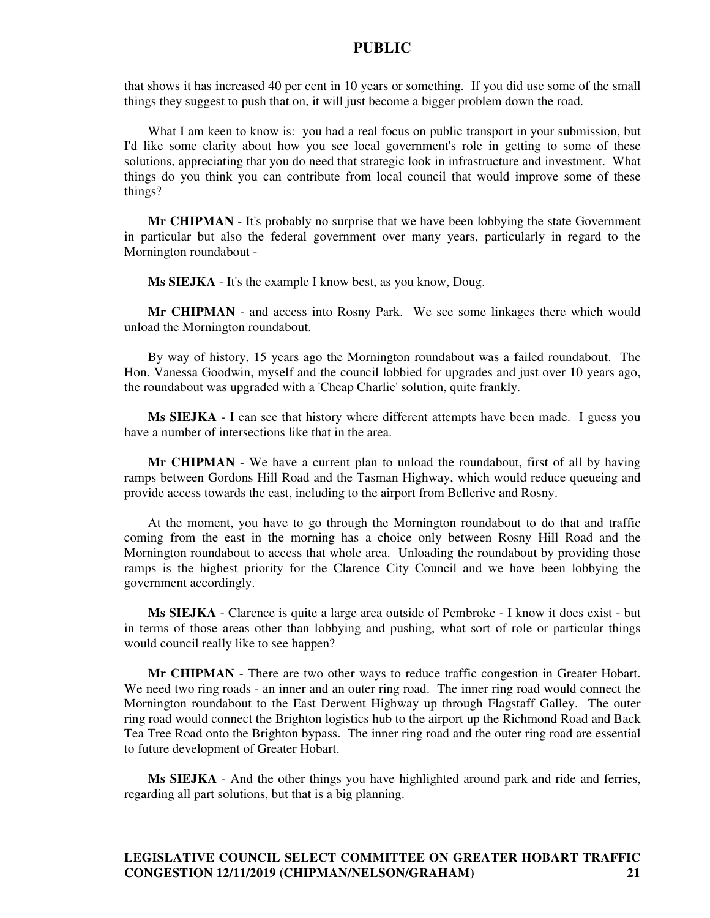that shows it has increased 40 per cent in 10 years or something. If you did use some of the small things they suggest to push that on, it will just become a bigger problem down the road.

What I am keen to know is: you had a real focus on public transport in your submission, but I'd like some clarity about how you see local government's role in getting to some of these solutions, appreciating that you do need that strategic look in infrastructure and investment. What things do you think you can contribute from local council that would improve some of these things?

**Mr CHIPMAN** - It's probably no surprise that we have been lobbying the state Government in particular but also the federal government over many years, particularly in regard to the Mornington roundabout -

**Ms SIEJKA** - It's the example I know best, as you know, Doug.

**Mr CHIPMAN** - and access into Rosny Park. We see some linkages there which would unload the Mornington roundabout.

By way of history, 15 years ago the Mornington roundabout was a failed roundabout. The Hon. Vanessa Goodwin, myself and the council lobbied for upgrades and just over 10 years ago, the roundabout was upgraded with a 'Cheap Charlie' solution, quite frankly.

**Ms SIEJKA** - I can see that history where different attempts have been made. I guess you have a number of intersections like that in the area.

**Mr CHIPMAN** - We have a current plan to unload the roundabout, first of all by having ramps between Gordons Hill Road and the Tasman Highway, which would reduce queueing and provide access towards the east, including to the airport from Bellerive and Rosny.

At the moment, you have to go through the Mornington roundabout to do that and traffic coming from the east in the morning has a choice only between Rosny Hill Road and the Mornington roundabout to access that whole area. Unloading the roundabout by providing those ramps is the highest priority for the Clarence City Council and we have been lobbying the government accordingly.

**Ms SIEJKA** - Clarence is quite a large area outside of Pembroke - I know it does exist - but in terms of those areas other than lobbying and pushing, what sort of role or particular things would council really like to see happen?

**Mr CHIPMAN** - There are two other ways to reduce traffic congestion in Greater Hobart. We need two ring roads - an inner and an outer ring road. The inner ring road would connect the Mornington roundabout to the East Derwent Highway up through Flagstaff Galley. The outer ring road would connect the Brighton logistics hub to the airport up the Richmond Road and Back Tea Tree Road onto the Brighton bypass. The inner ring road and the outer ring road are essential to future development of Greater Hobart.

**Ms SIEJKA** - And the other things you have highlighted around park and ride and ferries, regarding all part solutions, but that is a big planning.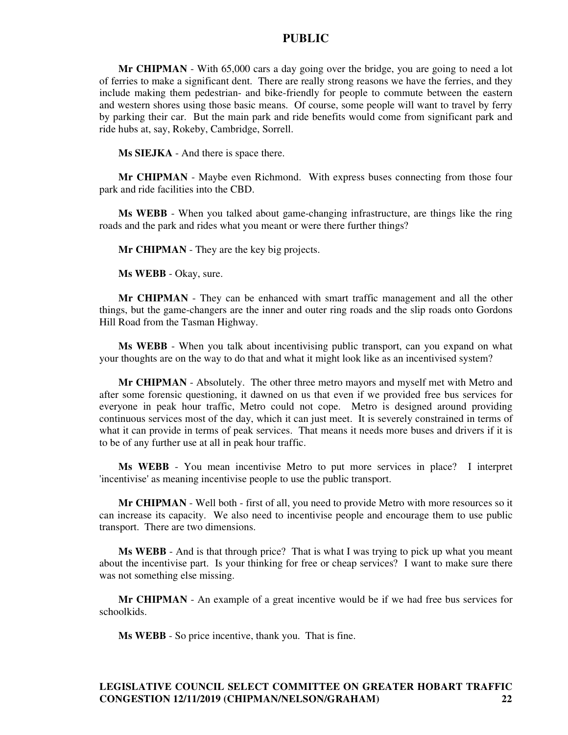**Mr CHIPMAN** - With 65,000 cars a day going over the bridge, you are going to need a lot of ferries to make a significant dent. There are really strong reasons we have the ferries, and they include making them pedestrian- and bike-friendly for people to commute between the eastern and western shores using those basic means. Of course, some people will want to travel by ferry by parking their car. But the main park and ride benefits would come from significant park and ride hubs at, say, Rokeby, Cambridge, Sorrell.

**Ms SIEJKA** - And there is space there.

**Mr CHIPMAN** - Maybe even Richmond. With express buses connecting from those four park and ride facilities into the CBD.

**Ms WEBB** - When you talked about game-changing infrastructure, are things like the ring roads and the park and rides what you meant or were there further things?

**Mr CHIPMAN** - They are the key big projects.

**Ms WEBB** - Okay, sure.

**Mr CHIPMAN** - They can be enhanced with smart traffic management and all the other things, but the game-changers are the inner and outer ring roads and the slip roads onto Gordons Hill Road from the Tasman Highway.

**Ms WEBB** - When you talk about incentivising public transport, can you expand on what your thoughts are on the way to do that and what it might look like as an incentivised system?

**Mr CHIPMAN** - Absolutely. The other three metro mayors and myself met with Metro and after some forensic questioning, it dawned on us that even if we provided free bus services for everyone in peak hour traffic, Metro could not cope. Metro is designed around providing continuous services most of the day, which it can just meet. It is severely constrained in terms of what it can provide in terms of peak services. That means it needs more buses and drivers if it is to be of any further use at all in peak hour traffic.

**Ms WEBB** - You mean incentivise Metro to put more services in place? I interpret 'incentivise' as meaning incentivise people to use the public transport.

**Mr CHIPMAN** - Well both - first of all, you need to provide Metro with more resources so it can increase its capacity. We also need to incentivise people and encourage them to use public transport. There are two dimensions.

**Ms WEBB** - And is that through price? That is what I was trying to pick up what you meant about the incentivise part. Is your thinking for free or cheap services? I want to make sure there was not something else missing.

**Mr CHIPMAN** - An example of a great incentive would be if we had free bus services for schoolkids.

**Ms WEBB** - So price incentive, thank you. That is fine.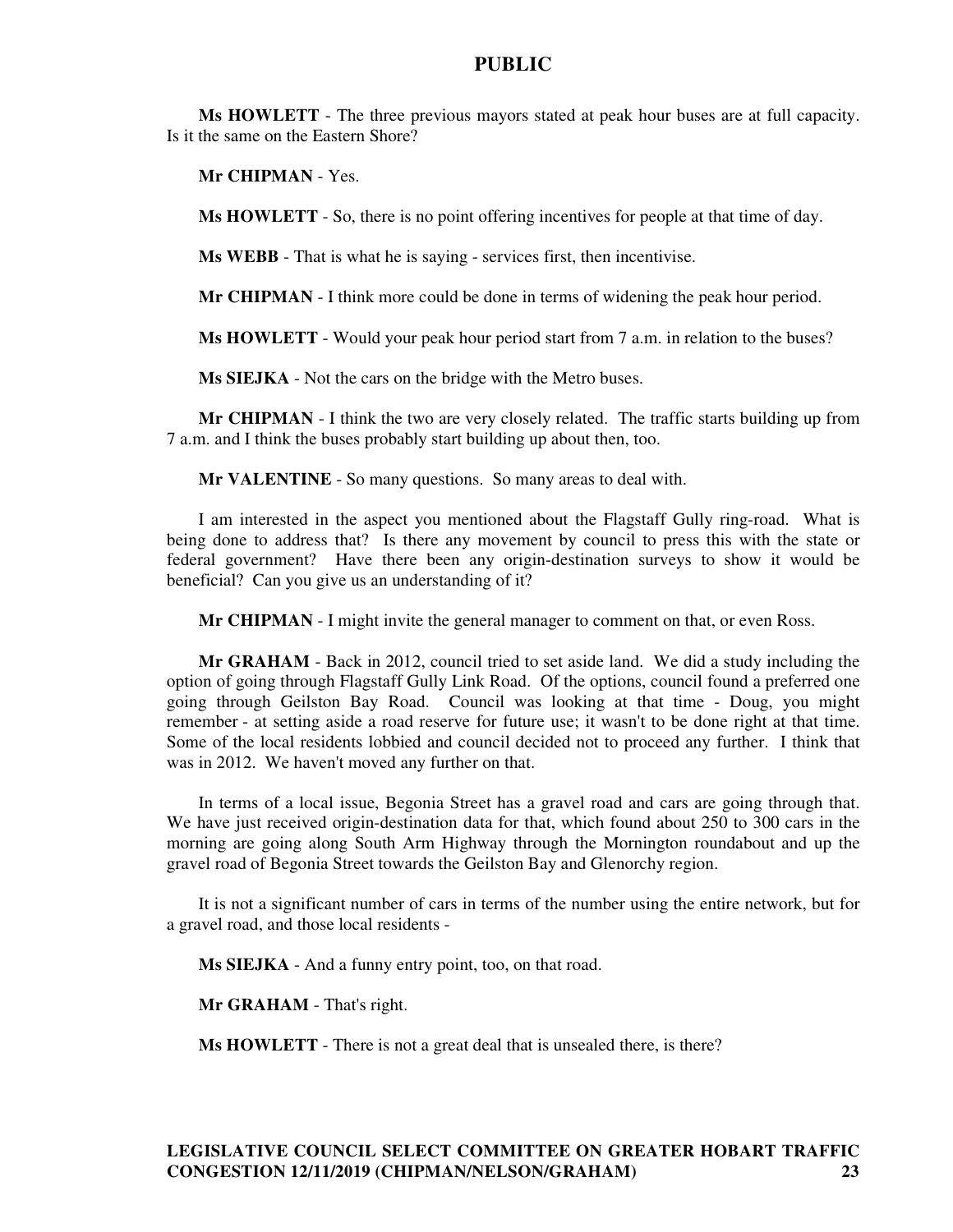**Ms HOWLETT** - The three previous mayors stated at peak hour buses are at full capacity. Is it the same on the Eastern Shore?

**Mr CHIPMAN** - Yes.

**Ms HOWLETT** - So, there is no point offering incentives for people at that time of day.

**Ms WEBB** - That is what he is saying - services first, then incentivise.

**Mr CHIPMAN** - I think more could be done in terms of widening the peak hour period.

**Ms HOWLETT** - Would your peak hour period start from 7 a.m. in relation to the buses?

**Ms SIEJKA** - Not the cars on the bridge with the Metro buses.

**Mr CHIPMAN** - I think the two are very closely related. The traffic starts building up from 7 a.m. and I think the buses probably start building up about then, too.

**Mr VALENTINE** - So many questions. So many areas to deal with.

I am interested in the aspect you mentioned about the Flagstaff Gully ring-road. What is being done to address that? Is there any movement by council to press this with the state or federal government? Have there been any origin-destination surveys to show it would be beneficial? Can you give us an understanding of it?

**Mr CHIPMAN** - I might invite the general manager to comment on that, or even Ross.

**Mr GRAHAM** - Back in 2012, council tried to set aside land. We did a study including the option of going through Flagstaff Gully Link Road. Of the options, council found a preferred one going through Geilston Bay Road. Council was looking at that time - Doug, you might remember - at setting aside a road reserve for future use; it wasn't to be done right at that time. Some of the local residents lobbied and council decided not to proceed any further. I think that was in 2012. We haven't moved any further on that.

In terms of a local issue, Begonia Street has a gravel road and cars are going through that. We have just received origin-destination data for that, which found about 250 to 300 cars in the morning are going along South Arm Highway through the Mornington roundabout and up the gravel road of Begonia Street towards the Geilston Bay and Glenorchy region.

It is not a significant number of cars in terms of the number using the entire network, but for a gravel road, and those local residents -

**Ms SIEJKA** - And a funny entry point, too, on that road.

**Mr GRAHAM** - That's right.

**Ms HOWLETT** - There is not a great deal that is unsealed there, is there?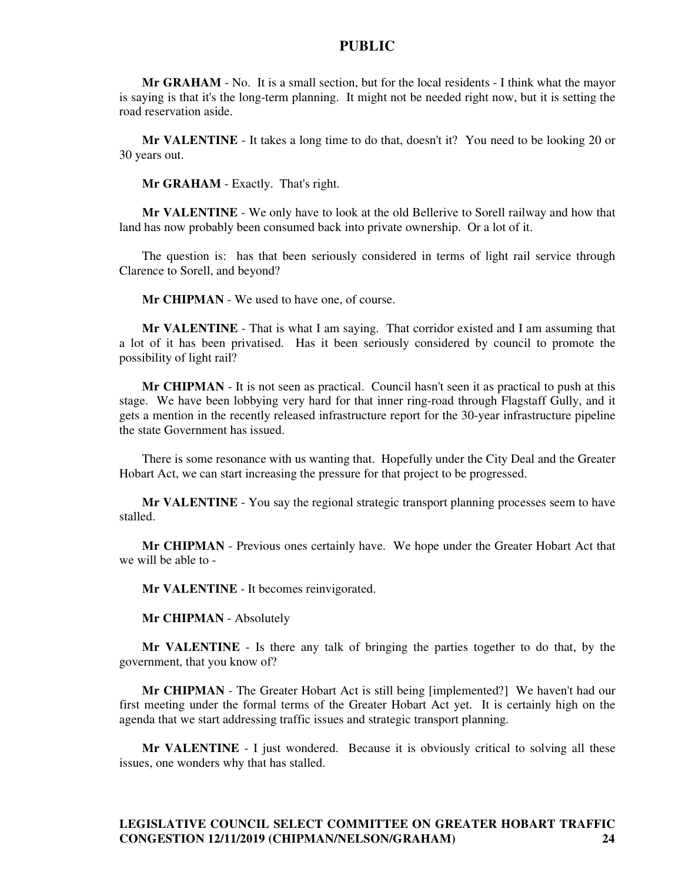**Mr GRAHAM** - No. It is a small section, but for the local residents - I think what the mayor is saying is that it's the long-term planning. It might not be needed right now, but it is setting the road reservation aside.

**Mr VALENTINE** - It takes a long time to do that, doesn't it? You need to be looking 20 or 30 years out.

**Mr GRAHAM** - Exactly. That's right.

**Mr VALENTINE** - We only have to look at the old Bellerive to Sorell railway and how that land has now probably been consumed back into private ownership. Or a lot of it.

The question is: has that been seriously considered in terms of light rail service through Clarence to Sorell, and beyond?

**Mr CHIPMAN** - We used to have one, of course.

**Mr VALENTINE** - That is what I am saying. That corridor existed and I am assuming that a lot of it has been privatised. Has it been seriously considered by council to promote the possibility of light rail?

**Mr CHIPMAN** - It is not seen as practical. Council hasn't seen it as practical to push at this stage. We have been lobbying very hard for that inner ring-road through Flagstaff Gully, and it gets a mention in the recently released infrastructure report for the 30-year infrastructure pipeline the state Government has issued.

There is some resonance with us wanting that. Hopefully under the City Deal and the Greater Hobart Act, we can start increasing the pressure for that project to be progressed.

**Mr VALENTINE** - You say the regional strategic transport planning processes seem to have stalled.

**Mr CHIPMAN** - Previous ones certainly have. We hope under the Greater Hobart Act that we will be able to -

**Mr VALENTINE** - It becomes reinvigorated.

**Mr CHIPMAN** - Absolutely

**Mr VALENTINE** - Is there any talk of bringing the parties together to do that, by the government, that you know of?

**Mr CHIPMAN** - The Greater Hobart Act is still being [implemented?] We haven't had our first meeting under the formal terms of the Greater Hobart Act yet. It is certainly high on the agenda that we start addressing traffic issues and strategic transport planning.

**Mr VALENTINE** - I just wondered. Because it is obviously critical to solving all these issues, one wonders why that has stalled.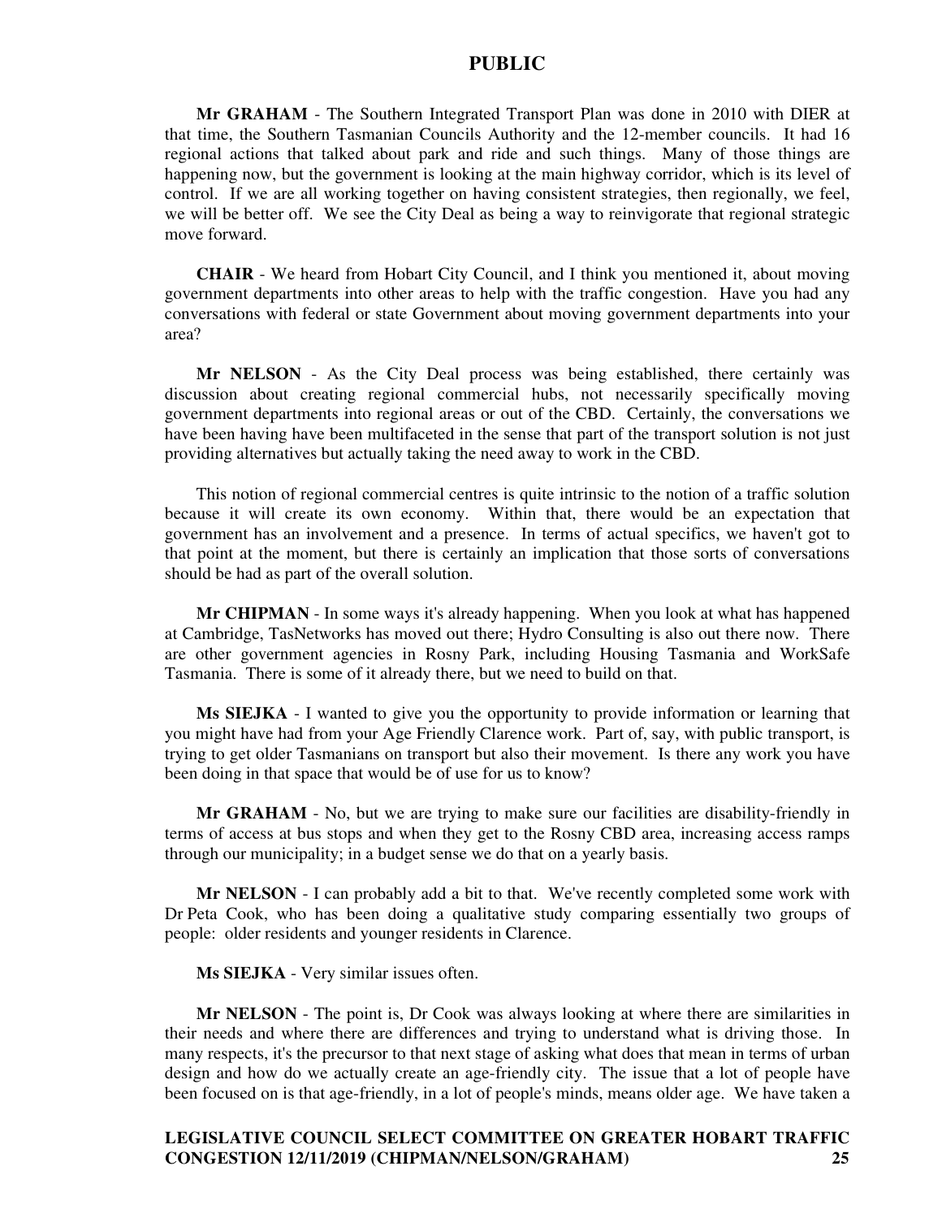**Mr GRAHAM** - The Southern Integrated Transport Plan was done in 2010 with DIER at that time, the Southern Tasmanian Councils Authority and the 12-member councils. It had 16 regional actions that talked about park and ride and such things. Many of those things are happening now, but the government is looking at the main highway corridor, which is its level of control. If we are all working together on having consistent strategies, then regionally, we feel, we will be better off. We see the City Deal as being a way to reinvigorate that regional strategic move forward.

**CHAIR** - We heard from Hobart City Council, and I think you mentioned it, about moving government departments into other areas to help with the traffic congestion. Have you had any conversations with federal or state Government about moving government departments into your area?

**Mr NELSON** - As the City Deal process was being established, there certainly was discussion about creating regional commercial hubs, not necessarily specifically moving government departments into regional areas or out of the CBD. Certainly, the conversations we have been having have been multifaceted in the sense that part of the transport solution is not just providing alternatives but actually taking the need away to work in the CBD.

This notion of regional commercial centres is quite intrinsic to the notion of a traffic solution because it will create its own economy. Within that, there would be an expectation that government has an involvement and a presence. In terms of actual specifics, we haven't got to that point at the moment, but there is certainly an implication that those sorts of conversations should be had as part of the overall solution.

**Mr CHIPMAN** - In some ways it's already happening. When you look at what has happened at Cambridge, TasNetworks has moved out there; Hydro Consulting is also out there now. There are other government agencies in Rosny Park, including Housing Tasmania and WorkSafe Tasmania. There is some of it already there, but we need to build on that.

**Ms SIEJKA** - I wanted to give you the opportunity to provide information or learning that you might have had from your Age Friendly Clarence work. Part of, say, with public transport, is trying to get older Tasmanians on transport but also their movement. Is there any work you have been doing in that space that would be of use for us to know?

**Mr GRAHAM** - No, but we are trying to make sure our facilities are disability-friendly in terms of access at bus stops and when they get to the Rosny CBD area, increasing access ramps through our municipality; in a budget sense we do that on a yearly basis.

**Mr NELSON** - I can probably add a bit to that. We've recently completed some work with Dr Peta Cook, who has been doing a qualitative study comparing essentially two groups of people: older residents and younger residents in Clarence.

**Ms SIEJKA** - Very similar issues often.

**Mr NELSON** - The point is, Dr Cook was always looking at where there are similarities in their needs and where there are differences and trying to understand what is driving those. In many respects, it's the precursor to that next stage of asking what does that mean in terms of urban design and how do we actually create an age-friendly city. The issue that a lot of people have been focused on is that age-friendly, in a lot of people's minds, means older age. We have taken a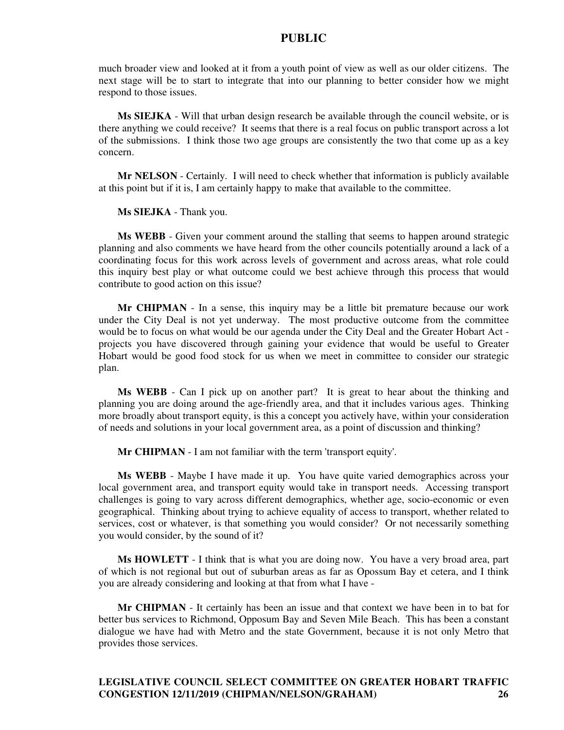much broader view and looked at it from a youth point of view as well as our older citizens. The next stage will be to start to integrate that into our planning to better consider how we might respond to those issues.

**Ms SIEJKA** - Will that urban design research be available through the council website, or is there anything we could receive? It seems that there is a real focus on public transport across a lot of the submissions. I think those two age groups are consistently the two that come up as a key concern.

**Mr NELSON** - Certainly. I will need to check whether that information is publicly available at this point but if it is, I am certainly happy to make that available to the committee.

**Ms SIEJKA** - Thank you.

**Ms WEBB** - Given your comment around the stalling that seems to happen around strategic planning and also comments we have heard from the other councils potentially around a lack of a coordinating focus for this work across levels of government and across areas, what role could this inquiry best play or what outcome could we best achieve through this process that would contribute to good action on this issue?

**Mr CHIPMAN** - In a sense, this inquiry may be a little bit premature because our work under the City Deal is not yet underway. The most productive outcome from the committee would be to focus on what would be our agenda under the City Deal and the Greater Hobart Act - projects you have discovered through gaining your evidence that would be useful to Greater Hobart would be good food stock for us when we meet in committee to consider our strategic plan.

**Ms WEBB** - Can I pick up on another part? It is great to hear about the thinking and planning you are doing around the age-friendly area, and that it includes various ages. Thinking more broadly about transport equity, is this a concept you actively have, within your consideration of needs and solutions in your local government area, as a point of discussion and thinking?

**Mr CHIPMAN** - I am not familiar with the term 'transport equity'.

**Ms WEBB** - Maybe I have made it up. You have quite varied demographics across your local government area, and transport equity would take in transport needs. Accessing transport challenges is going to vary across different demographics, whether age, socio-economic or even geographical. Thinking about trying to achieve equality of access to transport, whether related to services, cost or whatever, is that something you would consider? Or not necessarily something you would consider, by the sound of it?

**Ms HOWLETT** - I think that is what you are doing now. You have a very broad area, part of which is not regional but out of suburban areas as far as Opossum Bay et cetera, and I think you are already considering and looking at that from what I have -

**Mr CHIPMAN** - It certainly has been an issue and that context we have been in to bat for better bus services to Richmond, Opposum Bay and Seven Mile Beach. This has been a constant dialogue we have had with Metro and the state Government, because it is not only Metro that provides those services.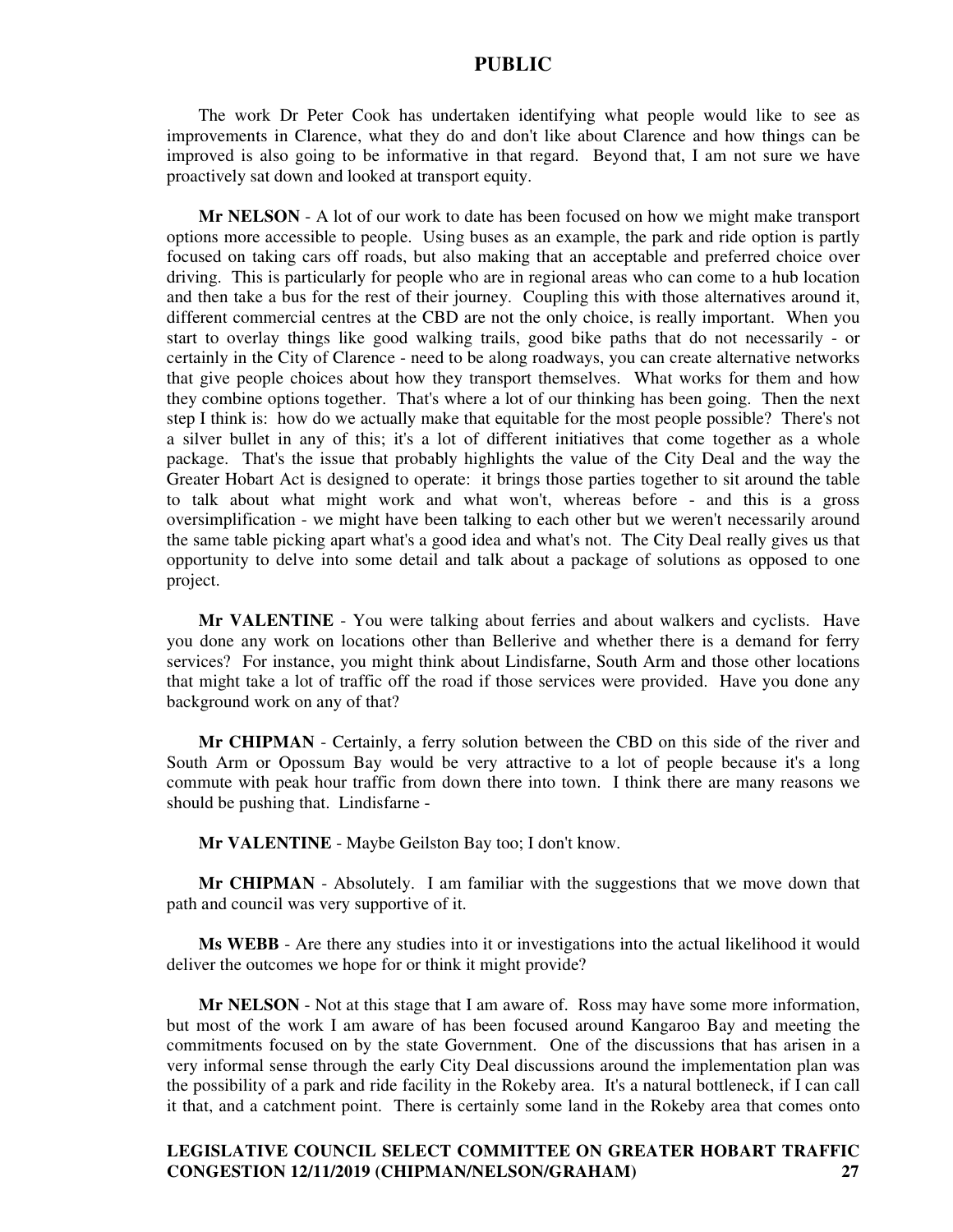The work Dr Peter Cook has undertaken identifying what people would like to see as improvements in Clarence, what they do and don't like about Clarence and how things can be improved is also going to be informative in that regard. Beyond that, I am not sure we have proactively sat down and looked at transport equity.

**Mr NELSON** - A lot of our work to date has been focused on how we might make transport options more accessible to people. Using buses as an example, the park and ride option is partly focused on taking cars off roads, but also making that an acceptable and preferred choice over driving. This is particularly for people who are in regional areas who can come to a hub location and then take a bus for the rest of their journey. Coupling this with those alternatives around it, different commercial centres at the CBD are not the only choice, is really important. When you start to overlay things like good walking trails, good bike paths that do not necessarily - or certainly in the City of Clarence - need to be along roadways, you can create alternative networks that give people choices about how they transport themselves. What works for them and how they combine options together. That's where a lot of our thinking has been going. Then the next step I think is: how do we actually make that equitable for the most people possible? There's not a silver bullet in any of this; it's a lot of different initiatives that come together as a whole package. That's the issue that probably highlights the value of the City Deal and the way the Greater Hobart Act is designed to operate: it brings those parties together to sit around the table to talk about what might work and what won't, whereas before - and this is a gross oversimplification - we might have been talking to each other but we weren't necessarily around the same table picking apart what's a good idea and what's not. The City Deal really gives us that opportunity to delve into some detail and talk about a package of solutions as opposed to one project.

**Mr VALENTINE** - You were talking about ferries and about walkers and cyclists. Have you done any work on locations other than Bellerive and whether there is a demand for ferry services? For instance, you might think about Lindisfarne, South Arm and those other locations that might take a lot of traffic off the road if those services were provided. Have you done any background work on any of that?

**Mr CHIPMAN** - Certainly, a ferry solution between the CBD on this side of the river and South Arm or Opossum Bay would be very attractive to a lot of people because it's a long commute with peak hour traffic from down there into town. I think there are many reasons we should be pushing that. Lindisfarne -

**Mr VALENTINE** - Maybe Geilston Bay too; I don't know.

**Mr CHIPMAN** - Absolutely. I am familiar with the suggestions that we move down that path and council was very supportive of it.

**Ms WEBB** - Are there any studies into it or investigations into the actual likelihood it would deliver the outcomes we hope for or think it might provide?

**Mr NELSON** - Not at this stage that I am aware of. Ross may have some more information, but most of the work I am aware of has been focused around Kangaroo Bay and meeting the commitments focused on by the state Government. One of the discussions that has arisen in a very informal sense through the early City Deal discussions around the implementation plan was the possibility of a park and ride facility in the Rokeby area. It's a natural bottleneck, if I can call it that, and a catchment point. There is certainly some land in the Rokeby area that comes onto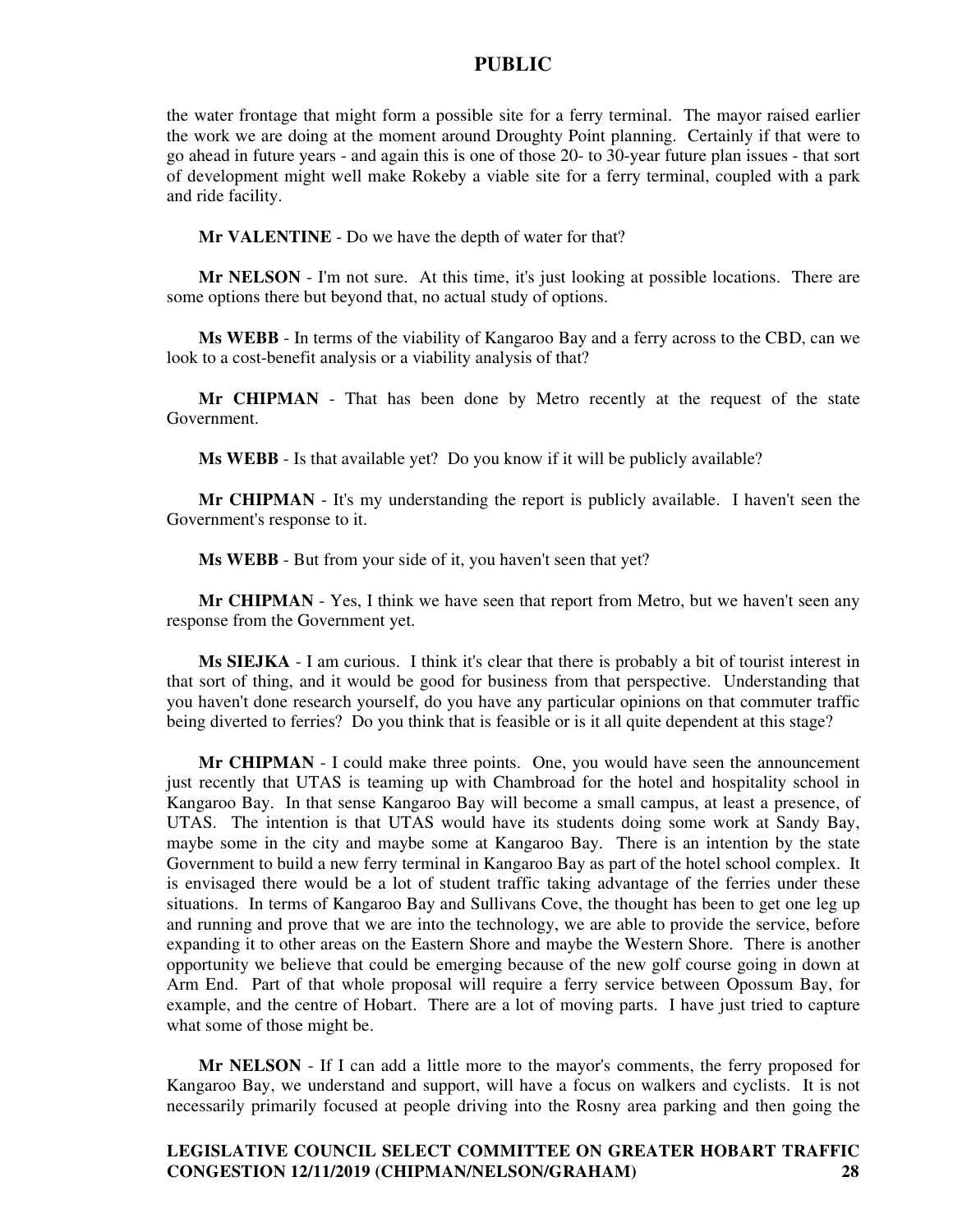the water frontage that might form a possible site for a ferry terminal. The mayor raised earlier the work we are doing at the moment around Droughty Point planning. Certainly if that were to go ahead in future years - and again this is one of those 20- to 30-year future plan issues - that sort of development might well make Rokeby a viable site for a ferry terminal, coupled with a park and ride facility.

**Mr VALENTINE** - Do we have the depth of water for that?

**Mr NELSON** - I'm not sure. At this time, it's just looking at possible locations. There are some options there but beyond that, no actual study of options.

**Ms WEBB** - In terms of the viability of Kangaroo Bay and a ferry across to the CBD, can we look to a cost-benefit analysis or a viability analysis of that?

**Mr CHIPMAN** - That has been done by Metro recently at the request of the state Government.

**Ms WEBB** - Is that available yet? Do you know if it will be publicly available?

**Mr CHIPMAN** - It's my understanding the report is publicly available. I haven't seen the Government's response to it.

**Ms WEBB** - But from your side of it, you haven't seen that yet?

**Mr CHIPMAN** - Yes, I think we have seen that report from Metro, but we haven't seen any response from the Government yet.

**Ms SIEJKA** - I am curious. I think it's clear that there is probably a bit of tourist interest in that sort of thing, and it would be good for business from that perspective. Understanding that you haven't done research yourself, do you have any particular opinions on that commuter traffic being diverted to ferries? Do you think that is feasible or is it all quite dependent at this stage?

**Mr CHIPMAN** - I could make three points. One, you would have seen the announcement just recently that UTAS is teaming up with Chambroad for the hotel and hospitality school in Kangaroo Bay. In that sense Kangaroo Bay will become a small campus, at least a presence, of UTAS. The intention is that UTAS would have its students doing some work at Sandy Bay, maybe some in the city and maybe some at Kangaroo Bay. There is an intention by the state Government to build a new ferry terminal in Kangaroo Bay as part of the hotel school complex. It is envisaged there would be a lot of student traffic taking advantage of the ferries under these situations. In terms of Kangaroo Bay and Sullivans Cove, the thought has been to get one leg up and running and prove that we are into the technology, we are able to provide the service, before expanding it to other areas on the Eastern Shore and maybe the Western Shore. There is another opportunity we believe that could be emerging because of the new golf course going in down at Arm End. Part of that whole proposal will require a ferry service between Opossum Bay, for example, and the centre of Hobart. There are a lot of moving parts. I have just tried to capture what some of those might be.

**Mr NELSON** - If I can add a little more to the mayor's comments, the ferry proposed for Kangaroo Bay, we understand and support, will have a focus on walkers and cyclists. It is not necessarily primarily focused at people driving into the Rosny area parking and then going the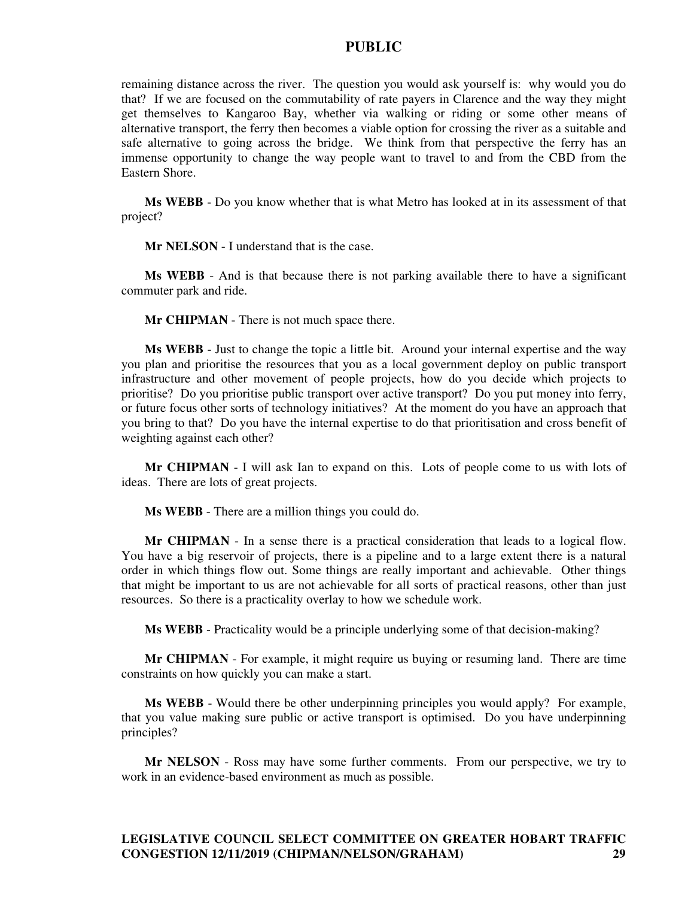remaining distance across the river. The question you would ask yourself is: why would you do that? If we are focused on the commutability of rate payers in Clarence and the way they might get themselves to Kangaroo Bay, whether via walking or riding or some other means of alternative transport, the ferry then becomes a viable option for crossing the river as a suitable and safe alternative to going across the bridge. We think from that perspective the ferry has an immense opportunity to change the way people want to travel to and from the CBD from the Eastern Shore.

**Ms WEBB** - Do you know whether that is what Metro has looked at in its assessment of that project?

**Mr NELSON** - I understand that is the case.

**Ms WEBB** - And is that because there is not parking available there to have a significant commuter park and ride.

**Mr CHIPMAN** - There is not much space there.

**Ms WEBB** - Just to change the topic a little bit. Around your internal expertise and the way you plan and prioritise the resources that you as a local government deploy on public transport infrastructure and other movement of people projects, how do you decide which projects to prioritise? Do you prioritise public transport over active transport? Do you put money into ferry, or future focus other sorts of technology initiatives? At the moment do you have an approach that you bring to that? Do you have the internal expertise to do that prioritisation and cross benefit of weighting against each other?

**Mr CHIPMAN** - I will ask Ian to expand on this. Lots of people come to us with lots of ideas. There are lots of great projects.

**Ms WEBB** - There are a million things you could do.

**Mr CHIPMAN** - In a sense there is a practical consideration that leads to a logical flow. You have a big reservoir of projects, there is a pipeline and to a large extent there is a natural order in which things flow out. Some things are really important and achievable. Other things that might be important to us are not achievable for all sorts of practical reasons, other than just resources. So there is a practicality overlay to how we schedule work.

**Ms WEBB** - Practicality would be a principle underlying some of that decision-making?

**Mr CHIPMAN** - For example, it might require us buying or resuming land. There are time constraints on how quickly you can make a start.

**Ms WEBB** - Would there be other underpinning principles you would apply? For example, that you value making sure public or active transport is optimised. Do you have underpinning principles?

**Mr NELSON** - Ross may have some further comments. From our perspective, we try to work in an evidence-based environment as much as possible.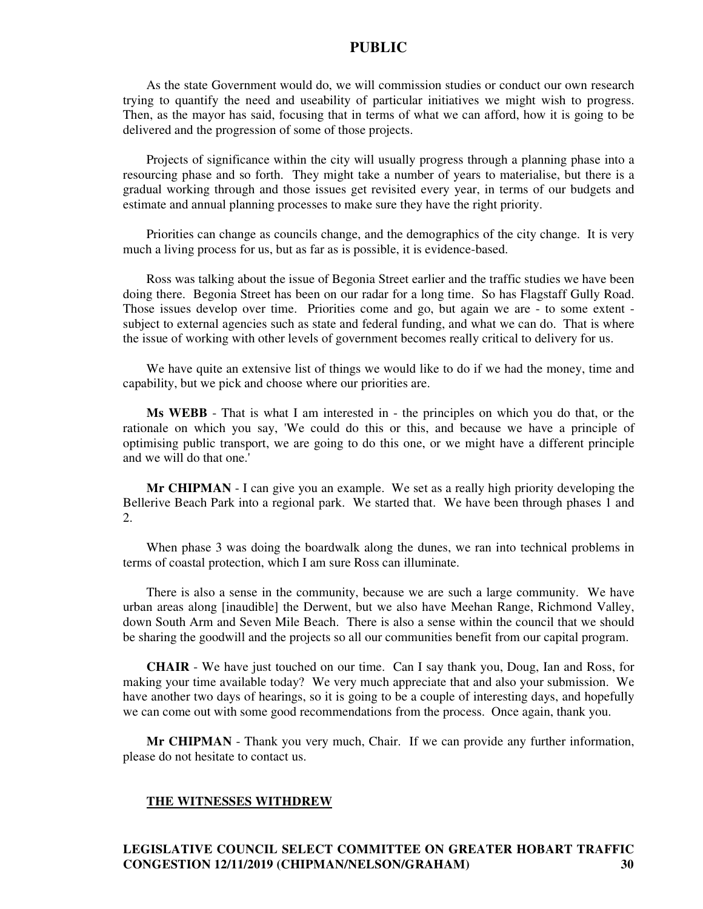As the state Government would do, we will commission studies or conduct our own research trying to quantify the need and useability of particular initiatives we might wish to progress. Then, as the mayor has said, focusing that in terms of what we can afford, how it is going to be delivered and the progression of some of those projects.

Projects of significance within the city will usually progress through a planning phase into a resourcing phase and so forth. They might take a number of years to materialise, but there is a gradual working through and those issues get revisited every year, in terms of our budgets and estimate and annual planning processes to make sure they have the right priority.

Priorities can change as councils change, and the demographics of the city change. It is very much a living process for us, but as far as is possible, it is evidence-based.

Ross was talking about the issue of Begonia Street earlier and the traffic studies we have been doing there. Begonia Street has been on our radar for a long time. So has Flagstaff Gully Road. Those issues develop over time. Priorities come and go, but again we are - to some extent - subject to external agencies such as state and federal funding, and what we can do. That is where the issue of working with other levels of government becomes really critical to delivery for us.

We have quite an extensive list of things we would like to do if we had the money, time and capability, but we pick and choose where our priorities are.

**Ms WEBB** - That is what I am interested in - the principles on which you do that, or the rationale on which you say, 'We could do this or this, and because we have a principle of optimising public transport, we are going to do this one, or we might have a different principle and we will do that one.'

**Mr CHIPMAN** - I can give you an example. We set as a really high priority developing the Bellerive Beach Park into a regional park. We started that. We have been through phases 1 and 2.

When phase 3 was doing the boardwalk along the dunes, we ran into technical problems in terms of coastal protection, which I am sure Ross can illuminate.

There is also a sense in the community, because we are such a large community. We have urban areas along [inaudible] the Derwent, but we also have Meehan Range, Richmond Valley, down South Arm and Seven Mile Beach. There is also a sense within the council that we should be sharing the goodwill and the projects so all our communities benefit from our capital program.

**CHAIR** - We have just touched on our time. Can I say thank you, Doug, Ian and Ross, for making your time available today? We very much appreciate that and also your submission. We have another two days of hearings, so it is going to be a couple of interesting days, and hopefully we can come out with some good recommendations from the process. Once again, thank you.

**Mr CHIPMAN** - Thank you very much, Chair. If we can provide any further information, please do not hesitate to contact us.

**THE WITNESSES WITHDREW**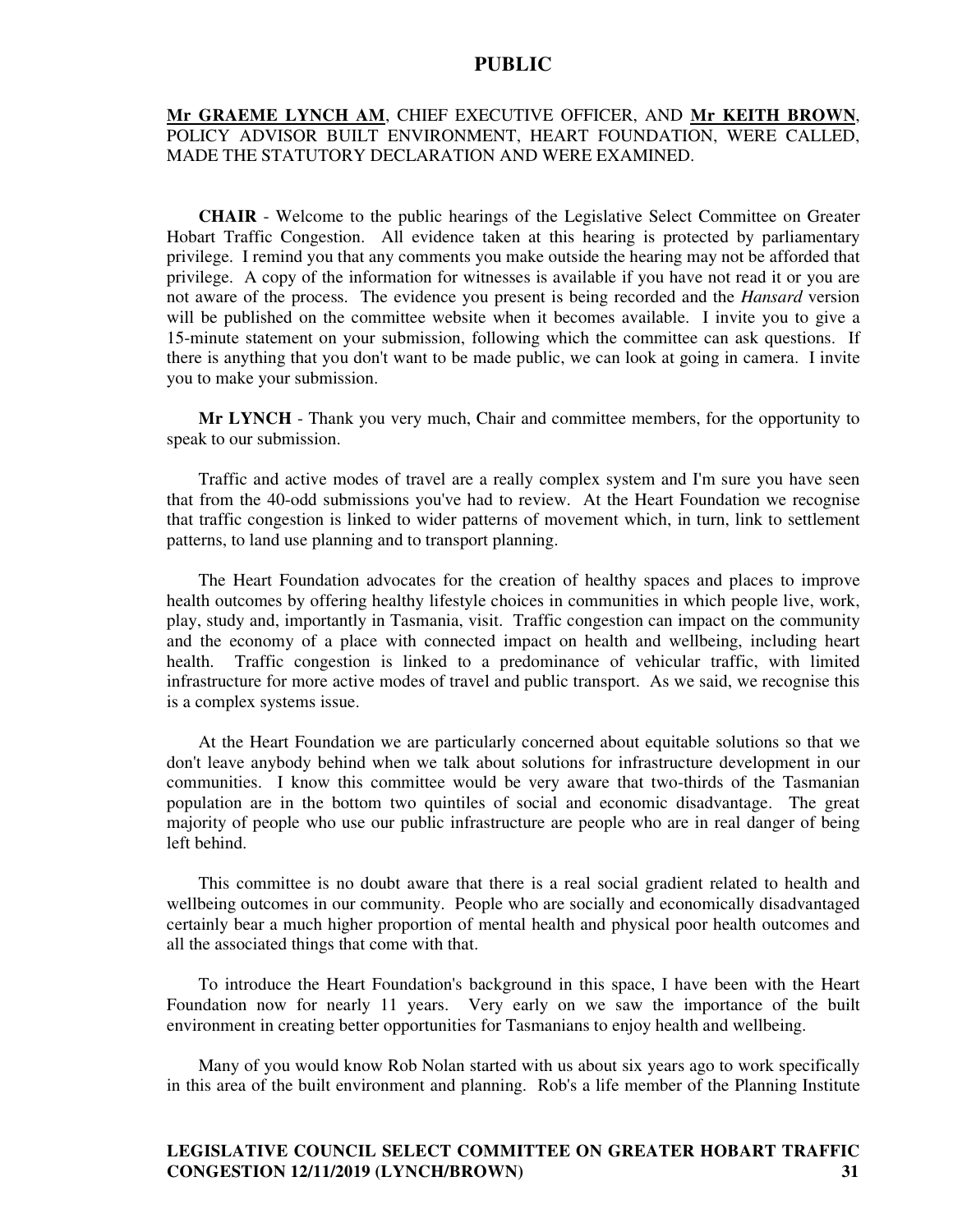**Mr GRAEME LYNCH AM**, CHIEF EXECUTIVE OFFICER, AND **Mr KEITH BROWN**, POLICY ADVISOR BUILT ENVIRONMENT, HEART FOUNDATION, WERE CALLED, MADE THE STATUTORY DECLARATION AND WERE EXAMINED.

**CHAIR** - Welcome to the public hearings of the Legislative Select Committee on Greater Hobart Traffic Congestion. All evidence taken at this hearing is protected by parliamentary privilege. I remind you that any comments you make outside the hearing may not be afforded that privilege. A copy of the information for witnesses is available if you have not read it or you are not aware of the process. The evidence you present is being recorded and the *Hansard* version will be published on the committee website when it becomes available. I invite you to give a 15-minute statement on your submission, following which the committee can ask questions. If there is anything that you don't want to be made public, we can look at going in camera. I invite you to make your submission.

**Mr LYNCH** - Thank you very much, Chair and committee members, for the opportunity to speak to our submission.

Traffic and active modes of travel are a really complex system and I'm sure you have seen that from the 40-odd submissions you've had to review. At the Heart Foundation we recognise that traffic congestion is linked to wider patterns of movement which, in turn, link to settlement patterns, to land use planning and to transport planning.

The Heart Foundation advocates for the creation of healthy spaces and places to improve health outcomes by offering healthy lifestyle choices in communities in which people live, work, play, study and, importantly in Tasmania, visit. Traffic congestion can impact on the community and the economy of a place with connected impact on health and wellbeing, including heart health. Traffic congestion is linked to a predominance of vehicular traffic, with limited infrastructure for more active modes of travel and public transport. As we said, we recognise this is a complex systems issue.

At the Heart Foundation we are particularly concerned about equitable solutions so that we don't leave anybody behind when we talk about solutions for infrastructure development in our communities. I know this committee would be very aware that two-thirds of the Tasmanian population are in the bottom two quintiles of social and economic disadvantage. The great majority of people who use our public infrastructure are people who are in real danger of being left behind.

This committee is no doubt aware that there is a real social gradient related to health and wellbeing outcomes in our community. People who are socially and economically disadvantaged certainly bear a much higher proportion of mental health and physical poor health outcomes and all the associated things that come with that.

To introduce the Heart Foundation's background in this space, I have been with the Heart Foundation now for nearly 11 years. Very early on we saw the importance of the built environment in creating better opportunities for Tasmanians to enjoy health and wellbeing.

Many of you would know Rob Nolan started with us about six years ago to work specifically in this area of the built environment and planning. Rob's a life member of the Planning Institute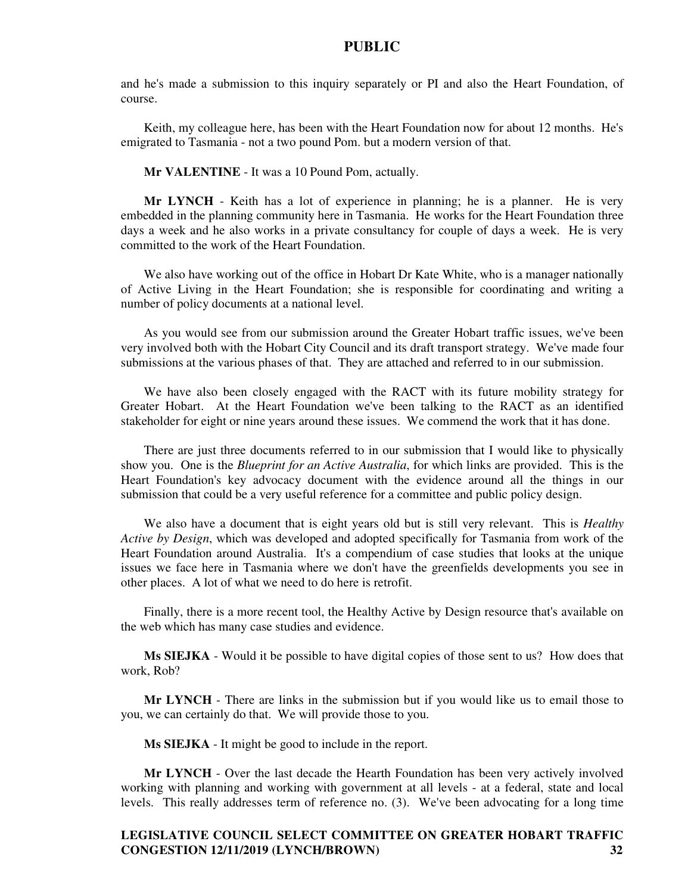and he's made a submission to this inquiry separately or PI and also the Heart Foundation, of course.

Keith, my colleague here, has been with the Heart Foundation now for about 12 months. He's emigrated to Tasmania - not a two pound Pom. but a modern version of that.

**Mr VALENTINE** - It was a 10 Pound Pom, actually.

**Mr LYNCH** - Keith has a lot of experience in planning; he is a planner. He is very embedded in the planning community here in Tasmania. He works for the Heart Foundation three days a week and he also works in a private consultancy for couple of days a week. He is very committed to the work of the Heart Foundation.

We also have working out of the office in Hobart Dr Kate White, who is a manager nationally of Active Living in the Heart Foundation; she is responsible for coordinating and writing a number of policy documents at a national level.

As you would see from our submission around the Greater Hobart traffic issues, we've been very involved both with the Hobart City Council and its draft transport strategy. We've made four submissions at the various phases of that. They are attached and referred to in our submission.

We have also been closely engaged with the RACT with its future mobility strategy for Greater Hobart. At the Heart Foundation we've been talking to the RACT as an identified stakeholder for eight or nine years around these issues. We commend the work that it has done.

There are just three documents referred to in our submission that I would like to physically show you. One is the *Blueprint for an Active Australia*, for which links are provided. This is the Heart Foundation's key advocacy document with the evidence around all the things in our submission that could be a very useful reference for a committee and public policy design.

We also have a document that is eight years old but is still very relevant. This is *Healthy Active by Design*, which was developed and adopted specifically for Tasmania from work of the Heart Foundation around Australia. It's a compendium of case studies that looks at the unique issues we face here in Tasmania where we don't have the greenfields developments you see in other places. A lot of what we need to do here is retrofit.

Finally, there is a more recent tool, the Healthy Active by Design resource that's available on the web which has many case studies and evidence.

**Ms SIEJKA** - Would it be possible to have digital copies of those sent to us? How does that work, Rob?

**Mr LYNCH** - There are links in the submission but if you would like us to email those to you, we can certainly do that. We will provide those to you.

**Ms SIEJKA** - It might be good to include in the report.

**Mr LYNCH** - Over the last decade the Hearth Foundation has been very actively involved working with planning and working with government at all levels - at a federal, state and local levels. This really addresses term of reference no. (3). We've been advocating for a long time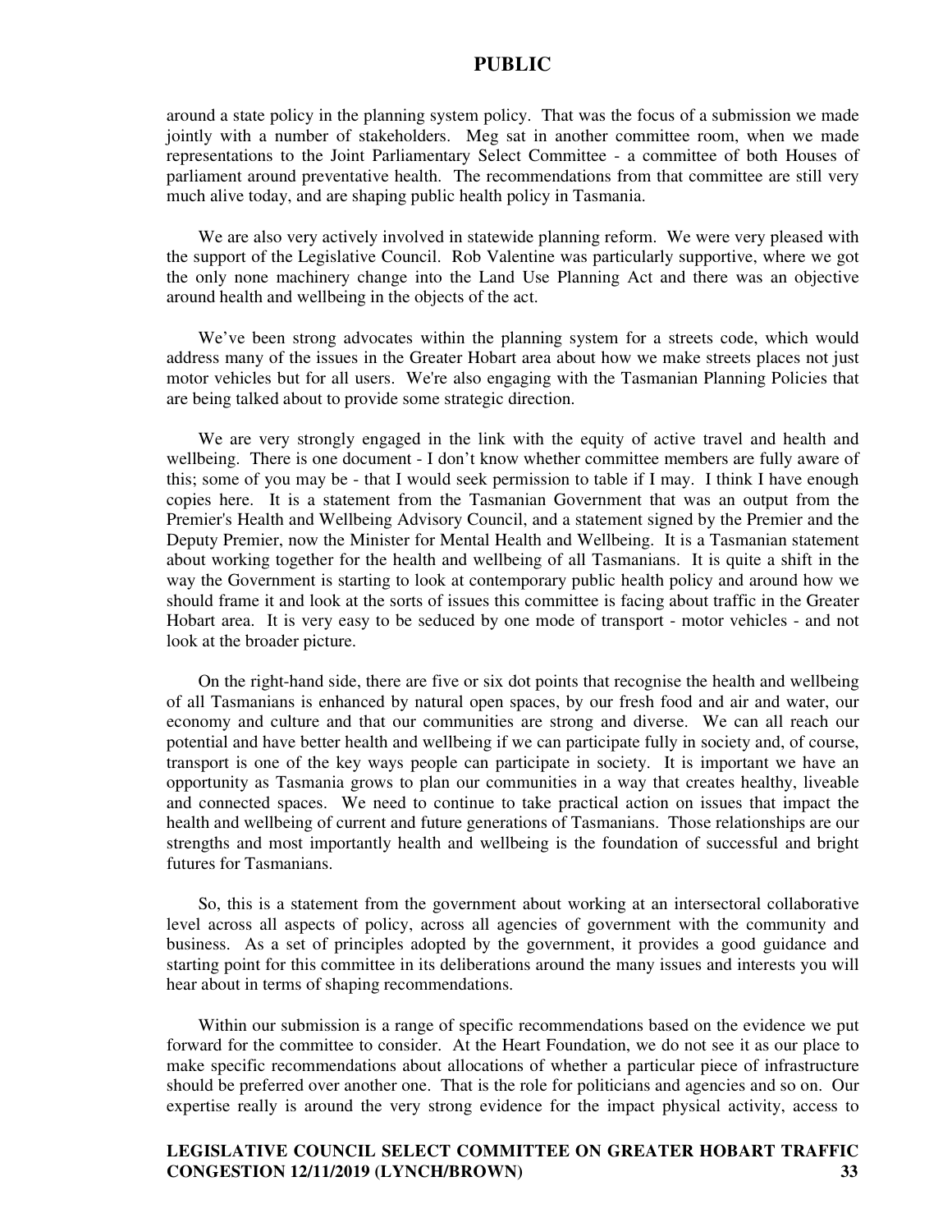around a state policy in the planning system policy. That was the focus of a submission we made jointly with a number of stakeholders. Meg sat in another committee room, when we made representations to the Joint Parliamentary Select Committee - a committee of both Houses of parliament around preventative health. The recommendations from that committee are still very much alive today, and are shaping public health policy in Tasmania.

We are also very actively involved in statewide planning reform. We were very pleased with the support of the Legislative Council. Rob Valentine was particularly supportive, where we got the only none machinery change into the Land Use Planning Act and there was an objective around health and wellbeing in the objects of the act.

We've been strong advocates within the planning system for a streets code, which would address many of the issues in the Greater Hobart area about how we make streets places not just motor vehicles but for all users. We're also engaging with the Tasmanian Planning Policies that are being talked about to provide some strategic direction.

We are very strongly engaged in the link with the equity of active travel and health and wellbeing. There is one document - I don't know whether committee members are fully aware of this; some of you may be - that I would seek permission to table if I may. I think I have enough copies here. It is a statement from the Tasmanian Government that was an output from the Premier's Health and Wellbeing Advisory Council, and a statement signed by the Premier and the Deputy Premier, now the Minister for Mental Health and Wellbeing. It is a Tasmanian statement about working together for the health and wellbeing of all Tasmanians. It is quite a shift in the way the Government is starting to look at contemporary public health policy and around how we should frame it and look at the sorts of issues this committee is facing about traffic in the Greater Hobart area. It is very easy to be seduced by one mode of transport - motor vehicles - and not look at the broader picture.

On the right-hand side, there are five or six dot points that recognise the health and wellbeing of all Tasmanians is enhanced by natural open spaces, by our fresh food and air and water, our economy and culture and that our communities are strong and diverse. We can all reach our potential and have better health and wellbeing if we can participate fully in society and, of course, transport is one of the key ways people can participate in society. It is important we have an opportunity as Tasmania grows to plan our communities in a way that creates healthy, liveable and connected spaces. We need to continue to take practical action on issues that impact the health and wellbeing of current and future generations of Tasmanians. Those relationships are our strengths and most importantly health and wellbeing is the foundation of successful and bright futures for Tasmanians.

So, this is a statement from the government about working at an intersectoral collaborative level across all aspects of policy, across all agencies of government with the community and business. As a set of principles adopted by the government, it provides a good guidance and starting point for this committee in its deliberations around the many issues and interests you will hear about in terms of shaping recommendations.

Within our submission is a range of specific recommendations based on the evidence we put forward for the committee to consider. At the Heart Foundation, we do not see it as our place to make specific recommendations about allocations of whether a particular piece of infrastructure should be preferred over another one. That is the role for politicians and agencies and so on. Our expertise really is around the very strong evidence for the impact physical activity, access to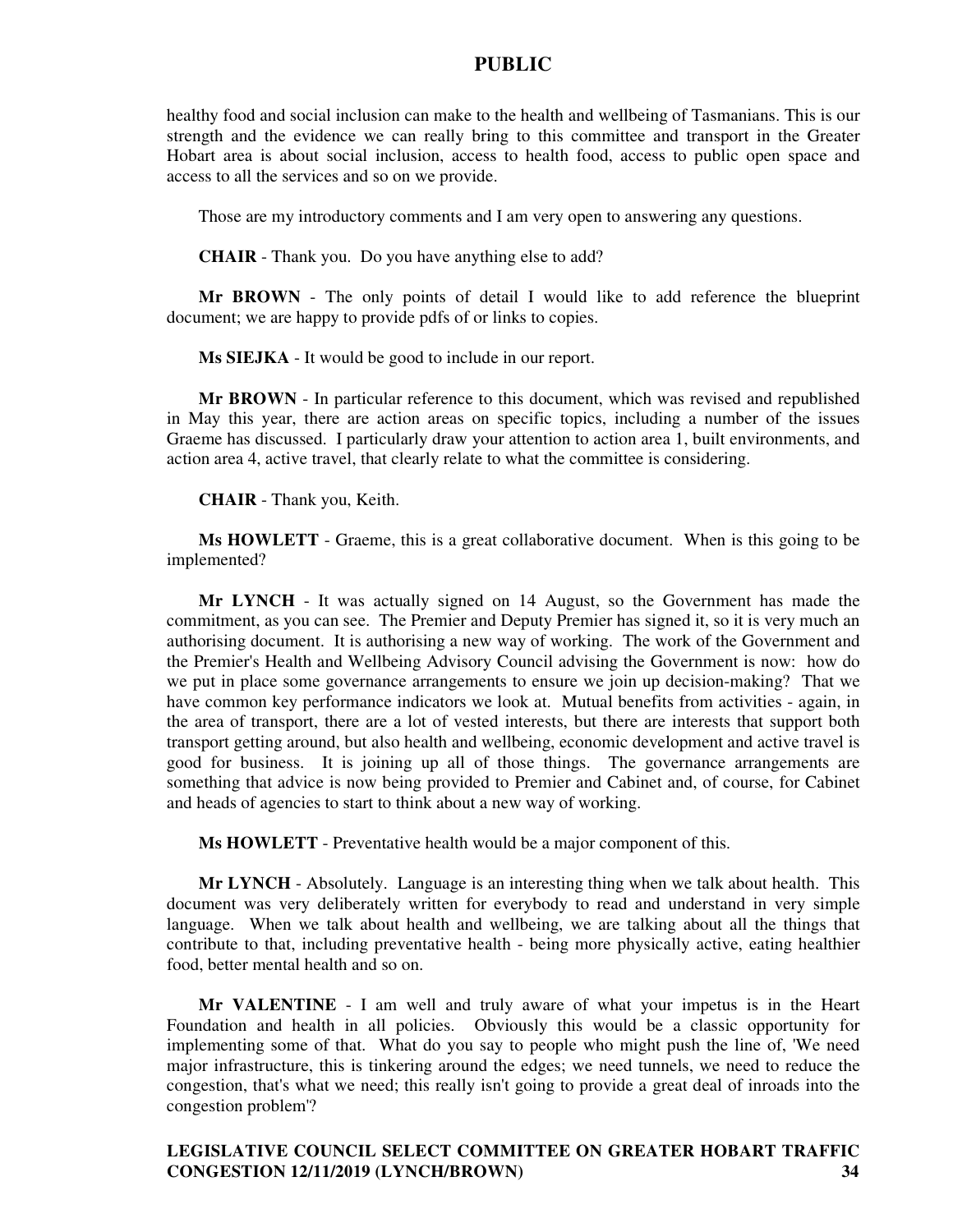healthy food and social inclusion can make to the health and wellbeing of Tasmanians. This is our strength and the evidence we can really bring to this committee and transport in the Greater Hobart area is about social inclusion, access to health food, access to public open space and access to all the services and so on we provide.

Those are my introductory comments and I am very open to answering any questions.

**CHAIR** - Thank you. Do you have anything else to add?

**Mr BROWN** - The only points of detail I would like to add reference the blueprint document; we are happy to provide pdfs of or links to copies.

**Ms SIEJKA** - It would be good to include in our report.

**Mr BROWN** - In particular reference to this document, which was revised and republished in May this year, there are action areas on specific topics, including a number of the issues Graeme has discussed. I particularly draw your attention to action area 1, built environments, and action area 4, active travel, that clearly relate to what the committee is considering.

**CHAIR** - Thank you, Keith.

**Ms HOWLETT** - Graeme, this is a great collaborative document. When is this going to be implemented?

**Mr LYNCH** - It was actually signed on 14 August, so the Government has made the commitment, as you can see. The Premier and Deputy Premier has signed it, so it is very much an authorising document. It is authorising a new way of working. The work of the Government and the Premier's Health and Wellbeing Advisory Council advising the Government is now: how do we put in place some governance arrangements to ensure we join up decision-making? That we have common key performance indicators we look at. Mutual benefits from activities - again, in the area of transport, there are a lot of vested interests, but there are interests that support both transport getting around, but also health and wellbeing, economic development and active travel is good for business. It is joining up all of those things. The governance arrangements are something that advice is now being provided to Premier and Cabinet and, of course, for Cabinet and heads of agencies to start to think about a new way of working.

**Ms HOWLETT** - Preventative health would be a major component of this.

**Mr LYNCH** - Absolutely. Language is an interesting thing when we talk about health. This document was very deliberately written for everybody to read and understand in very simple language. When we talk about health and wellbeing, we are talking about all the things that contribute to that, including preventative health - being more physically active, eating healthier food, better mental health and so on.

**Mr VALENTINE** - I am well and truly aware of what your impetus is in the Heart Foundation and health in all policies. Obviously this would be a classic opportunity for implementing some of that. What do you say to people who might push the line of, 'We need major infrastructure, this is tinkering around the edges; we need tunnels, we need to reduce the congestion, that's what we need; this really isn't going to provide a great deal of inroads into the congestion problem'?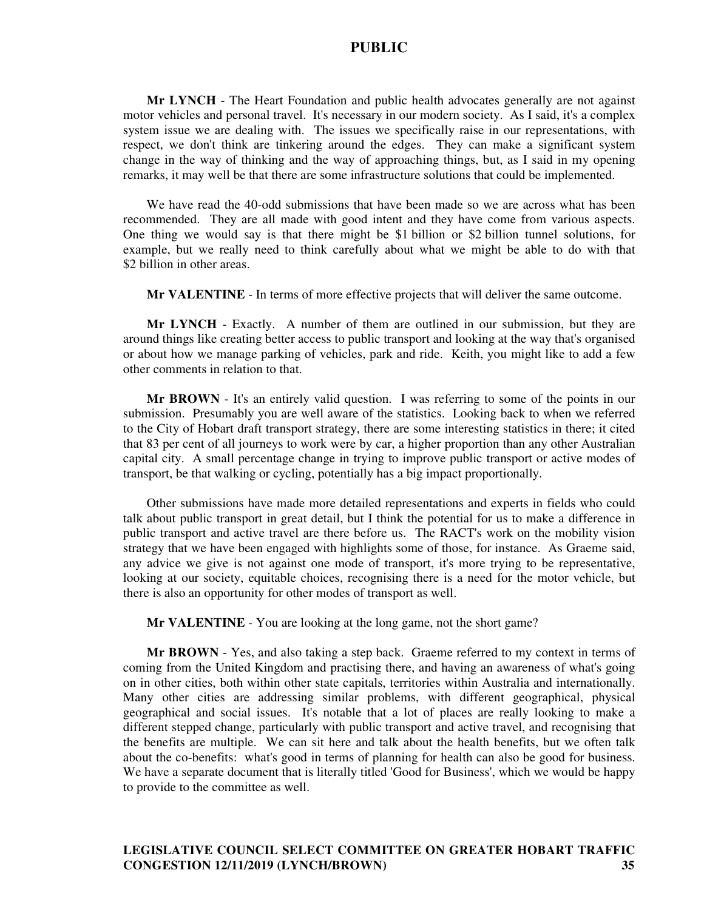**Mr LYNCH** - The Heart Foundation and public health advocates generally are not against motor vehicles and personal travel. It's necessary in our modern society. As I said, it's a complex system issue we are dealing with. The issues we specifically raise in our representations, with respect, we don't think are tinkering around the edges. They can make a significant system change in the way of thinking and the way of approaching things, but, as I said in my opening remarks, it may well be that there are some infrastructure solutions that could be implemented.

We have read the 40-odd submissions that have been made so we are across what has been recommended. They are all made with good intent and they have come from various aspects. One thing we would say is that there might be $1 billion or $2 billion tunnel solutions, for example, but we really need to think carefully about what we might be able to do with that $2 billion in other areas.

**Mr VALENTINE** - In terms of more effective projects that will deliver the same outcome.

**Mr LYNCH** - Exactly. A number of them are outlined in our submission, but they are around things like creating better access to public transport and looking at the way that's organised or about how we manage parking of vehicles, park and ride. Keith, you might like to add a few other comments in relation to that.

**Mr BROWN** - It's an entirely valid question. I was referring to some of the points in our submission. Presumably you are well aware of the statistics. Looking back to when we referred to the City of Hobart draft transport strategy, there are some interesting statistics in there; it cited that 83 per cent of all journeys to work were by car, a higher proportion than any other Australian capital city. A small percentage change in trying to improve public transport or active modes of transport, be that walking or cycling, potentially has a big impact proportionally.

Other submissions have made more detailed representations and experts in fields who could talk about public transport in great detail, but I think the potential for us to make a difference in public transport and active travel are there before us. The RACT's work on the mobility vision strategy that we have been engaged with highlights some of those, for instance. As Graeme said, any advice we give is not against one mode of transport, it's more trying to be representative, looking at our society, equitable choices, recognising there is a need for the motor vehicle, but there is also an opportunity for other modes of transport as well.

**Mr VALENTINE** - You are looking at the long game, not the short game?

**Mr BROWN** - Yes, and also taking a step back. Graeme referred to my context in terms of coming from the United Kingdom and practising there, and having an awareness of what's going on in other cities, both within other state capitals, territories within Australia and internationally. Many other cities are addressing similar problems, with different geographical, physical geographical and social issues. It's notable that a lot of places are really looking to make a different stepped change, particularly with public transport and active travel, and recognising that the benefits are multiple. We can sit here and talk about the health benefits, but we often talk about the co-benefits: what's good in terms of planning for health can also be good for business. We have a separate document that is literally titled 'Good for Business', which we would be happy to provide to the committee as well.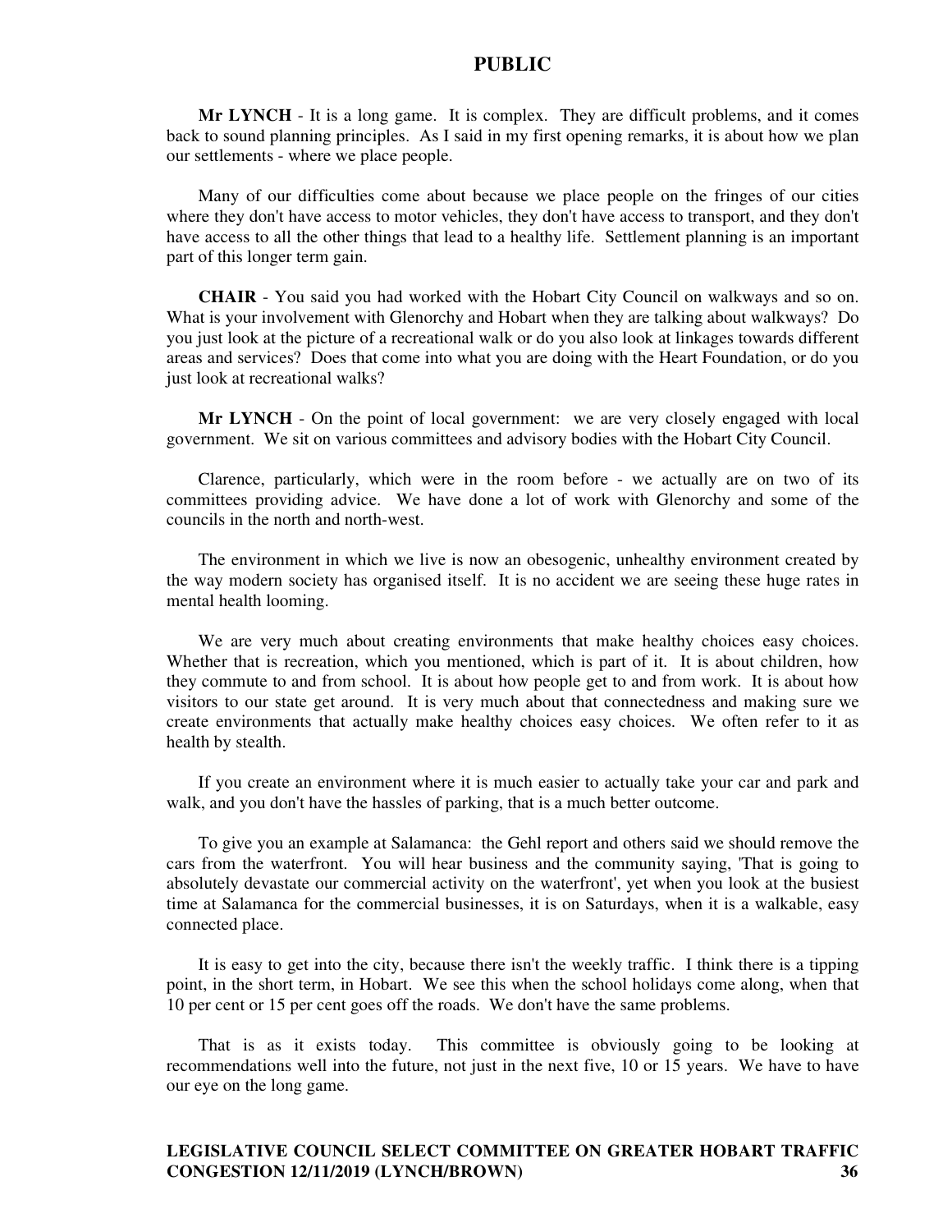**Mr LYNCH** - It is a long game. It is complex. They are difficult problems, and it comes back to sound planning principles. As I said in my first opening remarks, it is about how we plan our settlements - where we place people.

Many of our difficulties come about because we place people on the fringes of our cities where they don't have access to motor vehicles, they don't have access to transport, and they don't have access to all the other things that lead to a healthy life. Settlement planning is an important part of this longer term gain.

**CHAIR** - You said you had worked with the Hobart City Council on walkways and so on. What is your involvement with Glenorchy and Hobart when they are talking about walkways? Do you just look at the picture of a recreational walk or do you also look at linkages towards different areas and services? Does that come into what you are doing with the Heart Foundation, or do you just look at recreational walks?

**Mr LYNCH** - On the point of local government: we are very closely engaged with local government. We sit on various committees and advisory bodies with the Hobart City Council.

Clarence, particularly, which were in the room before - we actually are on two of its committees providing advice. We have done a lot of work with Glenorchy and some of the councils in the north and north-west.

The environment in which we live is now an obesogenic, unhealthy environment created by the way modern society has organised itself. It is no accident we are seeing these huge rates in mental health looming.

We are very much about creating environments that make healthy choices easy choices. Whether that is recreation, which you mentioned, which is part of it. It is about children, how they commute to and from school. It is about how people get to and from work. It is about how visitors to our state get around. It is very much about that connectedness and making sure we create environments that actually make healthy choices easy choices. We often refer to it as health by stealth.

If you create an environment where it is much easier to actually take your car and park and walk, and you don't have the hassles of parking, that is a much better outcome.

To give you an example at Salamanca: the Gehl report and others said we should remove the cars from the waterfront. You will hear business and the community saying, 'That is going to absolutely devastate our commercial activity on the waterfront', yet when you look at the busiest time at Salamanca for the commercial businesses, it is on Saturdays, when it is a walkable, easy connected place.

It is easy to get into the city, because there isn't the weekly traffic. I think there is a tipping point, in the short term, in Hobart. We see this when the school holidays come along, when that 10 per cent or 15 per cent goes off the roads. We don't have the same problems.

That is as it exists today. This committee is obviously going to be looking at recommendations well into the future, not just in the next five, 10 or 15 years. We have to have our eye on the long game.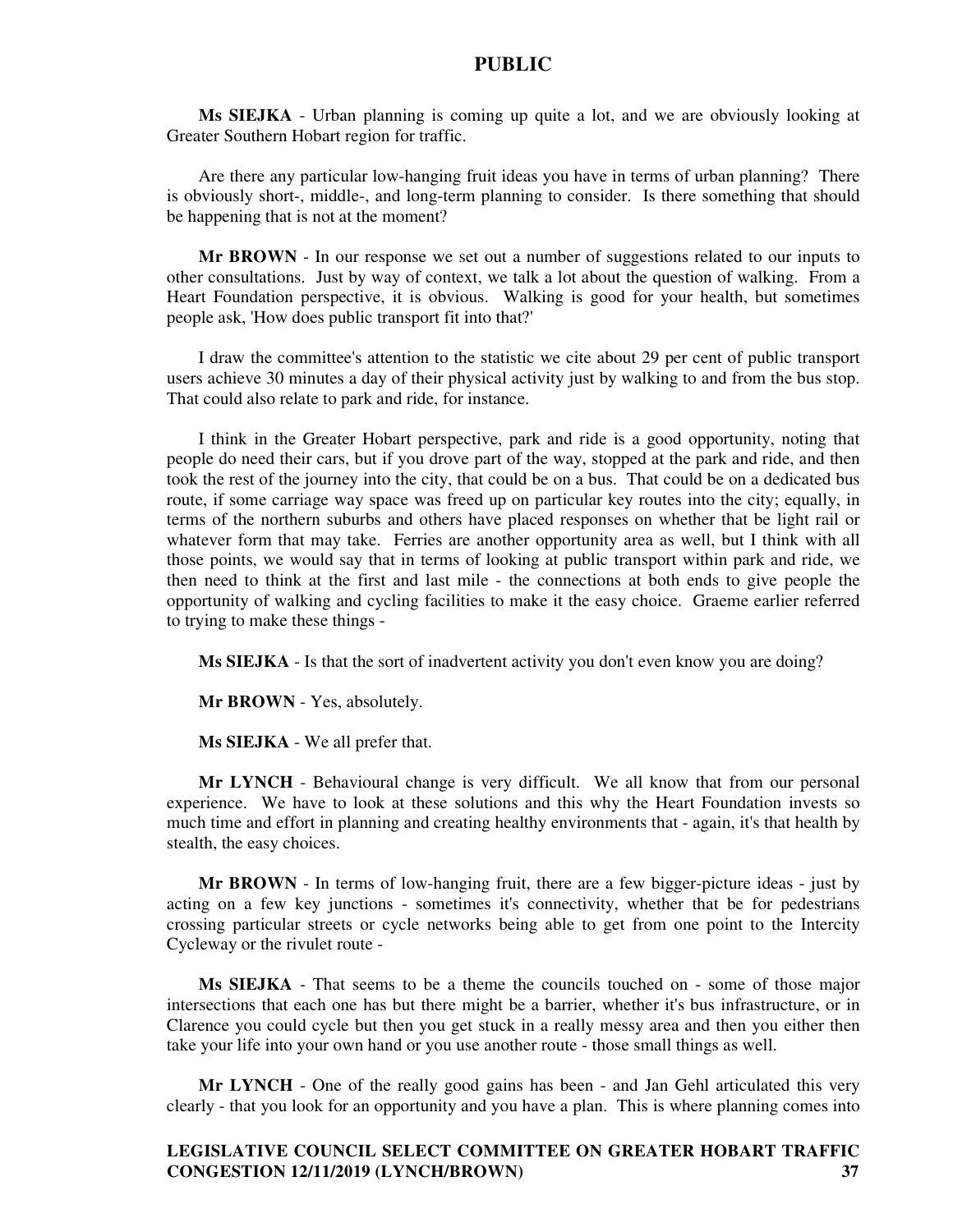**Ms SIEJKA** - Urban planning is coming up quite a lot, and we are obviously looking at Greater Southern Hobart region for traffic.

Are there any particular low-hanging fruit ideas you have in terms of urban planning? There is obviously short-, middle-, and long-term planning to consider. Is there something that should be happening that is not at the moment?

**Mr BROWN** - In our response we set out a number of suggestions related to our inputs to other consultations. Just by way of context, we talk a lot about the question of walking. From a Heart Foundation perspective, it is obvious. Walking is good for your health, but sometimes people ask, 'How does public transport fit into that?'

I draw the committee's attention to the statistic we cite about 29 per cent of public transport users achieve 30 minutes a day of their physical activity just by walking to and from the bus stop. That could also relate to park and ride, for instance.

I think in the Greater Hobart perspective, park and ride is a good opportunity, noting that people do need their cars, but if you drove part of the way, stopped at the park and ride, and then took the rest of the journey into the city, that could be on a bus. That could be on a dedicated bus route, if some carriage way space was freed up on particular key routes into the city; equally, in terms of the northern suburbs and others have placed responses on whether that be light rail or whatever form that may take. Ferries are another opportunity area as well, but I think with all those points, we would say that in terms of looking at public transport within park and ride, we then need to think at the first and last mile - the connections at both ends to give people the opportunity of walking and cycling facilities to make it the easy choice. Graeme earlier referred to trying to make these things -

**Ms SIEJKA** - Is that the sort of inadvertent activity you don't even know you are doing?

**Mr BROWN** - Yes, absolutely.

**Ms SIEJKA** - We all prefer that.

**Mr LYNCH** - Behavioural change is very difficult. We all know that from our personal experience. We have to look at these solutions and this why the Heart Foundation invests so much time and effort in planning and creating healthy environments that - again, it's that health by stealth, the easy choices.

**Mr BROWN** - In terms of low-hanging fruit, there are a few bigger-picture ideas - just by acting on a few key junctions - sometimes it's connectivity, whether that be for pedestrians crossing particular streets or cycle networks being able to get from one point to the Intercity Cycleway or the rivulet route -

**Ms SIEJKA** - That seems to be a theme the councils touched on - some of those major intersections that each one has but there might be a barrier, whether it's bus infrastructure, or in Clarence you could cycle but then you get stuck in a really messy area and then you either then take your life into your own hand or you use another route - those small things as well.

**Mr LYNCH** - One of the really good gains has been - and Jan Gehl articulated this very clearly - that you look for an opportunity and you have a plan. This is where planning comes into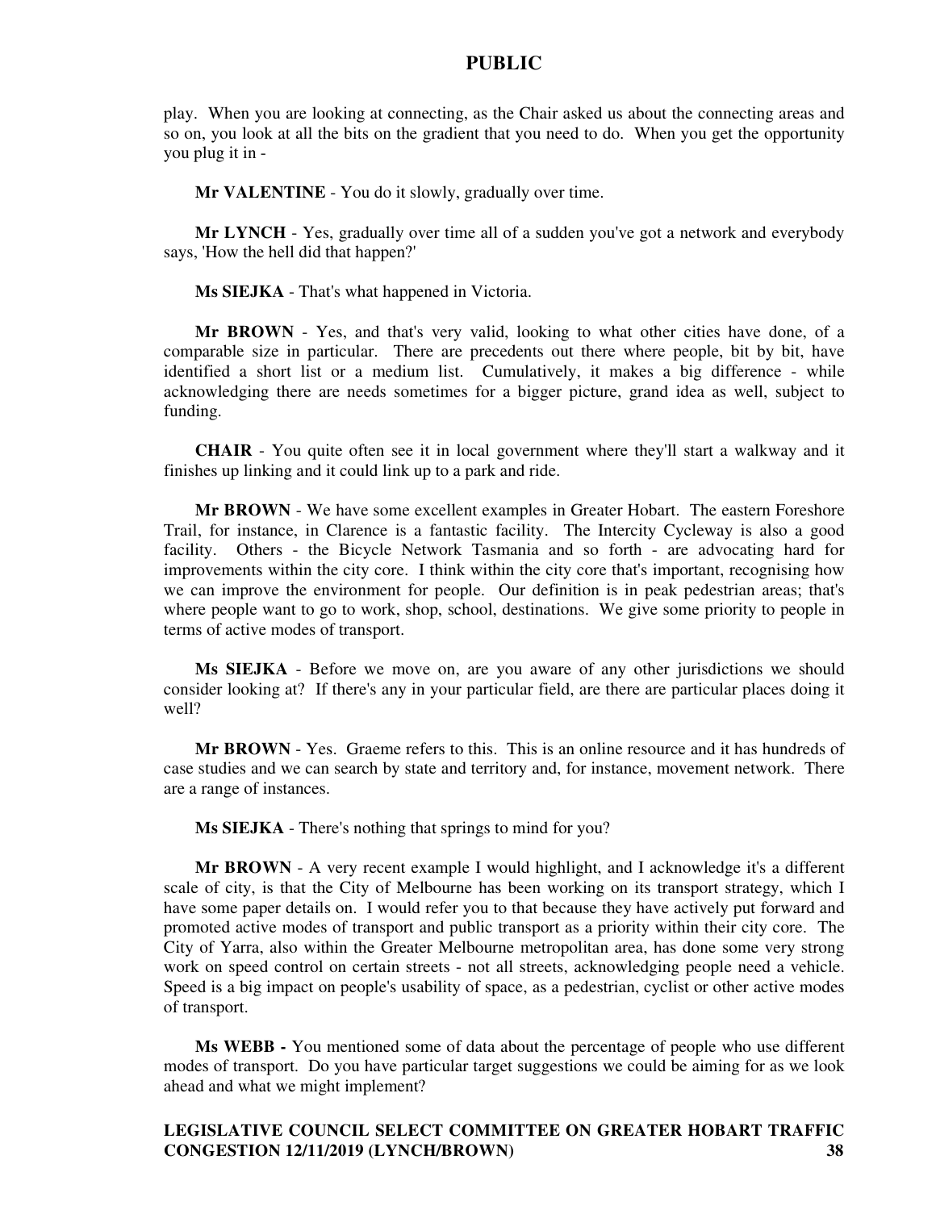play. When you are looking at connecting, as the Chair asked us about the connecting areas and so on, you look at all the bits on the gradient that you need to do. When you get the opportunity you plug it in -

**Mr VALENTINE** - You do it slowly, gradually over time.

**Mr LYNCH** - Yes, gradually over time all of a sudden you've got a network and everybody says, 'How the hell did that happen?'

**Ms SIEJKA** - That's what happened in Victoria.

**Mr BROWN** - Yes, and that's very valid, looking to what other cities have done, of a comparable size in particular. There are precedents out there where people, bit by bit, have identified a short list or a medium list. Cumulatively, it makes a big difference - while acknowledging there are needs sometimes for a bigger picture, grand idea as well, subject to funding.

**CHAIR** - You quite often see it in local government where they'll start a walkway and it finishes up linking and it could link up to a park and ride.

**Mr BROWN** - We have some excellent examples in Greater Hobart. The eastern Foreshore Trail, for instance, in Clarence is a fantastic facility. The Intercity Cycleway is also a good facility. Others - the Bicycle Network Tasmania and so forth - are advocating hard for improvements within the city core. I think within the city core that's important, recognising how we can improve the environment for people. Our definition is in peak pedestrian areas; that's where people want to go to work, shop, school, destinations. We give some priority to people in terms of active modes of transport.

**Ms SIEJKA** - Before we move on, are you aware of any other jurisdictions we should consider looking at? If there's any in your particular field, are there are particular places doing it well?

**Mr BROWN** - Yes. Graeme refers to this. This is an online resource and it has hundreds of case studies and we can search by state and territory and, for instance, movement network. There are a range of instances.

**Ms SIEJKA** - There's nothing that springs to mind for you?

**Mr BROWN** - A very recent example I would highlight, and I acknowledge it's a different scale of city, is that the City of Melbourne has been working on its transport strategy, which I have some paper details on. I would refer you to that because they have actively put forward and promoted active modes of transport and public transport as a priority within their city core. The City of Yarra, also within the Greater Melbourne metropolitan area, has done some very strong work on speed control on certain streets - not all streets, acknowledging people need a vehicle. Speed is a big impact on people's usability of space, as a pedestrian, cyclist or other active modes of transport.

**Ms WEBB -** You mentioned some of data about the percentage of people who use different modes of transport. Do you have particular target suggestions we could be aiming for as we look ahead and what we might implement?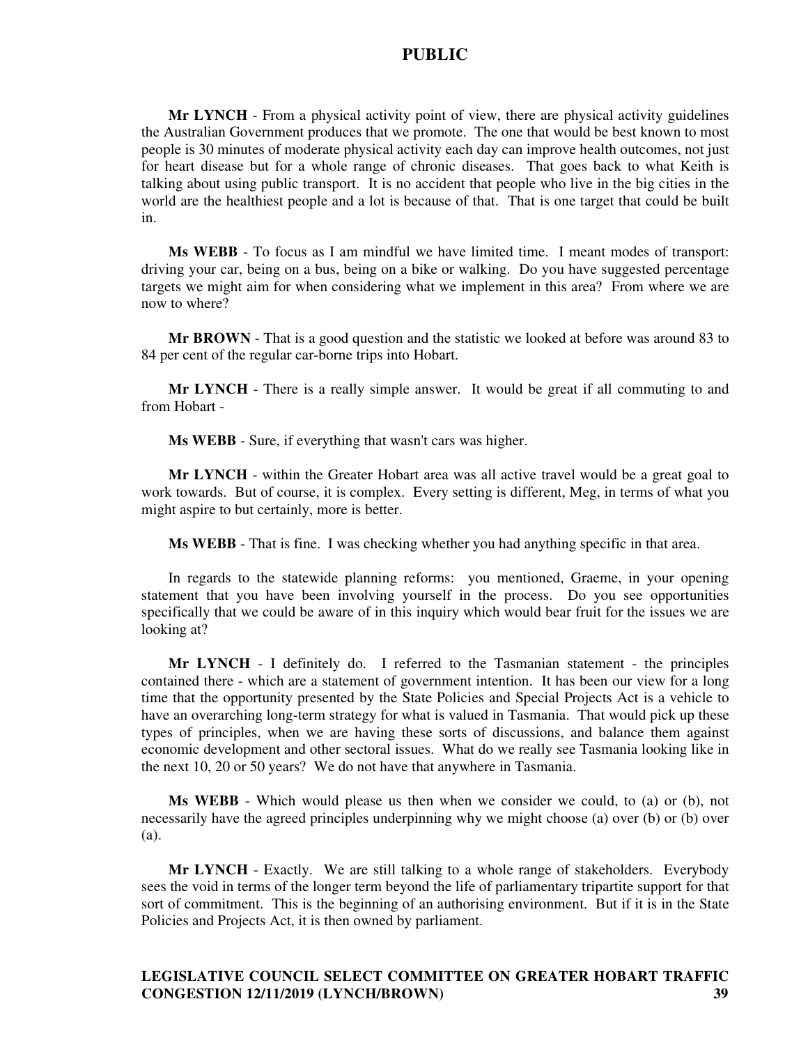**Mr LYNCH** - From a physical activity point of view, there are physical activity guidelines the Australian Government produces that we promote. The one that would be best known to most people is 30 minutes of moderate physical activity each day can improve health outcomes, not just for heart disease but for a whole range of chronic diseases. That goes back to what Keith is talking about using public transport. It is no accident that people who live in the big cities in the world are the healthiest people and a lot is because of that. That is one target that could be built in.

**Ms WEBB** - To focus as I am mindful we have limited time. I meant modes of transport: driving your car, being on a bus, being on a bike or walking. Do you have suggested percentage targets we might aim for when considering what we implement in this area? From where we are now to where?

**Mr BROWN** - That is a good question and the statistic we looked at before was around 83 to 84 per cent of the regular car-borne trips into Hobart.

**Mr LYNCH** - There is a really simple answer. It would be great if all commuting to and from Hobart -

**Ms WEBB** - Sure, if everything that wasn't cars was higher.

**Mr LYNCH** - within the Greater Hobart area was all active travel would be a great goal to work towards. But of course, it is complex. Every setting is different, Meg, in terms of what you might aspire to but certainly, more is better.

**Ms WEBB** - That is fine. I was checking whether you had anything specific in that area.

In regards to the statewide planning reforms: you mentioned, Graeme, in your opening statement that you have been involving yourself in the process. Do you see opportunities specifically that we could be aware of in this inquiry which would bear fruit for the issues we are looking at?

**Mr LYNCH** - I definitely do. I referred to the Tasmanian statement - the principles contained there - which are a statement of government intention. It has been our view for a long time that the opportunity presented by the State Policies and Special Projects Act is a vehicle to have an overarching long-term strategy for what is valued in Tasmania. That would pick up these types of principles, when we are having these sorts of discussions, and balance them against economic development and other sectoral issues. What do we really see Tasmania looking like in the next 10, 20 or 50 years? We do not have that anywhere in Tasmania.

**Ms WEBB** - Which would please us then when we consider we could, to (a) or (b), not necessarily have the agreed principles underpinning why we might choose (a) over (b) or (b) over (a).

**Mr LYNCH** - Exactly. We are still talking to a whole range of stakeholders. Everybody sees the void in terms of the longer term beyond the life of parliamentary tripartite support for that sort of commitment. This is the beginning of an authorising environment. But if it is in the State Policies and Projects Act, it is then owned by parliament.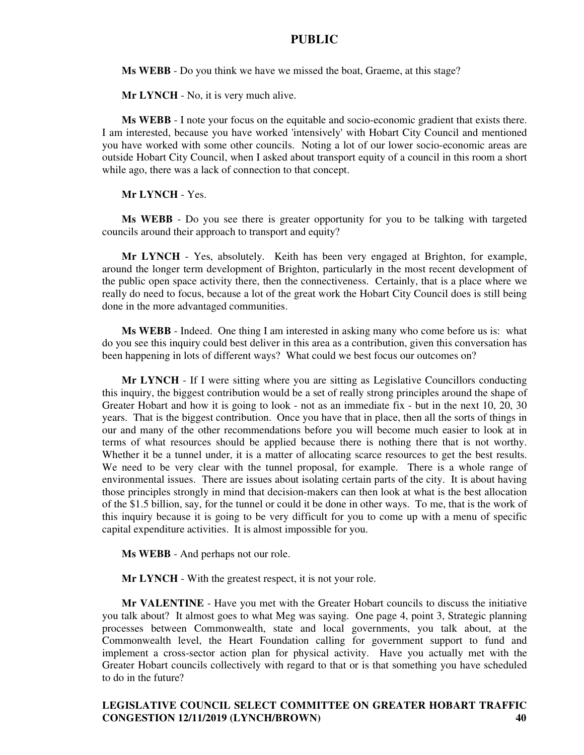**Ms WEBB** - Do you think we have we missed the boat, Graeme, at this stage?

**Mr LYNCH** - No, it is very much alive.

**Ms WEBB** - I note your focus on the equitable and socio-economic gradient that exists there. I am interested, because you have worked 'intensively' with Hobart City Council and mentioned you have worked with some other councils. Noting a lot of our lower socio-economic areas are outside Hobart City Council, when I asked about transport equity of a council in this room a short while ago, there was a lack of connection to that concept.

**Mr LYNCH** - Yes.

**Ms WEBB** - Do you see there is greater opportunity for you to be talking with targeted councils around their approach to transport and equity?

**Mr LYNCH** - Yes, absolutely. Keith has been very engaged at Brighton, for example, around the longer term development of Brighton, particularly in the most recent development of the public open space activity there, then the connectiveness. Certainly, that is a place where we really do need to focus, because a lot of the great work the Hobart City Council does is still being done in the more advantaged communities.

**Ms WEBB** - Indeed. One thing I am interested in asking many who come before us is: what do you see this inquiry could best deliver in this area as a contribution, given this conversation has been happening in lots of different ways? What could we best focus our outcomes on?

**Mr LYNCH** - If I were sitting where you are sitting as Legislative Councillors conducting this inquiry, the biggest contribution would be a set of really strong principles around the shape of Greater Hobart and how it is going to look - not as an immediate fix - but in the next 10, 20, 30 years. That is the biggest contribution. Once you have that in place, then all the sorts of things in our and many of the other recommendations before you will become much easier to look at in terms of what resources should be applied because there is nothing there that is not worthy. Whether it be a tunnel under, it is a matter of allocating scarce resources to get the best results. We need to be very clear with the tunnel proposal, for example. There is a whole range of environmental issues. There are issues about isolating certain parts of the city. It is about having those principles strongly in mind that decision-makers can then look at what is the best allocation of the $1.5 billion, say, for the tunnel or could it be done in other ways. To me, that is the work of this inquiry because it is going to be very difficult for you to come up with a menu of specific capital expenditure activities. It is almost impossible for you.

**Ms WEBB** - And perhaps not our role.

**Mr LYNCH** - With the greatest respect, it is not your role.

**Mr VALENTINE** - Have you met with the Greater Hobart councils to discuss the initiative you talk about? It almost goes to what Meg was saying. One page 4, point 3, Strategic planning processes between Commonwealth, state and local governments, you talk about, at the Commonwealth level, the Heart Foundation calling for government support to fund and implement a cross-sector action plan for physical activity. Have you actually met with the Greater Hobart councils collectively with regard to that or is that something you have scheduled to do in the future?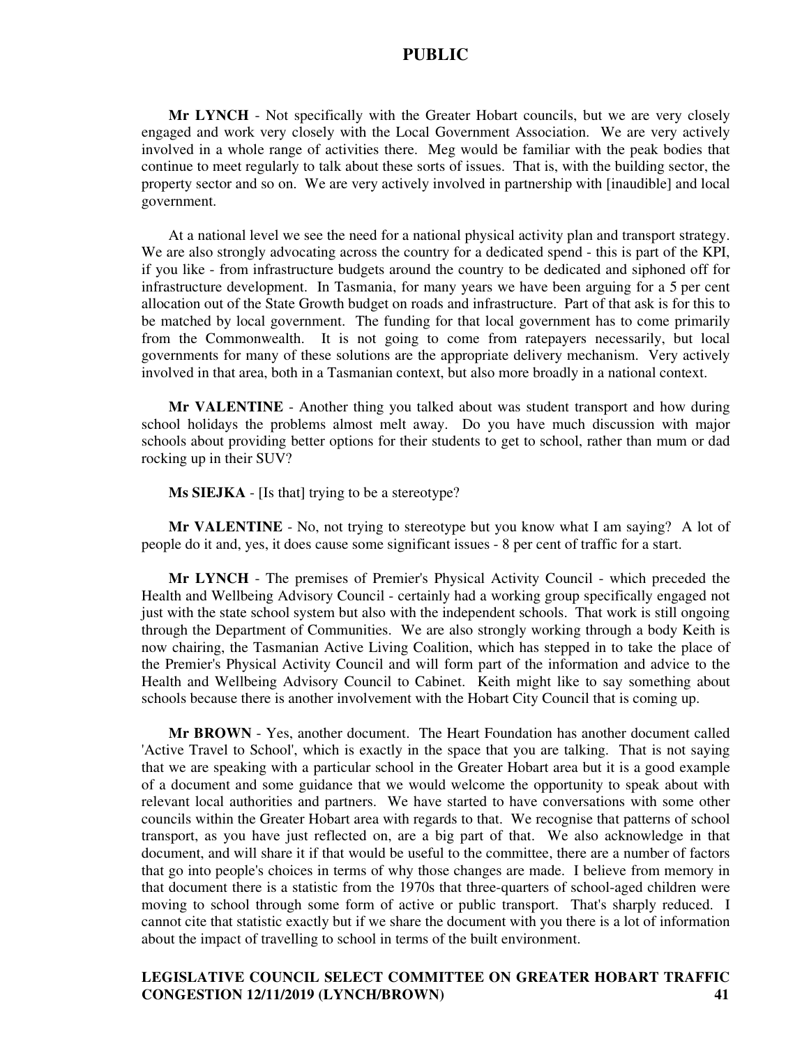**Mr LYNCH** - Not specifically with the Greater Hobart councils, but we are very closely engaged and work very closely with the Local Government Association. We are very actively involved in a whole range of activities there. Meg would be familiar with the peak bodies that continue to meet regularly to talk about these sorts of issues. That is, with the building sector, the property sector and so on. We are very actively involved in partnership with [inaudible] and local government.

At a national level we see the need for a national physical activity plan and transport strategy. We are also strongly advocating across the country for a dedicated spend - this is part of the KPI, if you like - from infrastructure budgets around the country to be dedicated and siphoned off for infrastructure development. In Tasmania, for many years we have been arguing for a 5 per cent allocation out of the State Growth budget on roads and infrastructure. Part of that ask is for this to be matched by local government. The funding for that local government has to come primarily from the Commonwealth. It is not going to come from ratepayers necessarily, but local governments for many of these solutions are the appropriate delivery mechanism. Very actively involved in that area, both in a Tasmanian context, but also more broadly in a national context.

**Mr VALENTINE** - Another thing you talked about was student transport and how during school holidays the problems almost melt away. Do you have much discussion with major schools about providing better options for their students to get to school, rather than mum or dad rocking up in their SUV?

**Ms SIEJKA** - [Is that] trying to be a stereotype?

**Mr VALENTINE** - No, not trying to stereotype but you know what I am saying? A lot of people do it and, yes, it does cause some significant issues - 8 per cent of traffic for a start.

**Mr LYNCH** - The premises of Premier's Physical Activity Council - which preceded the Health and Wellbeing Advisory Council - certainly had a working group specifically engaged not just with the state school system but also with the independent schools. That work is still ongoing through the Department of Communities. We are also strongly working through a body Keith is now chairing, the Tasmanian Active Living Coalition, which has stepped in to take the place of the Premier's Physical Activity Council and will form part of the information and advice to the Health and Wellbeing Advisory Council to Cabinet. Keith might like to say something about schools because there is another involvement with the Hobart City Council that is coming up.

**Mr BROWN** - Yes, another document. The Heart Foundation has another document called 'Active Travel to School', which is exactly in the space that you are talking. That is not saying that we are speaking with a particular school in the Greater Hobart area but it is a good example of a document and some guidance that we would welcome the opportunity to speak about with relevant local authorities and partners. We have started to have conversations with some other councils within the Greater Hobart area with regards to that. We recognise that patterns of school transport, as you have just reflected on, are a big part of that. We also acknowledge in that document, and will share it if that would be useful to the committee, there are a number of factors that go into people's choices in terms of why those changes are made. I believe from memory in that document there is a statistic from the 1970s that three-quarters of school-aged children were moving to school through some form of active or public transport. That's sharply reduced. I cannot cite that statistic exactly but if we share the document with you there is a lot of information about the impact of travelling to school in terms of the built environment.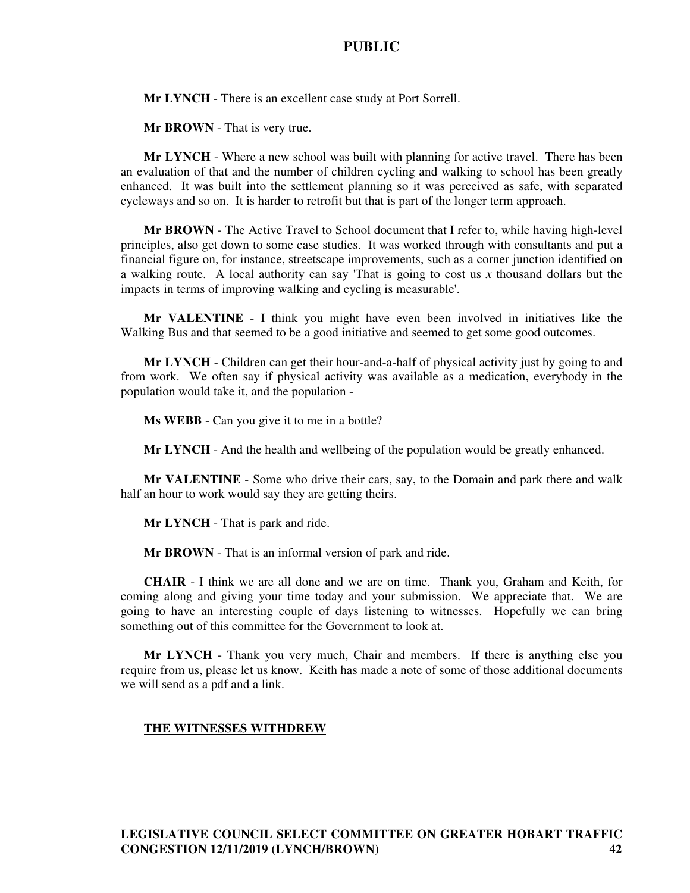**Mr LYNCH** - There is an excellent case study at Port Sorrell.

**Mr BROWN** - That is very true.

**Mr LYNCH** - Where a new school was built with planning for active travel. There has been an evaluation of that and the number of children cycling and walking to school has been greatly enhanced. It was built into the settlement planning so it was perceived as safe, with separated cycleways and so on. It is harder to retrofit but that is part of the longer term approach.

**Mr BROWN** - The Active Travel to School document that I refer to, while having high-level principles, also get down to some case studies. It was worked through with consultants and put a financial figure on, for instance, streetscape improvements, such as a corner junction identified on a walking route. A local authority can say 'That is going to cost us *x* thousand dollars but the impacts in terms of improving walking and cycling is measurable'.

**Mr VALENTINE** - I think you might have even been involved in initiatives like the Walking Bus and that seemed to be a good initiative and seemed to get some good outcomes.

**Mr LYNCH** - Children can get their hour-and-a-half of physical activity just by going to and from work. We often say if physical activity was available as a medication, everybody in the population would take it, and the population -

**Ms WEBB** - Can you give it to me in a bottle?

**Mr LYNCH** - And the health and wellbeing of the population would be greatly enhanced.

**Mr VALENTINE** - Some who drive their cars, say, to the Domain and park there and walk half an hour to work would say they are getting theirs.

**Mr LYNCH** - That is park and ride.

**Mr BROWN** - That is an informal version of park and ride.

**CHAIR** - I think we are all done and we are on time. Thank you, Graham and Keith, for coming along and giving your time today and your submission. We appreciate that. We are going to have an interesting couple of days listening to witnesses. Hopefully we can bring something out of this committee for the Government to look at.

**Mr LYNCH** - Thank you very much, Chair and members. If there is anything else you require from us, please let us know. Keith has made a note of some of those additional documents we will send as a pdf and a link.

**<u>THE WITNESSES WITHDREW</u>**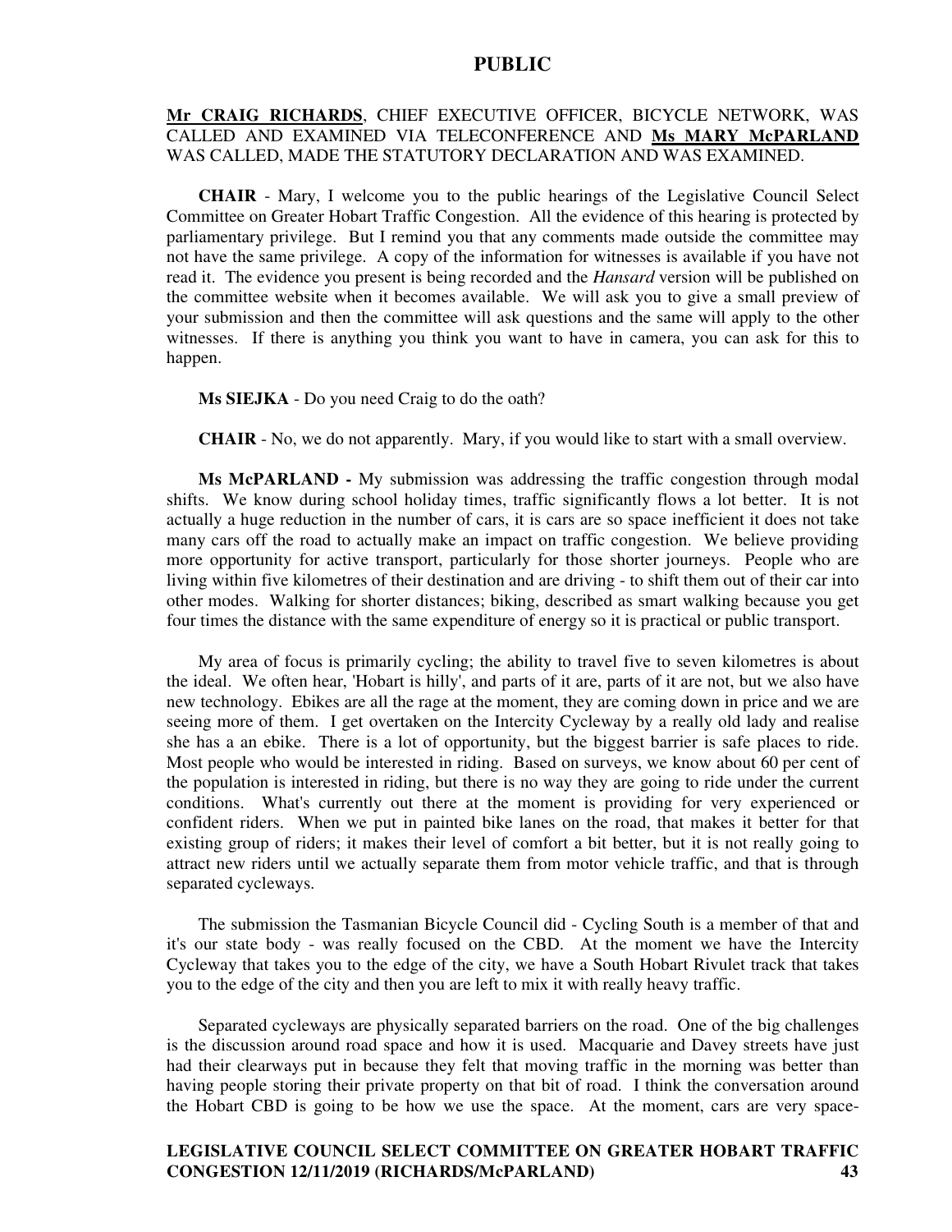**Mr CRAIG RICHARDS**, CHIEF EXECUTIVE OFFICER, BICYCLE NETWORK, WAS CALLED AND EXAMINED VIA TELECONFERENCE AND **Ms MARY McPARLAND** WAS CALLED, MADE THE STATUTORY DECLARATION AND WAS EXAMINED.

**CHAIR** - Mary, I welcome you to the public hearings of the Legislative Council Select Committee on Greater Hobart Traffic Congestion. All the evidence of this hearing is protected by parliamentary privilege. But I remind you that any comments made outside the committee may not have the same privilege. A copy of the information for witnesses is available if you have not read it. The evidence you present is being recorded and the *Hansard* version will be published on the committee website when it becomes available. We will ask you to give a small preview of your submission and then the committee will ask questions and the same will apply to the other witnesses. If there is anything you think you want to have in camera, you can ask for this to happen.

**Ms SIEJKA** - Do you need Craig to do the oath?

**CHAIR** - No, we do not apparently. Mary, if you would like to start with a small overview.

**Ms McPARLAND -** My submission was addressing the traffic congestion through modal shifts. We know during school holiday times, traffic significantly flows a lot better. It is not actually a huge reduction in the number of cars, it is cars are so space inefficient it does not take many cars off the road to actually make an impact on traffic congestion. We believe providing more opportunity for active transport, particularly for those shorter journeys. People who are living within five kilometres of their destination and are driving - to shift them out of their car into other modes. Walking for shorter distances; biking, described as smart walking because you get four times the distance with the same expenditure of energy so it is practical or public transport.

My area of focus is primarily cycling; the ability to travel five to seven kilometres is about the ideal. We often hear, 'Hobart is hilly', and parts of it are, parts of it are not, but we also have new technology. Ebikes are all the rage at the moment, they are coming down in price and we are seeing more of them. I get overtaken on the Intercity Cycleway by a really old lady and realise she has a an ebike. There is a lot of opportunity, but the biggest barrier is safe places to ride. Most people who would be interested in riding. Based on surveys, we know about 60 per cent of the population is interested in riding, but there is no way they are going to ride under the current conditions. What's currently out there at the moment is providing for very experienced or confident riders. When we put in painted bike lanes on the road, that makes it better for that existing group of riders; it makes their level of comfort a bit better, but it is not really going to attract new riders until we actually separate them from motor vehicle traffic, and that is through separated cycleways.

The submission the Tasmanian Bicycle Council did - Cycling South is a member of that and it's our state body - was really focused on the CBD. At the moment we have the Intercity Cycleway that takes you to the edge of the city, we have a South Hobart Rivulet track that takes you to the edge of the city and then you are left to mix it with really heavy traffic.

Separated cycleways are physically separated barriers on the road. One of the big challenges is the discussion around road space and how it is used. Macquarie and Davey streets have just had their clearways put in because they felt that moving traffic in the morning was better than having people storing their private property on that bit of road. I think the conversation around the Hobart CBD is going to be how we use the space. At the moment, cars are very space-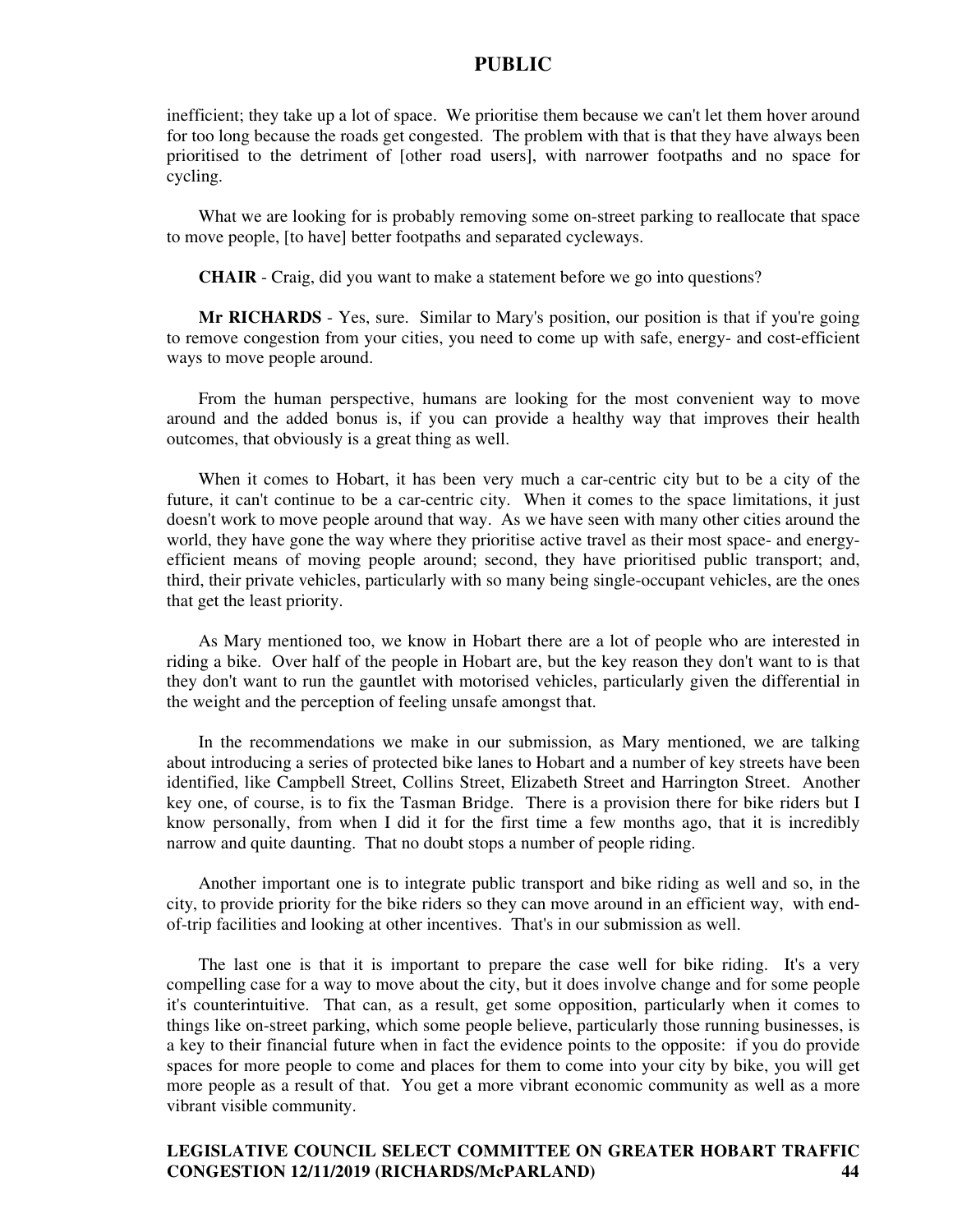inefficient; they take up a lot of space. We prioritise them because we can't let them hover around for too long because the roads get congested. The problem with that is that they have always been prioritised to the detriment of [other road users], with narrower footpaths and no space for cycling.

What we are looking for is probably removing some on-street parking to reallocate that space to move people, [to have] better footpaths and separated cycleways.

**CHAIR** - Craig, did you want to make a statement before we go into questions?

**Mr RICHARDS** - Yes, sure. Similar to Mary's position, our position is that if you're going to remove congestion from your cities, you need to come up with safe, energy- and cost-efficient ways to move people around.

From the human perspective, humans are looking for the most convenient way to move around and the added bonus is, if you can provide a healthy way that improves their health outcomes, that obviously is a great thing as well.

When it comes to Hobart, it has been very much a car-centric city but to be a city of the future, it can't continue to be a car-centric city. When it comes to the space limitations, it just doesn't work to move people around that way. As we have seen with many other cities around the world, they have gone the way where they prioritise active travel as their most space- and energy-efficient means of moving people around; second, they have prioritised public transport; and, third, their private vehicles, particularly with so many being single-occupant vehicles, are the ones that get the least priority.

As Mary mentioned too, we know in Hobart there are a lot of people who are interested in riding a bike. Over half of the people in Hobart are, but the key reason they don't want to is that they don't want to run the gauntlet with motorised vehicles, particularly given the differential in the weight and the perception of feeling unsafe amongst that.

In the recommendations we make in our submission, as Mary mentioned, we are talking about introducing a series of protected bike lanes to Hobart and a number of key streets have been identified, like Campbell Street, Collins Street, Elizabeth Street and Harrington Street. Another key one, of course, is to fix the Tasman Bridge. There is a provision there for bike riders but I know personally, from when I did it for the first time a few months ago, that it is incredibly narrow and quite daunting. That no doubt stops a number of people riding.

Another important one is to integrate public transport and bike riding as well and so, in the city, to provide priority for the bike riders so they can move around in an efficient way, with end-of-trip facilities and looking at other incentives. That's in our submission as well.

The last one is that it is important to prepare the case well for bike riding. It's a very compelling case for a way to move about the city, but it does involve change and for some people it's counterintuitive. That can, as a result, get some opposition, particularly when it comes to things like on-street parking, which some people believe, particularly those running businesses, is a key to their financial future when in fact the evidence points to the opposite: if you do provide spaces for more people to come and places for them to come into your city by bike, you will get more people as a result of that. You get a more vibrant economic community as well as a more vibrant visible community.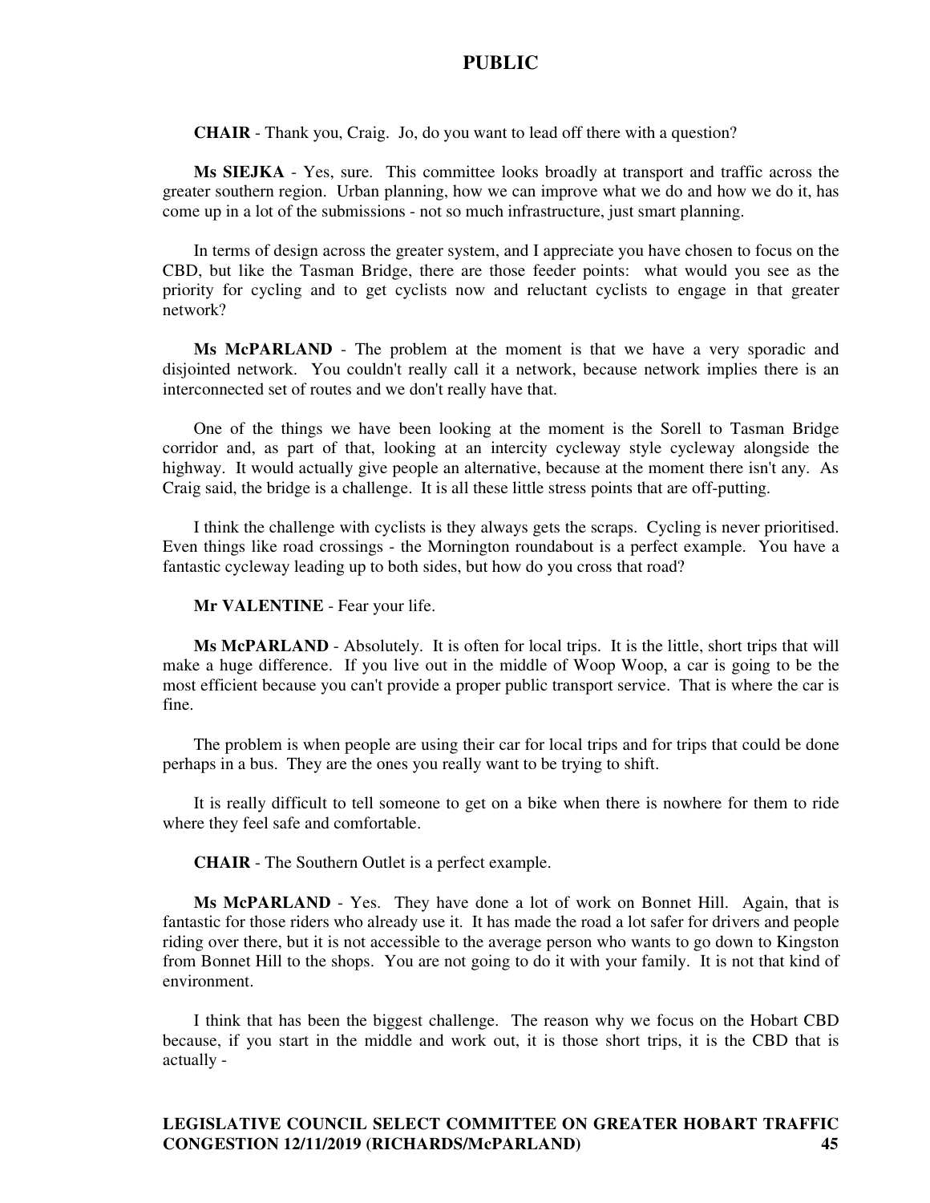**CHAIR** - Thank you, Craig. Jo, do you want to lead off there with a question?

**Ms SIEJKA** - Yes, sure. This committee looks broadly at transport and traffic across the greater southern region. Urban planning, how we can improve what we do and how we do it, has come up in a lot of the submissions - not so much infrastructure, just smart planning.

In terms of design across the greater system, and I appreciate you have chosen to focus on the CBD, but like the Tasman Bridge, there are those feeder points: what would you see as the priority for cycling and to get cyclists now and reluctant cyclists to engage in that greater network?

**Ms McPARLAND** - The problem at the moment is that we have a very sporadic and disjointed network. You couldn't really call it a network, because network implies there is an interconnected set of routes and we don't really have that.

One of the things we have been looking at the moment is the Sorell to Tasman Bridge corridor and, as part of that, looking at an intercity cycleway style cycleway alongside the highway. It would actually give people an alternative, because at the moment there isn't any. As Craig said, the bridge is a challenge. It is all these little stress points that are off-putting.

I think the challenge with cyclists is they always gets the scraps. Cycling is never prioritised. Even things like road crossings - the Mornington roundabout is a perfect example. You have a fantastic cycleway leading up to both sides, but how do you cross that road?

**Mr VALENTINE** - Fear your life.

**Ms McPARLAND** - Absolutely. It is often for local trips. It is the little, short trips that will make a huge difference. If you live out in the middle of Woop Woop, a car is going to be the most efficient because you can't provide a proper public transport service. That is where the car is fine.

The problem is when people are using their car for local trips and for trips that could be done perhaps in a bus. They are the ones you really want to be trying to shift.

It is really difficult to tell someone to get on a bike when there is nowhere for them to ride where they feel safe and comfortable.

**CHAIR** - The Southern Outlet is a perfect example.

**Ms McPARLAND** - Yes. They have done a lot of work on Bonnet Hill. Again, that is fantastic for those riders who already use it. It has made the road a lot safer for drivers and people riding over there, but it is not accessible to the average person who wants to go down to Kingston from Bonnet Hill to the shops. You are not going to do it with your family. It is not that kind of environment.

I think that has been the biggest challenge. The reason why we focus on the Hobart CBD because, if you start in the middle and work out, it is those short trips, it is the CBD that is actually -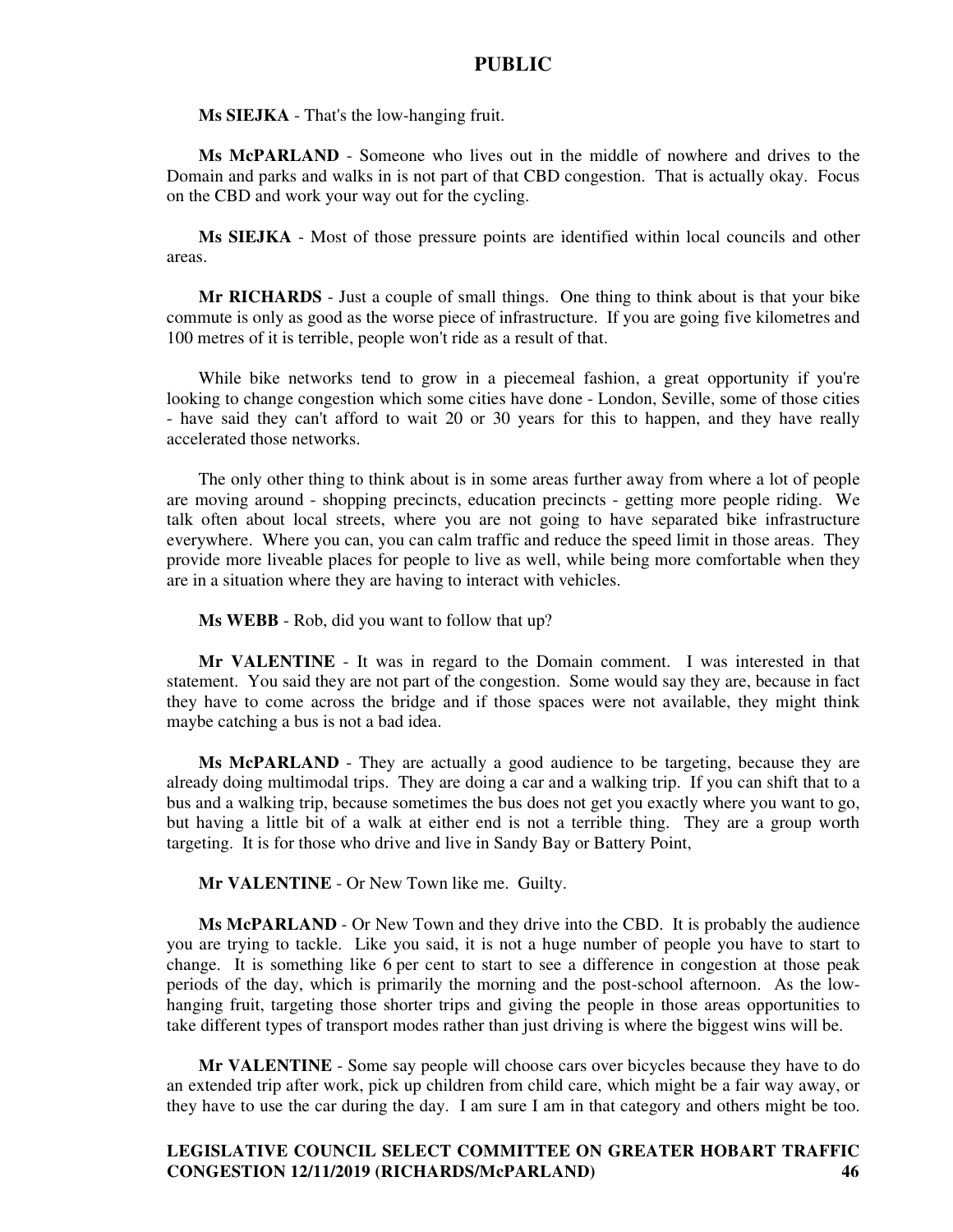**Ms SIEJKA** - That's the low-hanging fruit.

**Ms McPARLAND** - Someone who lives out in the middle of nowhere and drives to the Domain and parks and walks in is not part of that CBD congestion. That is actually okay. Focus on the CBD and work your way out for the cycling.

**Ms SIEJKA** - Most of those pressure points are identified within local councils and other areas.

**Mr RICHARDS** - Just a couple of small things. One thing to think about is that your bike commute is only as good as the worse piece of infrastructure. If you are going five kilometres and 100 metres of it is terrible, people won't ride as a result of that.

While bike networks tend to grow in a piecemeal fashion, a great opportunity if you're looking to change congestion which some cities have done - London, Seville, some of those cities - have said they can't afford to wait 20 or 30 years for this to happen, and they have really accelerated those networks.

The only other thing to think about is in some areas further away from where a lot of people are moving around - shopping precincts, education precincts - getting more people riding. We talk often about local streets, where you are not going to have separated bike infrastructure everywhere. Where you can, you can calm traffic and reduce the speed limit in those areas. They provide more liveable places for people to live as well, while being more comfortable when they are in a situation where they are having to interact with vehicles.

**Ms WEBB** - Rob, did you want to follow that up?

**Mr VALENTINE** - It was in regard to the Domain comment. I was interested in that statement. You said they are not part of the congestion. Some would say they are, because in fact they have to come across the bridge and if those spaces were not available, they might think maybe catching a bus is not a bad idea.

**Ms McPARLAND** - They are actually a good audience to be targeting, because they are already doing multimodal trips. They are doing a car and a walking trip. If you can shift that to a bus and a walking trip, because sometimes the bus does not get you exactly where you want to go, but having a little bit of a walk at either end is not a terrible thing. They are a group worth targeting. It is for those who drive and live in Sandy Bay or Battery Point,

**Mr VALENTINE** - Or New Town like me. Guilty.

**Ms McPARLAND** - Or New Town and they drive into the CBD. It is probably the audience you are trying to tackle. Like you said, it is not a huge number of people you have to start to change. It is something like 6 per cent to start to see a difference in congestion at those peak periods of the day, which is primarily the morning and the post-school afternoon. As the low-hanging fruit, targeting those shorter trips and giving the people in those areas opportunities to take different types of transport modes rather than just driving is where the biggest wins will be.

**Mr VALENTINE** - Some say people will choose cars over bicycles because they have to do an extended trip after work, pick up children from child care, which might be a fair way away, or they have to use the car during the day. I am sure I am in that category and others might be too.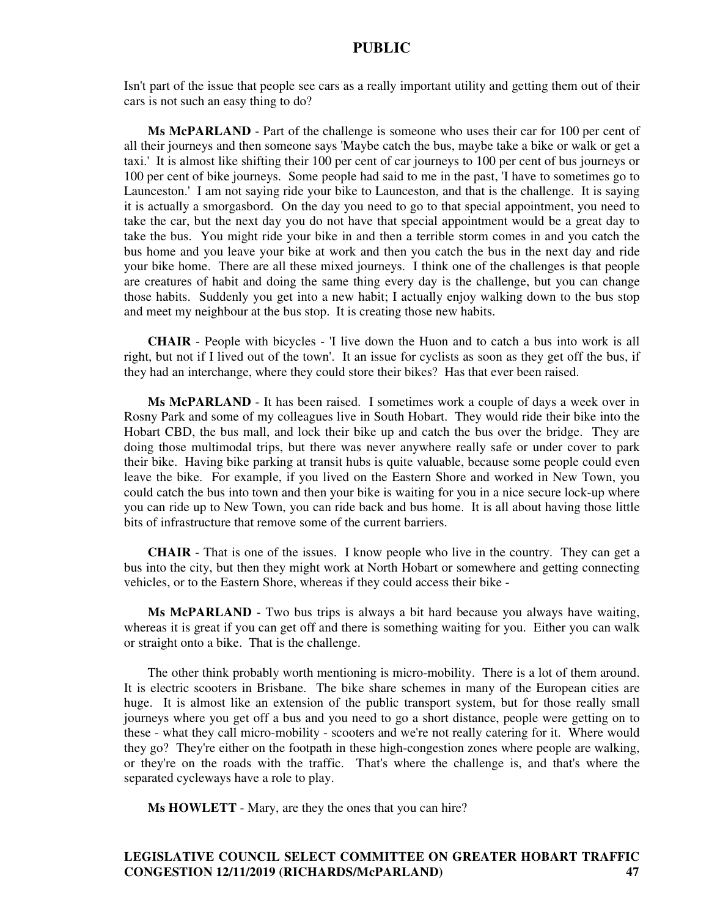Isn't part of the issue that people see cars as a really important utility and getting them out of their cars is not such an easy thing to do?

**Ms McPARLAND** - Part of the challenge is someone who uses their car for 100 per cent of all their journeys and then someone says 'Maybe catch the bus, maybe take a bike or walk or get a taxi.' It is almost like shifting their 100 per cent of car journeys to 100 per cent of bus journeys or 100 per cent of bike journeys. Some people had said to me in the past, 'I have to sometimes go to Launceston.' I am not saying ride your bike to Launceston, and that is the challenge. It is saying it is actually a smorgasbord. On the day you need to go to that special appointment, you need to take the car, but the next day you do not have that special appointment would be a great day to take the bus. You might ride your bike in and then a terrible storm comes in and you catch the bus home and you leave your bike at work and then you catch the bus in the next day and ride your bike home. There are all these mixed journeys. I think one of the challenges is that people are creatures of habit and doing the same thing every day is the challenge, but you can change those habits. Suddenly you get into a new habit; I actually enjoy walking down to the bus stop and meet my neighbour at the bus stop. It is creating those new habits.

**CHAIR** - People with bicycles - 'I live down the Huon and to catch a bus into work is all right, but not if I lived out of the town'. It an issue for cyclists as soon as they get off the bus, if they had an interchange, where they could store their bikes? Has that ever been raised.

**Ms McPARLAND** - It has been raised. I sometimes work a couple of days a week over in Rosny Park and some of my colleagues live in South Hobart. They would ride their bike into the Hobart CBD, the bus mall, and lock their bike up and catch the bus over the bridge. They are doing those multimodal trips, but there was never anywhere really safe or under cover to park their bike. Having bike parking at transit hubs is quite valuable, because some people could even leave the bike. For example, if you lived on the Eastern Shore and worked in New Town, you could catch the bus into town and then your bike is waiting for you in a nice secure lock-up where you can ride up to New Town, you can ride back and bus home. It is all about having those little bits of infrastructure that remove some of the current barriers.

**CHAIR** - That is one of the issues. I know people who live in the country. They can get a bus into the city, but then they might work at North Hobart or somewhere and getting connecting vehicles, or to the Eastern Shore, whereas if they could access their bike -

**Ms McPARLAND** - Two bus trips is always a bit hard because you always have waiting, whereas it is great if you can get off and there is something waiting for you. Either you can walk or straight onto a bike. That is the challenge.

The other think probably worth mentioning is micro-mobility. There is a lot of them around. It is electric scooters in Brisbane. The bike share schemes in many of the European cities are huge. It is almost like an extension of the public transport system, but for those really small journeys where you get off a bus and you need to go a short distance, people were getting on to these - what they call micro-mobility - scooters and we're not really catering for it. Where would they go? They're either on the footpath in these high-congestion zones where people are walking, or they're on the roads with the traffic. That's where the challenge is, and that's where the separated cycleways have a role to play.

**Ms HOWLETT** - Mary, are they the ones that you can hire?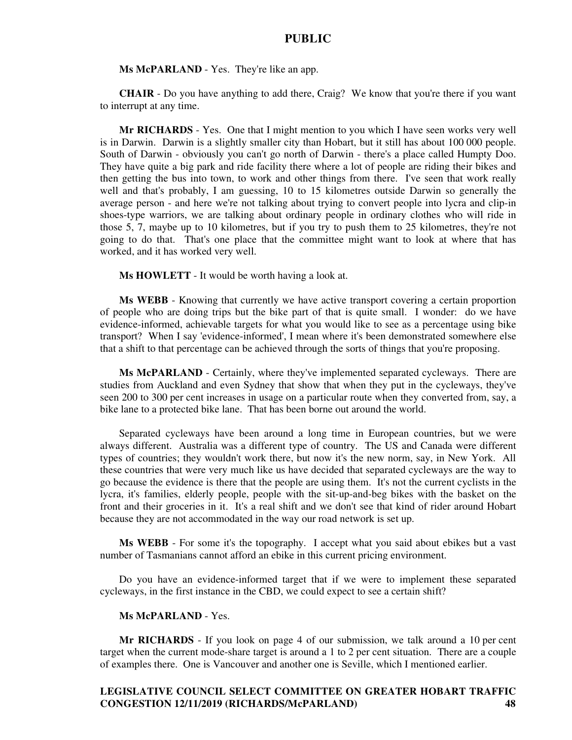**Ms McPARLAND** - Yes. They're like an app.

**CHAIR** - Do you have anything to add there, Craig? We know that you're there if you want to interrupt at any time.

**Mr RICHARDS** - Yes. One that I might mention to you which I have seen works very well is in Darwin. Darwin is a slightly smaller city than Hobart, but it still has about 100 000 people. South of Darwin - obviously you can't go north of Darwin - there's a place called Humpty Doo. They have quite a big park and ride facility there where a lot of people are riding their bikes and then getting the bus into town, to work and other things from there. I've seen that work really well and that's probably, I am guessing, 10 to 15 kilometres outside Darwin so generally the average person - and here we're not talking about trying to convert people into lycra and clip-in shoes-type warriors, we are talking about ordinary people in ordinary clothes who will ride in those 5, 7, maybe up to 10 kilometres, but if you try to push them to 25 kilometres, they're not going to do that. That's one place that the committee might want to look at where that has worked, and it has worked very well.

**Ms HOWLETT** - It would be worth having a look at.

**Ms WEBB** - Knowing that currently we have active transport covering a certain proportion of people who are doing trips but the bike part of that is quite small. I wonder: do we have evidence-informed, achievable targets for what you would like to see as a percentage using bike transport? When I say 'evidence-informed', I mean where it's been demonstrated somewhere else that a shift to that percentage can be achieved through the sorts of things that you're proposing.

**Ms McPARLAND** - Certainly, where they've implemented separated cycleways. There are studies from Auckland and even Sydney that show that when they put in the cycleways, they've seen 200 to 300 per cent increases in usage on a particular route when they converted from, say, a bike lane to a protected bike lane. That has been borne out around the world.

Separated cycleways have been around a long time in European countries, but we were always different. Australia was a different type of country. The US and Canada were different types of countries; they wouldn't work there, but now it's the new norm, say, in New York. All these countries that were very much like us have decided that separated cycleways are the way to go because the evidence is there that the people are using them. It's not the current cyclists in the lycra, it's families, elderly people, people with the sit-up-and-beg bikes with the basket on the front and their groceries in it. It's a real shift and we don't see that kind of rider around Hobart because they are not accommodated in the way our road network is set up.

**Ms WEBB** - For some it's the topography. I accept what you said about ebikes but a vast number of Tasmanians cannot afford an ebike in this current pricing environment.

Do you have an evidence-informed target that if we were to implement these separated cycleways, in the first instance in the CBD, we could expect to see a certain shift?

**Ms McPARLAND** - Yes.

**Mr RICHARDS** - If you look on page 4 of our submission, we talk around a 10 per cent target when the current mode-share target is around a 1 to 2 per cent situation. There are a couple of examples there. One is Vancouver and another one is Seville, which I mentioned earlier.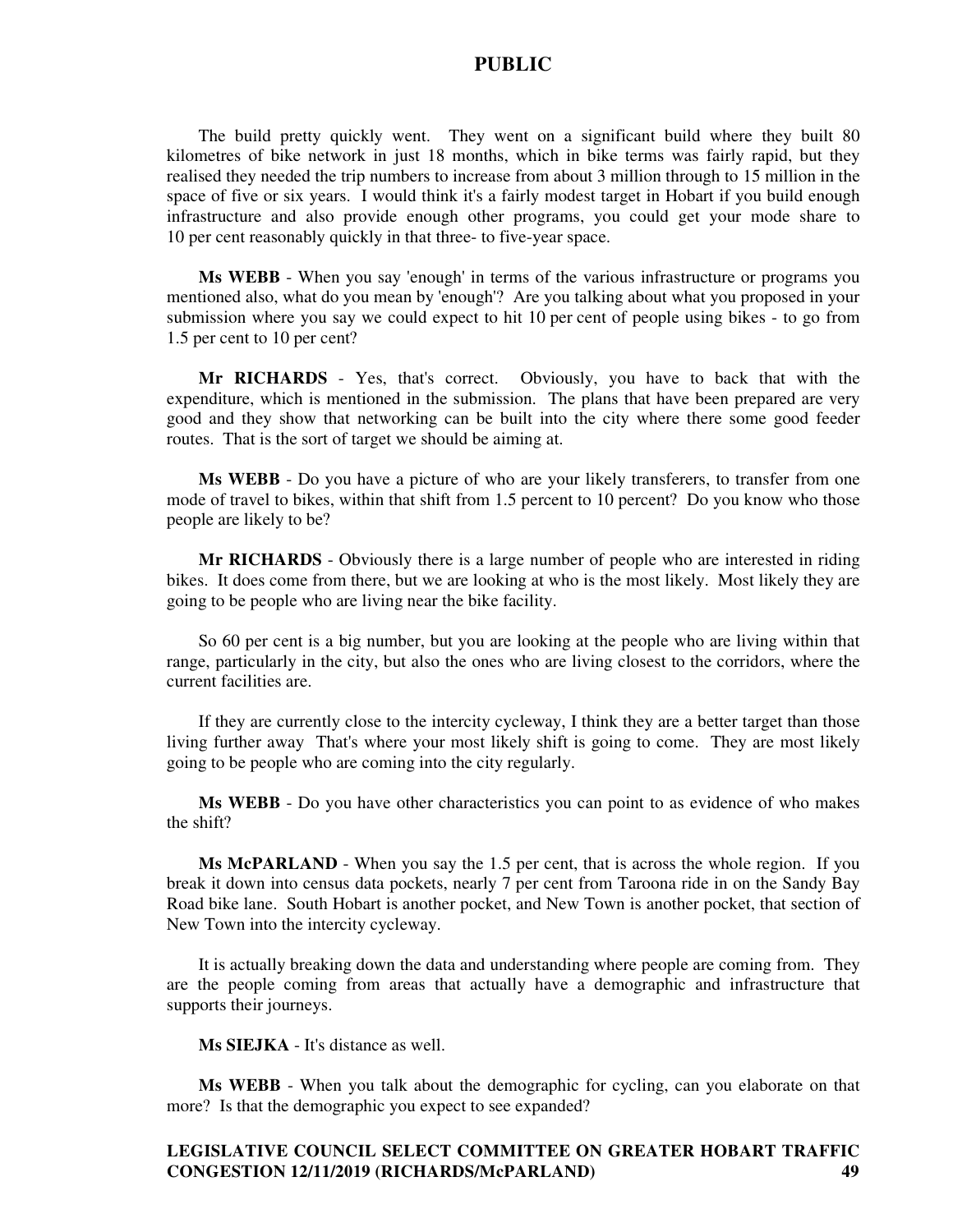The build pretty quickly went. They went on a significant build where they built 80 kilometres of bike network in just 18 months, which in bike terms was fairly rapid, but they realised they needed the trip numbers to increase from about 3 million through to 15 million in the space of five or six years. I would think it's a fairly modest target in Hobart if you build enough infrastructure and also provide enough other programs, you could get your mode share to 10 per cent reasonably quickly in that three- to five-year space.

**Ms WEBB** - When you say 'enough' in terms of the various infrastructure or programs you mentioned also, what do you mean by 'enough'? Are you talking about what you proposed in your submission where you say we could expect to hit 10 per cent of people using bikes - to go from 1.5 per cent to 10 per cent?

**Mr RICHARDS** - Yes, that's correct. Obviously, you have to back that with the expenditure, which is mentioned in the submission. The plans that have been prepared are very good and they show that networking can be built into the city where there some good feeder routes. That is the sort of target we should be aiming at.

**Ms WEBB** - Do you have a picture of who are your likely transferers, to transfer from one mode of travel to bikes, within that shift from 1.5 percent to 10 percent? Do you know who those people are likely to be?

**Mr RICHARDS** - Obviously there is a large number of people who are interested in riding bikes. It does come from there, but we are looking at who is the most likely. Most likely they are going to be people who are living near the bike facility.

So 60 per cent is a big number, but you are looking at the people who are living within that range, particularly in the city, but also the ones who are living closest to the corridors, where the current facilities are.

If they are currently close to the intercity cycleway, I think they are a better target than those living further away That's where your most likely shift is going to come. They are most likely going to be people who are coming into the city regularly.

**Ms WEBB** - Do you have other characteristics you can point to as evidence of who makes the shift?

**Ms McPARLAND** - When you say the 1.5 per cent, that is across the whole region. If you break it down into census data pockets, nearly 7 per cent from Taroona ride in on the Sandy Bay Road bike lane. South Hobart is another pocket, and New Town is another pocket, that section of New Town into the intercity cycleway.

It is actually breaking down the data and understanding where people are coming from. They are the people coming from areas that actually have a demographic and infrastructure that supports their journeys.

**Ms SIEJKA** - It's distance as well.

**Ms WEBB** - When you talk about the demographic for cycling, can you elaborate on that more? Is that the demographic you expect to see expanded?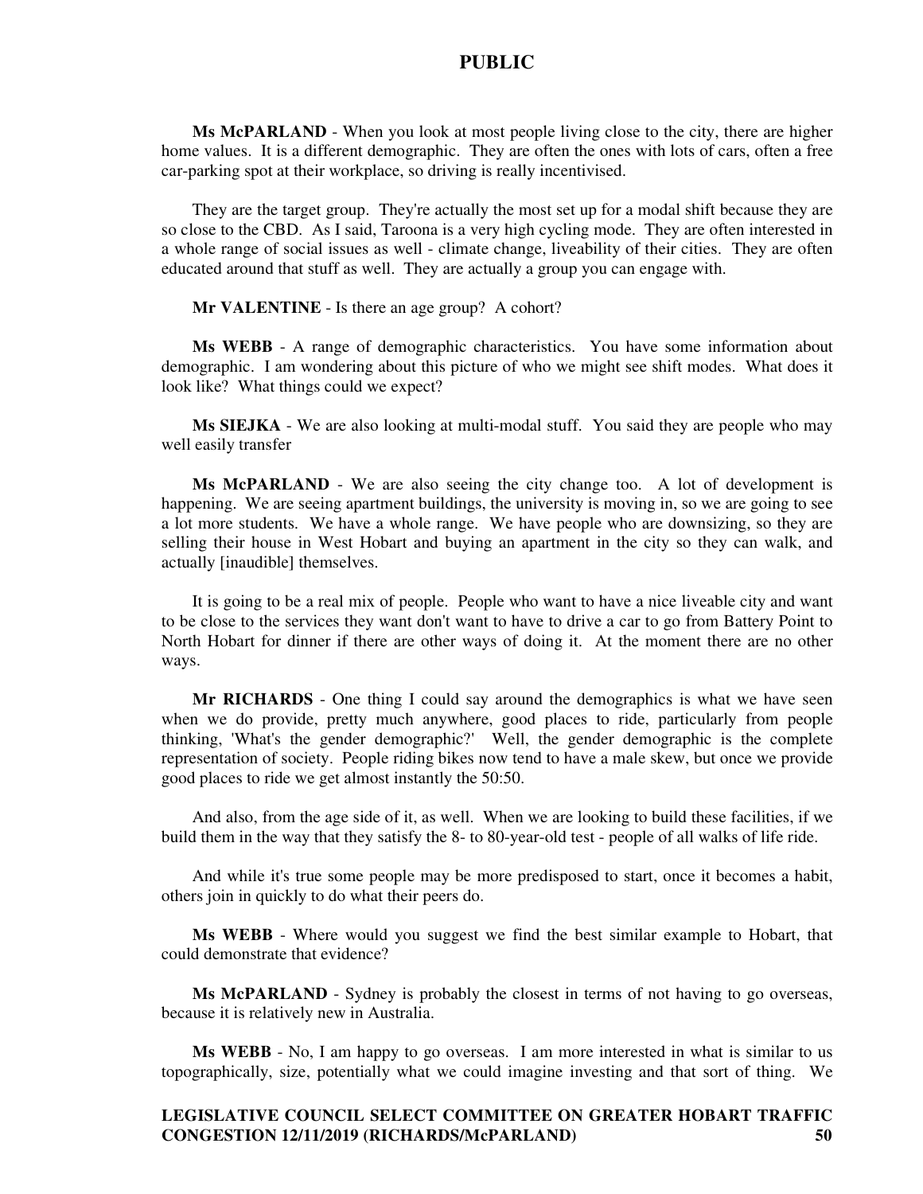**Ms McPARLAND** - When you look at most people living close to the city, there are higher home values. It is a different demographic. They are often the ones with lots of cars, often a free car-parking spot at their workplace, so driving is really incentivised.

They are the target group. They're actually the most set up for a modal shift because they are so close to the CBD. As I said, Taroona is a very high cycling mode. They are often interested in a whole range of social issues as well - climate change, liveability of their cities. They are often educated around that stuff as well. They are actually a group you can engage with.

**Mr VALENTINE** - Is there an age group? A cohort?

**Ms WEBB** - A range of demographic characteristics. You have some information about demographic. I am wondering about this picture of who we might see shift modes. What does it look like? What things could we expect?

**Ms SIEJKA** - We are also looking at multi-modal stuff. You said they are people who may well easily transfer

**Ms McPARLAND** - We are also seeing the city change too. A lot of development is happening. We are seeing apartment buildings, the university is moving in, so we are going to see a lot more students. We have a whole range. We have people who are downsizing, so they are selling their house in West Hobart and buying an apartment in the city so they can walk, and actually [inaudible] themselves.

It is going to be a real mix of people. People who want to have a nice liveable city and want to be close to the services they want don't want to have to drive a car to go from Battery Point to North Hobart for dinner if there are other ways of doing it. At the moment there are no other ways.

**Mr RICHARDS** - One thing I could say around the demographics is what we have seen when we do provide, pretty much anywhere, good places to ride, particularly from people thinking, 'What's the gender demographic?' Well, the gender demographic is the complete representation of society. People riding bikes now tend to have a male skew, but once we provide good places to ride we get almost instantly the 50:50.

And also, from the age side of it, as well. When we are looking to build these facilities, if we build them in the way that they satisfy the 8- to 80-year-old test - people of all walks of life ride.

And while it's true some people may be more predisposed to start, once it becomes a habit, others join in quickly to do what their peers do.

**Ms WEBB** - Where would you suggest we find the best similar example to Hobart, that could demonstrate that evidence?

**Ms McPARLAND** - Sydney is probably the closest in terms of not having to go overseas, because it is relatively new in Australia.

**Ms WEBB** - No, I am happy to go overseas. I am more interested in what is similar to us topographically, size, potentially what we could imagine investing and that sort of thing. We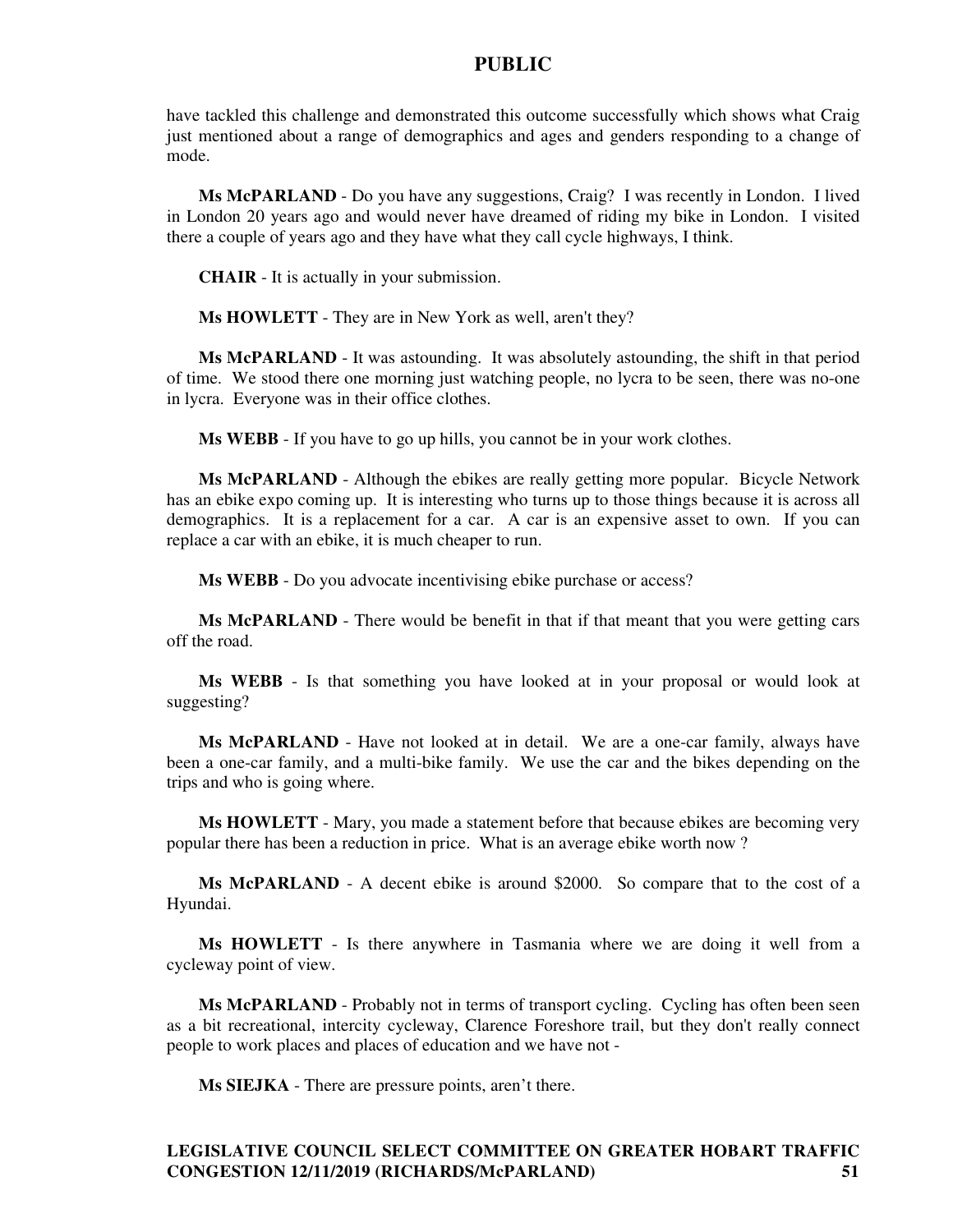have tackled this challenge and demonstrated this outcome successfully which shows what Craig just mentioned about a range of demographics and ages and genders responding to a change of mode.

**Ms McPARLAND** - Do you have any suggestions, Craig? I was recently in London. I lived in London 20 years ago and would never have dreamed of riding my bike in London. I visited there a couple of years ago and they have what they call cycle highways, I think.

**CHAIR** - It is actually in your submission.

**Ms HOWLETT** - They are in New York as well, aren't they?

**Ms McPARLAND** - It was astounding. It was absolutely astounding, the shift in that period of time. We stood there one morning just watching people, no lycra to be seen, there was no-one in lycra. Everyone was in their office clothes.

**Ms WEBB** - If you have to go up hills, you cannot be in your work clothes.

**Ms McPARLAND** - Although the ebikes are really getting more popular. Bicycle Network has an ebike expo coming up. It is interesting who turns up to those things because it is across all demographics. It is a replacement for a car. A car is an expensive asset to own. If you can replace a car with an ebike, it is much cheaper to run.

**Ms WEBB** - Do you advocate incentivising ebike purchase or access?

**Ms McPARLAND** - There would be benefit in that if that meant that you were getting cars off the road.

**Ms WEBB** - Is that something you have looked at in your proposal or would look at suggesting?

**Ms McPARLAND** - Have not looked at in detail. We are a one-car family, always have been a one-car family, and a multi-bike family. We use the car and the bikes depending on the trips and who is going where.

**Ms HOWLETT** - Mary, you made a statement before that because ebikes are becoming very popular there has been a reduction in price. What is an average ebike worth now ?

**Ms McPARLAND** - A decent ebike is around $2000. So compare that to the cost of a Hyundai.

**Ms HOWLETT** - Is there anywhere in Tasmania where we are doing it well from a cycleway point of view.

**Ms McPARLAND** - Probably not in terms of transport cycling. Cycling has often been seen as a bit recreational, intercity cycleway, Clarence Foreshore trail, but they don't really connect people to work places and places of education and we have not -

**Ms SIEJKA** - There are pressure points, aren't there.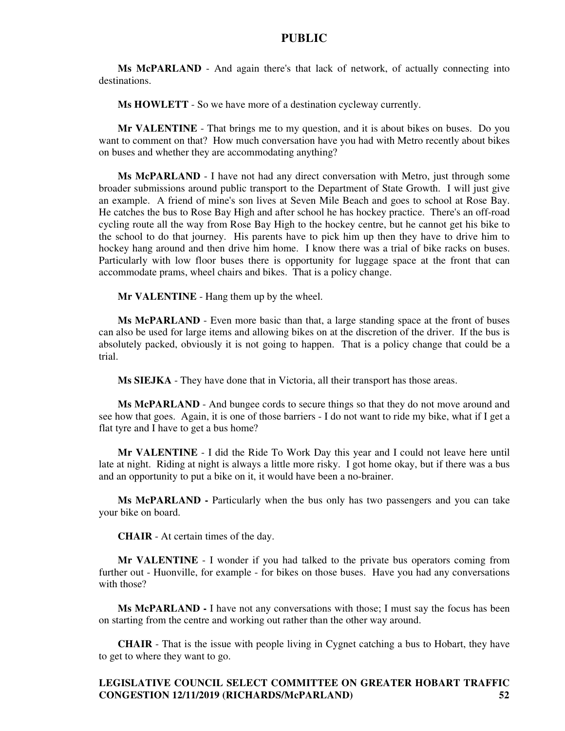**Ms McPARLAND** - And again there's that lack of network, of actually connecting into destinations.

**Ms HOWLETT** - So we have more of a destination cycleway currently.

**Mr VALENTINE** - That brings me to my question, and it is about bikes on buses. Do you want to comment on that? How much conversation have you had with Metro recently about bikes on buses and whether they are accommodating anything?

**Ms McPARLAND** - I have not had any direct conversation with Metro, just through some broader submissions around public transport to the Department of State Growth. I will just give an example. A friend of mine's son lives at Seven Mile Beach and goes to school at Rose Bay. He catches the bus to Rose Bay High and after school he has hockey practice. There's an off-road cycling route all the way from Rose Bay High to the hockey centre, but he cannot get his bike to the school to do that journey. His parents have to pick him up then they have to drive him to hockey hang around and then drive him home. I know there was a trial of bike racks on buses. Particularly with low floor buses there is opportunity for luggage space at the front that can accommodate prams, wheel chairs and bikes. That is a policy change.

**Mr VALENTINE** - Hang them up by the wheel.

**Ms McPARLAND** - Even more basic than that, a large standing space at the front of buses can also be used for large items and allowing bikes on at the discretion of the driver. If the bus is absolutely packed, obviously it is not going to happen. That is a policy change that could be a trial.

**Ms SIEJKA** - They have done that in Victoria, all their transport has those areas.

**Ms McPARLAND** - And bungee cords to secure things so that they do not move around and see how that goes. Again, it is one of those barriers - I do not want to ride my bike, what if I get a flat tyre and I have to get a bus home?

**Mr VALENTINE** - I did the Ride To Work Day this year and I could not leave here until late at night. Riding at night is always a little more risky. I got home okay, but if there was a bus and an opportunity to put a bike on it, it would have been a no-brainer.

**Ms McPARLAND -** Particularly when the bus only has two passengers and you can take your bike on board.

**CHAIR** - At certain times of the day.

**Mr VALENTINE** - I wonder if you had talked to the private bus operators coming from further out - Huonville, for example - for bikes on those buses. Have you had any conversations with those?

**Ms McPARLAND -** I have not any conversations with those; I must say the focus has been on starting from the centre and working out rather than the other way around.

**CHAIR** - That is the issue with people living in Cygnet catching a bus to Hobart, they have to get to where they want to go.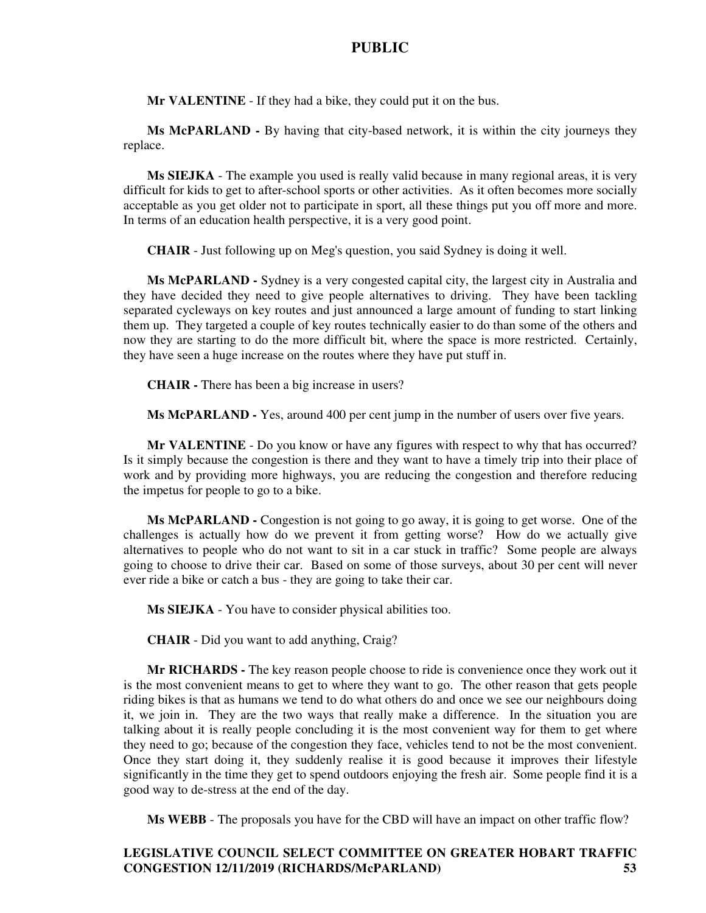**Mr VALENTINE** - If they had a bike, they could put it on the bus.

**Ms McPARLAND -** By having that city-based network, it is within the city journeys they replace.

**Ms SIEJKA** - The example you used is really valid because in many regional areas, it is very difficult for kids to get to after-school sports or other activities. As it often becomes more socially acceptable as you get older not to participate in sport, all these things put you off more and more. In terms of an education health perspective, it is a very good point.

**CHAIR** - Just following up on Meg's question, you said Sydney is doing it well.

**Ms McPARLAND -** Sydney is a very congested capital city, the largest city in Australia and they have decided they need to give people alternatives to driving. They have been tackling separated cycleways on key routes and just announced a large amount of funding to start linking them up. They targeted a couple of key routes technically easier to do than some of the others and now they are starting to do the more difficult bit, where the space is more restricted. Certainly, they have seen a huge increase on the routes where they have put stuff in.

**CHAIR -** There has been a big increase in users?

**Ms McPARLAND -** Yes, around 400 per cent jump in the number of users over five years.

**Mr VALENTINE** - Do you know or have any figures with respect to why that has occurred? Is it simply because the congestion is there and they want to have a timely trip into their place of work and by providing more highways, you are reducing the congestion and therefore reducing the impetus for people to go to a bike.

**Ms McPARLAND -** Congestion is not going to go away, it is going to get worse. One of the challenges is actually how do we prevent it from getting worse? How do we actually give alternatives to people who do not want to sit in a car stuck in traffic? Some people are always going to choose to drive their car. Based on some of those surveys, about 30 per cent will never ever ride a bike or catch a bus - they are going to take their car.

**Ms SIEJKA** - You have to consider physical abilities too.

**CHAIR** - Did you want to add anything, Craig?

**Mr RICHARDS -** The key reason people choose to ride is convenience once they work out it is the most convenient means to get to where they want to go. The other reason that gets people riding bikes is that as humans we tend to do what others do and once we see our neighbours doing it, we join in. They are the two ways that really make a difference. In the situation you are talking about it is really people concluding it is the most convenient way for them to get where they need to go; because of the congestion they face, vehicles tend to not be the most convenient. Once they start doing it, they suddenly realise it is good because it improves their lifestyle significantly in the time they get to spend outdoors enjoying the fresh air. Some people find it is a good way to de-stress at the end of the day.

**Ms WEBB** - The proposals you have for the CBD will have an impact on other traffic flow?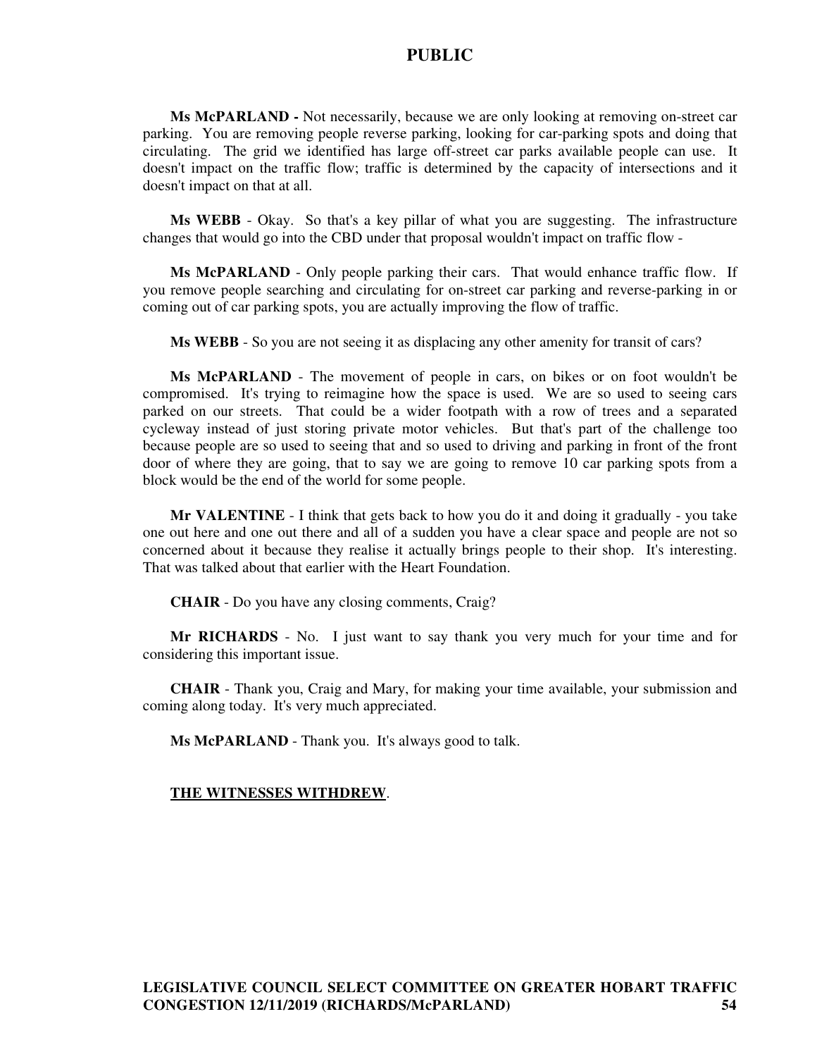**Ms McPARLAND -** Not necessarily, because we are only looking at removing on-street car parking. You are removing people reverse parking, looking for car-parking spots and doing that circulating. The grid we identified has large off-street car parks available people can use. It doesn't impact on the traffic flow; traffic is determined by the capacity of intersections and it doesn't impact on that at all.

**Ms WEBB** - Okay. So that's a key pillar of what you are suggesting. The infrastructure changes that would go into the CBD under that proposal wouldn't impact on traffic flow -

**Ms McPARLAND** - Only people parking their cars. That would enhance traffic flow. If you remove people searching and circulating for on-street car parking and reverse-parking in or coming out of car parking spots, you are actually improving the flow of traffic.

**Ms WEBB** - So you are not seeing it as displacing any other amenity for transit of cars?

**Ms McPARLAND** - The movement of people in cars, on bikes or on foot wouldn't be compromised. It's trying to reimagine how the space is used. We are so used to seeing cars parked on our streets. That could be a wider footpath with a row of trees and a separated cycleway instead of just storing private motor vehicles. But that's part of the challenge too because people are so used to seeing that and so used to driving and parking in front of the front door of where they are going, that to say we are going to remove 10 car parking spots from a block would be the end of the world for some people.

**Mr VALENTINE** - I think that gets back to how you do it and doing it gradually - you take one out here and one out there and all of a sudden you have a clear space and people are not so concerned about it because they realise it actually brings people to their shop. It's interesting. That was talked about that earlier with the Heart Foundation.

**CHAIR** - Do you have any closing comments, Craig?

**Mr RICHARDS** - No. I just want to say thank you very much for your time and for considering this important issue.

**CHAIR** - Thank you, Craig and Mary, for making your time available, your submission and coming along today. It's very much appreciated.

**Ms McPARLAND** - Thank you. It's always good to talk.

**THE WITNESSES WITHDREW**.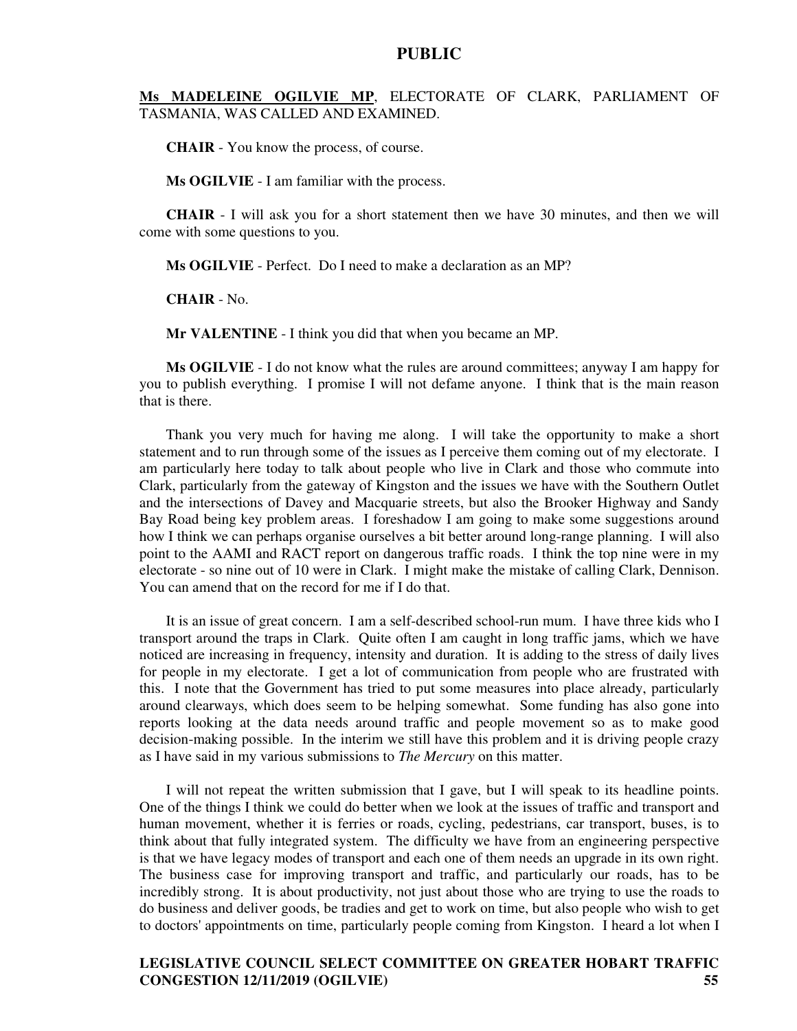**Ms MADELEINE OGILVIE MP**, ELECTORATE OF CLARK, PARLIAMENT OF TASMANIA, WAS CALLED AND EXAMINED.

**CHAIR** - You know the process, of course.

**Ms OGILVIE** - I am familiar with the process.

**CHAIR** - I will ask you for a short statement then we have 30 minutes, and then we will come with some questions to you.

**Ms OGILVIE** - Perfect. Do I need to make a declaration as an MP?

**CHAIR** - No.

**Mr VALENTINE** - I think you did that when you became an MP.

**Ms OGILVIE** - I do not know what the rules are around committees; anyway I am happy for you to publish everything. I promise I will not defame anyone. I think that is the main reason that is there.

Thank you very much for having me along. I will take the opportunity to make a short statement and to run through some of the issues as I perceive them coming out of my electorate. I am particularly here today to talk about people who live in Clark and those who commute into Clark, particularly from the gateway of Kingston and the issues we have with the Southern Outlet and the intersections of Davey and Macquarie streets, but also the Brooker Highway and Sandy Bay Road being key problem areas. I foreshadow I am going to make some suggestions around how I think we can perhaps organise ourselves a bit better around long-range planning. I will also point to the AAMI and RACT report on dangerous traffic roads. I think the top nine were in my electorate - so nine out of 10 were in Clark. I might make the mistake of calling Clark, Dennison. You can amend that on the record for me if I do that.

It is an issue of great concern. I am a self-described school-run mum. I have three kids who I transport around the traps in Clark. Quite often I am caught in long traffic jams, which we have noticed are increasing in frequency, intensity and duration. It is adding to the stress of daily lives for people in my electorate. I get a lot of communication from people who are frustrated with this. I note that the Government has tried to put some measures into place already, particularly around clearways, which does seem to be helping somewhat. Some funding has also gone into reports looking at the data needs around traffic and people movement so as to make good decision-making possible. In the interim we still have this problem and it is driving people crazy as I have said in my various submissions to *The Mercury* on this matter.

I will not repeat the written submission that I gave, but I will speak to its headline points. One of the things I think we could do better when we look at the issues of traffic and transport and human movement, whether it is ferries or roads, cycling, pedestrians, car transport, buses, is to think about that fully integrated system. The difficulty we have from an engineering perspective is that we have legacy modes of transport and each one of them needs an upgrade in its own right. The business case for improving transport and traffic, and particularly our roads, has to be incredibly strong. It is about productivity, not just about those who are trying to use the roads to do business and deliver goods, be tradies and get to work on time, but also people who wish to get to doctors' appointments on time, particularly people coming from Kingston. I heard a lot when I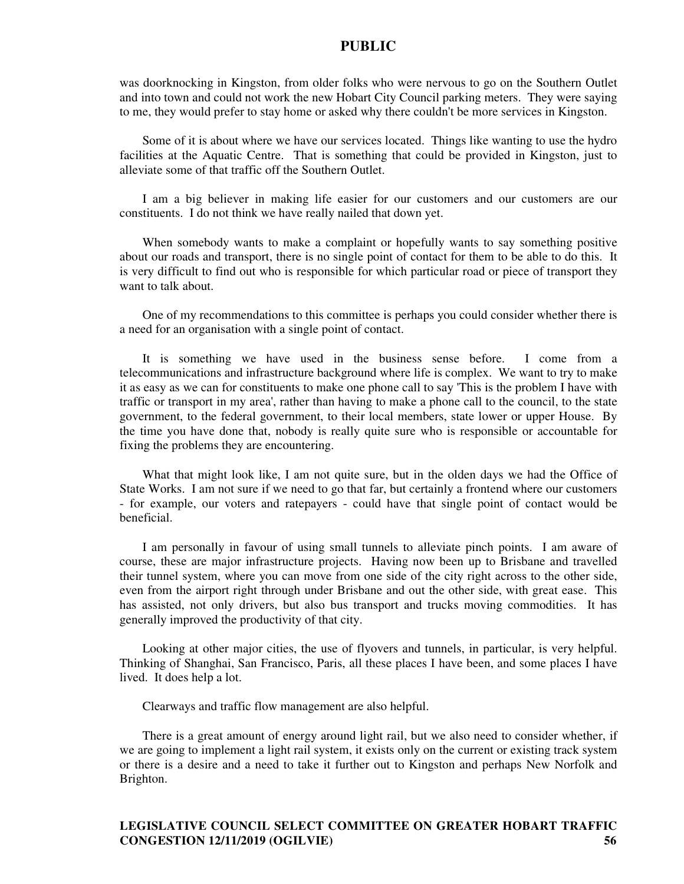was doorknocking in Kingston, from older folks who were nervous to go on the Southern Outlet and into town and could not work the new Hobart City Council parking meters. They were saying to me, they would prefer to stay home or asked why there couldn't be more services in Kingston.

Some of it is about where we have our services located. Things like wanting to use the hydro facilities at the Aquatic Centre. That is something that could be provided in Kingston, just to alleviate some of that traffic off the Southern Outlet.

I am a big believer in making life easier for our customers and our customers are our constituents. I do not think we have really nailed that down yet.

When somebody wants to make a complaint or hopefully wants to say something positive about our roads and transport, there is no single point of contact for them to be able to do this. It is very difficult to find out who is responsible for which particular road or piece of transport they want to talk about.

One of my recommendations to this committee is perhaps you could consider whether there is a need for an organisation with a single point of contact.

It is something we have used in the business sense before. I come from a telecommunications and infrastructure background where life is complex. We want to try to make it as easy as we can for constituents to make one phone call to say 'This is the problem I have with traffic or transport in my area', rather than having to make a phone call to the council, to the state government, to the federal government, to their local members, state lower or upper House. By the time you have done that, nobody is really quite sure who is responsible or accountable for fixing the problems they are encountering.

What that might look like, I am not quite sure, but in the olden days we had the Office of State Works. I am not sure if we need to go that far, but certainly a frontend where our customers - for example, our voters and ratepayers - could have that single point of contact would be beneficial.

I am personally in favour of using small tunnels to alleviate pinch points. I am aware of course, these are major infrastructure projects. Having now been up to Brisbane and travelled their tunnel system, where you can move from one side of the city right across to the other side, even from the airport right through under Brisbane and out the other side, with great ease. This has assisted, not only drivers, but also bus transport and trucks moving commodities. It has generally improved the productivity of that city.

Looking at other major cities, the use of flyovers and tunnels, in particular, is very helpful. Thinking of Shanghai, San Francisco, Paris, all these places I have been, and some places I have lived. It does help a lot.

Clearways and traffic flow management are also helpful.

There is a great amount of energy around light rail, but we also need to consider whether, if we are going to implement a light rail system, it exists only on the current or existing track system or there is a desire and a need to take it further out to Kingston and perhaps New Norfolk and Brighton.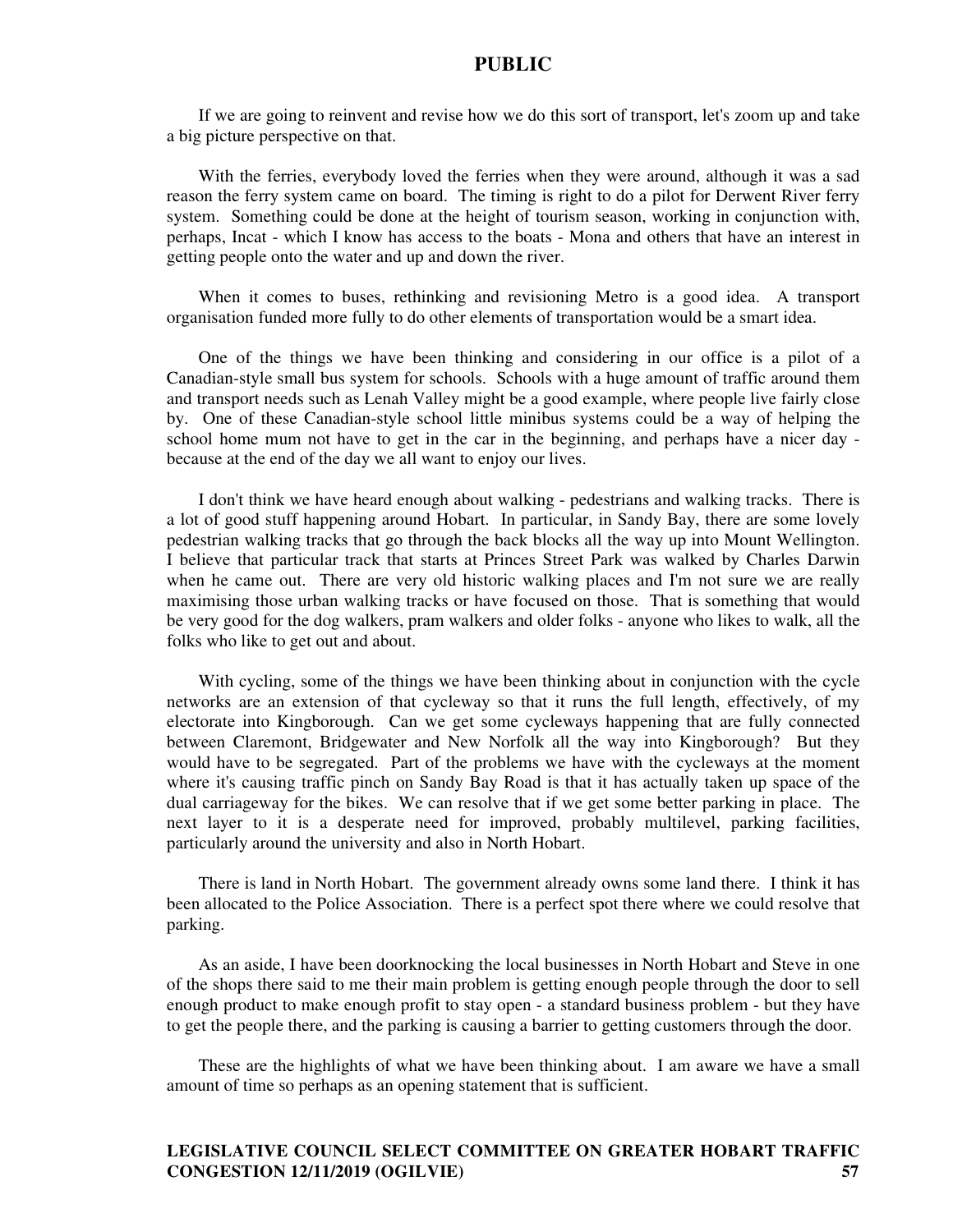If we are going to reinvent and revise how we do this sort of transport, let's zoom up and take a big picture perspective on that.

With the ferries, everybody loved the ferries when they were around, although it was a sad reason the ferry system came on board. The timing is right to do a pilot for Derwent River ferry system. Something could be done at the height of tourism season, working in conjunction with, perhaps, Incat - which I know has access to the boats - Mona and others that have an interest in getting people onto the water and up and down the river.

When it comes to buses, rethinking and revisioning Metro is a good idea. A transport organisation funded more fully to do other elements of transportation would be a smart idea.

One of the things we have been thinking and considering in our office is a pilot of a Canadian-style small bus system for schools. Schools with a huge amount of traffic around them and transport needs such as Lenah Valley might be a good example, where people live fairly close by. One of these Canadian-style school little minibus systems could be a way of helping the school home mum not have to get in the car in the beginning, and perhaps have a nicer day - because at the end of the day we all want to enjoy our lives.

I don't think we have heard enough about walking - pedestrians and walking tracks. There is a lot of good stuff happening around Hobart. In particular, in Sandy Bay, there are some lovely pedestrian walking tracks that go through the back blocks all the way up into Mount Wellington. I believe that particular track that starts at Princes Street Park was walked by Charles Darwin when he came out. There are very old historic walking places and I'm not sure we are really maximising those urban walking tracks or have focused on those. That is something that would be very good for the dog walkers, pram walkers and older folks - anyone who likes to walk, all the folks who like to get out and about.

With cycling, some of the things we have been thinking about in conjunction with the cycle networks are an extension of that cycleway so that it runs the full length, effectively, of my electorate into Kingborough. Can we get some cycleways happening that are fully connected between Claremont, Bridgewater and New Norfolk all the way into Kingborough? But they would have to be segregated. Part of the problems we have with the cycleways at the moment where it's causing traffic pinch on Sandy Bay Road is that it has actually taken up space of the dual carriageway for the bikes. We can resolve that if we get some better parking in place. The next layer to it is a desperate need for improved, probably multilevel, parking facilities, particularly around the university and also in North Hobart.

There is land in North Hobart. The government already owns some land there. I think it has been allocated to the Police Association. There is a perfect spot there where we could resolve that parking.

As an aside, I have been doorknocking the local businesses in North Hobart and Steve in one of the shops there said to me their main problem is getting enough people through the door to sell enough product to make enough profit to stay open - a standard business problem - but they have to get the people there, and the parking is causing a barrier to getting customers through the door.

These are the highlights of what we have been thinking about. I am aware we have a small amount of time so perhaps as an opening statement that is sufficient.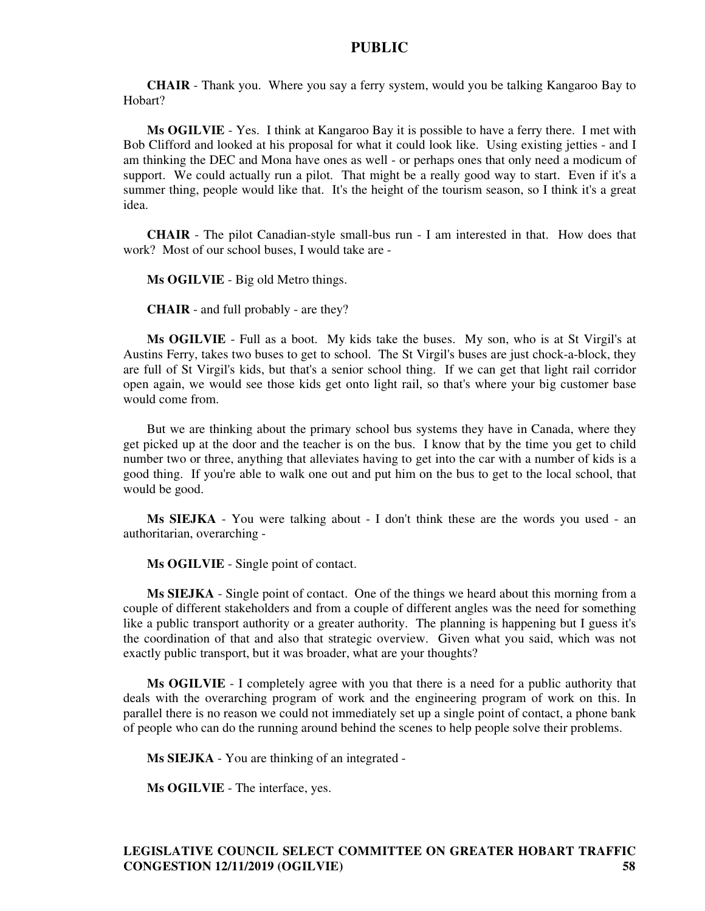**CHAIR** - Thank you. Where you say a ferry system, would you be talking Kangaroo Bay to Hobart?

**Ms OGILVIE** - Yes. I think at Kangaroo Bay it is possible to have a ferry there. I met with Bob Clifford and looked at his proposal for what it could look like. Using existing jetties - and I am thinking the DEC and Mona have ones as well - or perhaps ones that only need a modicum of support. We could actually run a pilot. That might be a really good way to start. Even if it's a summer thing, people would like that. It's the height of the tourism season, so I think it's a great idea.

**CHAIR** - The pilot Canadian-style small-bus run - I am interested in that. How does that work? Most of our school buses, I would take are -

**Ms OGILVIE** - Big old Metro things.

**CHAIR** - and full probably - are they?

**Ms OGILVIE** - Full as a boot. My kids take the buses. My son, who is at St Virgil's at Austins Ferry, takes two buses to get to school. The St Virgil's buses are just chock-a-block, they are full of St Virgil's kids, but that's a senior school thing. If we can get that light rail corridor open again, we would see those kids get onto light rail, so that's where your big customer base would come from.

But we are thinking about the primary school bus systems they have in Canada, where they get picked up at the door and the teacher is on the bus. I know that by the time you get to child number two or three, anything that alleviates having to get into the car with a number of kids is a good thing. If you're able to walk one out and put him on the bus to get to the local school, that would be good.

**Ms SIEJKA** - You were talking about - I don't think these are the words you used - an authoritarian, overarching -

**Ms OGILVIE** - Single point of contact.

**Ms SIEJKA** - Single point of contact. One of the things we heard about this morning from a couple of different stakeholders and from a couple of different angles was the need for something like a public transport authority or a greater authority. The planning is happening but I guess it's the coordination of that and also that strategic overview. Given what you said, which was not exactly public transport, but it was broader, what are your thoughts?

**Ms OGILVIE** - I completely agree with you that there is a need for a public authority that deals with the overarching program of work and the engineering program of work on this. In parallel there is no reason we could not immediately set up a single point of contact, a phone bank of people who can do the running around behind the scenes to help people solve their problems.

**Ms SIEJKA** - You are thinking of an integrated -

**Ms OGILVIE** - The interface, yes.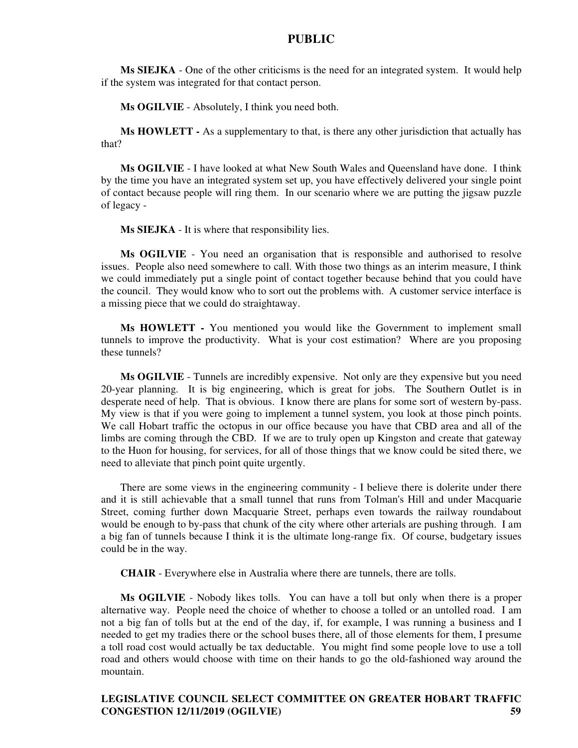**Ms SIEJKA** - One of the other criticisms is the need for an integrated system. It would help if the system was integrated for that contact person.

**Ms OGILVIE** - Absolutely, I think you need both.

**Ms HOWLETT -** As a supplementary to that, is there any other jurisdiction that actually has that?

**Ms OGILVIE** - I have looked at what New South Wales and Queensland have done. I think by the time you have an integrated system set up, you have effectively delivered your single point of contact because people will ring them. In our scenario where we are putting the jigsaw puzzle of legacy -

**Ms SIEJKA** - It is where that responsibility lies.

**Ms OGILVIE** - You need an organisation that is responsible and authorised to resolve issues. People also need somewhere to call. With those two things as an interim measure, I think we could immediately put a single point of contact together because behind that you could have the council. They would know who to sort out the problems with. A customer service interface is a missing piece that we could do straightaway.

**Ms HOWLETT -** You mentioned you would like the Government to implement small tunnels to improve the productivity. What is your cost estimation? Where are you proposing these tunnels?

**Ms OGILVIE** - Tunnels are incredibly expensive. Not only are they expensive but you need 20-year planning. It is big engineering, which is great for jobs. The Southern Outlet is in desperate need of help. That is obvious. I know there are plans for some sort of western by-pass. My view is that if you were going to implement a tunnel system, you look at those pinch points. We call Hobart traffic the octopus in our office because you have that CBD area and all of the limbs are coming through the CBD. If we are to truly open up Kingston and create that gateway to the Huon for housing, for services, for all of those things that we know could be sited there, we need to alleviate that pinch point quite urgently.

There are some views in the engineering community - I believe there is dolerite under there and it is still achievable that a small tunnel that runs from Tolman's Hill and under Macquarie Street, coming further down Macquarie Street, perhaps even towards the railway roundabout would be enough to by-pass that chunk of the city where other arterials are pushing through. I am a big fan of tunnels because I think it is the ultimate long-range fix. Of course, budgetary issues could be in the way.

**CHAIR** - Everywhere else in Australia where there are tunnels, there are tolls.

**Ms OGILVIE** - Nobody likes tolls. You can have a toll but only when there is a proper alternative way. People need the choice of whether to choose a tolled or an untolled road. I am not a big fan of tolls but at the end of the day, if, for example, I was running a business and I needed to get my tradies there or the school buses there, all of those elements for them, I presume a toll road cost would actually be tax deductable. You might find some people love to use a toll road and others would choose with time on their hands to go the old-fashioned way around the mountain.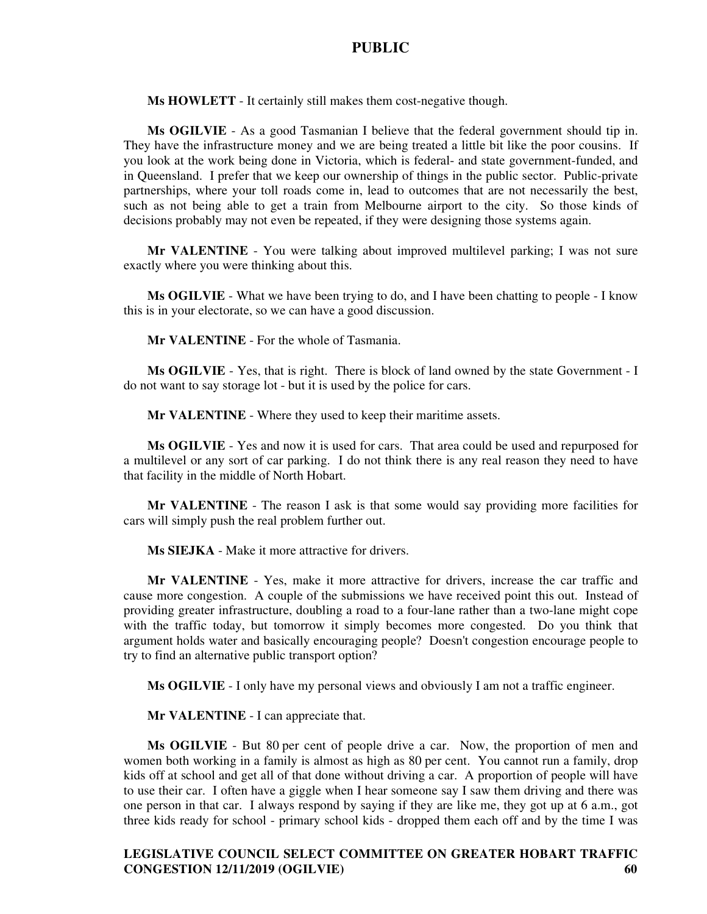**Ms HOWLETT** - It certainly still makes them cost-negative though.

**Ms OGILVIE** - As a good Tasmanian I believe that the federal government should tip in. They have the infrastructure money and we are being treated a little bit like the poor cousins. If you look at the work being done in Victoria, which is federal- and state government-funded, and in Queensland. I prefer that we keep our ownership of things in the public sector. Public-private partnerships, where your toll roads come in, lead to outcomes that are not necessarily the best, such as not being able to get a train from Melbourne airport to the city. So those kinds of decisions probably may not even be repeated, if they were designing those systems again.

**Mr VALENTINE** - You were talking about improved multilevel parking; I was not sure exactly where you were thinking about this.

**Ms OGILVIE** - What we have been trying to do, and I have been chatting to people - I know this is in your electorate, so we can have a good discussion.

**Mr VALENTINE** - For the whole of Tasmania.

**Ms OGILVIE** - Yes, that is right. There is block of land owned by the state Government - I do not want to say storage lot - but it is used by the police for cars.

**Mr VALENTINE** - Where they used to keep their maritime assets.

**Ms OGILVIE** - Yes and now it is used for cars. That area could be used and repurposed for a multilevel or any sort of car parking. I do not think there is any real reason they need to have that facility in the middle of North Hobart.

**Mr VALENTINE** - The reason I ask is that some would say providing more facilities for cars will simply push the real problem further out.

**Ms SIEJKA** - Make it more attractive for drivers.

**Mr VALENTINE** - Yes, make it more attractive for drivers, increase the car traffic and cause more congestion. A couple of the submissions we have received point this out. Instead of providing greater infrastructure, doubling a road to a four-lane rather than a two-lane might cope with the traffic today, but tomorrow it simply becomes more congested. Do you think that argument holds water and basically encouraging people? Doesn't congestion encourage people to try to find an alternative public transport option?

**Ms OGILVIE** - I only have my personal views and obviously I am not a traffic engineer.

**Mr VALENTINE** - I can appreciate that.

**Ms OGILVIE** - But 80 per cent of people drive a car. Now, the proportion of men and women both working in a family is almost as high as 80 per cent. You cannot run a family, drop kids off at school and get all of that done without driving a car. A proportion of people will have to use their car. I often have a giggle when I hear someone say I saw them driving and there was one person in that car. I always respond by saying if they are like me, they got up at 6 a.m., got three kids ready for school - primary school kids - dropped them each off and by the time I was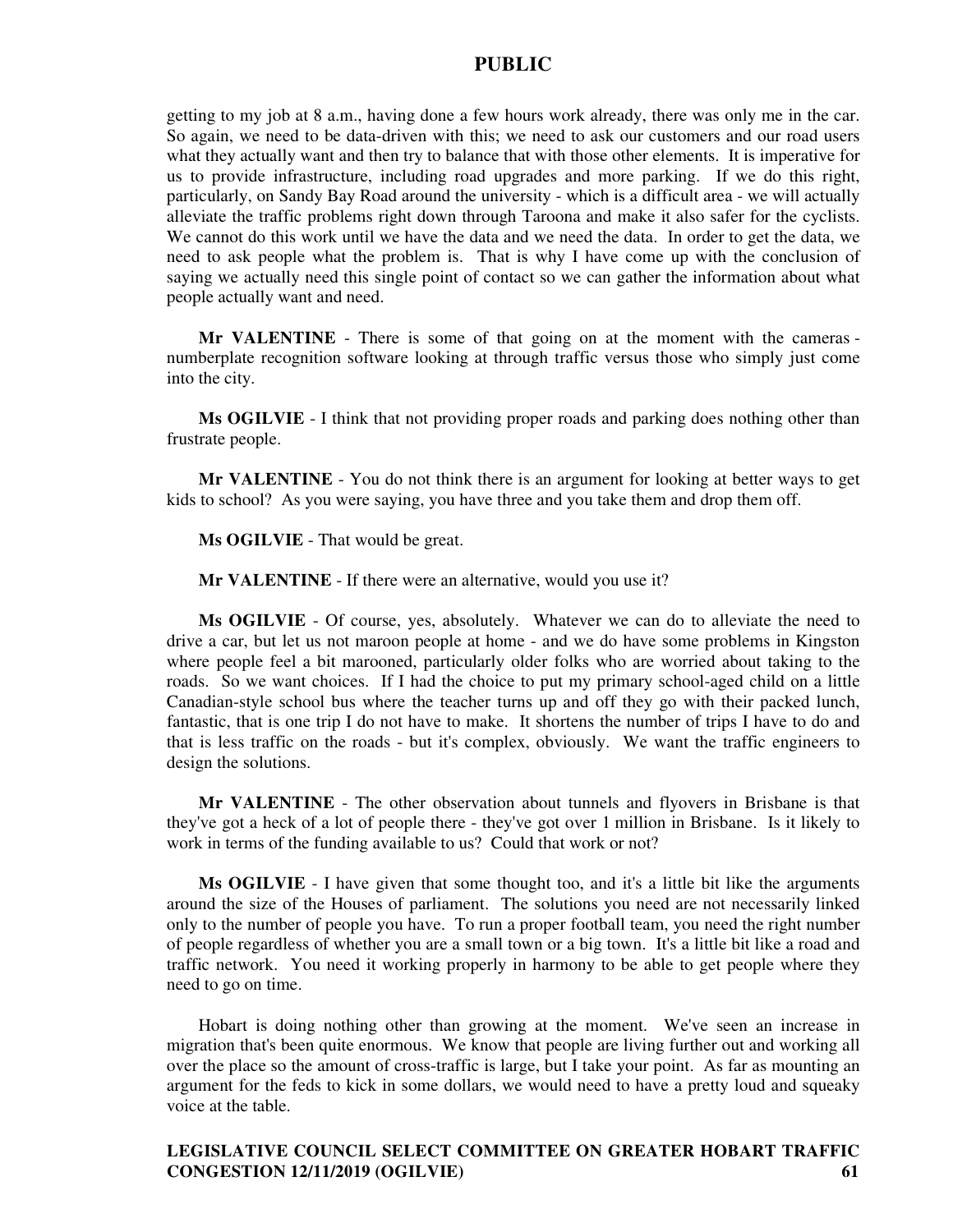getting to my job at 8 a.m., having done a few hours work already, there was only me in the car. So again, we need to be data-driven with this; we need to ask our customers and our road users what they actually want and then try to balance that with those other elements. It is imperative for us to provide infrastructure, including road upgrades and more parking. If we do this right, particularly, on Sandy Bay Road around the university - which is a difficult area - we will actually alleviate the traffic problems right down through Taroona and make it also safer for the cyclists. We cannot do this work until we have the data and we need the data. In order to get the data, we need to ask people what the problem is. That is why I have come up with the conclusion of saying we actually need this single point of contact so we can gather the information about what people actually want and need.

**Mr VALENTINE** - There is some of that going on at the moment with the cameras - numberplate recognition software looking at through traffic versus those who simply just come into the city.

**Ms OGILVIE** - I think that not providing proper roads and parking does nothing other than frustrate people.

**Mr VALENTINE** - You do not think there is an argument for looking at better ways to get kids to school? As you were saying, you have three and you take them and drop them off.

**Ms OGILVIE** - That would be great.

**Mr VALENTINE** - If there were an alternative, would you use it?

**Ms OGILVIE** - Of course, yes, absolutely. Whatever we can do to alleviate the need to drive a car, but let us not maroon people at home - and we do have some problems in Kingston where people feel a bit marooned, particularly older folks who are worried about taking to the roads. So we want choices. If I had the choice to put my primary school-aged child on a little Canadian-style school bus where the teacher turns up and off they go with their packed lunch, fantastic, that is one trip I do not have to make. It shortens the number of trips I have to do and that is less traffic on the roads - but it's complex, obviously. We want the traffic engineers to design the solutions.

**Mr VALENTINE** - The other observation about tunnels and flyovers in Brisbane is that they've got a heck of a lot of people there - they've got over 1 million in Brisbane. Is it likely to work in terms of the funding available to us? Could that work or not?

**Ms OGILVIE** - I have given that some thought too, and it's a little bit like the arguments around the size of the Houses of parliament. The solutions you need are not necessarily linked only to the number of people you have. To run a proper football team, you need the right number of people regardless of whether you are a small town or a big town. It's a little bit like a road and traffic network. You need it working properly in harmony to be able to get people where they need to go on time.

Hobart is doing nothing other than growing at the moment. We've seen an increase in migration that's been quite enormous. We know that people are living further out and working all over the place so the amount of cross-traffic is large, but I take your point. As far as mounting an argument for the feds to kick in some dollars, we would need to have a pretty loud and squeaky voice at the table.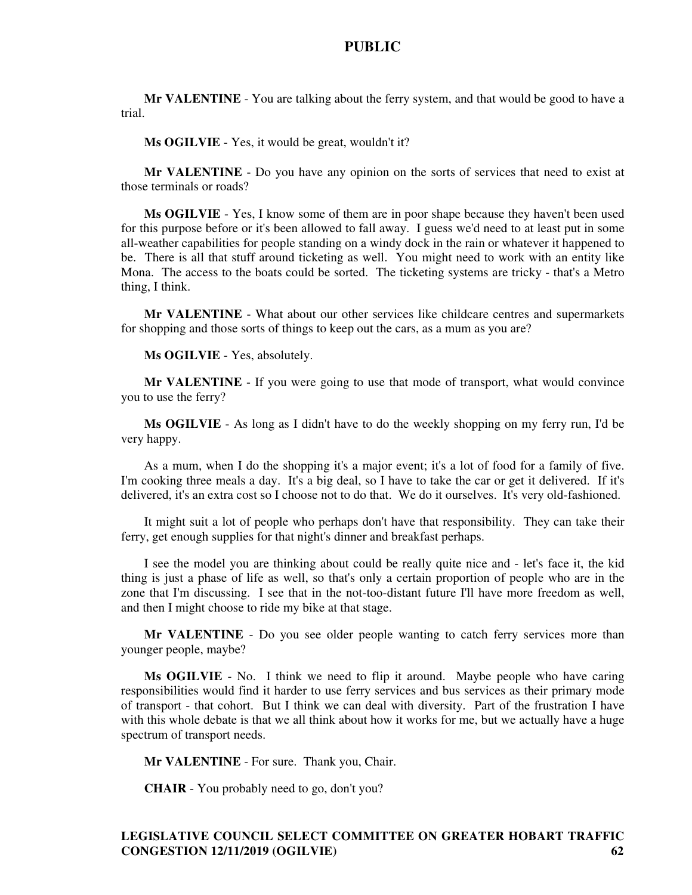**Mr VALENTINE** - You are talking about the ferry system, and that would be good to have a trial.

**Ms OGILVIE** - Yes, it would be great, wouldn't it?

**Mr VALENTINE** - Do you have any opinion on the sorts of services that need to exist at those terminals or roads?

**Ms OGILVIE** - Yes, I know some of them are in poor shape because they haven't been used for this purpose before or it's been allowed to fall away. I guess we'd need to at least put in some all-weather capabilities for people standing on a windy dock in the rain or whatever it happened to be. There is all that stuff around ticketing as well. You might need to work with an entity like Mona. The access to the boats could be sorted. The ticketing systems are tricky - that's a Metro thing, I think.

**Mr VALENTINE** - What about our other services like childcare centres and supermarkets for shopping and those sorts of things to keep out the cars, as a mum as you are?

**Ms OGILVIE** - Yes, absolutely.

**Mr VALENTINE** - If you were going to use that mode of transport, what would convince you to use the ferry?

**Ms OGILVIE** - As long as I didn't have to do the weekly shopping on my ferry run, I'd be very happy.

As a mum, when I do the shopping it's a major event; it's a lot of food for a family of five. I'm cooking three meals a day. It's a big deal, so I have to take the car or get it delivered. If it's delivered, it's an extra cost so I choose not to do that. We do it ourselves. It's very old-fashioned.

It might suit a lot of people who perhaps don't have that responsibility. They can take their ferry, get enough supplies for that night's dinner and breakfast perhaps.

I see the model you are thinking about could be really quite nice and - let's face it, the kid thing is just a phase of life as well, so that's only a certain proportion of people who are in the zone that I'm discussing. I see that in the not-too-distant future I'll have more freedom as well, and then I might choose to ride my bike at that stage.

**Mr VALENTINE** - Do you see older people wanting to catch ferry services more than younger people, maybe?

**Ms OGILVIE** - No. I think we need to flip it around. Maybe people who have caring responsibilities would find it harder to use ferry services and bus services as their primary mode of transport - that cohort. But I think we can deal with diversity. Part of the frustration I have with this whole debate is that we all think about how it works for me, but we actually have a huge spectrum of transport needs.

**Mr VALENTINE** - For sure. Thank you, Chair.

**CHAIR** - You probably need to go, don't you?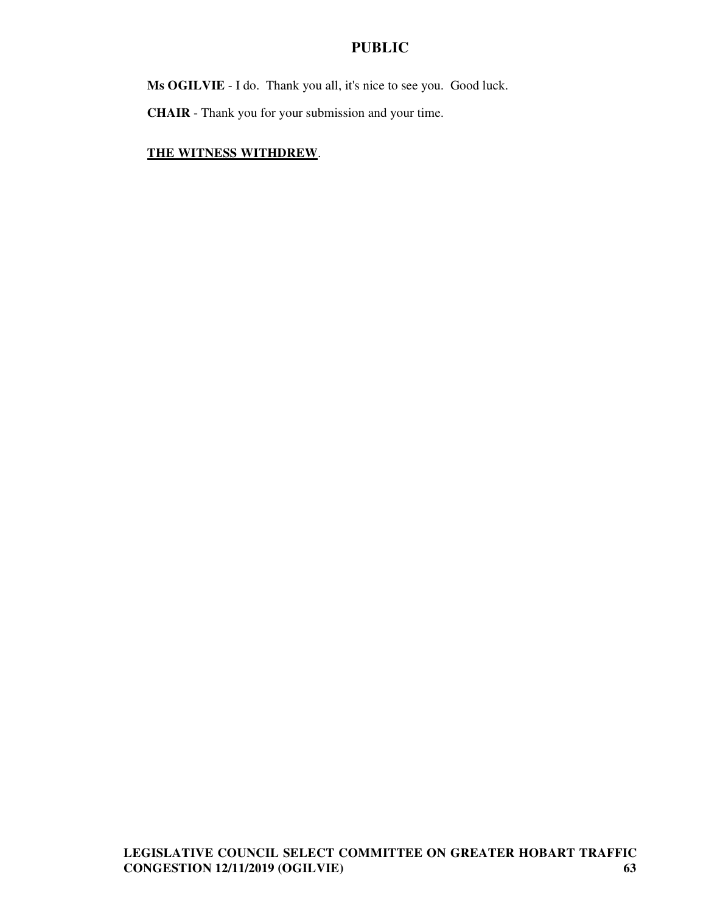**Ms OGILVIE** - I do. Thank you all, it's nice to see you. Good luck.

**CHAIR** - Thank you for your submission and your time.

<u>**THE WITNESS WITHDREW**</u>.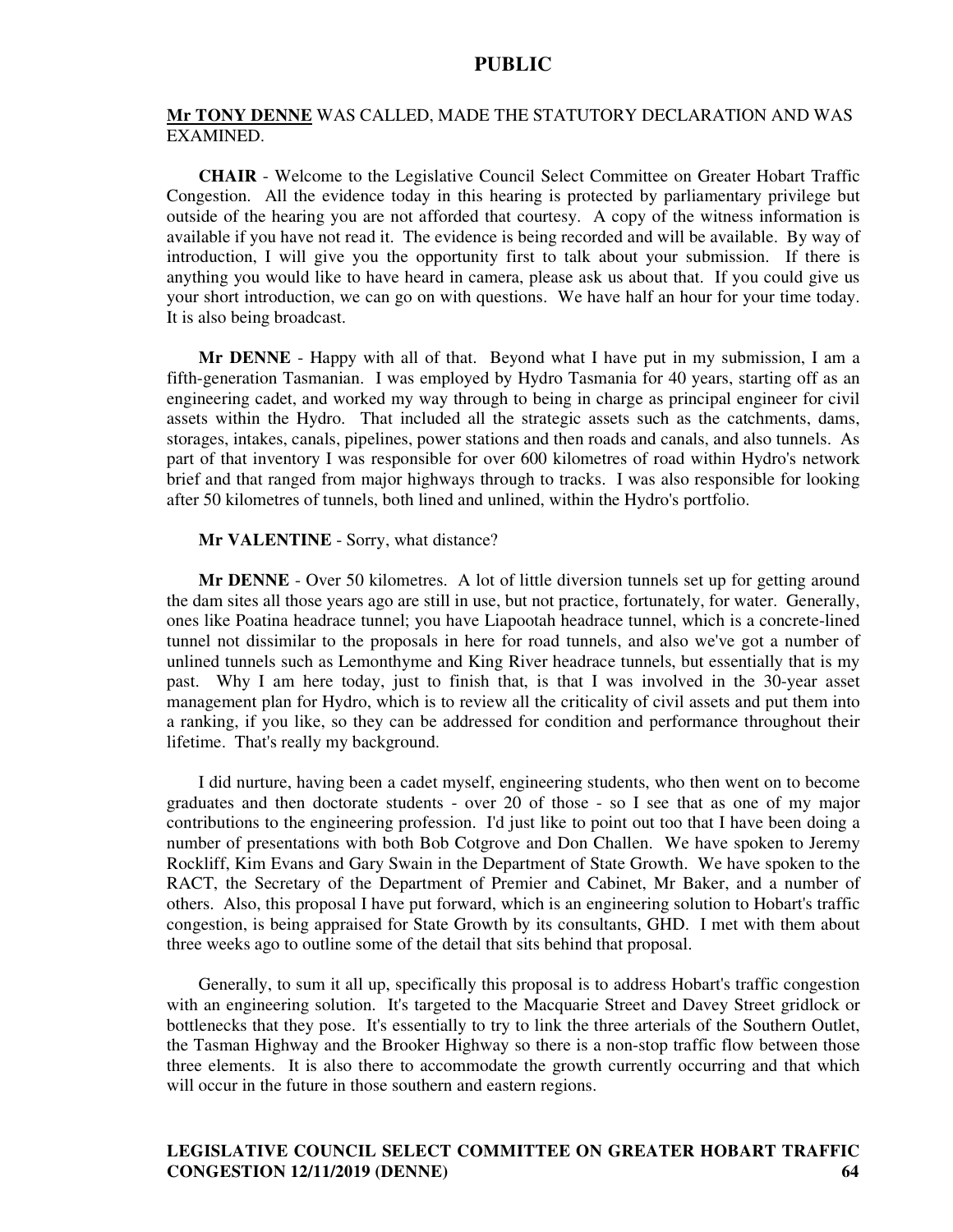**Mr TONY DENNE** WAS CALLED, MADE THE STATUTORY DECLARATION AND WAS EXAMINED.

**CHAIR** - Welcome to the Legislative Council Select Committee on Greater Hobart Traffic Congestion. All the evidence today in this hearing is protected by parliamentary privilege but outside of the hearing you are not afforded that courtesy. A copy of the witness information is available if you have not read it. The evidence is being recorded and will be available. By way of introduction, I will give you the opportunity first to talk about your submission. If there is anything you would like to have heard in camera, please ask us about that. If you could give us your short introduction, we can go on with questions. We have half an hour for your time today. It is also being broadcast.

**Mr DENNE** - Happy with all of that. Beyond what I have put in my submission, I am a fifth-generation Tasmanian. I was employed by Hydro Tasmania for 40 years, starting off as an engineering cadet, and worked my way through to being in charge as principal engineer for civil assets within the Hydro. That included all the strategic assets such as the catchments, dams, storages, intakes, canals, pipelines, power stations and then roads and canals, and also tunnels. As part of that inventory I was responsible for over 600 kilometres of road within Hydro's network brief and that ranged from major highways through to tracks. I was also responsible for looking after 50 kilometres of tunnels, both lined and unlined, within the Hydro's portfolio.

**Mr VALENTINE** - Sorry, what distance?

**Mr DENNE** - Over 50 kilometres. A lot of little diversion tunnels set up for getting around the dam sites all those years ago are still in use, but not practice, fortunately, for water. Generally, ones like Poatina headrace tunnel; you have Liapootah headrace tunnel, which is a concrete-lined tunnel not dissimilar to the proposals in here for road tunnels, and also we've got a number of unlined tunnels such as Lemonthyme and King River headrace tunnels, but essentially that is my past. Why I am here today, just to finish that, is that I was involved in the 30-year asset management plan for Hydro, which is to review all the criticality of civil assets and put them into a ranking, if you like, so they can be addressed for condition and performance throughout their lifetime. That's really my background.

I did nurture, having been a cadet myself, engineering students, who then went on to become graduates and then doctorate students - over 20 of those - so I see that as one of my major contributions to the engineering profession. I'd just like to point out too that I have been doing a number of presentations with both Bob Cotgrove and Don Challen. We have spoken to Jeremy Rockliff, Kim Evans and Gary Swain in the Department of State Growth. We have spoken to the RACT, the Secretary of the Department of Premier and Cabinet, Mr Baker, and a number of others. Also, this proposal I have put forward, which is an engineering solution to Hobart's traffic congestion, is being appraised for State Growth by its consultants, GHD. I met with them about three weeks ago to outline some of the detail that sits behind that proposal.

Generally, to sum it all up, specifically this proposal is to address Hobart's traffic congestion with an engineering solution. It's targeted to the Macquarie Street and Davey Street gridlock or bottlenecks that they pose. It's essentially to try to link the three arterials of the Southern Outlet, the Tasman Highway and the Brooker Highway so there is a non-stop traffic flow between those three elements. It is also there to accommodate the growth currently occurring and that which will occur in the future in those southern and eastern regions.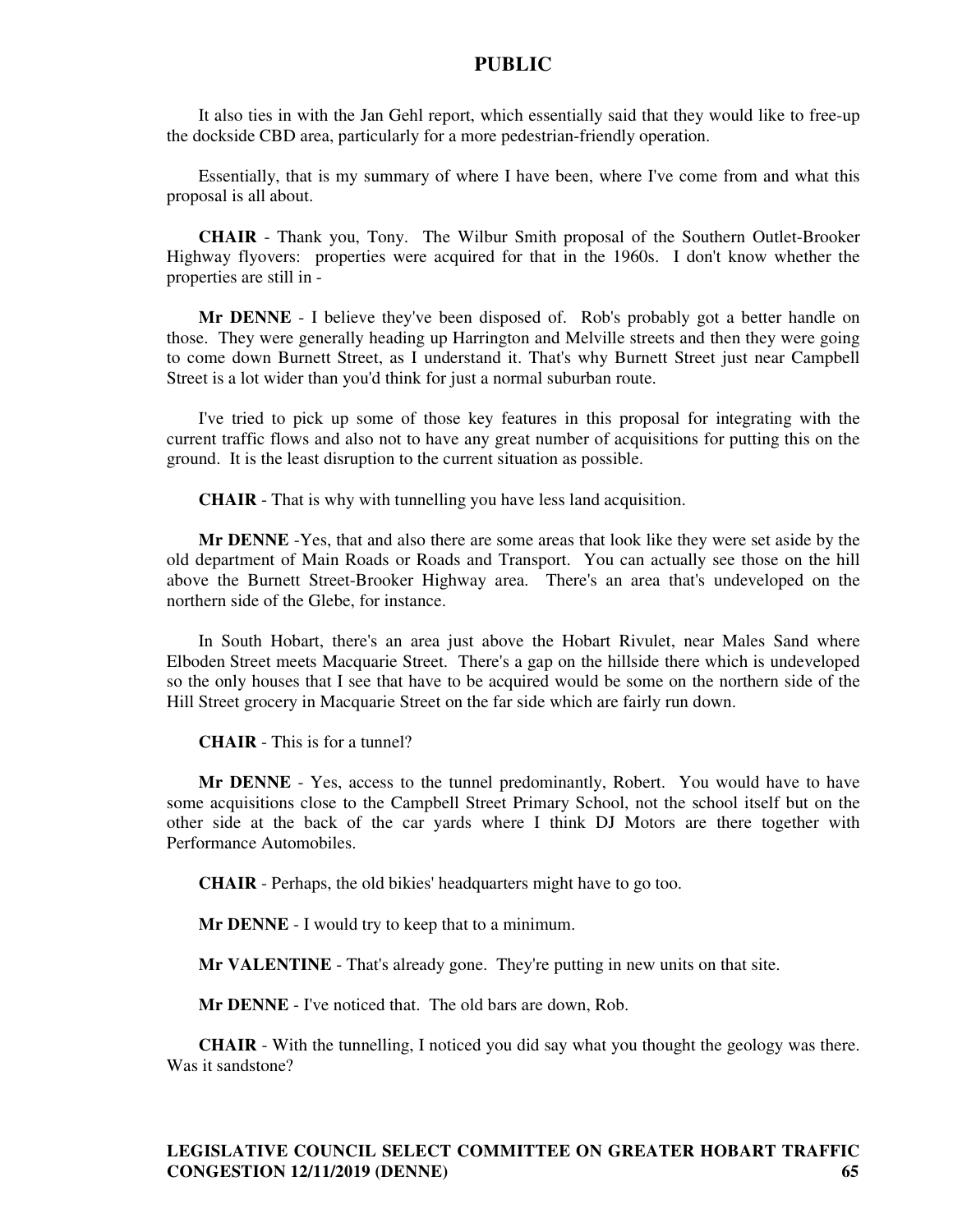It also ties in with the Jan Gehl report, which essentially said that they would like to free-up the dockside CBD area, particularly for a more pedestrian-friendly operation.

Essentially, that is my summary of where I have been, where I've come from and what this proposal is all about.

**CHAIR** - Thank you, Tony. The Wilbur Smith proposal of the Southern Outlet-Brooker Highway flyovers: properties were acquired for that in the 1960s. I don't know whether the properties are still in -

**Mr DENNE** - I believe they've been disposed of. Rob's probably got a better handle on those. They were generally heading up Harrington and Melville streets and then they were going to come down Burnett Street, as I understand it. That's why Burnett Street just near Campbell Street is a lot wider than you'd think for just a normal suburban route.

I've tried to pick up some of those key features in this proposal for integrating with the current traffic flows and also not to have any great number of acquisitions for putting this on the ground. It is the least disruption to the current situation as possible.

**CHAIR** - That is why with tunnelling you have less land acquisition.

**Mr DENNE** -Yes, that and also there are some areas that look like they were set aside by the old department of Main Roads or Roads and Transport. You can actually see those on the hill above the Burnett Street-Brooker Highway area. There's an area that's undeveloped on the northern side of the Glebe, for instance.

In South Hobart, there's an area just above the Hobart Rivulet, near Males Sand where Elboden Street meets Macquarie Street. There's a gap on the hillside there which is undeveloped so the only houses that I see that have to be acquired would be some on the northern side of the Hill Street grocery in Macquarie Street on the far side which are fairly run down.

**CHAIR** - This is for a tunnel?

**Mr DENNE** - Yes, access to the tunnel predominantly, Robert. You would have to have some acquisitions close to the Campbell Street Primary School, not the school itself but on the other side at the back of the car yards where I think DJ Motors are there together with Performance Automobiles.

**CHAIR** - Perhaps, the old bikies' headquarters might have to go too.

**Mr DENNE** - I would try to keep that to a minimum.

**Mr VALENTINE** - That's already gone. They're putting in new units on that site.

**Mr DENNE** - I've noticed that. The old bars are down, Rob.

**CHAIR** - With the tunnelling, I noticed you did say what you thought the geology was there. Was it sandstone?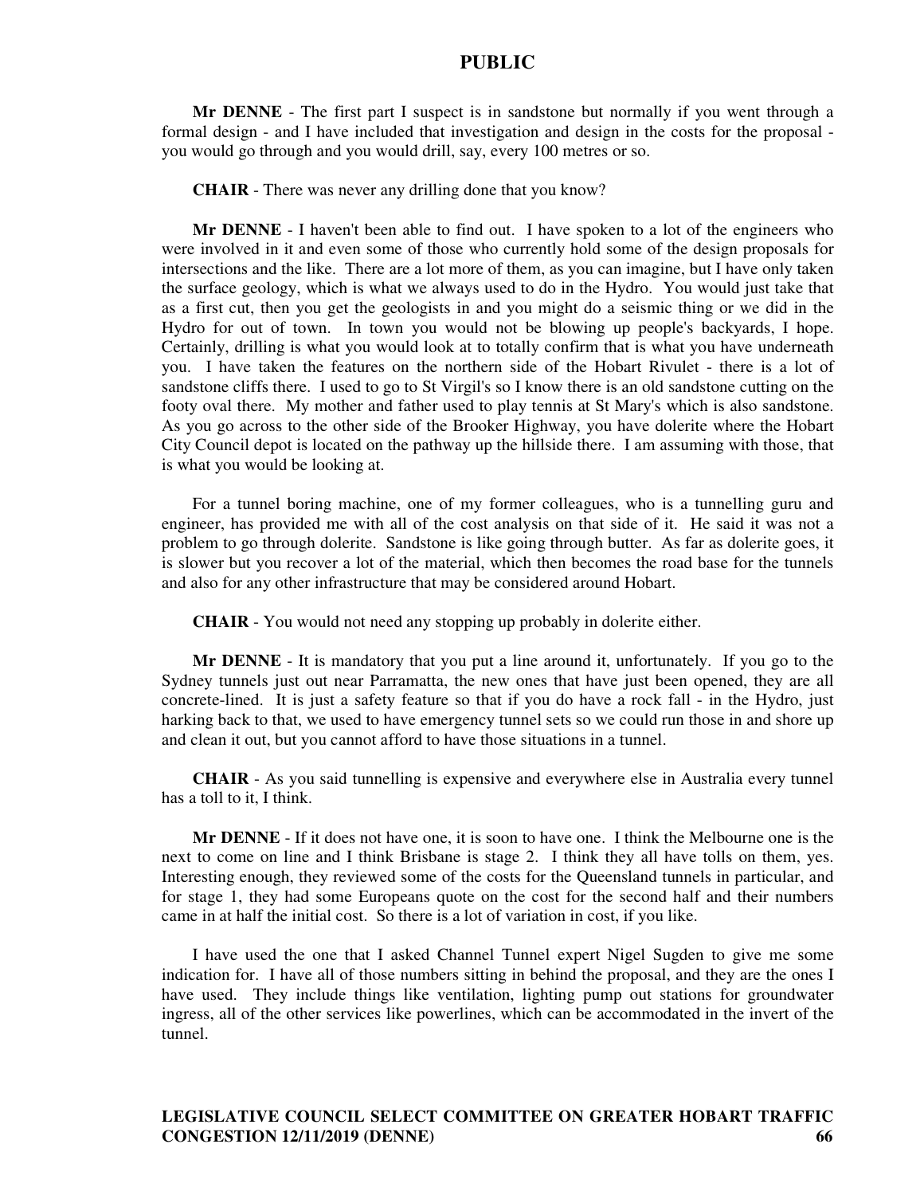**Mr DENNE** - The first part I suspect is in sandstone but normally if you went through a formal design - and I have included that investigation and design in the costs for the proposal - you would go through and you would drill, say, every 100 metres or so.

**CHAIR** - There was never any drilling done that you know?

**Mr DENNE** - I haven't been able to find out. I have spoken to a lot of the engineers who were involved in it and even some of those who currently hold some of the design proposals for intersections and the like. There are a lot more of them, as you can imagine, but I have only taken the surface geology, which is what we always used to do in the Hydro. You would just take that as a first cut, then you get the geologists in and you might do a seismic thing or we did in the Hydro for out of town. In town you would not be blowing up people's backyards, I hope. Certainly, drilling is what you would look at to totally confirm that is what you have underneath you. I have taken the features on the northern side of the Hobart Rivulet - there is a lot of sandstone cliffs there. I used to go to St Virgil's so I know there is an old sandstone cutting on the footy oval there. My mother and father used to play tennis at St Mary's which is also sandstone. As you go across to the other side of the Brooker Highway, you have dolerite where the Hobart City Council depot is located on the pathway up the hillside there. I am assuming with those, that is what you would be looking at.

For a tunnel boring machine, one of my former colleagues, who is a tunnelling guru and engineer, has provided me with all of the cost analysis on that side of it. He said it was not a problem to go through dolerite. Sandstone is like going through butter. As far as dolerite goes, it is slower but you recover a lot of the material, which then becomes the road base for the tunnels and also for any other infrastructure that may be considered around Hobart.

**CHAIR** - You would not need any stopping up probably in dolerite either.

**Mr DENNE** - It is mandatory that you put a line around it, unfortunately. If you go to the Sydney tunnels just out near Parramatta, the new ones that have just been opened, they are all concrete-lined. It is just a safety feature so that if you do have a rock fall - in the Hydro, just harking back to that, we used to have emergency tunnel sets so we could run those in and shore up and clean it out, but you cannot afford to have those situations in a tunnel.

**CHAIR** - As you said tunnelling is expensive and everywhere else in Australia every tunnel has a toll to it, I think.

**Mr DENNE** - If it does not have one, it is soon to have one. I think the Melbourne one is the next to come on line and I think Brisbane is stage 2. I think they all have tolls on them, yes. Interesting enough, they reviewed some of the costs for the Queensland tunnels in particular, and for stage 1, they had some Europeans quote on the cost for the second half and their numbers came in at half the initial cost. So there is a lot of variation in cost, if you like.

I have used the one that I asked Channel Tunnel expert Nigel Sugden to give me some indication for. I have all of those numbers sitting in behind the proposal, and they are the ones I have used. They include things like ventilation, lighting pump out stations for groundwater ingress, all of the other services like powerlines, which can be accommodated in the invert of the tunnel.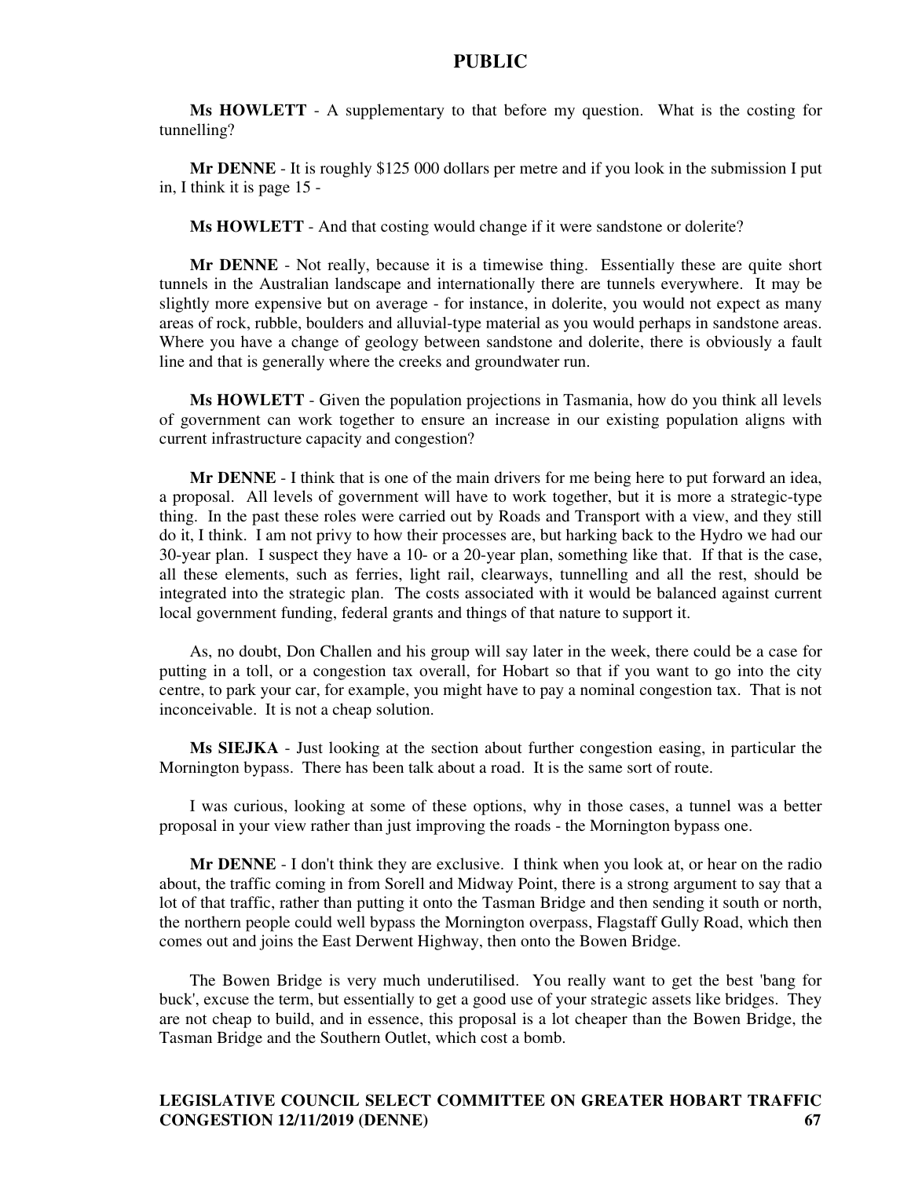**Ms HOWLETT** - A supplementary to that before my question. What is the costing for tunnelling?

**Mr DENNE** - It is roughly $125 000 dollars per metre and if you look in the submission I put in, I think it is page 15 -

**Ms HOWLETT** - And that costing would change if it were sandstone or dolerite?

**Mr DENNE** - Not really, because it is a timewise thing. Essentially these are quite short tunnels in the Australian landscape and internationally there are tunnels everywhere. It may be slightly more expensive but on average - for instance, in dolerite, you would not expect as many areas of rock, rubble, boulders and alluvial-type material as you would perhaps in sandstone areas. Where you have a change of geology between sandstone and dolerite, there is obviously a fault line and that is generally where the creeks and groundwater run.

**Ms HOWLETT** - Given the population projections in Tasmania, how do you think all levels of government can work together to ensure an increase in our existing population aligns with current infrastructure capacity and congestion?

**Mr DENNE** - I think that is one of the main drivers for me being here to put forward an idea, a proposal. All levels of government will have to work together, but it is more a strategic-type thing. In the past these roles were carried out by Roads and Transport with a view, and they still do it, I think. I am not privy to how their processes are, but harking back to the Hydro we had our 30-year plan. I suspect they have a 10- or a 20-year plan, something like that. If that is the case, all these elements, such as ferries, light rail, clearways, tunnelling and all the rest, should be integrated into the strategic plan. The costs associated with it would be balanced against current local government funding, federal grants and things of that nature to support it.

As, no doubt, Don Challen and his group will say later in the week, there could be a case for putting in a toll, or a congestion tax overall, for Hobart so that if you want to go into the city centre, to park your car, for example, you might have to pay a nominal congestion tax. That is not inconceivable. It is not a cheap solution.

**Ms SIEJKA** - Just looking at the section about further congestion easing, in particular the Mornington bypass. There has been talk about a road. It is the same sort of route.

I was curious, looking at some of these options, why in those cases, a tunnel was a better proposal in your view rather than just improving the roads - the Mornington bypass one.

**Mr DENNE** - I don't think they are exclusive. I think when you look at, or hear on the radio about, the traffic coming in from Sorell and Midway Point, there is a strong argument to say that a lot of that traffic, rather than putting it onto the Tasman Bridge and then sending it south or north, the northern people could well bypass the Mornington overpass, Flagstaff Gully Road, which then comes out and joins the East Derwent Highway, then onto the Bowen Bridge.

The Bowen Bridge is very much underutilised. You really want to get the best 'bang for buck', excuse the term, but essentially to get a good use of your strategic assets like bridges. They are not cheap to build, and in essence, this proposal is a lot cheaper than the Bowen Bridge, the Tasman Bridge and the Southern Outlet, which cost a bomb.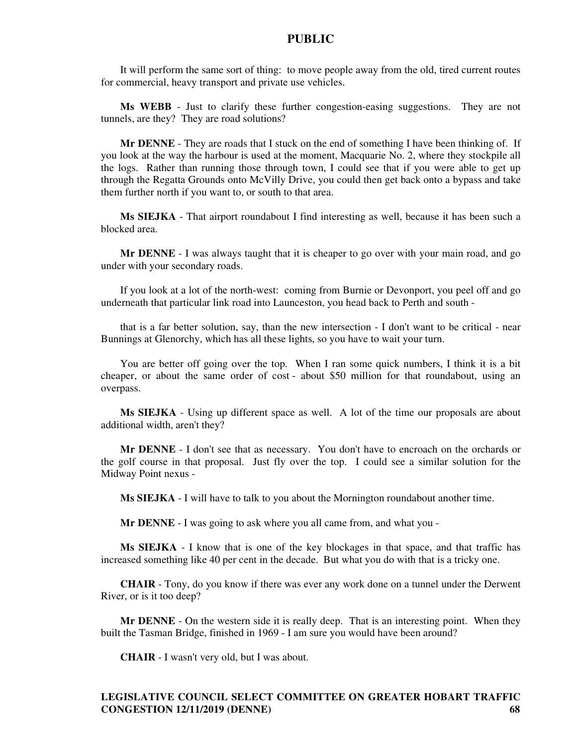It will perform the same sort of thing: to move people away from the old, tired current routes for commercial, heavy transport and private use vehicles.

**Ms WEBB** - Just to clarify these further congestion-easing suggestions. They are not tunnels, are they? They are road solutions?

**Mr DENNE** - They are roads that I stuck on the end of something I have been thinking of. If you look at the way the harbour is used at the moment, Macquarie No. 2, where they stockpile all the logs. Rather than running those through town, I could see that if you were able to get up through the Regatta Grounds onto McVilly Drive, you could then get back onto a bypass and take them further north if you want to, or south to that area.

**Ms SIEJKA** - That airport roundabout I find interesting as well, because it has been such a blocked area.

**Mr DENNE** - I was always taught that it is cheaper to go over with your main road, and go under with your secondary roads.

If you look at a lot of the north-west: coming from Burnie or Devonport, you peel off and go underneath that particular link road into Launceston, you head back to Perth and south -

that is a far better solution, say, than the new intersection - I don't want to be critical - near Bunnings at Glenorchy, which has all these lights, so you have to wait your turn.

You are better off going over the top. When I ran some quick numbers, I think it is a bit cheaper, or about the same order of cost - about $50 million for that roundabout, using an overpass.

**Ms SIEJKA** - Using up different space as well. A lot of the time our proposals are about additional width, aren't they?

**Mr DENNE** - I don't see that as necessary. You don't have to encroach on the orchards or the golf course in that proposal. Just fly over the top. I could see a similar solution for the Midway Point nexus -

**Ms SIEJKA** - I will have to talk to you about the Mornington roundabout another time.

**Mr DENNE** - I was going to ask where you all came from, and what you -

**Ms SIEJKA** - I know that is one of the key blockages in that space, and that traffic has increased something like 40 per cent in the decade. But what you do with that is a tricky one.

**CHAIR** - Tony, do you know if there was ever any work done on a tunnel under the Derwent River, or is it too deep?

**Mr DENNE** - On the western side it is really deep. That is an interesting point. When they built the Tasman Bridge, finished in 1969 - I am sure you would have been around?

**CHAIR** - I wasn't very old, but I was about.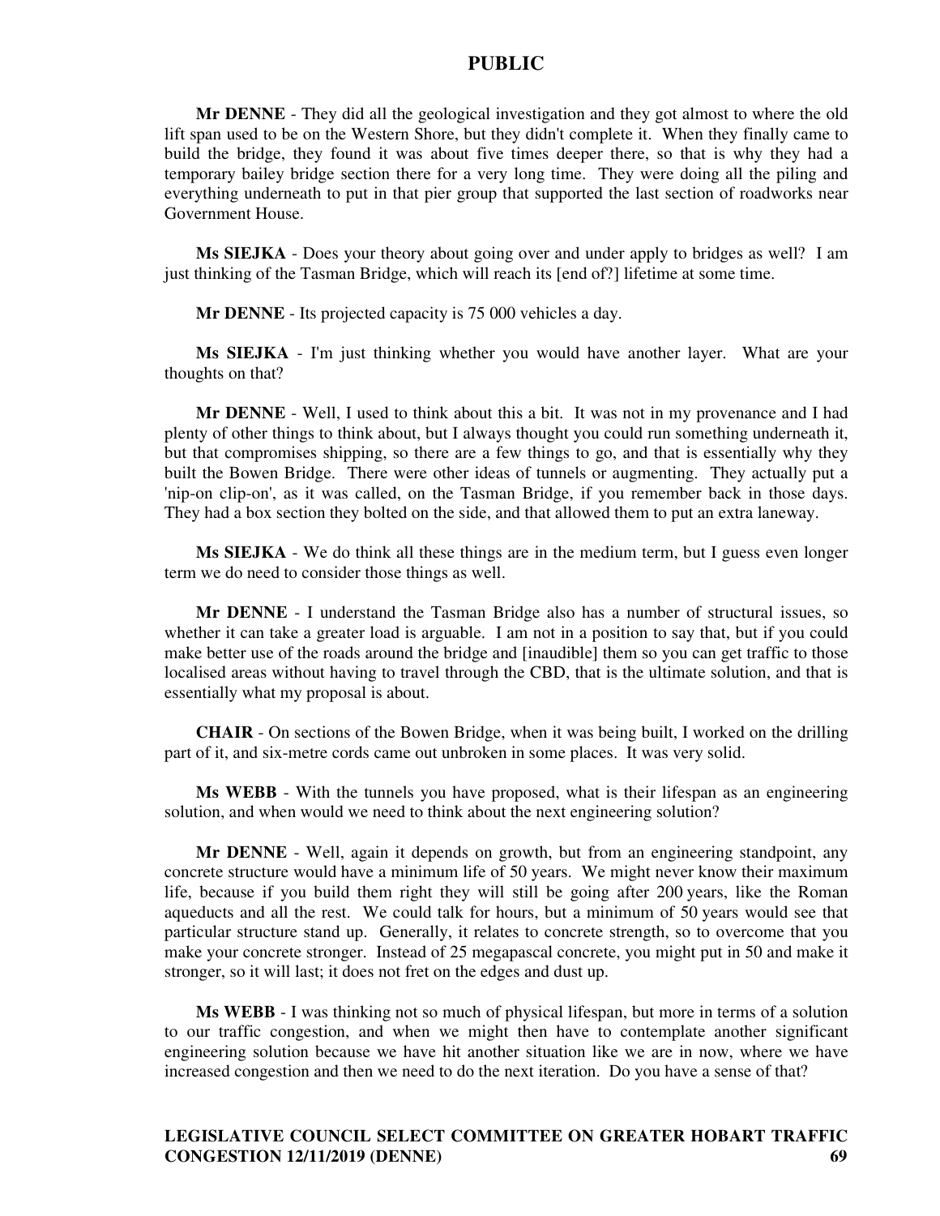**Mr DENNE** - They did all the geological investigation and they got almost to where the old lift span used to be on the Western Shore, but they didn't complete it. When they finally came to build the bridge, they found it was about five times deeper there, so that is why they had a temporary bailey bridge section there for a very long time. They were doing all the piling and everything underneath to put in that pier group that supported the last section of roadworks near Government House.

**Ms SIEJKA** - Does your theory about going over and under apply to bridges as well? I am just thinking of the Tasman Bridge, which will reach its [end of?] lifetime at some time.

**Mr DENNE** - Its projected capacity is 75 000 vehicles a day.

**Ms SIEJKA** - I'm just thinking whether you would have another layer. What are your thoughts on that?

**Mr DENNE** - Well, I used to think about this a bit. It was not in my provenance and I had plenty of other things to think about, but I always thought you could run something underneath it, but that compromises shipping, so there are a few things to go, and that is essentially why they built the Bowen Bridge. There were other ideas of tunnels or augmenting. They actually put a 'nip-on clip-on', as it was called, on the Tasman Bridge, if you remember back in those days. They had a box section they bolted on the side, and that allowed them to put an extra laneway.

**Ms SIEJKA** - We do think all these things are in the medium term, but I guess even longer term we do need to consider those things as well.

**Mr DENNE** - I understand the Tasman Bridge also has a number of structural issues, so whether it can take a greater load is arguable. I am not in a position to say that, but if you could make better use of the roads around the bridge and [inaudible] them so you can get traffic to those localised areas without having to travel through the CBD, that is the ultimate solution, and that is essentially what my proposal is about.

**CHAIR** - On sections of the Bowen Bridge, when it was being built, I worked on the drilling part of it, and six-metre cords came out unbroken in some places. It was very solid.

**Ms WEBB** - With the tunnels you have proposed, what is their lifespan as an engineering solution, and when would we need to think about the next engineering solution?

**Mr DENNE** - Well, again it depends on growth, but from an engineering standpoint, any concrete structure would have a minimum life of 50 years. We might never know their maximum life, because if you build them right they will still be going after 200 years, like the Roman aqueducts and all the rest. We could talk for hours, but a minimum of 50 years would see that particular structure stand up. Generally, it relates to concrete strength, so to overcome that you make your concrete stronger. Instead of 25 megapascal concrete, you might put in 50 and make it stronger, so it will last; it does not fret on the edges and dust up.

**Ms WEBB** - I was thinking not so much of physical lifespan, but more in terms of a solution to our traffic congestion, and when we might then have to contemplate another significant engineering solution because we have hit another situation like we are in now, where we have increased congestion and then we need to do the next iteration. Do you have a sense of that?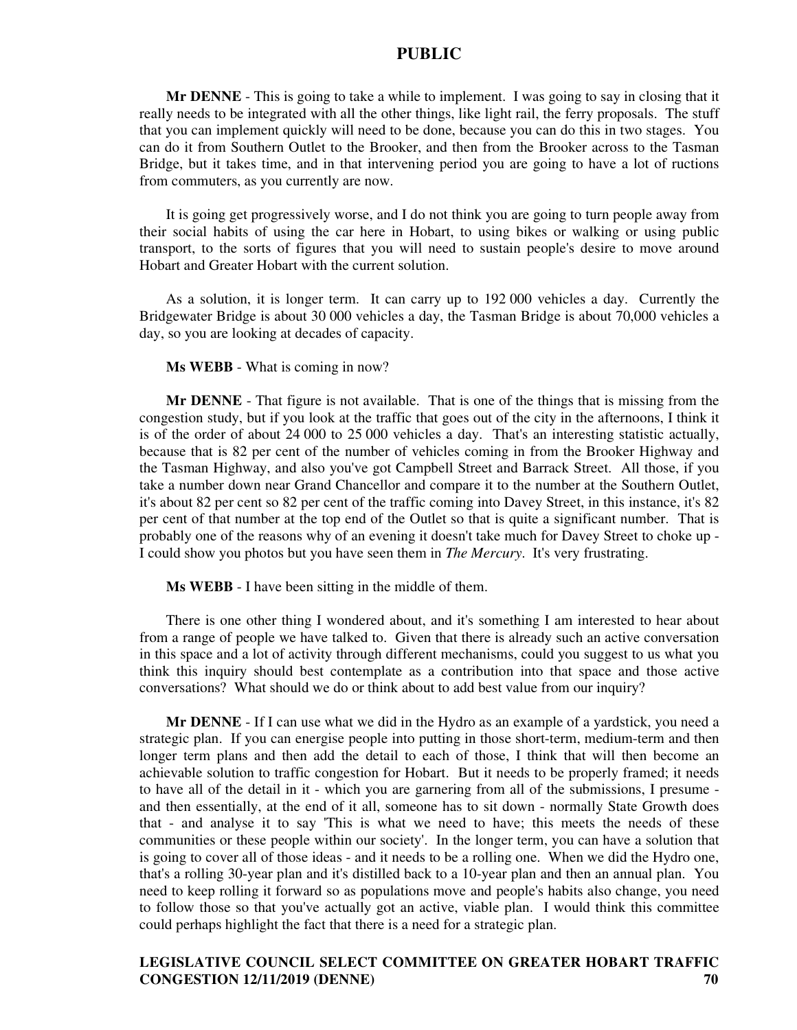**Mr DENNE** - This is going to take a while to implement. I was going to say in closing that it really needs to be integrated with all the other things, like light rail, the ferry proposals. The stuff that you can implement quickly will need to be done, because you can do this in two stages. You can do it from Southern Outlet to the Brooker, and then from the Brooker across to the Tasman Bridge, but it takes time, and in that intervening period you are going to have a lot of ructions from commuters, as you currently are now.

It is going get progressively worse, and I do not think you are going to turn people away from their social habits of using the car here in Hobart, to using bikes or walking or using public transport, to the sorts of figures that you will need to sustain people's desire to move around Hobart and Greater Hobart with the current solution.

As a solution, it is longer term. It can carry up to 192 000 vehicles a day. Currently the Bridgewater Bridge is about 30 000 vehicles a day, the Tasman Bridge is about 70,000 vehicles a day, so you are looking at decades of capacity.

**Ms WEBB** - What is coming in now?

**Mr DENNE** - That figure is not available. That is one of the things that is missing from the congestion study, but if you look at the traffic that goes out of the city in the afternoons, I think it is of the order of about 24 000 to 25 000 vehicles a day. That's an interesting statistic actually, because that is 82 per cent of the number of vehicles coming in from the Brooker Highway and the Tasman Highway, and also you've got Campbell Street and Barrack Street. All those, if you take a number down near Grand Chancellor and compare it to the number at the Southern Outlet, it's about 82 per cent so 82 per cent of the traffic coming into Davey Street, in this instance, it's 82 per cent of that number at the top end of the Outlet so that is quite a significant number. That is probably one of the reasons why of an evening it doesn't take much for Davey Street to choke up - I could show you photos but you have seen them in *The Mercury*. It's very frustrating.

**Ms WEBB** - I have been sitting in the middle of them.

There is one other thing I wondered about, and it's something I am interested to hear about from a range of people we have talked to. Given that there is already such an active conversation in this space and a lot of activity through different mechanisms, could you suggest to us what you think this inquiry should best contemplate as a contribution into that space and those active conversations? What should we do or think about to add best value from our inquiry?

**Mr DENNE** - If I can use what we did in the Hydro as an example of a yardstick, you need a strategic plan. If you can energise people into putting in those short-term, medium-term and then longer term plans and then add the detail to each of those, I think that will then become an achievable solution to traffic congestion for Hobart. But it needs to be properly framed; it needs to have all of the detail in it - which you are garnering from all of the submissions, I presume - and then essentially, at the end of it all, someone has to sit down - normally State Growth does that - and analyse it to say 'This is what we need to have; this meets the needs of these communities or these people within our society'. In the longer term, you can have a solution that is going to cover all of those ideas - and it needs to be a rolling one. When we did the Hydro one, that's a rolling 30-year plan and it's distilled back to a 10-year plan and then an annual plan. You need to keep rolling it forward so as populations move and people's habits also change, you need to follow those so that you've actually got an active, viable plan. I would think this committee could perhaps highlight the fact that there is a need for a strategic plan.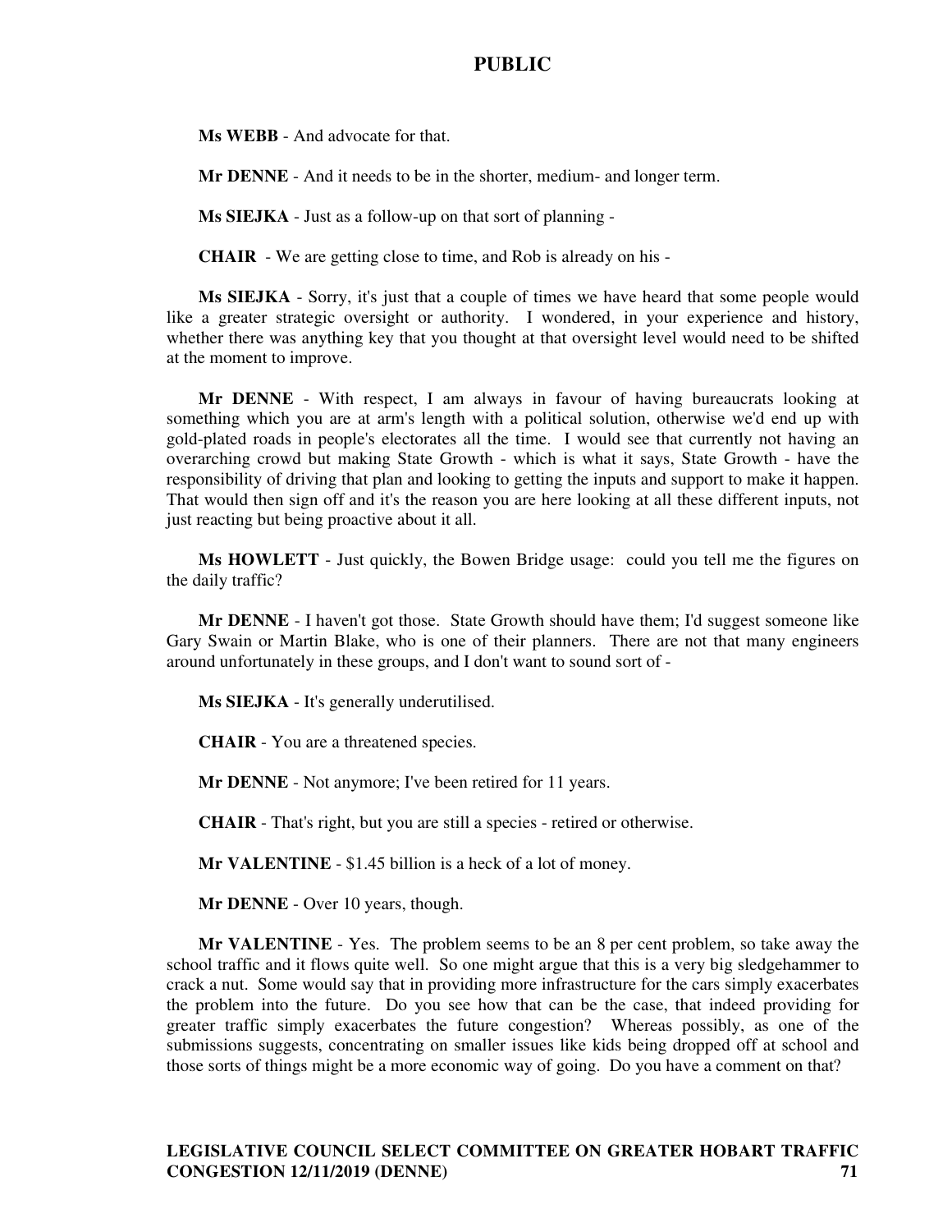**Ms WEBB** - And advocate for that.

**Mr DENNE** - And it needs to be in the shorter, medium- and longer term.

**Ms SIEJKA** - Just as a follow-up on that sort of planning -

**CHAIR** - We are getting close to time, and Rob is already on his -

**Ms SIEJKA** - Sorry, it's just that a couple of times we have heard that some people would like a greater strategic oversight or authority. I wondered, in your experience and history, whether there was anything key that you thought at that oversight level would need to be shifted at the moment to improve.

**Mr DENNE** - With respect, I am always in favour of having bureaucrats looking at something which you are at arm's length with a political solution, otherwise we'd end up with gold-plated roads in people's electorates all the time. I would see that currently not having an overarching crowd but making State Growth - which is what it says, State Growth - have the responsibility of driving that plan and looking to getting the inputs and support to make it happen. That would then sign off and it's the reason you are here looking at all these different inputs, not just reacting but being proactive about it all.

**Ms HOWLETT** - Just quickly, the Bowen Bridge usage: could you tell me the figures on the daily traffic?

**Mr DENNE** - I haven't got those. State Growth should have them; I'd suggest someone like Gary Swain or Martin Blake, who is one of their planners. There are not that many engineers around unfortunately in these groups, and I don't want to sound sort of -

**Ms SIEJKA** - It's generally underutilised.

**CHAIR** - You are a threatened species.

**Mr DENNE** - Not anymore; I've been retired for 11 years.

**CHAIR** - That's right, but you are still a species - retired or otherwise.

**Mr VALENTINE** - $1.45 billion is a heck of a lot of money.

**Mr DENNE** - Over 10 years, though.

**Mr VALENTINE** - Yes. The problem seems to be an 8 per cent problem, so take away the school traffic and it flows quite well. So one might argue that this is a very big sledgehammer to crack a nut. Some would say that in providing more infrastructure for the cars simply exacerbates the problem into the future. Do you see how that can be the case, that indeed providing for greater traffic simply exacerbates the future congestion? Whereas possibly, as one of the submissions suggests, concentrating on smaller issues like kids being dropped off at school and those sorts of things might be a more economic way of going. Do you have a comment on that?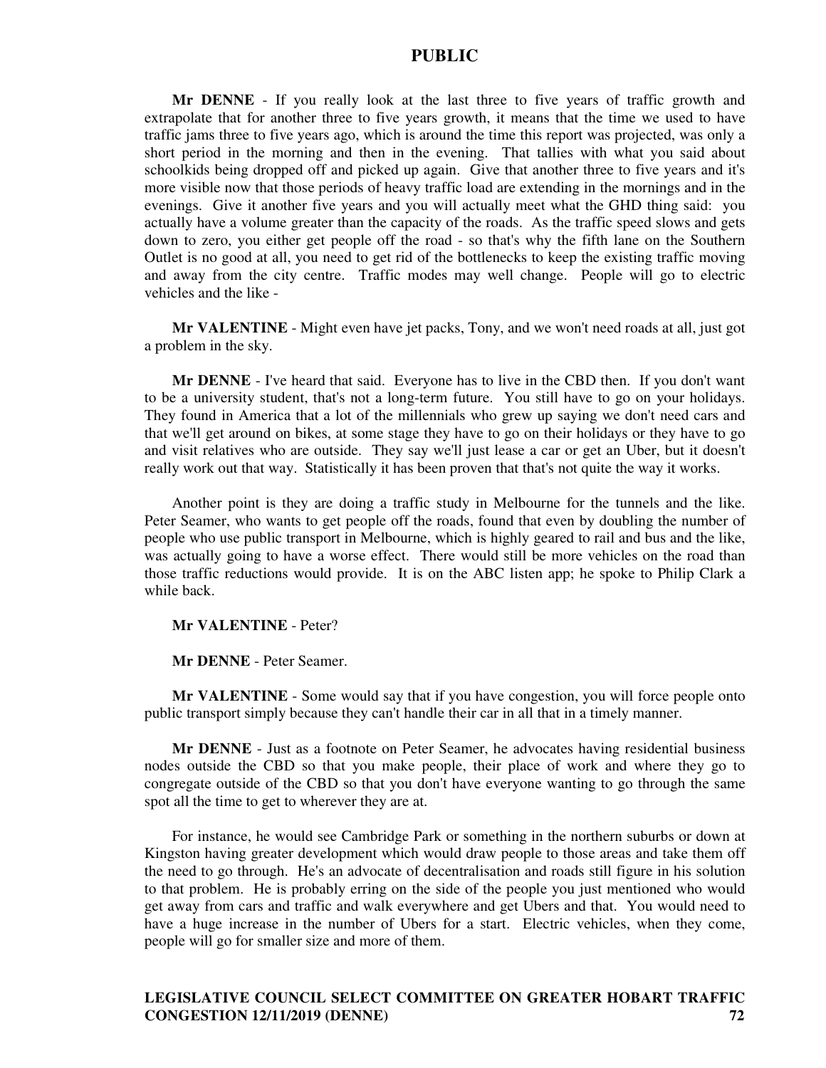**Mr DENNE** - If you really look at the last three to five years of traffic growth and extrapolate that for another three to five years growth, it means that the time we used to have traffic jams three to five years ago, which is around the time this report was projected, was only a short period in the morning and then in the evening. That tallies with what you said about schoolkids being dropped off and picked up again. Give that another three to five years and it's more visible now that those periods of heavy traffic load are extending in the mornings and in the evenings. Give it another five years and you will actually meet what the GHD thing said: you actually have a volume greater than the capacity of the roads. As the traffic speed slows and gets down to zero, you either get people off the road - so that's why the fifth lane on the Southern Outlet is no good at all, you need to get rid of the bottlenecks to keep the existing traffic moving and away from the city centre. Traffic modes may well change. People will go to electric vehicles and the like -

**Mr VALENTINE** - Might even have jet packs, Tony, and we won't need roads at all, just got a problem in the sky.

**Mr DENNE** - I've heard that said. Everyone has to live in the CBD then. If you don't want to be a university student, that's not a long-term future. You still have to go on your holidays. They found in America that a lot of the millennials who grew up saying we don't need cars and that we'll get around on bikes, at some stage they have to go on their holidays or they have to go and visit relatives who are outside. They say we'll just lease a car or get an Uber, but it doesn't really work out that way. Statistically it has been proven that that's not quite the way it works.

Another point is they are doing a traffic study in Melbourne for the tunnels and the like. Peter Seamer, who wants to get people off the roads, found that even by doubling the number of people who use public transport in Melbourne, which is highly geared to rail and bus and the like, was actually going to have a worse effect. There would still be more vehicles on the road than those traffic reductions would provide. It is on the ABC listen app; he spoke to Philip Clark a while back.

**Mr VALENTINE** - Peter?

**Mr DENNE** - Peter Seamer.

**Mr VALENTINE** - Some would say that if you have congestion, you will force people onto public transport simply because they can't handle their car in all that in a timely manner.

**Mr DENNE** - Just as a footnote on Peter Seamer, he advocates having residential business nodes outside the CBD so that you make people, their place of work and where they go to congregate outside of the CBD so that you don't have everyone wanting to go through the same spot all the time to get to wherever they are at.

For instance, he would see Cambridge Park or something in the northern suburbs or down at Kingston having greater development which would draw people to those areas and take them off the need to go through. He's an advocate of decentralisation and roads still figure in his solution to that problem. He is probably erring on the side of the people you just mentioned who would get away from cars and traffic and walk everywhere and get Ubers and that. You would need to have a huge increase in the number of Ubers for a start. Electric vehicles, when they come, people will go for smaller size and more of them.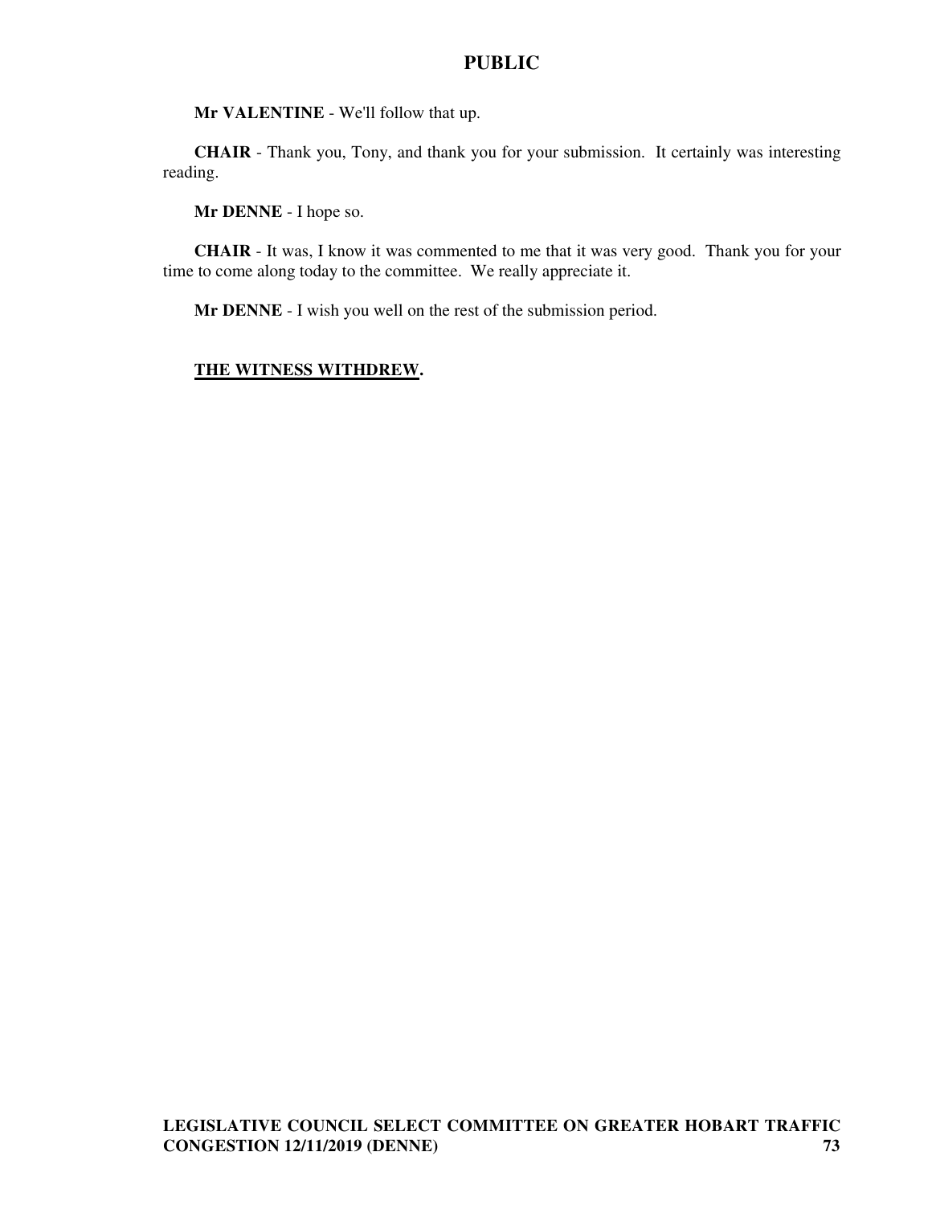**Mr VALENTINE** - We'll follow that up.

**CHAIR** - Thank you, Tony, and thank you for your submission. It certainly was interesting reading.

**Mr DENNE** - I hope so.

**CHAIR** - It was, I know it was commented to me that it was very good. Thank you for your time to come along today to the committee. We really appreciate it.

**Mr DENNE** - I wish you well on the rest of the submission period.

**THE WITNESS WITHDREW.**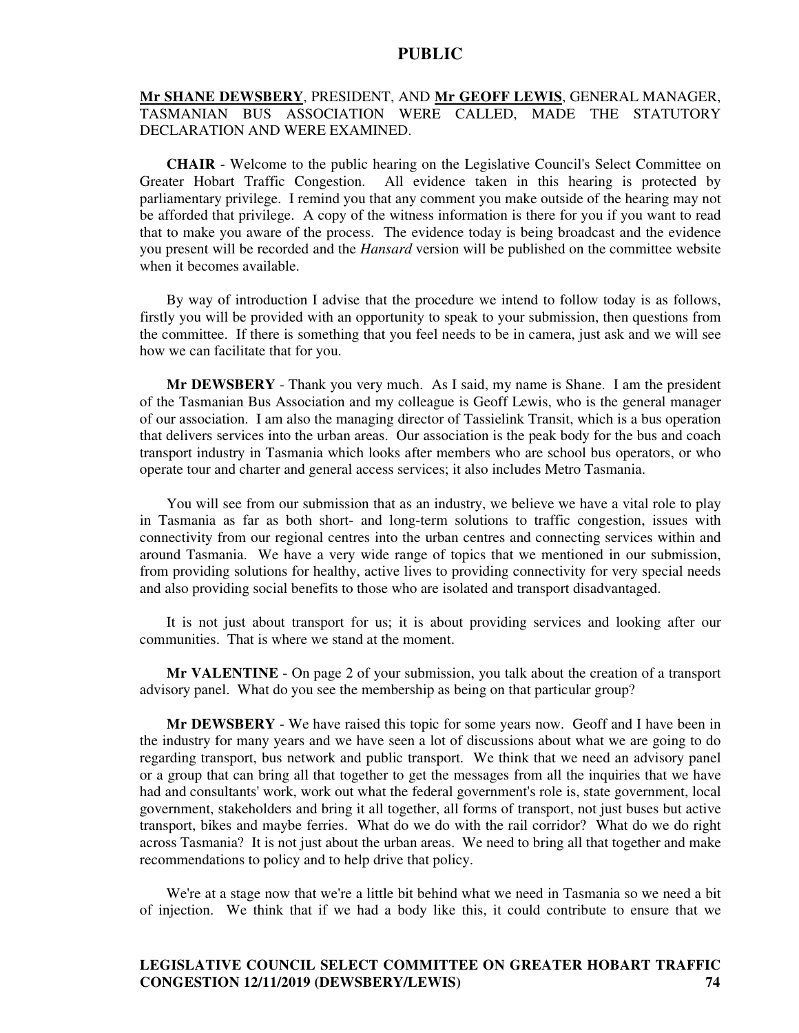**Mr SHANE DEWSBERY**, PRESIDENT, AND **Mr GEOFF LEWIS**, GENERAL MANAGER, TASMANIAN BUS ASSOCIATION WERE CALLED, MADE THE STATUTORY DECLARATION AND WERE EXAMINED.

**CHAIR** - Welcome to the public hearing on the Legislative Council's Select Committee on Greater Hobart Traffic Congestion. All evidence taken in this hearing is protected by parliamentary privilege. I remind you that any comment you make outside of the hearing may not be afforded that privilege. A copy of the witness information is there for you if you want to read that to make you aware of the process. The evidence today is being broadcast and the evidence you present will be recorded and the *Hansard* version will be published on the committee website when it becomes available.

By way of introduction I advise that the procedure we intend to follow today is as follows, firstly you will be provided with an opportunity to speak to your submission, then questions from the committee. If there is something that you feel needs to be in camera, just ask and we will see how we can facilitate that for you.

**Mr DEWSBERY** - Thank you very much. As I said, my name is Shane. I am the president of the Tasmanian Bus Association and my colleague is Geoff Lewis, who is the general manager of our association. I am also the managing director of Tassielink Transit, which is a bus operation that delivers services into the urban areas. Our association is the peak body for the bus and coach transport industry in Tasmania which looks after members who are school bus operators, or who operate tour and charter and general access services; it also includes Metro Tasmania.

You will see from our submission that as an industry, we believe we have a vital role to play in Tasmania as far as both short- and long-term solutions to traffic congestion, issues with connectivity from our regional centres into the urban centres and connecting services within and around Tasmania. We have a very wide range of topics that we mentioned in our submission, from providing solutions for healthy, active lives to providing connectivity for very special needs and also providing social benefits to those who are isolated and transport disadvantaged.

It is not just about transport for us; it is about providing services and looking after our communities. That is where we stand at the moment.

**Mr VALENTINE** - On page 2 of your submission, you talk about the creation of a transport advisory panel. What do you see the membership as being on that particular group?

**Mr DEWSBERY** - We have raised this topic for some years now. Geoff and I have been in the industry for many years and we have seen a lot of discussions about what we are going to do regarding transport, bus network and public transport. We think that we need an advisory panel or a group that can bring all that together to get the messages from all the inquiries that we have had and consultants' work, work out what the federal government's role is, state government, local government, stakeholders and bring it all together, all forms of transport, not just buses but active transport, bikes and maybe ferries. What do we do with the rail corridor? What do we do right across Tasmania? It is not just about the urban areas. We need to bring all that together and make recommendations to policy and to help drive that policy.

We're at a stage now that we're a little bit behind what we need in Tasmania so we need a bit of injection. We think that if we had a body like this, it could contribute to ensure that we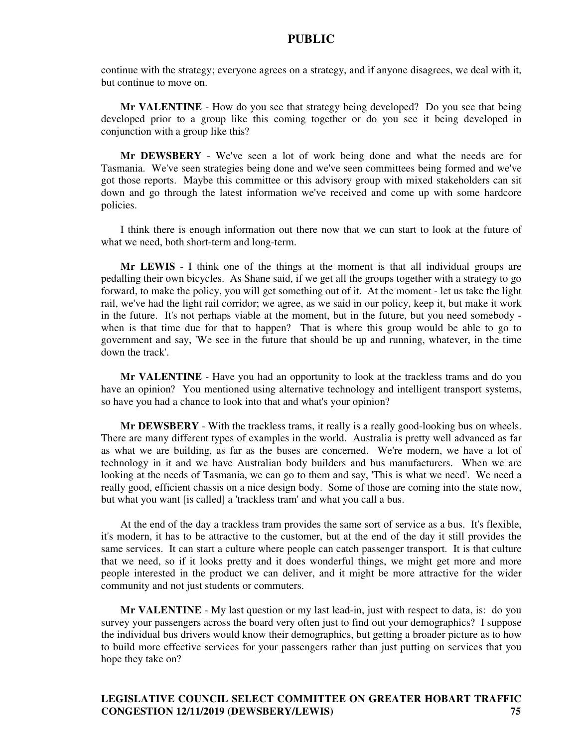continue with the strategy; everyone agrees on a strategy, and if anyone disagrees, we deal with it, but continue to move on.

**Mr VALENTINE** - How do you see that strategy being developed? Do you see that being developed prior to a group like this coming together or do you see it being developed in conjunction with a group like this?

**Mr DEWSBERY** - We've seen a lot of work being done and what the needs are for Tasmania. We've seen strategies being done and we've seen committees being formed and we've got those reports. Maybe this committee or this advisory group with mixed stakeholders can sit down and go through the latest information we've received and come up with some hardcore policies.

I think there is enough information out there now that we can start to look at the future of what we need, both short-term and long-term.

**Mr LEWIS** - I think one of the things at the moment is that all individual groups are pedalling their own bicycles. As Shane said, if we get all the groups together with a strategy to go forward, to make the policy, you will get something out of it. At the moment - let us take the light rail, we've had the light rail corridor; we agree, as we said in our policy, keep it, but make it work in the future. It's not perhaps viable at the moment, but in the future, but you need somebody - when is that time due for that to happen? That is where this group would be able to go to government and say, 'We see in the future that should be up and running, whatever, in the time down the track'.

**Mr VALENTINE** - Have you had an opportunity to look at the trackless trams and do you have an opinion? You mentioned using alternative technology and intelligent transport systems, so have you had a chance to look into that and what's your opinion?

**Mr DEWSBERY** - With the trackless trams, it really is a really good-looking bus on wheels. There are many different types of examples in the world. Australia is pretty well advanced as far as what we are building, as far as the buses are concerned. We're modern, we have a lot of technology in it and we have Australian body builders and bus manufacturers. When we are looking at the needs of Tasmania, we can go to them and say, 'This is what we need'. We need a really good, efficient chassis on a nice design body. Some of those are coming into the state now, but what you want [is called] a 'trackless tram' and what you call a bus.

At the end of the day a trackless tram provides the same sort of service as a bus. It's flexible, it's modern, it has to be attractive to the customer, but at the end of the day it still provides the same services. It can start a culture where people can catch passenger transport. It is that culture that we need, so if it looks pretty and it does wonderful things, we might get more and more people interested in the product we can deliver, and it might be more attractive for the wider community and not just students or commuters.

**Mr VALENTINE** - My last question or my last lead-in, just with respect to data, is: do you survey your passengers across the board very often just to find out your demographics? I suppose the individual bus drivers would know their demographics, but getting a broader picture as to how to build more effective services for your passengers rather than just putting on services that you hope they take on?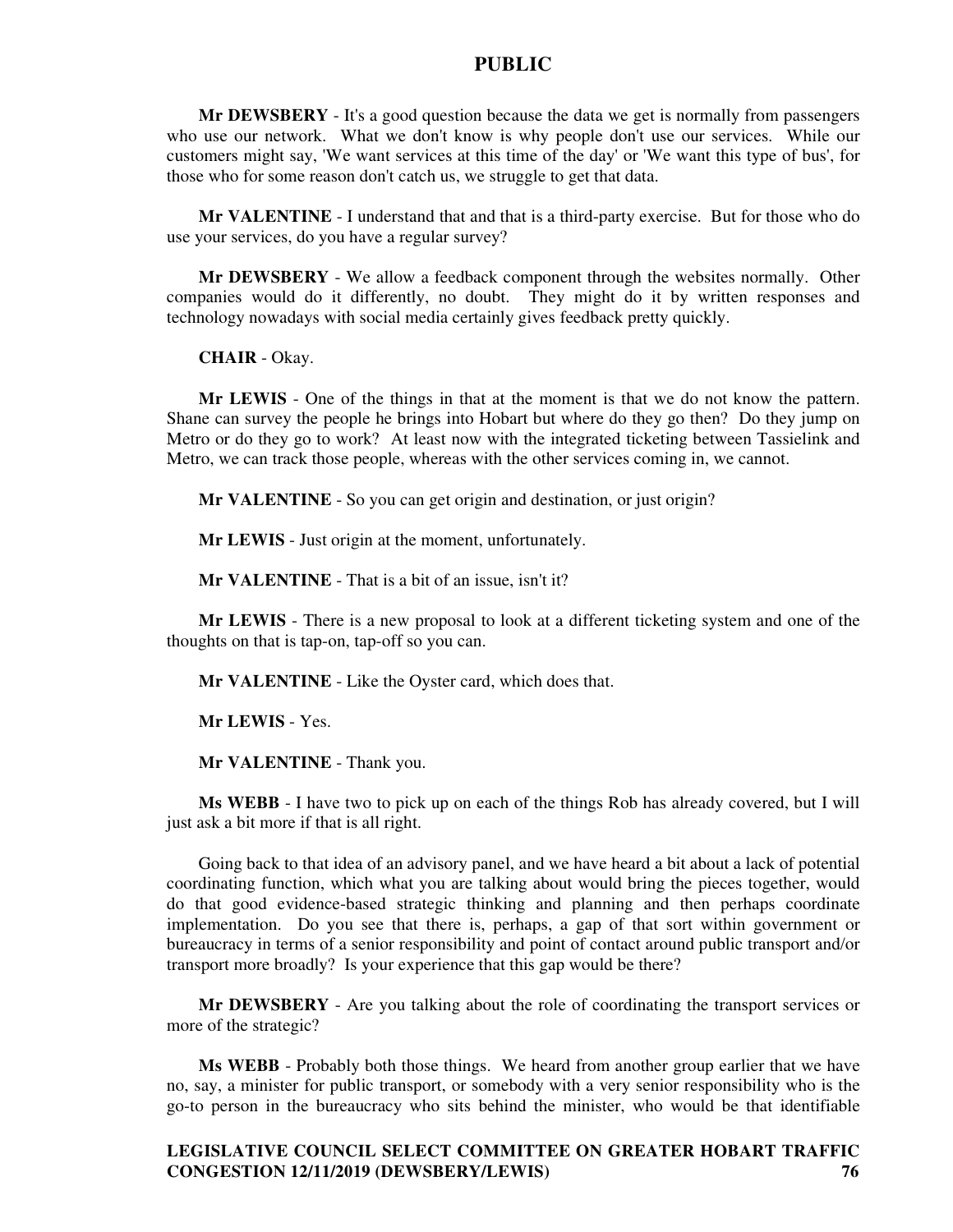**Mr DEWSBERY** - It's a good question because the data we get is normally from passengers who use our network. What we don't know is why people don't use our services. While our customers might say, 'We want services at this time of the day' or 'We want this type of bus', for those who for some reason don't catch us, we struggle to get that data.

**Mr VALENTINE** - I understand that and that is a third-party exercise. But for those who do use your services, do you have a regular survey?

**Mr DEWSBERY** - We allow a feedback component through the websites normally. Other companies would do it differently, no doubt. They might do it by written responses and technology nowadays with social media certainly gives feedback pretty quickly.

**CHAIR** - Okay.

**Mr LEWIS** - One of the things in that at the moment is that we do not know the pattern. Shane can survey the people he brings into Hobart but where do they go then? Do they jump on Metro or do they go to work? At least now with the integrated ticketing between Tassielink and Metro, we can track those people, whereas with the other services coming in, we cannot.

**Mr VALENTINE** - So you can get origin and destination, or just origin?

**Mr LEWIS** - Just origin at the moment, unfortunately.

**Mr VALENTINE** - That is a bit of an issue, isn't it?

**Mr LEWIS** - There is a new proposal to look at a different ticketing system and one of the thoughts on that is tap-on, tap-off so you can.

**Mr VALENTINE** - Like the Oyster card, which does that.

**Mr LEWIS** - Yes.

**Mr VALENTINE** - Thank you.

**Ms WEBB** - I have two to pick up on each of the things Rob has already covered, but I will just ask a bit more if that is all right.

Going back to that idea of an advisory panel, and we have heard a bit about a lack of potential coordinating function, which what you are talking about would bring the pieces together, would do that good evidence-based strategic thinking and planning and then perhaps coordinate implementation. Do you see that there is, perhaps, a gap of that sort within government or bureaucracy in terms of a senior responsibility and point of contact around public transport and/or transport more broadly? Is your experience that this gap would be there?

**Mr DEWSBERY** - Are you talking about the role of coordinating the transport services or more of the strategic?

**Ms WEBB** - Probably both those things. We heard from another group earlier that we have no, say, a minister for public transport, or somebody with a very senior responsibility who is the go-to person in the bureaucracy who sits behind the minister, who would be that identifiable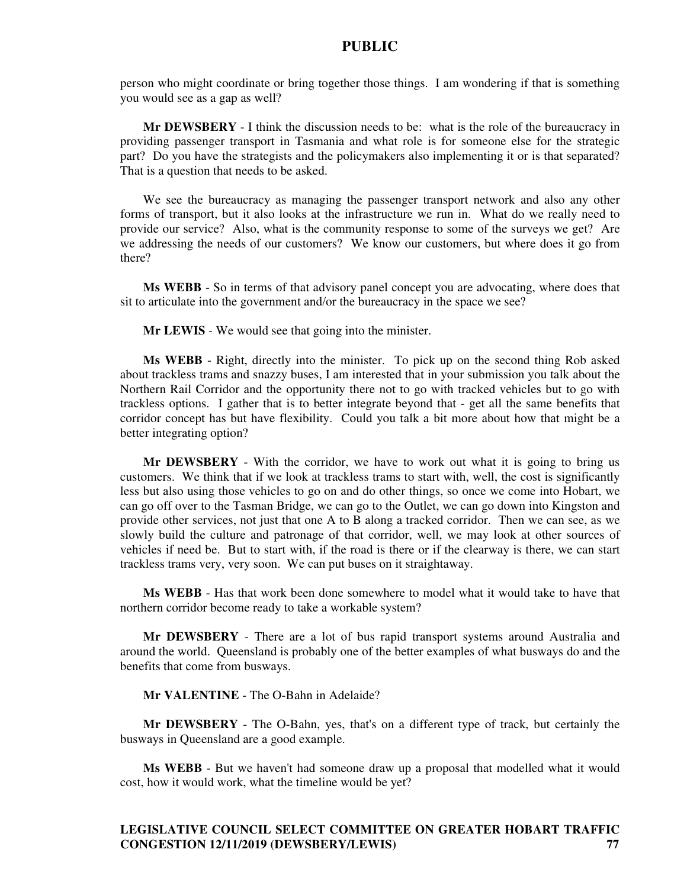person who might coordinate or bring together those things. I am wondering if that is something you would see as a gap as well?

**Mr DEWSBERY** - I think the discussion needs to be: what is the role of the bureaucracy in providing passenger transport in Tasmania and what role is for someone else for the strategic part? Do you have the strategists and the policymakers also implementing it or is that separated? That is a question that needs to be asked.

We see the bureaucracy as managing the passenger transport network and also any other forms of transport, but it also looks at the infrastructure we run in. What do we really need to provide our service? Also, what is the community response to some of the surveys we get? Are we addressing the needs of our customers? We know our customers, but where does it go from there?

**Ms WEBB** - So in terms of that advisory panel concept you are advocating, where does that sit to articulate into the government and/or the bureaucracy in the space we see?

**Mr LEWIS** - We would see that going into the minister.

**Ms WEBB** - Right, directly into the minister. To pick up on the second thing Rob asked about trackless trams and snazzy buses, I am interested that in your submission you talk about the Northern Rail Corridor and the opportunity there not to go with tracked vehicles but to go with trackless options. I gather that is to better integrate beyond that - get all the same benefits that corridor concept has but have flexibility. Could you talk a bit more about how that might be a better integrating option?

**Mr DEWSBERY** - With the corridor, we have to work out what it is going to bring us customers. We think that if we look at trackless trams to start with, well, the cost is significantly less but also using those vehicles to go on and do other things, so once we come into Hobart, we can go off over to the Tasman Bridge, we can go to the Outlet, we can go down into Kingston and provide other services, not just that one A to B along a tracked corridor. Then we can see, as we slowly build the culture and patronage of that corridor, well, we may look at other sources of vehicles if need be. But to start with, if the road is there or if the clearway is there, we can start trackless trams very, very soon. We can put buses on it straightaway.

**Ms WEBB** - Has that work been done somewhere to model what it would take to have that northern corridor become ready to take a workable system?

**Mr DEWSBERY** - There are a lot of bus rapid transport systems around Australia and around the world. Queensland is probably one of the better examples of what busways do and the benefits that come from busways.

**Mr VALENTINE** - The O-Bahn in Adelaide?

**Mr DEWSBERY** - The O-Bahn, yes, that's on a different type of track, but certainly the busways in Queensland are a good example.

**Ms WEBB** - But we haven't had someone draw up a proposal that modelled what it would cost, how it would work, what the timeline would be yet?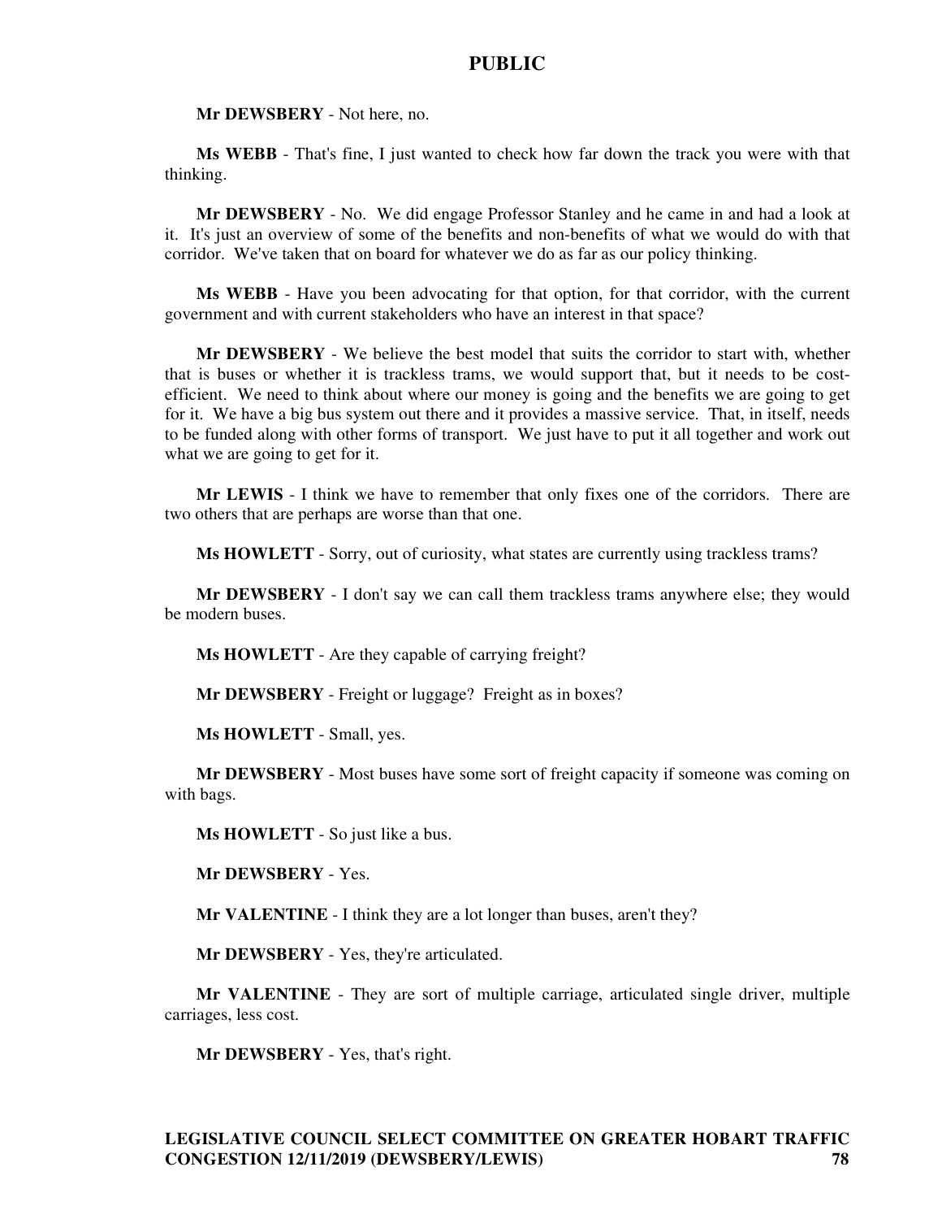**Mr DEWSBERY** - Not here, no.

**Ms WEBB** - That's fine, I just wanted to check how far down the track you were with that thinking.

**Mr DEWSBERY** - No. We did engage Professor Stanley and he came in and had a look at it. It's just an overview of some of the benefits and non-benefits of what we would do with that corridor. We've taken that on board for whatever we do as far as our policy thinking.

**Ms WEBB** - Have you been advocating for that option, for that corridor, with the current government and with current stakeholders who have an interest in that space?

**Mr DEWSBERY** - We believe the best model that suits the corridor to start with, whether that is buses or whether it is trackless trams, we would support that, but it needs to be cost-efficient. We need to think about where our money is going and the benefits we are going to get for it. We have a big bus system out there and it provides a massive service. That, in itself, needs to be funded along with other forms of transport. We just have to put it all together and work out what we are going to get for it.

**Mr LEWIS** - I think we have to remember that only fixes one of the corridors. There are two others that are perhaps are worse than that one.

**Ms HOWLETT** - Sorry, out of curiosity, what states are currently using trackless trams?

**Mr DEWSBERY** - I don't say we can call them trackless trams anywhere else; they would be modern buses.

**Ms HOWLETT** - Are they capable of carrying freight?

**Mr DEWSBERY** - Freight or luggage? Freight as in boxes?

**Ms HOWLETT** - Small, yes.

**Mr DEWSBERY** - Most buses have some sort of freight capacity if someone was coming on with bags.

**Ms HOWLETT** - So just like a bus.

**Mr DEWSBERY** - Yes.

**Mr VALENTINE** - I think they are a lot longer than buses, aren't they?

**Mr DEWSBERY** - Yes, they're articulated.

**Mr VALENTINE** - They are sort of multiple carriage, articulated single driver, multiple carriages, less cost.

**Mr DEWSBERY** - Yes, that's right.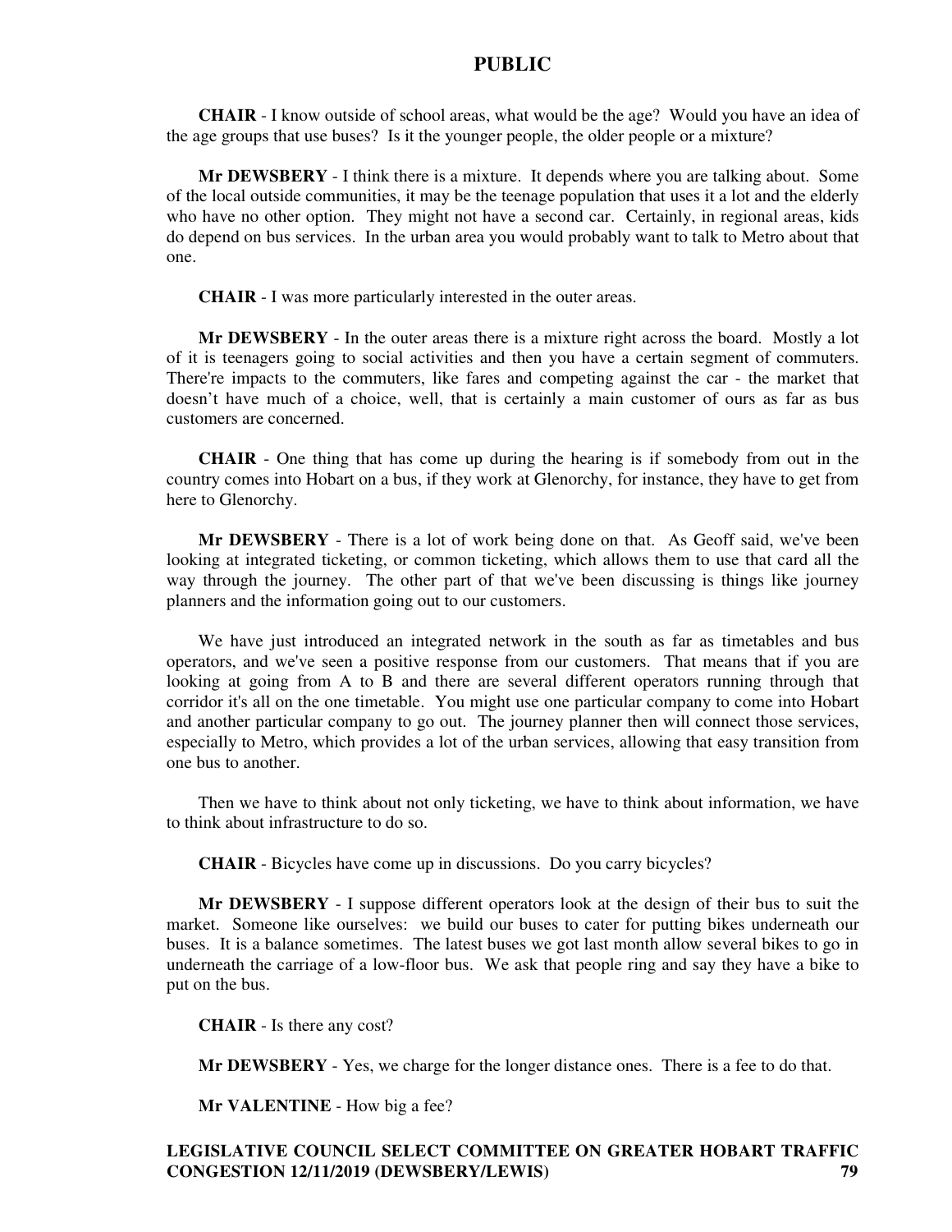**CHAIR** - I know outside of school areas, what would be the age? Would you have an idea of the age groups that use buses? Is it the younger people, the older people or a mixture?

**Mr DEWSBERY** - I think there is a mixture. It depends where you are talking about. Some of the local outside communities, it may be the teenage population that uses it a lot and the elderly who have no other option. They might not have a second car. Certainly, in regional areas, kids do depend on bus services. In the urban area you would probably want to talk to Metro about that one.

**CHAIR** - I was more particularly interested in the outer areas.

**Mr DEWSBERY** - In the outer areas there is a mixture right across the board. Mostly a lot of it is teenagers going to social activities and then you have a certain segment of commuters. There're impacts to the commuters, like fares and competing against the car - the market that doesn't have much of a choice, well, that is certainly a main customer of ours as far as bus customers are concerned.

**CHAIR** - One thing that has come up during the hearing is if somebody from out in the country comes into Hobart on a bus, if they work at Glenorchy, for instance, they have to get from here to Glenorchy.

**Mr DEWSBERY** - There is a lot of work being done on that. As Geoff said, we've been looking at integrated ticketing, or common ticketing, which allows them to use that card all the way through the journey. The other part of that we've been discussing is things like journey planners and the information going out to our customers.

We have just introduced an integrated network in the south as far as timetables and bus operators, and we've seen a positive response from our customers. That means that if you are looking at going from A to B and there are several different operators running through that corridor it's all on the one timetable. You might use one particular company to come into Hobart and another particular company to go out. The journey planner then will connect those services, especially to Metro, which provides a lot of the urban services, allowing that easy transition from one bus to another.

Then we have to think about not only ticketing, we have to think about information, we have to think about infrastructure to do so.

**CHAIR** - Bicycles have come up in discussions. Do you carry bicycles?

**Mr DEWSBERY** - I suppose different operators look at the design of their bus to suit the market. Someone like ourselves: we build our buses to cater for putting bikes underneath our buses. It is a balance sometimes. The latest buses we got last month allow several bikes to go in underneath the carriage of a low-floor bus. We ask that people ring and say they have a bike to put on the bus.

**CHAIR** - Is there any cost?

**Mr DEWSBERY** - Yes, we charge for the longer distance ones. There is a fee to do that.

**Mr VALENTINE** - How big a fee?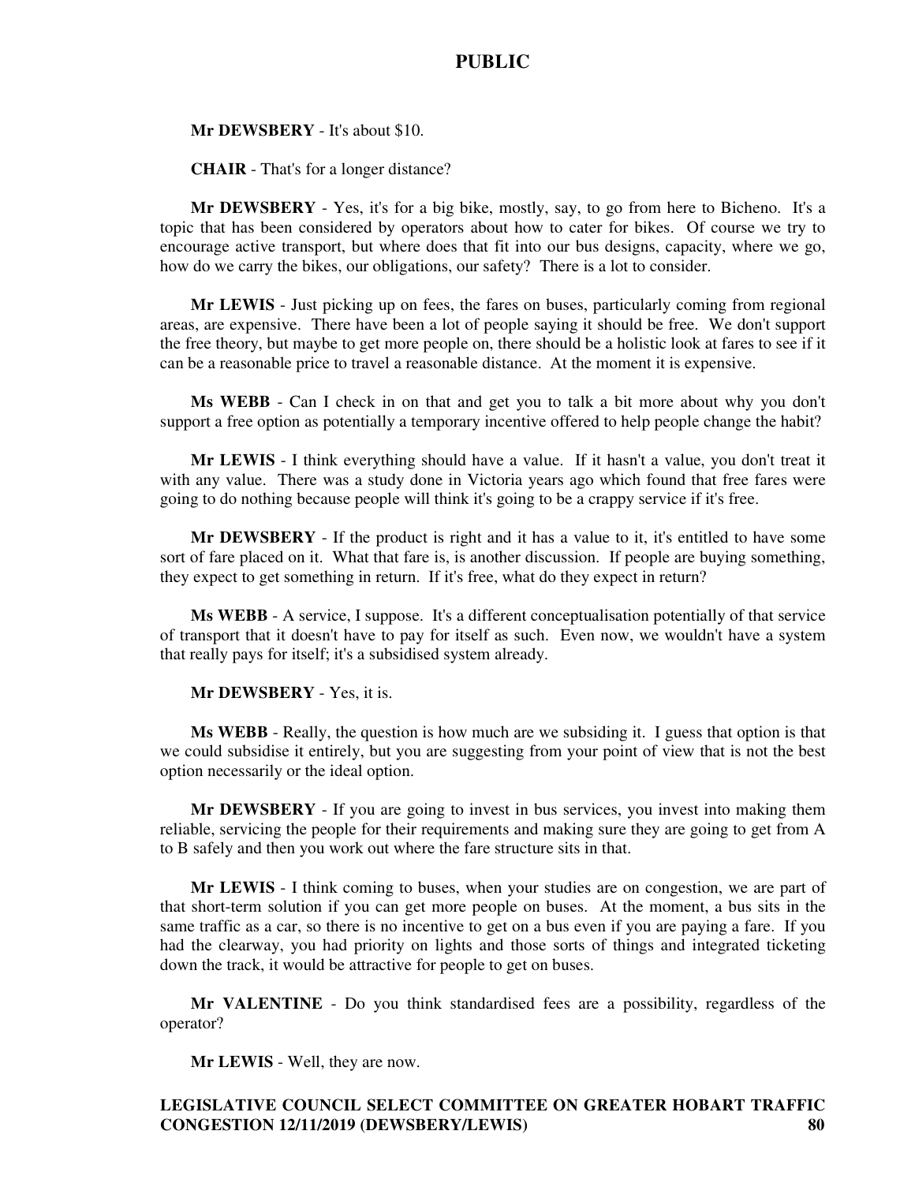**Mr DEWSBERY** - It's about $10.

**CHAIR** - That's for a longer distance?

**Mr DEWSBERY** - Yes, it's for a big bike, mostly, say, to go from here to Bicheno. It's a topic that has been considered by operators about how to cater for bikes. Of course we try to encourage active transport, but where does that fit into our bus designs, capacity, where we go, how do we carry the bikes, our obligations, our safety? There is a lot to consider.

**Mr LEWIS** - Just picking up on fees, the fares on buses, particularly coming from regional areas, are expensive. There have been a lot of people saying it should be free. We don't support the free theory, but maybe to get more people on, there should be a holistic look at fares to see if it can be a reasonable price to travel a reasonable distance. At the moment it is expensive.

**Ms WEBB** - Can I check in on that and get you to talk a bit more about why you don't support a free option as potentially a temporary incentive offered to help people change the habit?

**Mr LEWIS** - I think everything should have a value. If it hasn't a value, you don't treat it with any value. There was a study done in Victoria years ago which found that free fares were going to do nothing because people will think it's going to be a crappy service if it's free.

**Mr DEWSBERY** - If the product is right and it has a value to it, it's entitled to have some sort of fare placed on it. What that fare is, is another discussion. If people are buying something, they expect to get something in return. If it's free, what do they expect in return?

**Ms WEBB** - A service, I suppose. It's a different conceptualisation potentially of that service of transport that it doesn't have to pay for itself as such. Even now, we wouldn't have a system that really pays for itself; it's a subsidised system already.

**Mr DEWSBERY** - Yes, it is.

**Ms WEBB** - Really, the question is how much are we subsiding it. I guess that option is that we could subsidise it entirely, but you are suggesting from your point of view that is not the best option necessarily or the ideal option.

**Mr DEWSBERY** - If you are going to invest in bus services, you invest into making them reliable, servicing the people for their requirements and making sure they are going to get from A to B safely and then you work out where the fare structure sits in that.

**Mr LEWIS** - I think coming to buses, when your studies are on congestion, we are part of that short-term solution if you can get more people on buses. At the moment, a bus sits in the same traffic as a car, so there is no incentive to get on a bus even if you are paying a fare. If you had the clearway, you had priority on lights and those sorts of things and integrated ticketing down the track, it would be attractive for people to get on buses.

**Mr VALENTINE** - Do you think standardised fees are a possibility, regardless of the operator?

**Mr LEWIS** - Well, they are now.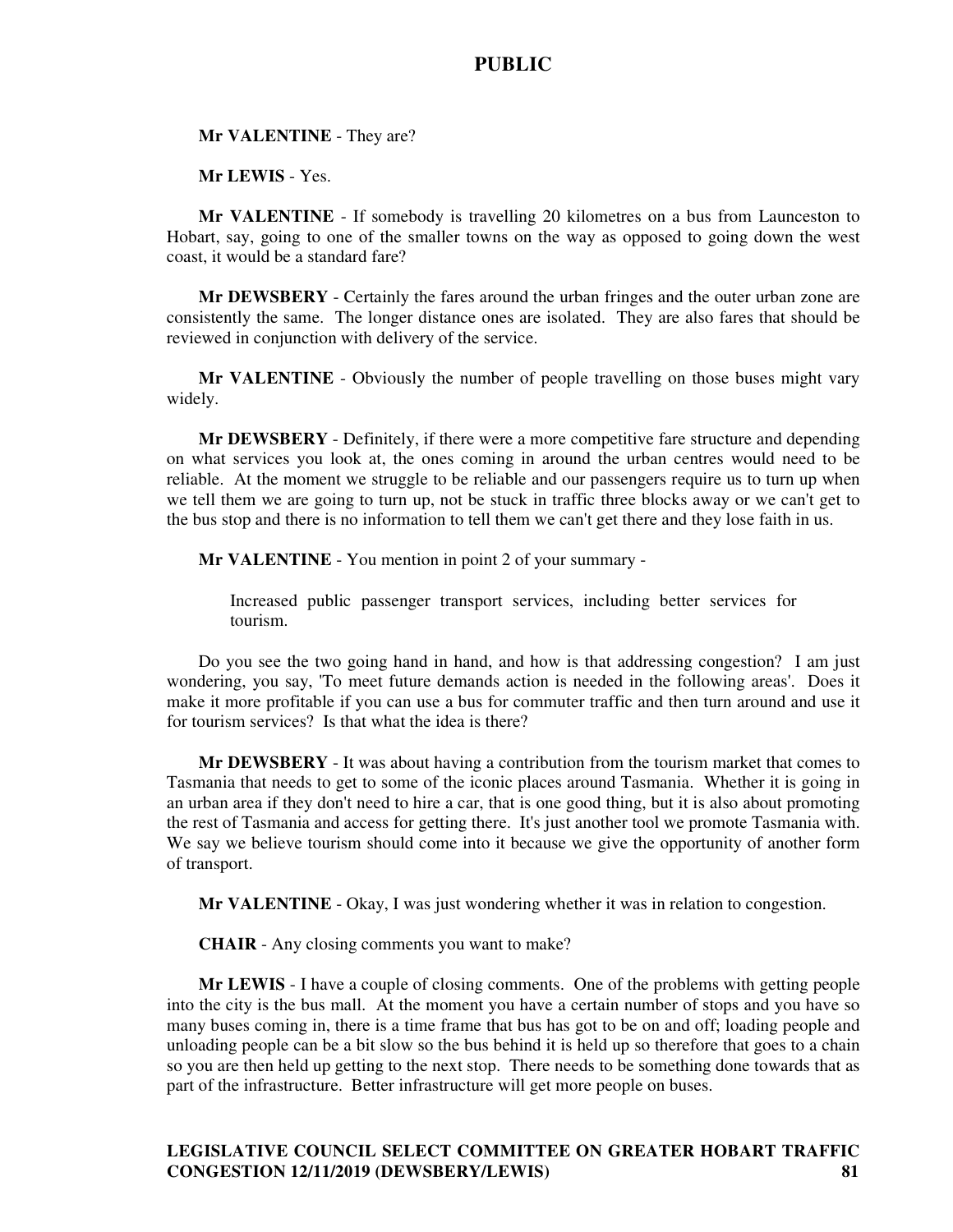**Mr VALENTINE** - They are?

**Mr LEWIS** - Yes.

**Mr VALENTINE** - If somebody is travelling 20 kilometres on a bus from Launceston to Hobart, say, going to one of the smaller towns on the way as opposed to going down the west coast, it would be a standard fare?

**Mr DEWSBERY** - Certainly the fares around the urban fringes and the outer urban zone are consistently the same. The longer distance ones are isolated. They are also fares that should be reviewed in conjunction with delivery of the service.

**Mr VALENTINE** - Obviously the number of people travelling on those buses might vary widely.

**Mr DEWSBERY** - Definitely, if there were a more competitive fare structure and depending on what services you look at, the ones coming in around the urban centres would need to be reliable. At the moment we struggle to be reliable and our passengers require us to turn up when we tell them we are going to turn up, not be stuck in traffic three blocks away or we can't get to the bus stop and there is no information to tell them we can't get there and they lose faith in us.

**Mr VALENTINE** - You mention in point 2 of your summary -

> Increased public passenger transport services, including better services for tourism.

Do you see the two going hand in hand, and how is that addressing congestion? I am just wondering, you say, 'To meet future demands action is needed in the following areas'. Does it make it more profitable if you can use a bus for commuter traffic and then turn around and use it for tourism services? Is that what the idea is there?

**Mr DEWSBERY** - It was about having a contribution from the tourism market that comes to Tasmania that needs to get to some of the iconic places around Tasmania. Whether it is going in an urban area if they don't need to hire a car, that is one good thing, but it is also about promoting the rest of Tasmania and access for getting there. It's just another tool we promote Tasmania with. We say we believe tourism should come into it because we give the opportunity of another form of transport.

**Mr VALENTINE** - Okay, I was just wondering whether it was in relation to congestion.

**CHAIR** - Any closing comments you want to make?

**Mr LEWIS** - I have a couple of closing comments. One of the problems with getting people into the city is the bus mall. At the moment you have a certain number of stops and you have so many buses coming in, there is a time frame that bus has got to be on and off; loading people and unloading people can be a bit slow so the bus behind it is held up so therefore that goes to a chain so you are then held up getting to the next stop. There needs to be something done towards that as part of the infrastructure. Better infrastructure will get more people on buses.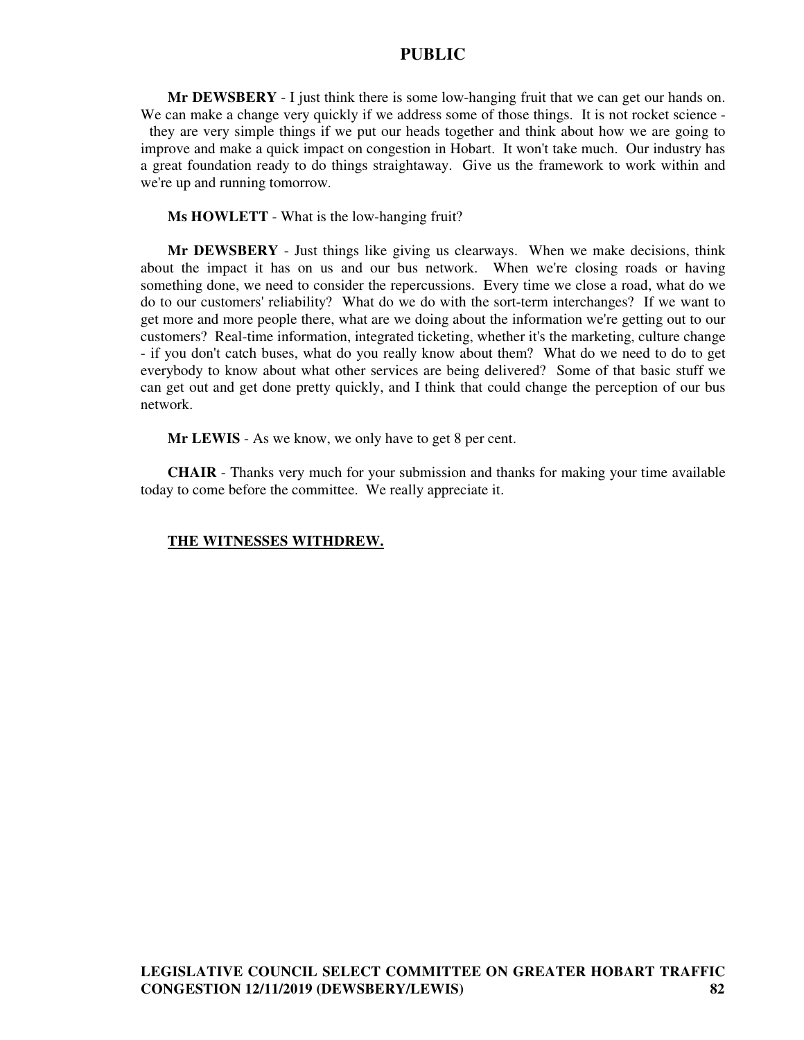**Mr DEWSBERY** - I just think there is some low-hanging fruit that we can get our hands on. We can make a change very quickly if we address some of those things. It is not rocket science - they are very simple things if we put our heads together and think about how we are going to improve and make a quick impact on congestion in Hobart. It won't take much. Our industry has a great foundation ready to do things straightaway. Give us the framework to work within and we're up and running tomorrow.

**Ms HOWLETT** - What is the low-hanging fruit?

**Mr DEWSBERY** - Just things like giving us clearways. When we make decisions, think about the impact it has on us and our bus network. When we're closing roads or having something done, we need to consider the repercussions. Every time we close a road, what do we do to our customers' reliability? What do we do with the sort-term interchanges? If we want to get more and more people there, what are we doing about the information we're getting out to our customers? Real-time information, integrated ticketing, whether it's the marketing, culture change - if you don't catch buses, what do you really know about them? What do we need to do to get everybody to know about what other services are being delivered? Some of that basic stuff we can get out and get done pretty quickly, and I think that could change the perception of our bus network.

**Mr LEWIS** - As we know, we only have to get 8 per cent.

**CHAIR** - Thanks very much for your submission and thanks for making your time available today to come before the committee. We really appreciate it.

**THE WITNESSES WITHDREW.**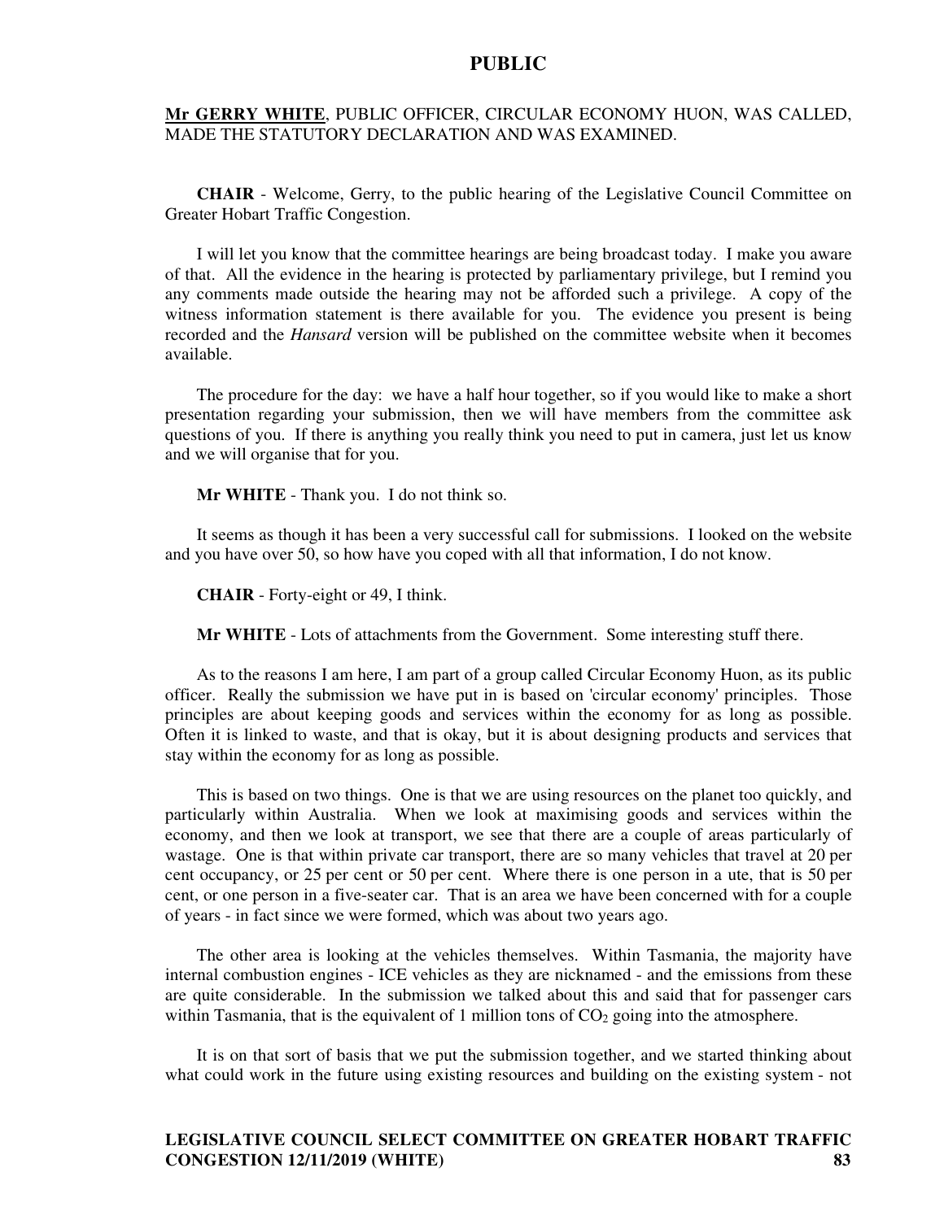**Mr GERRY WHITE**, PUBLIC OFFICER, CIRCULAR ECONOMY HUON, WAS CALLED, MADE THE STATUTORY DECLARATION AND WAS EXAMINED.

**CHAIR** - Welcome, Gerry, to the public hearing of the Legislative Council Committee on Greater Hobart Traffic Congestion.

I will let you know that the committee hearings are being broadcast today. I make you aware of that. All the evidence in the hearing is protected by parliamentary privilege, but I remind you any comments made outside the hearing may not be afforded such a privilege. A copy of the witness information statement is there available for you. The evidence you present is being recorded and the *Hansard* version will be published on the committee website when it becomes available.

The procedure for the day: we have a half hour together, so if you would like to make a short presentation regarding your submission, then we will have members from the committee ask questions of you. If there is anything you really think you need to put in camera, just let us know and we will organise that for you.

**Mr WHITE** - Thank you. I do not think so.

It seems as though it has been a very successful call for submissions. I looked on the website and you have over 50, so how have you coped with all that information, I do not know.

**CHAIR** - Forty-eight or 49, I think.

**Mr WHITE** - Lots of attachments from the Government. Some interesting stuff there.

As to the reasons I am here, I am part of a group called Circular Economy Huon, as its public officer. Really the submission we have put in is based on 'circular economy' principles. Those principles are about keeping goods and services within the economy for as long as possible. Often it is linked to waste, and that is okay, but it is about designing products and services that stay within the economy for as long as possible.

This is based on two things. One is that we are using resources on the planet too quickly, and particularly within Australia. When we look at maximising goods and services within the economy, and then we look at transport, we see that there are a couple of areas particularly of wastage. One is that within private car transport, there are so many vehicles that travel at 20 per cent occupancy, or 25 per cent or 50 per cent. Where there is one person in a ute, that is 50 per cent, or one person in a five-seater car. That is an area we have been concerned with for a couple of years - in fact since we were formed, which was about two years ago.

The other area is looking at the vehicles themselves. Within Tasmania, the majority have internal combustion engines - ICE vehicles as they are nicknamed - and the emissions from these are quite considerable. In the submission we talked about this and said that for passenger cars within Tasmania, that is the equivalent of 1 million tons of $CO_2$ going into the atmosphere.

It is on that sort of basis that we put the submission together, and we started thinking about what could work in the future using existing resources and building on the existing system - not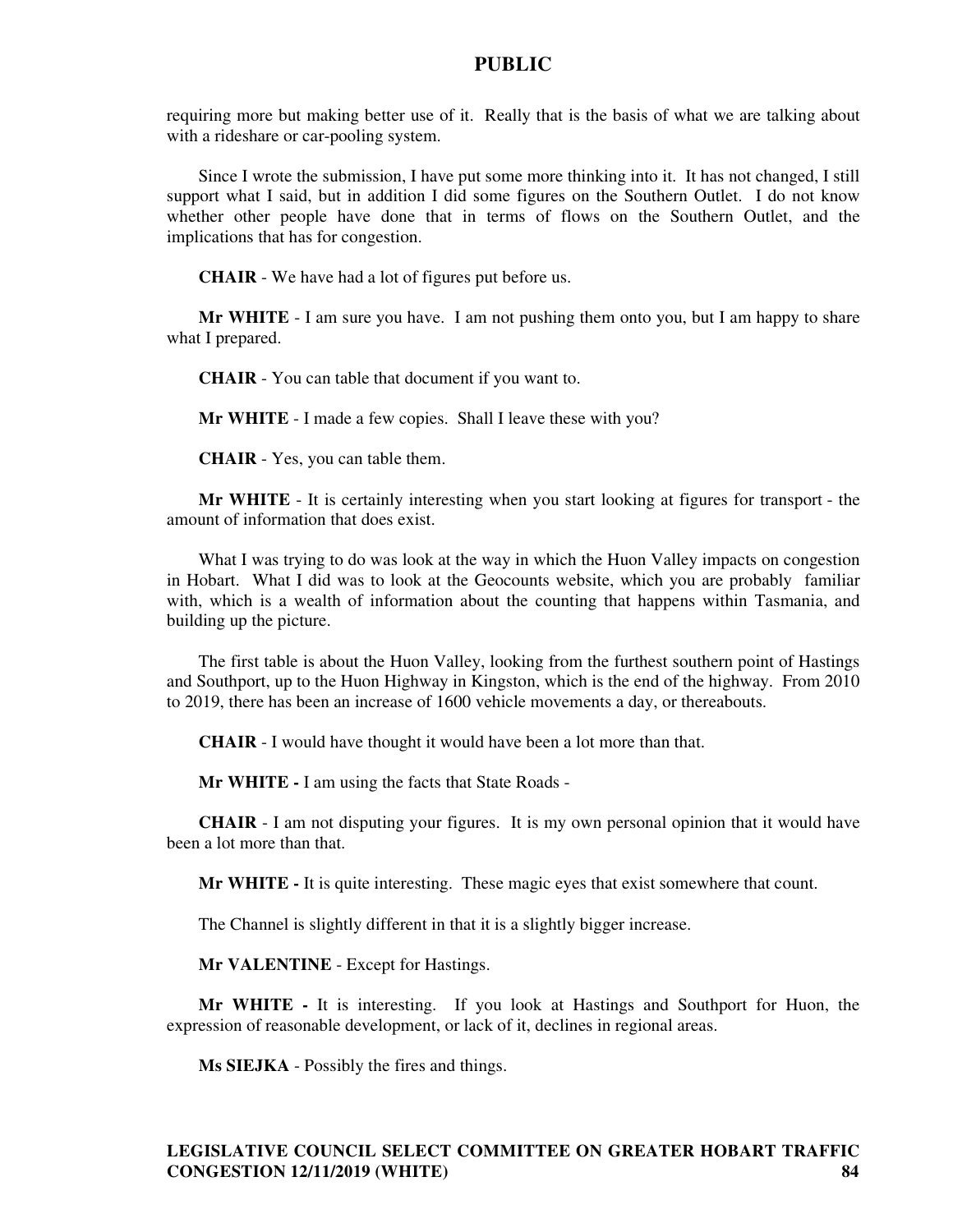requiring more but making better use of it. Really that is the basis of what we are talking about with a rideshare or car-pooling system.

Since I wrote the submission, I have put some more thinking into it. It has not changed, I still support what I said, but in addition I did some figures on the Southern Outlet. I do not know whether other people have done that in terms of flows on the Southern Outlet, and the implications that has for congestion.

**CHAIR** - We have had a lot of figures put before us.

**Mr WHITE** - I am sure you have. I am not pushing them onto you, but I am happy to share what I prepared.

**CHAIR** - You can table that document if you want to.

**Mr WHITE** - I made a few copies. Shall I leave these with you?

**CHAIR** - Yes, you can table them.

**Mr WHITE** - It is certainly interesting when you start looking at figures for transport - the amount of information that does exist.

What I was trying to do was look at the way in which the Huon Valley impacts on congestion in Hobart. What I did was to look at the Geocounts website, which you are probably familiar with, which is a wealth of information about the counting that happens within Tasmania, and building up the picture.

The first table is about the Huon Valley, looking from the furthest southern point of Hastings and Southport, up to the Huon Highway in Kingston, which is the end of the highway. From 2010 to 2019, there has been an increase of 1600 vehicle movements a day, or thereabouts.

**CHAIR** - I would have thought it would have been a lot more than that.

**Mr WHITE -** I am using the facts that State Roads -

**CHAIR** - I am not disputing your figures. It is my own personal opinion that it would have been a lot more than that.

**Mr WHITE -** It is quite interesting. These magic eyes that exist somewhere that count.

The Channel is slightly different in that it is a slightly bigger increase.

**Mr VALENTINE** - Except for Hastings.

**Mr WHITE -** It is interesting. If you look at Hastings and Southport for Huon, the expression of reasonable development, or lack of it, declines in regional areas.

**Ms SIEJKA** - Possibly the fires and things.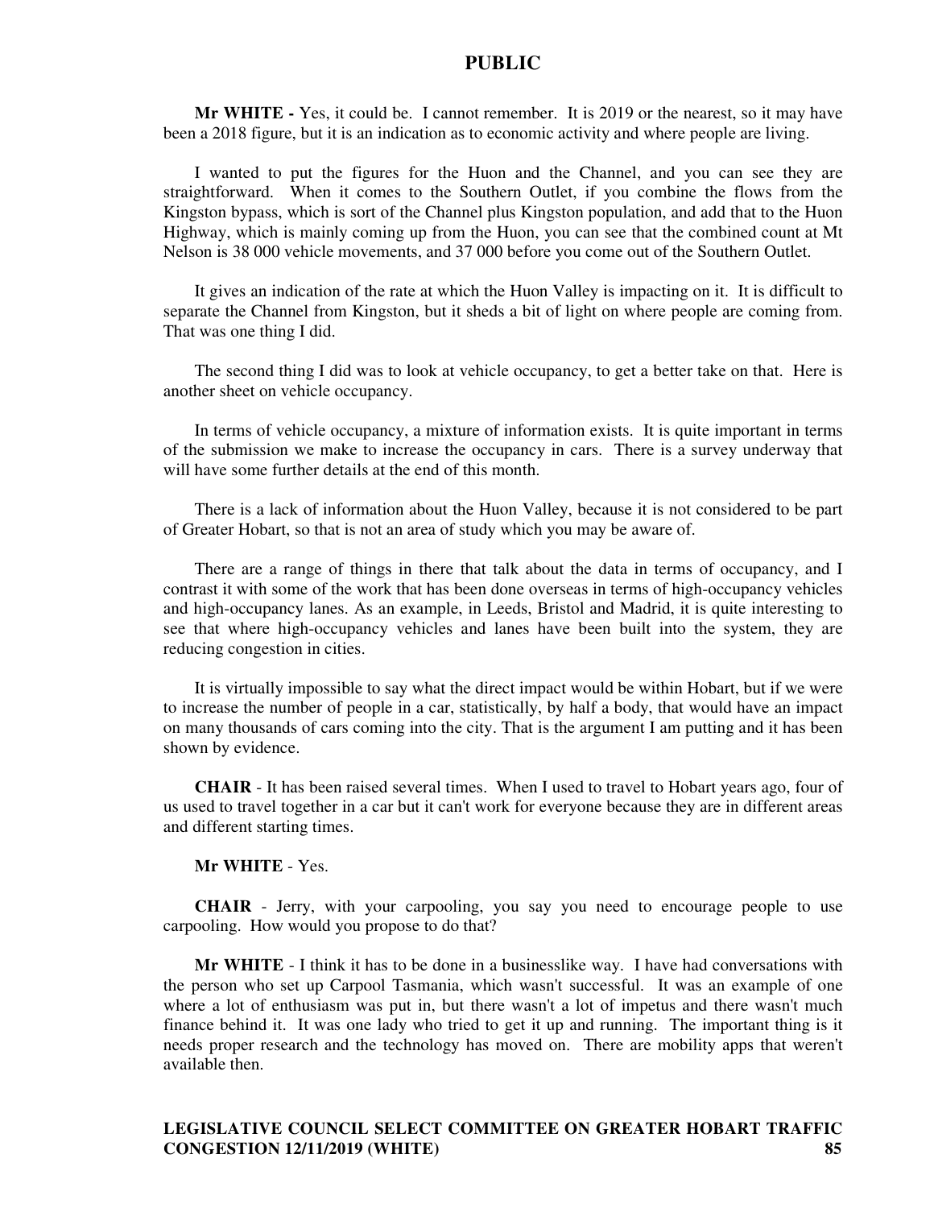**Mr WHITE -** Yes, it could be. I cannot remember. It is 2019 or the nearest, so it may have been a 2018 figure, but it is an indication as to economic activity and where people are living.

I wanted to put the figures for the Huon and the Channel, and you can see they are straightforward. When it comes to the Southern Outlet, if you combine the flows from the Kingston bypass, which is sort of the Channel plus Kingston population, and add that to the Huon Highway, which is mainly coming up from the Huon, you can see that the combined count at Mt Nelson is 38 000 vehicle movements, and 37 000 before you come out of the Southern Outlet.

It gives an indication of the rate at which the Huon Valley is impacting on it. It is difficult to separate the Channel from Kingston, but it sheds a bit of light on where people are coming from. That was one thing I did.

The second thing I did was to look at vehicle occupancy, to get a better take on that. Here is another sheet on vehicle occupancy.

In terms of vehicle occupancy, a mixture of information exists. It is quite important in terms of the submission we make to increase the occupancy in cars. There is a survey underway that will have some further details at the end of this month.

There is a lack of information about the Huon Valley, because it is not considered to be part of Greater Hobart, so that is not an area of study which you may be aware of.

There are a range of things in there that talk about the data in terms of occupancy, and I contrast it with some of the work that has been done overseas in terms of high-occupancy vehicles and high-occupancy lanes. As an example, in Leeds, Bristol and Madrid, it is quite interesting to see that where high-occupancy vehicles and lanes have been built into the system, they are reducing congestion in cities.

It is virtually impossible to say what the direct impact would be within Hobart, but if we were to increase the number of people in a car, statistically, by half a body, that would have an impact on many thousands of cars coming into the city. That is the argument I am putting and it has been shown by evidence.

**CHAIR** - It has been raised several times. When I used to travel to Hobart years ago, four of us used to travel together in a car but it can't work for everyone because they are in different areas and different starting times.

**Mr WHITE** - Yes.

**CHAIR** - Jerry, with your carpooling, you say you need to encourage people to use carpooling. How would you propose to do that?

**Mr WHITE** - I think it has to be done in a businesslike way. I have had conversations with the person who set up Carpool Tasmania, which wasn't successful. It was an example of one where a lot of enthusiasm was put in, but there wasn't a lot of impetus and there wasn't much finance behind it. It was one lady who tried to get it up and running. The important thing is it needs proper research and the technology has moved on. There are mobility apps that weren't available then.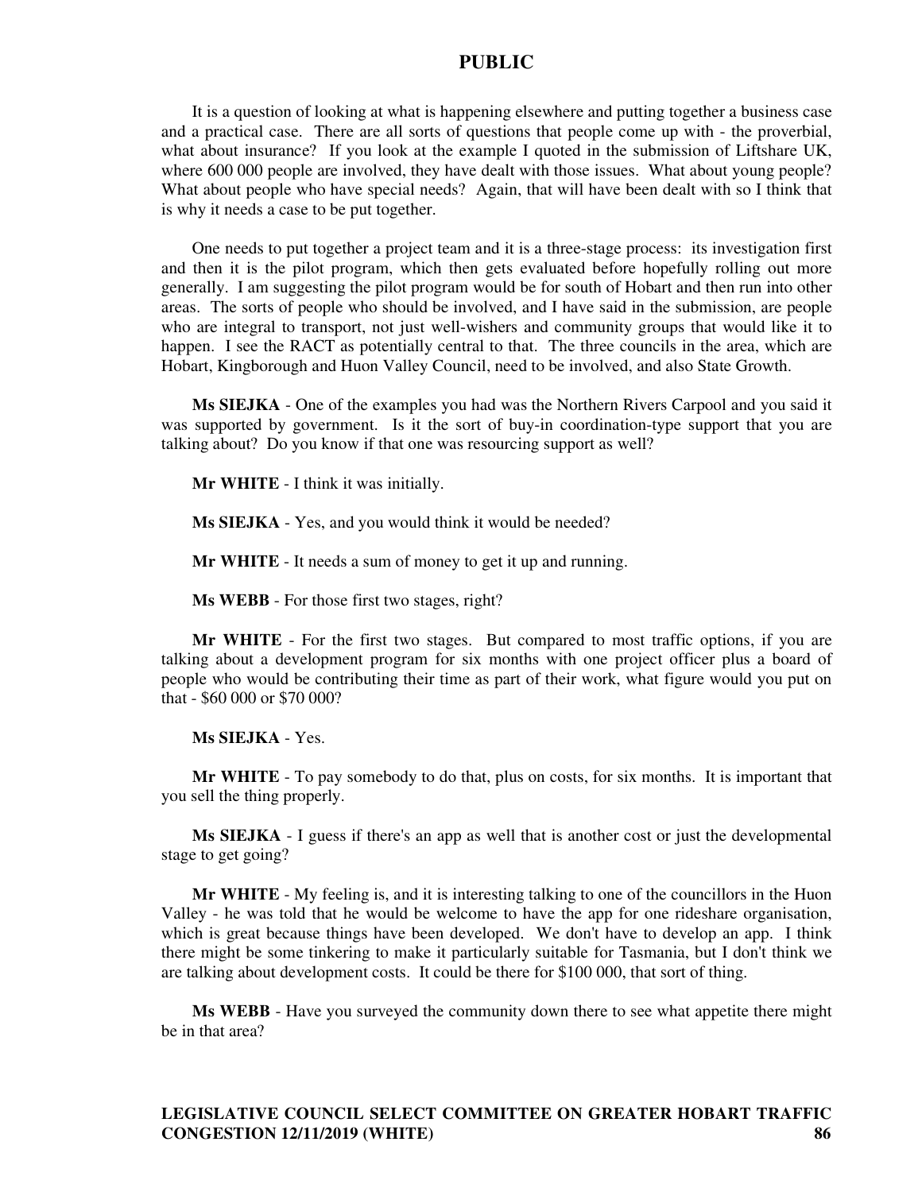It is a question of looking at what is happening elsewhere and putting together a business case and a practical case. There are all sorts of questions that people come up with - the proverbial, what about insurance? If you look at the example I quoted in the submission of Liftshare UK, where 600 000 people are involved, they have dealt with those issues. What about young people? What about people who have special needs? Again, that will have been dealt with so I think that is why it needs a case to be put together.

One needs to put together a project team and it is a three-stage process: its investigation first and then it is the pilot program, which then gets evaluated before hopefully rolling out more generally. I am suggesting the pilot program would be for south of Hobart and then run into other areas. The sorts of people who should be involved, and I have said in the submission, are people who are integral to transport, not just well-wishers and community groups that would like it to happen. I see the RACT as potentially central to that. The three councils in the area, which are Hobart, Kingborough and Huon Valley Council, need to be involved, and also State Growth.

**Ms SIEJKA** - One of the examples you had was the Northern Rivers Carpool and you said it was supported by government. Is it the sort of buy-in coordination-type support that you are talking about? Do you know if that one was resourcing support as well?

**Mr WHITE** - I think it was initially.

**Ms SIEJKA** - Yes, and you would think it would be needed?

**Mr WHITE** - It needs a sum of money to get it up and running.

**Ms WEBB** - For those first two stages, right?

**Mr WHITE** - For the first two stages. But compared to most traffic options, if you are talking about a development program for six months with one project officer plus a board of people who would be contributing their time as part of their work, what figure would you put on that - $60 000 or $70 000?

**Ms SIEJKA** - Yes.

**Mr WHITE** - To pay somebody to do that, plus on costs, for six months. It is important that you sell the thing properly.

**Ms SIEJKA** - I guess if there's an app as well that is another cost or just the developmental stage to get going?

**Mr WHITE** - My feeling is, and it is interesting talking to one of the councillors in the Huon Valley - he was told that he would be welcome to have the app for one rideshare organisation, which is great because things have been developed. We don't have to develop an app. I think there might be some tinkering to make it particularly suitable for Tasmania, but I don't think we are talking about development costs. It could be there for $100 000, that sort of thing.

**Ms WEBB** - Have you surveyed the community down there to see what appetite there might be in that area?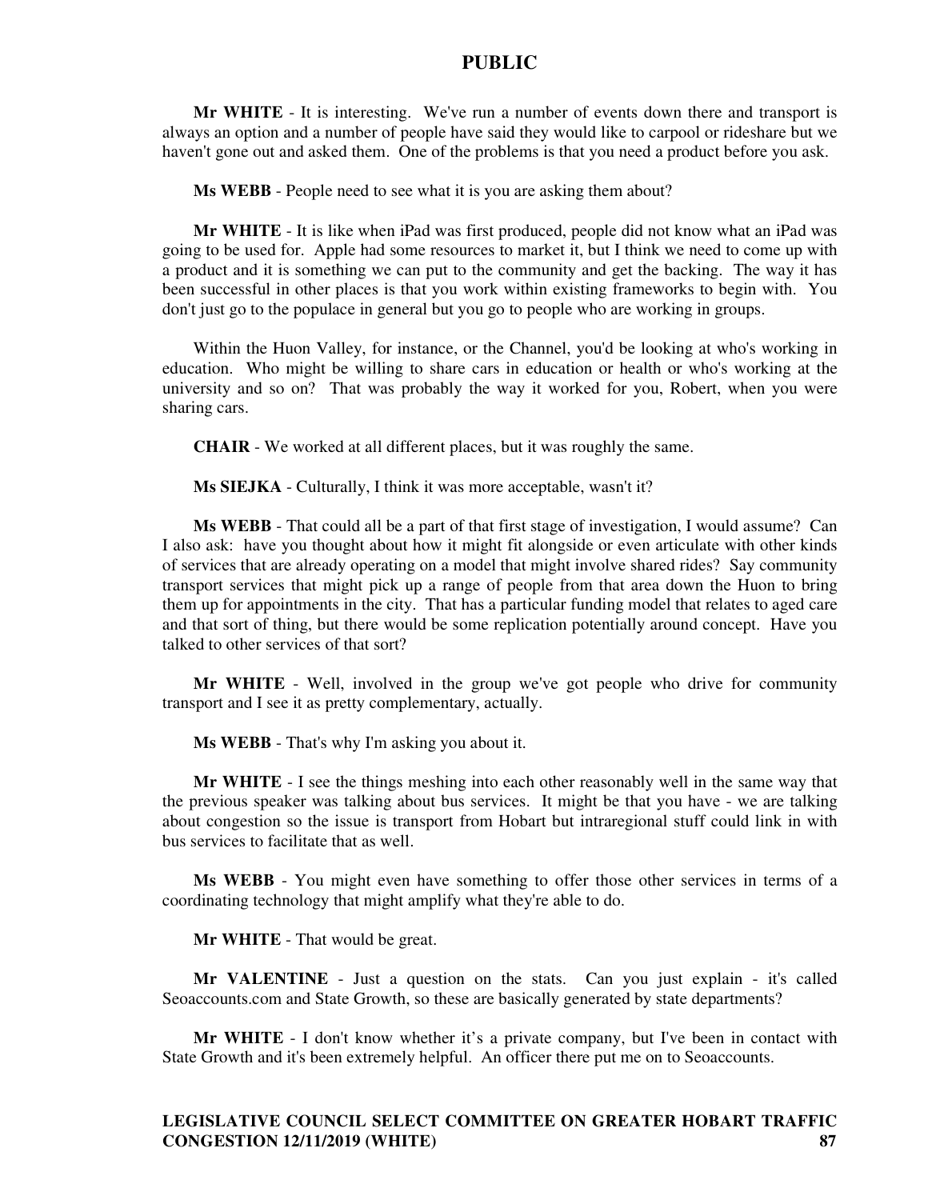**Mr WHITE** - It is interesting. We've run a number of events down there and transport is always an option and a number of people have said they would like to carpool or rideshare but we haven't gone out and asked them. One of the problems is that you need a product before you ask.

**Ms WEBB** - People need to see what it is you are asking them about?

**Mr WHITE** - It is like when iPad was first produced, people did not know what an iPad was going to be used for. Apple had some resources to market it, but I think we need to come up with a product and it is something we can put to the community and get the backing. The way it has been successful in other places is that you work within existing frameworks to begin with. You don't just go to the populace in general but you go to people who are working in groups.

Within the Huon Valley, for instance, or the Channel, you'd be looking at who's working in education. Who might be willing to share cars in education or health or who's working at the university and so on? That was probably the way it worked for you, Robert, when you were sharing cars.

**CHAIR** - We worked at all different places, but it was roughly the same.

**Ms SIEJKA** - Culturally, I think it was more acceptable, wasn't it?

**Ms WEBB** - That could all be a part of that first stage of investigation, I would assume? Can I also ask: have you thought about how it might fit alongside or even articulate with other kinds of services that are already operating on a model that might involve shared rides? Say community transport services that might pick up a range of people from that area down the Huon to bring them up for appointments in the city. That has a particular funding model that relates to aged care and that sort of thing, but there would be some replication potentially around concept. Have you talked to other services of that sort?

**Mr WHITE** - Well, involved in the group we've got people who drive for community transport and I see it as pretty complementary, actually.

**Ms WEBB** - That's why I'm asking you about it.

**Mr WHITE** - I see the things meshing into each other reasonably well in the same way that the previous speaker was talking about bus services. It might be that you have - we are talking about congestion so the issue is transport from Hobart but intraregional stuff could link in with bus services to facilitate that as well.

**Ms WEBB** - You might even have something to offer those other services in terms of a coordinating technology that might amplify what they're able to do.

**Mr WHITE** - That would be great.

**Mr VALENTINE** - Just a question on the stats. Can you just explain - it's called Seoaccounts.com and State Growth, so these are basically generated by state departments?

**Mr WHITE** - I don't know whether it's a private company, but I've been in contact with State Growth and it's been extremely helpful. An officer there put me on to Seoaccounts.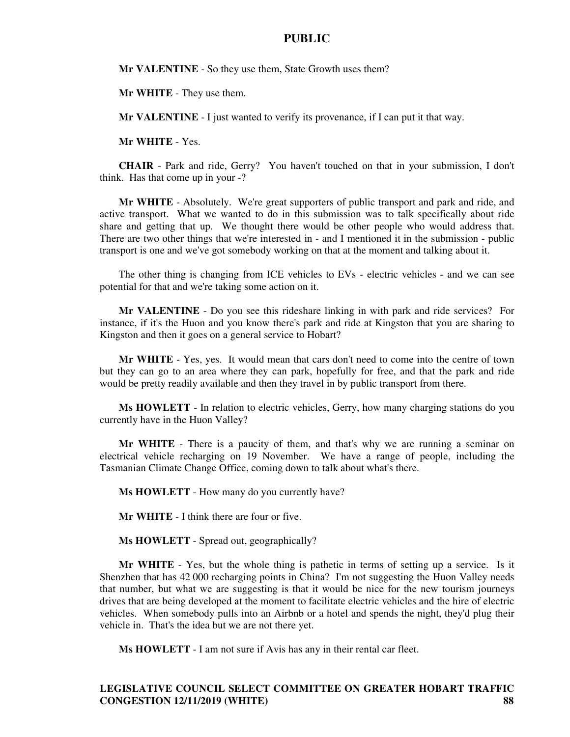**Mr VALENTINE** - So they use them, State Growth uses them?

**Mr WHITE** - They use them.

**Mr VALENTINE** - I just wanted to verify its provenance, if I can put it that way.

**Mr WHITE** - Yes.

**CHAIR** - Park and ride, Gerry? You haven't touched on that in your submission, I don't think. Has that come up in your -?

**Mr WHITE** - Absolutely. We're great supporters of public transport and park and ride, and active transport. What we wanted to do in this submission was to talk specifically about ride share and getting that up. We thought there would be other people who would address that. There are two other things that we're interested in - and I mentioned it in the submission - public transport is one and we've got somebody working on that at the moment and talking about it.

The other thing is changing from ICE vehicles to EVs - electric vehicles - and we can see potential for that and we're taking some action on it.

**Mr VALENTINE** - Do you see this rideshare linking in with park and ride services? For instance, if it's the Huon and you know there's park and ride at Kingston that you are sharing to Kingston and then it goes on a general service to Hobart?

**Mr WHITE** - Yes, yes. It would mean that cars don't need to come into the centre of town but they can go to an area where they can park, hopefully for free, and that the park and ride would be pretty readily available and then they travel in by public transport from there.

**Ms HOWLETT** - In relation to electric vehicles, Gerry, how many charging stations do you currently have in the Huon Valley?

**Mr WHITE** - There is a paucity of them, and that's why we are running a seminar on electrical vehicle recharging on 19 November. We have a range of people, including the Tasmanian Climate Change Office, coming down to talk about what's there.

**Ms HOWLETT** - How many do you currently have?

**Mr WHITE** - I think there are four or five.

**Ms HOWLETT** - Spread out, geographically?

**Mr WHITE** - Yes, but the whole thing is pathetic in terms of setting up a service. Is it Shenzhen that has 42 000 recharging points in China? I'm not suggesting the Huon Valley needs that number, but what we are suggesting is that it would be nice for the new tourism journeys drives that are being developed at the moment to facilitate electric vehicles and the hire of electric vehicles. When somebody pulls into an Airbnb or a hotel and spends the night, they'd plug their vehicle in. That's the idea but we are not there yet.

**Ms HOWLETT** - I am not sure if Avis has any in their rental car fleet.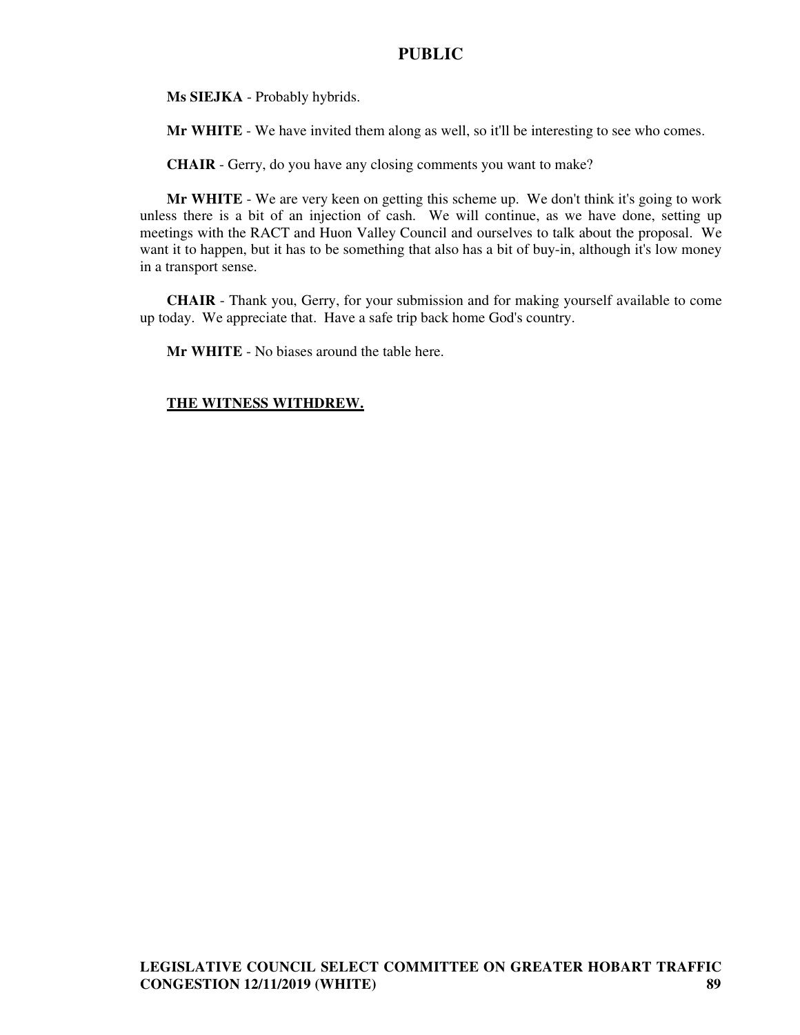**Ms SIEJKA** - Probably hybrids.

**Mr WHITE** - We have invited them along as well, so it'll be interesting to see who comes.

**CHAIR** - Gerry, do you have any closing comments you want to make?

**Mr WHITE** - We are very keen on getting this scheme up. We don't think it's going to work unless there is a bit of an injection of cash. We will continue, as we have done, setting up meetings with the RACT and Huon Valley Council and ourselves to talk about the proposal. We want it to happen, but it has to be something that also has a bit of buy-in, although it's low money in a transport sense.

**CHAIR** - Thank you, Gerry, for your submission and for making yourself available to come up today. We appreciate that. Have a safe trip back home God's country.

**Mr WHITE** - No biases around the table here.

**THE WITNESS WITHDREW.**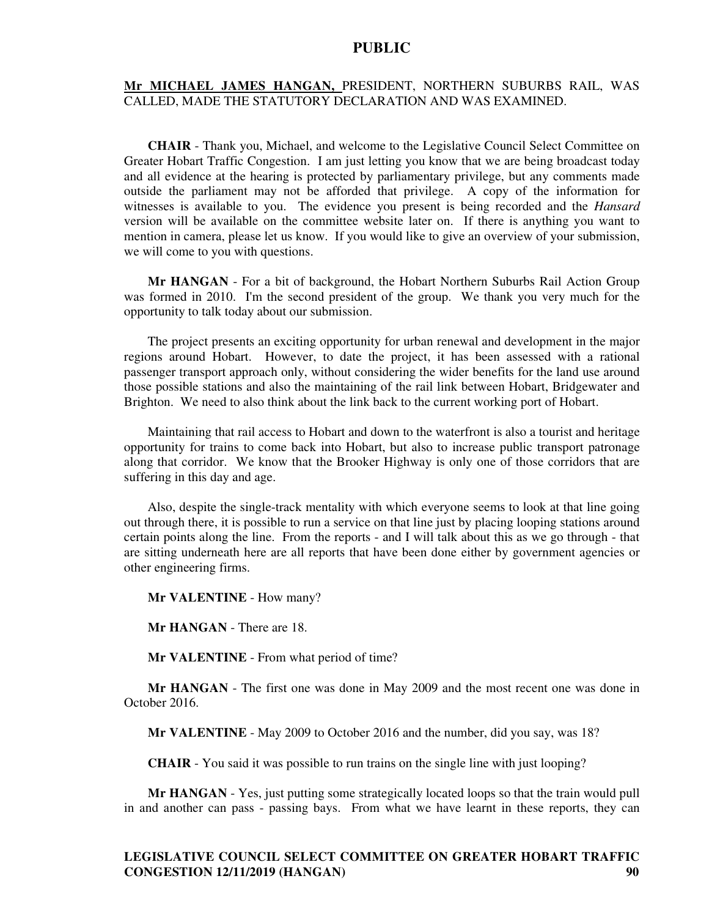**Mr MICHAEL JAMES HANGAN,** PRESIDENT, NORTHERN SUBURBS RAIL, WAS CALLED, MADE THE STATUTORY DECLARATION AND WAS EXAMINED.

**CHAIR** - Thank you, Michael, and welcome to the Legislative Council Select Committee on Greater Hobart Traffic Congestion. I am just letting you know that we are being broadcast today and all evidence at the hearing is protected by parliamentary privilege, but any comments made outside the parliament may not be afforded that privilege. A copy of the information for witnesses is available to you. The evidence you present is being recorded and the *Hansard* version will be available on the committee website later on. If there is anything you want to mention in camera, please let us know. If you would like to give an overview of your submission, we will come to you with questions.

**Mr HANGAN** - For a bit of background, the Hobart Northern Suburbs Rail Action Group was formed in 2010. I'm the second president of the group. We thank you very much for the opportunity to talk today about our submission.

The project presents an exciting opportunity for urban renewal and development in the major regions around Hobart. However, to date the project, it has been assessed with a rational passenger transport approach only, without considering the wider benefits for the land use around those possible stations and also the maintaining of the rail link between Hobart, Bridgewater and Brighton. We need to also think about the link back to the current working port of Hobart.

Maintaining that rail access to Hobart and down to the waterfront is also a tourist and heritage opportunity for trains to come back into Hobart, but also to increase public transport patronage along that corridor. We know that the Brooker Highway is only one of those corridors that are suffering in this day and age.

Also, despite the single-track mentality with which everyone seems to look at that line going out through there, it is possible to run a service on that line just by placing looping stations around certain points along the line. From the reports - and I will talk about this as we go through - that are sitting underneath here are all reports that have been done either by government agencies or other engineering firms.

**Mr VALENTINE** - How many?

**Mr HANGAN** - There are 18.

**Mr VALENTINE** - From what period of time?

**Mr HANGAN** - The first one was done in May 2009 and the most recent one was done in October 2016.

**Mr VALENTINE** - May 2009 to October 2016 and the number, did you say, was 18?

**CHAIR** - You said it was possible to run trains on the single line with just looping?

**Mr HANGAN** - Yes, just putting some strategically located loops so that the train would pull in and another can pass - passing bays. From what we have learnt in these reports, they can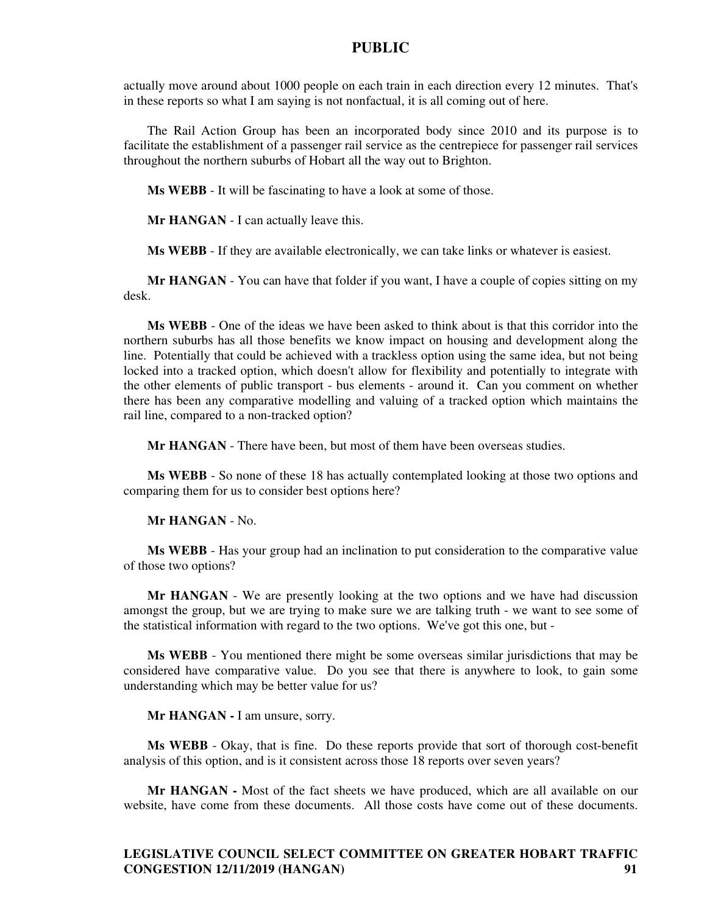actually move around about 1000 people on each train in each direction every 12 minutes. That's in these reports so what I am saying is not nonfactual, it is all coming out of here.

The Rail Action Group has been an incorporated body since 2010 and its purpose is to facilitate the establishment of a passenger rail service as the centrepiece for passenger rail services throughout the northern suburbs of Hobart all the way out to Brighton.

**Ms WEBB** - It will be fascinating to have a look at some of those.

**Mr HANGAN** - I can actually leave this.

**Ms WEBB** - If they are available electronically, we can take links or whatever is easiest.

**Mr HANGAN** - You can have that folder if you want, I have a couple of copies sitting on my desk.

**Ms WEBB** - One of the ideas we have been asked to think about is that this corridor into the northern suburbs has all those benefits we know impact on housing and development along the line. Potentially that could be achieved with a trackless option using the same idea, but not being locked into a tracked option, which doesn't allow for flexibility and potentially to integrate with the other elements of public transport - bus elements - around it. Can you comment on whether there has been any comparative modelling and valuing of a tracked option which maintains the rail line, compared to a non-tracked option?

**Mr HANGAN** - There have been, but most of them have been overseas studies.

**Ms WEBB** - So none of these 18 has actually contemplated looking at those two options and comparing them for us to consider best options here?

**Mr HANGAN** - No.

**Ms WEBB** - Has your group had an inclination to put consideration to the comparative value of those two options?

**Mr HANGAN** - We are presently looking at the two options and we have had discussion amongst the group, but we are trying to make sure we are talking truth - we want to see some of the statistical information with regard to the two options. We've got this one, but -

**Ms WEBB** - You mentioned there might be some overseas similar jurisdictions that may be considered have comparative value. Do you see that there is anywhere to look, to gain some understanding which may be better value for us?

**Mr HANGAN -** I am unsure, sorry.

**Ms WEBB** - Okay, that is fine. Do these reports provide that sort of thorough cost-benefit analysis of this option, and is it consistent across those 18 reports over seven years?

**Mr HANGAN -** Most of the fact sheets we have produced, which are all available on our website, have come from these documents. All those costs have come out of these documents.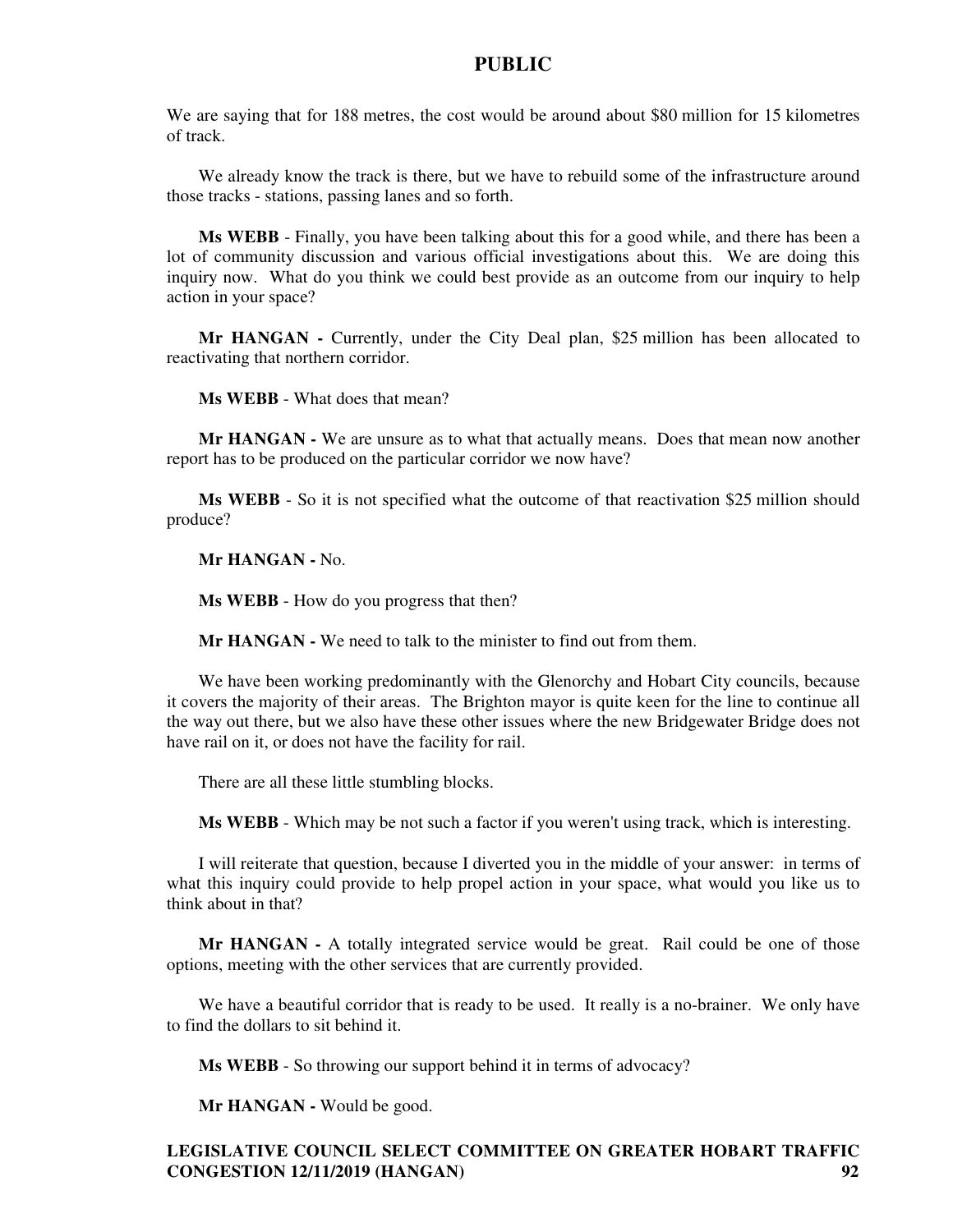We are saying that for 188 metres, the cost would be around about $80 million for 15 kilometres of track.

We already know the track is there, but we have to rebuild some of the infrastructure around those tracks - stations, passing lanes and so forth.

**Ms WEBB** - Finally, you have been talking about this for a good while, and there has been a lot of community discussion and various official investigations about this. We are doing this inquiry now. What do you think we could best provide as an outcome from our inquiry to help action in your space?

**Mr HANGAN -** Currently, under the City Deal plan, $25 million has been allocated to reactivating that northern corridor.

**Ms WEBB** - What does that mean?

**Mr HANGAN -** We are unsure as to what that actually means. Does that mean now another report has to be produced on the particular corridor we now have?

**Ms WEBB** - So it is not specified what the outcome of that reactivation $25 million should produce?

**Mr HANGAN -** No.

**Ms WEBB** - How do you progress that then?

**Mr HANGAN -** We need to talk to the minister to find out from them.

We have been working predominantly with the Glenorchy and Hobart City councils, because it covers the majority of their areas. The Brighton mayor is quite keen for the line to continue all the way out there, but we also have these other issues where the new Bridgewater Bridge does not have rail on it, or does not have the facility for rail.

There are all these little stumbling blocks.

**Ms WEBB** - Which may be not such a factor if you weren't using track, which is interesting.

I will reiterate that question, because I diverted you in the middle of your answer: in terms of what this inquiry could provide to help propel action in your space, what would you like us to think about in that?

**Mr HANGAN -** A totally integrated service would be great. Rail could be one of those options, meeting with the other services that are currently provided.

We have a beautiful corridor that is ready to be used. It really is a no-brainer. We only have to find the dollars to sit behind it.

**Ms WEBB** - So throwing our support behind it in terms of advocacy?

**Mr HANGAN -** Would be good.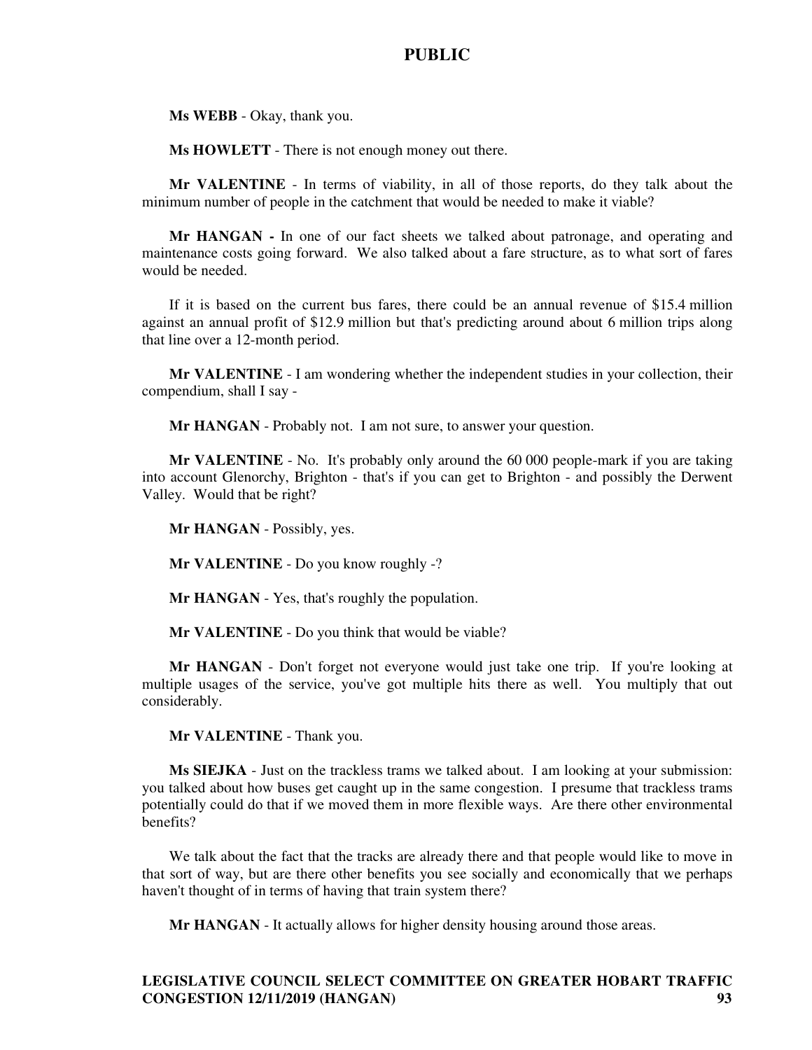**Ms WEBB** - Okay, thank you.

**Ms HOWLETT** - There is not enough money out there.

**Mr VALENTINE** - In terms of viability, in all of those reports, do they talk about the minimum number of people in the catchment that would be needed to make it viable?

**Mr HANGAN -** In one of our fact sheets we talked about patronage, and operating and maintenance costs going forward. We also talked about a fare structure, as to what sort of fares would be needed.

If it is based on the current bus fares, there could be an annual revenue of $15.4 million against an annual profit of $12.9 million but that's predicting around about 6 million trips along that line over a 12-month period.

**Mr VALENTINE** - I am wondering whether the independent studies in your collection, their compendium, shall I say -

**Mr HANGAN** - Probably not. I am not sure, to answer your question.

**Mr VALENTINE** - No. It's probably only around the 60 000 people-mark if you are taking into account Glenorchy, Brighton - that's if you can get to Brighton - and possibly the Derwent Valley. Would that be right?

**Mr HANGAN** - Possibly, yes.

**Mr VALENTINE** - Do you know roughly -?

**Mr HANGAN** - Yes, that's roughly the population.

**Mr VALENTINE** - Do you think that would be viable?

**Mr HANGAN** - Don't forget not everyone would just take one trip. If you're looking at multiple usages of the service, you've got multiple hits there as well. You multiply that out considerably.

**Mr VALENTINE** - Thank you.

**Ms SIEJKA** - Just on the trackless trams we talked about. I am looking at your submission: you talked about how buses get caught up in the same congestion. I presume that trackless trams potentially could do that if we moved them in more flexible ways. Are there other environmental benefits?

We talk about the fact that the tracks are already there and that people would like to move in that sort of way, but are there other benefits you see socially and economically that we perhaps haven't thought of in terms of having that train system there?

**Mr HANGAN** - It actually allows for higher density housing around those areas.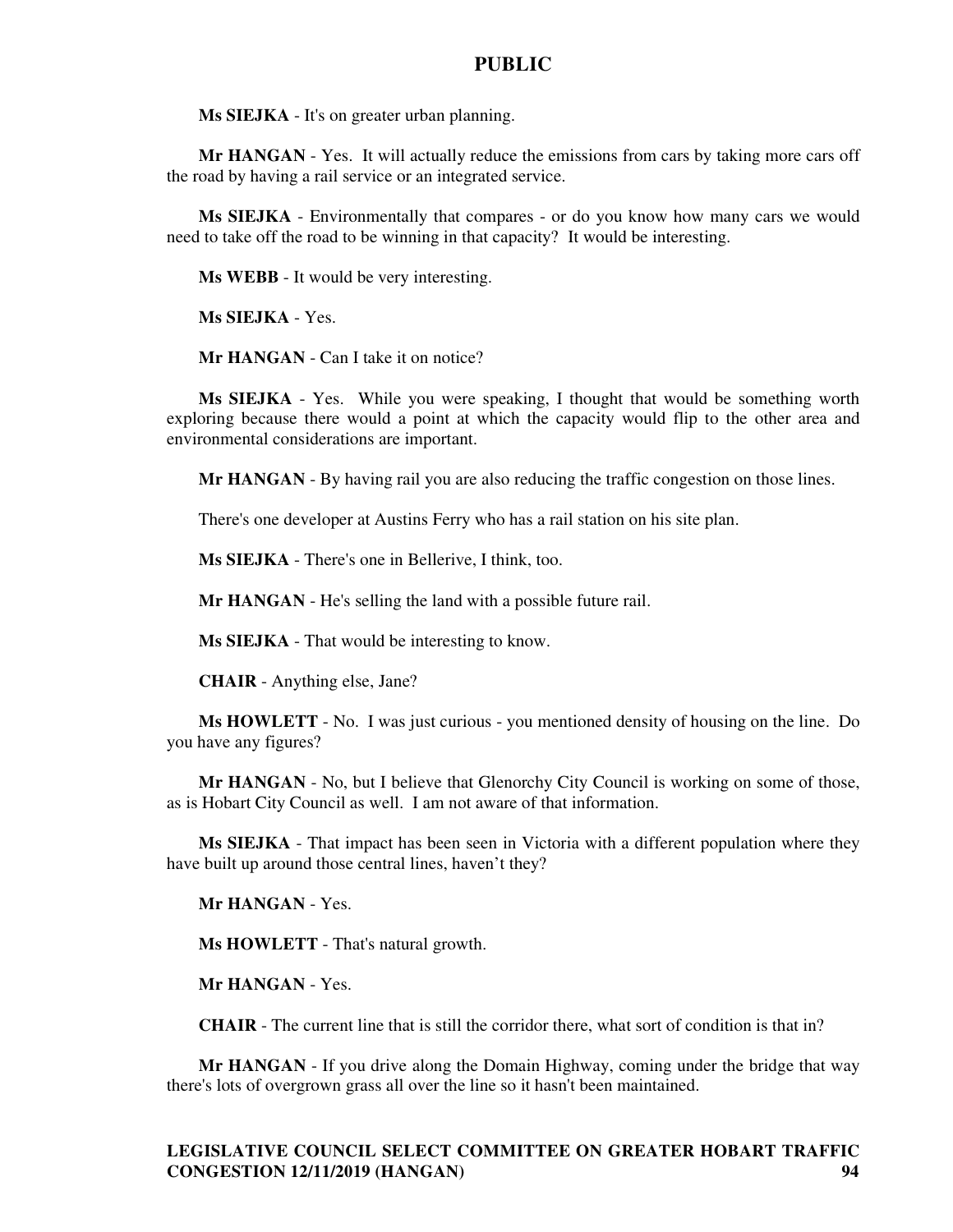**Ms SIEJKA** - It's on greater urban planning.

**Mr HANGAN** - Yes. It will actually reduce the emissions from cars by taking more cars off the road by having a rail service or an integrated service.

**Ms SIEJKA** - Environmentally that compares - or do you know how many cars we would need to take off the road to be winning in that capacity? It would be interesting.

**Ms WEBB** - It would be very interesting.

**Ms SIEJKA** - Yes.

**Mr HANGAN** - Can I take it on notice?

**Ms SIEJKA** - Yes. While you were speaking, I thought that would be something worth exploring because there would a point at which the capacity would flip to the other area and environmental considerations are important.

**Mr HANGAN** - By having rail you are also reducing the traffic congestion on those lines.

There's one developer at Austins Ferry who has a rail station on his site plan.

**Ms SIEJKA** - There's one in Bellerive, I think, too.

**Mr HANGAN** - He's selling the land with a possible future rail.

**Ms SIEJKA** - That would be interesting to know.

**CHAIR** - Anything else, Jane?

**Ms HOWLETT** - No. I was just curious - you mentioned density of housing on the line. Do you have any figures?

**Mr HANGAN** - No, but I believe that Glenorchy City Council is working on some of those, as is Hobart City Council as well. I am not aware of that information.

**Ms SIEJKA** - That impact has been seen in Victoria with a different population where they have built up around those central lines, haven't they?

**Mr HANGAN** - Yes.

**Ms HOWLETT** - That's natural growth.

**Mr HANGAN** - Yes.

**CHAIR** - The current line that is still the corridor there, what sort of condition is that in?

**Mr HANGAN** - If you drive along the Domain Highway, coming under the bridge that way there's lots of overgrown grass all over the line so it hasn't been maintained.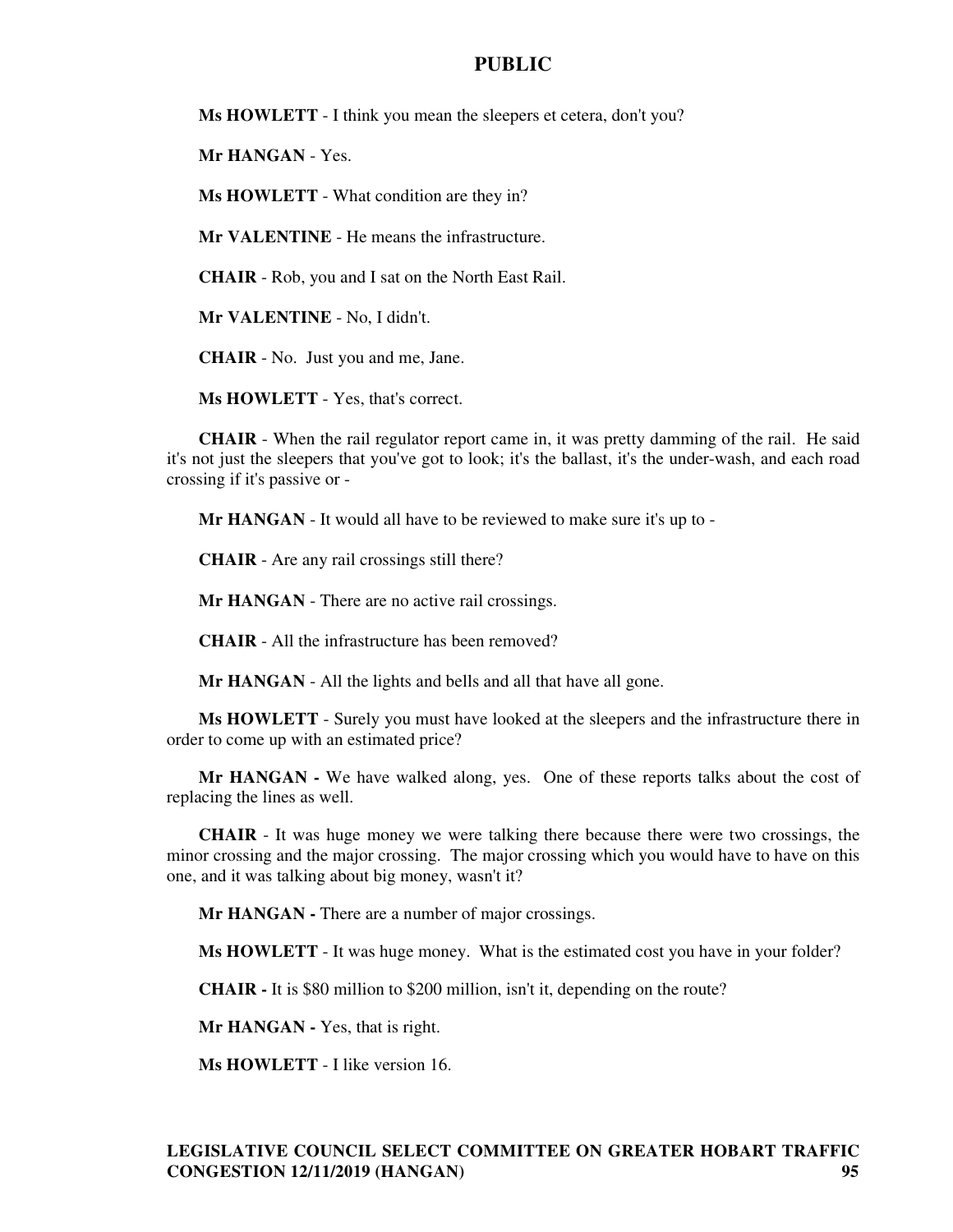**Ms HOWLETT** - I think you mean the sleepers et cetera, don't you?

**Mr HANGAN** - Yes.

**Ms HOWLETT** - What condition are they in?

**Mr VALENTINE** - He means the infrastructure.

**CHAIR** - Rob, you and I sat on the North East Rail.

**Mr VALENTINE** - No, I didn't.

**CHAIR** - No. Just you and me, Jane.

**Ms HOWLETT** - Yes, that's correct.

**CHAIR** - When the rail regulator report came in, it was pretty damming of the rail. He said it's not just the sleepers that you've got to look; it's the ballast, it's the under-wash, and each road crossing if it's passive or -

**Mr HANGAN** - It would all have to be reviewed to make sure it's up to -

**CHAIR** - Are any rail crossings still there?

**Mr HANGAN** - There are no active rail crossings.

**CHAIR** - All the infrastructure has been removed?

**Mr HANGAN** - All the lights and bells and all that have all gone.

**Ms HOWLETT** - Surely you must have looked at the sleepers and the infrastructure there in order to come up with an estimated price?

**Mr HANGAN -** We have walked along, yes. One of these reports talks about the cost of replacing the lines as well.

**CHAIR** - It was huge money we were talking there because there were two crossings, the minor crossing and the major crossing. The major crossing which you would have to have on this one, and it was talking about big money, wasn't it?

**Mr HANGAN -** There are a number of major crossings.

**Ms HOWLETT** - It was huge money. What is the estimated cost you have in your folder?

**CHAIR -** It is $80 million to $200 million, isn't it, depending on the route?

**Mr HANGAN -** Yes, that is right.

**Ms HOWLETT** - I like version 16.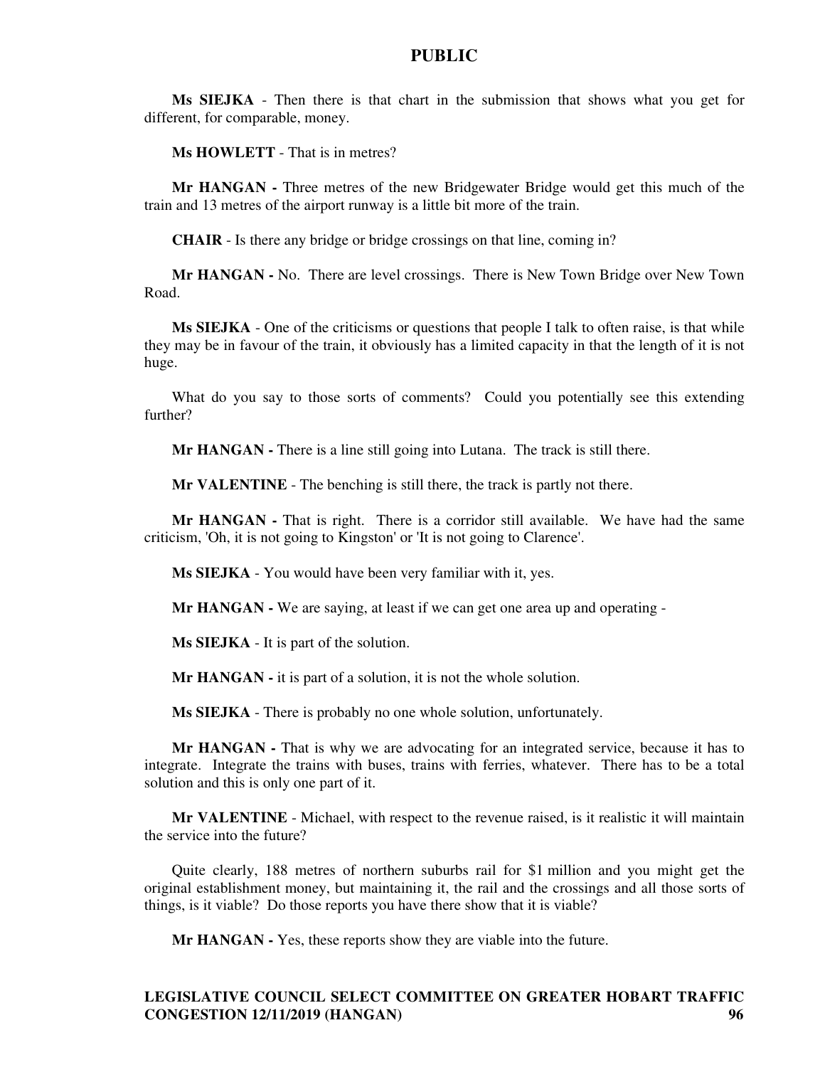**Ms SIEJKA** - Then there is that chart in the submission that shows what you get for different, for comparable, money.

**Ms HOWLETT** - That is in metres?

**Mr HANGAN -** Three metres of the new Bridgewater Bridge would get this much of the train and 13 metres of the airport runway is a little bit more of the train.

**CHAIR** - Is there any bridge or bridge crossings on that line, coming in?

**Mr HANGAN -** No. There are level crossings. There is New Town Bridge over New Town Road.

**Ms SIEJKA** - One of the criticisms or questions that people I talk to often raise, is that while they may be in favour of the train, it obviously has a limited capacity in that the length of it is not huge.

What do you say to those sorts of comments? Could you potentially see this extending further?

**Mr HANGAN -** There is a line still going into Lutana. The track is still there.

**Mr VALENTINE** - The benching is still there, the track is partly not there.

**Mr HANGAN -** That is right. There is a corridor still available. We have had the same criticism, 'Oh, it is not going to Kingston' or 'It is not going to Clarence'.

**Ms SIEJKA** - You would have been very familiar with it, yes.

**Mr HANGAN -** We are saying, at least if we can get one area up and operating -

**Ms SIEJKA** - It is part of the solution.

**Mr HANGAN -** it is part of a solution, it is not the whole solution.

**Ms SIEJKA** - There is probably no one whole solution, unfortunately.

**Mr HANGAN -** That is why we are advocating for an integrated service, because it has to integrate. Integrate the trains with buses, trains with ferries, whatever. There has to be a total solution and this is only one part of it.

**Mr VALENTINE** - Michael, with respect to the revenue raised, is it realistic it will maintain the service into the future?

Quite clearly, 188 metres of northern suburbs rail for $1 million and you might get the original establishment money, but maintaining it, the rail and the crossings and all those sorts of things, is it viable? Do those reports you have there show that it is viable?

**Mr HANGAN -** Yes, these reports show they are viable into the future.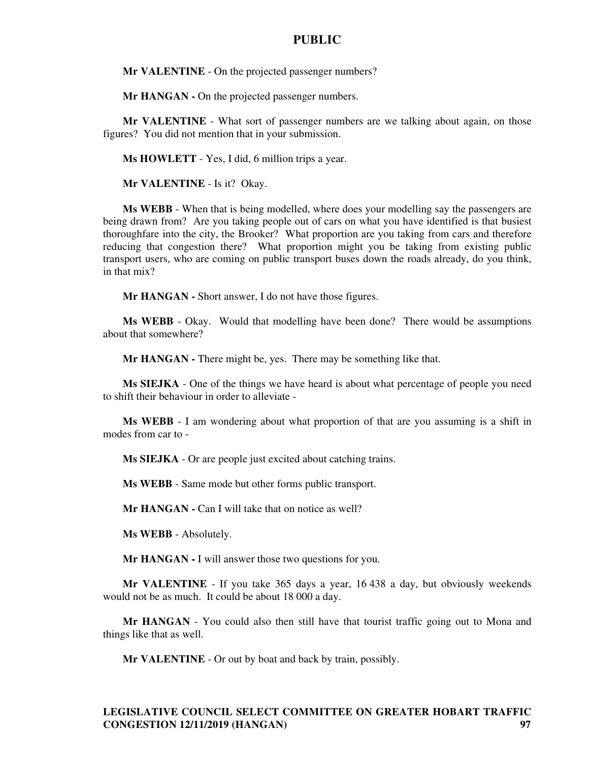**Mr VALENTINE** - On the projected passenger numbers?

**Mr HANGAN -** On the projected passenger numbers.

**Mr VALENTINE** - What sort of passenger numbers are we talking about again, on those figures? You did not mention that in your submission.

**Ms HOWLETT** - Yes, I did, 6 million trips a year.

**Mr VALENTINE** - Is it? Okay.

**Ms WEBB** - When that is being modelled, where does your modelling say the passengers are being drawn from? Are you taking people out of cars on what you have identified is that busiest thoroughfare into the city, the Brooker? What proportion are you taking from cars and therefore reducing that congestion there? What proportion might you be taking from existing public transport users, who are coming on public transport buses down the roads already, do you think, in that mix?

**Mr HANGAN -** Short answer, I do not have those figures.

**Ms WEBB** - Okay. Would that modelling have been done? There would be assumptions about that somewhere?

**Mr HANGAN -** There might be, yes. There may be something like that.

**Ms SIEJKA** - One of the things we have heard is about what percentage of people you need to shift their behaviour in order to alleviate -

**Ms WEBB** - I am wondering about what proportion of that are you assuming is a shift in modes from car to -

**Ms SIEJKA** - Or are people just excited about catching trains.

**Ms WEBB** - Same mode but other forms public transport.

**Mr HANGAN -** Can I will take that on notice as well?

**Ms WEBB** - Absolutely.

**Mr HANGAN -** I will answer those two questions for you.

**Mr VALENTINE** - If you take 365 days a year, 16 438 a day, but obviously weekends would not be as much. It could be about 18 000 a day.

**Mr HANGAN** - You could also then still have that tourist traffic going out to Mona and things like that as well.

**Mr VALENTINE** - Or out by boat and back by train, possibly.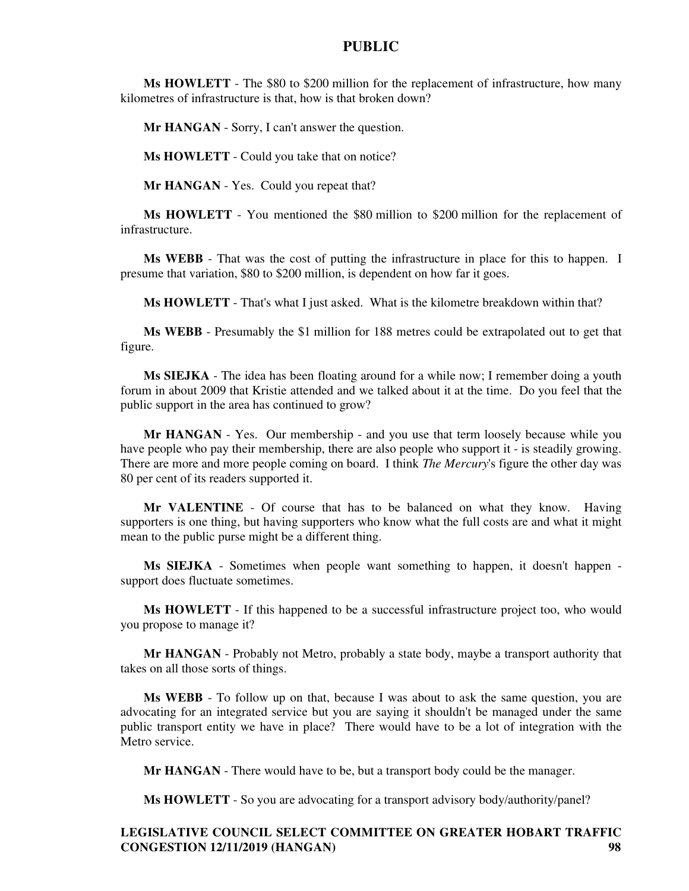**Ms HOWLETT** - The $80 to $200 million for the replacement of infrastructure, how many kilometres of infrastructure is that, how is that broken down?

**Mr HANGAN** - Sorry, I can't answer the question.

**Ms HOWLETT** - Could you take that on notice?

**Mr HANGAN** - Yes. Could you repeat that?

**Ms HOWLETT** - You mentioned the $80 million to $200 million for the replacement of infrastructure.

**Ms WEBB** - That was the cost of putting the infrastructure in place for this to happen. I presume that variation, $80 to $200 million, is dependent on how far it goes.

**Ms HOWLETT** - That's what I just asked. What is the kilometre breakdown within that?

**Ms WEBB** - Presumably the $1 million for 188 metres could be extrapolated out to get that figure.

**Ms SIEJKA** - The idea has been floating around for a while now; I remember doing a youth forum in about 2009 that Kristie attended and we talked about it at the time. Do you feel that the public support in the area has continued to grow?

**Mr HANGAN** - Yes. Our membership - and you use that term loosely because while you have people who pay their membership, there are also people who support it - is steadily growing. There are more and more people coming on board. I think *The Mercury*'s figure the other day was 80 per cent of its readers supported it.

**Mr VALENTINE** - Of course that has to be balanced on what they know. Having supporters is one thing, but having supporters who know what the full costs are and what it might mean to the public purse might be a different thing.

**Ms SIEJKA** - Sometimes when people want something to happen, it doesn't happen - support does fluctuate sometimes.

**Ms HOWLETT** - If this happened to be a successful infrastructure project too, who would you propose to manage it?

**Mr HANGAN** - Probably not Metro, probably a state body, maybe a transport authority that takes on all those sorts of things.

**Ms WEBB** - To follow up on that, because I was about to ask the same question, you are advocating for an integrated service but you are saying it shouldn't be managed under the same public transport entity we have in place? There would have to be a lot of integration with the Metro service.

**Mr HANGAN** - There would have to be, but a transport body could be the manager.

**Ms HOWLETT** - So you are advocating for a transport advisory body/authority/panel?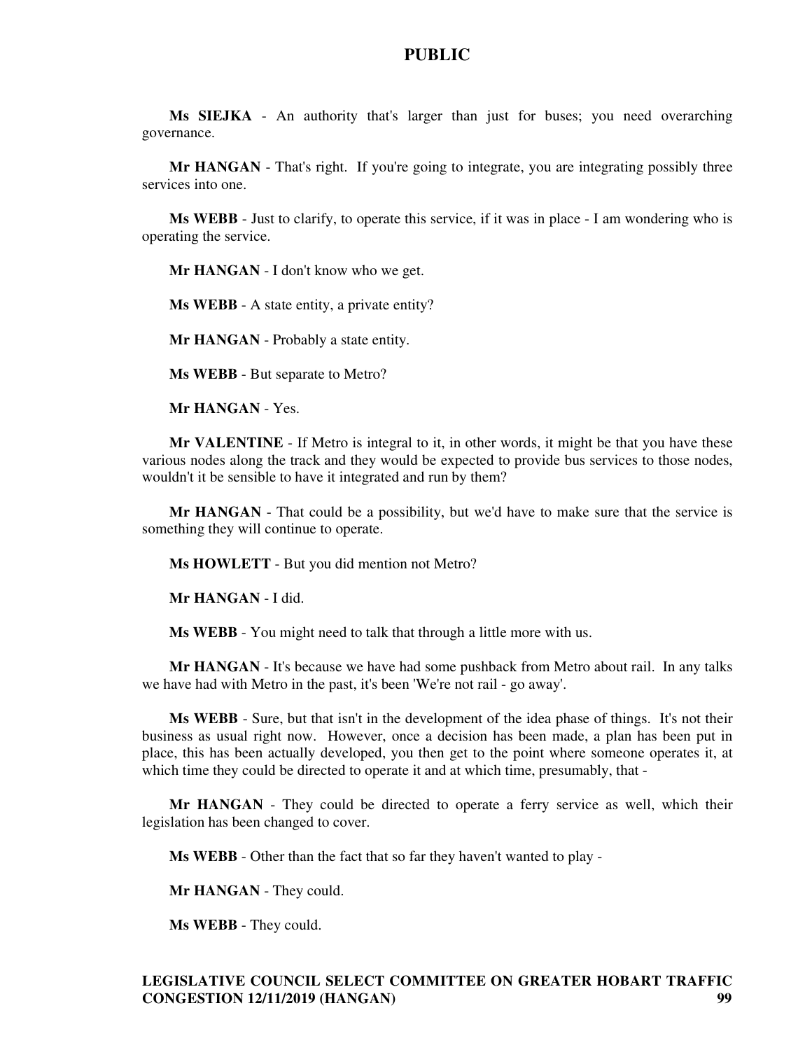**Ms SIEJKA** - An authority that's larger than just for buses; you need overarching governance.

**Mr HANGAN** - That's right. If you're going to integrate, you are integrating possibly three services into one.

**Ms WEBB** - Just to clarify, to operate this service, if it was in place - I am wondering who is operating the service.

**Mr HANGAN** - I don't know who we get.

**Ms WEBB** - A state entity, a private entity?

**Mr HANGAN** - Probably a state entity.

**Ms WEBB** - But separate to Metro?

**Mr HANGAN** - Yes.

**Mr VALENTINE** - If Metro is integral to it, in other words, it might be that you have these various nodes along the track and they would be expected to provide bus services to those nodes, wouldn't it be sensible to have it integrated and run by them?

**Mr HANGAN** - That could be a possibility, but we'd have to make sure that the service is something they will continue to operate.

**Ms HOWLETT** - But you did mention not Metro?

**Mr HANGAN** - I did.

**Ms WEBB** - You might need to talk that through a little more with us.

**Mr HANGAN** - It's because we have had some pushback from Metro about rail. In any talks we have had with Metro in the past, it's been 'We're not rail - go away'.

**Ms WEBB** - Sure, but that isn't in the development of the idea phase of things. It's not their business as usual right now. However, once a decision has been made, a plan has been put in place, this has been actually developed, you then get to the point where someone operates it, at which time they could be directed to operate it and at which time, presumably, that -

**Mr HANGAN** - They could be directed to operate a ferry service as well, which their legislation has been changed to cover.

**Ms WEBB** - Other than the fact that so far they haven't wanted to play -

**Mr HANGAN** - They could.

**Ms WEBB** - They could.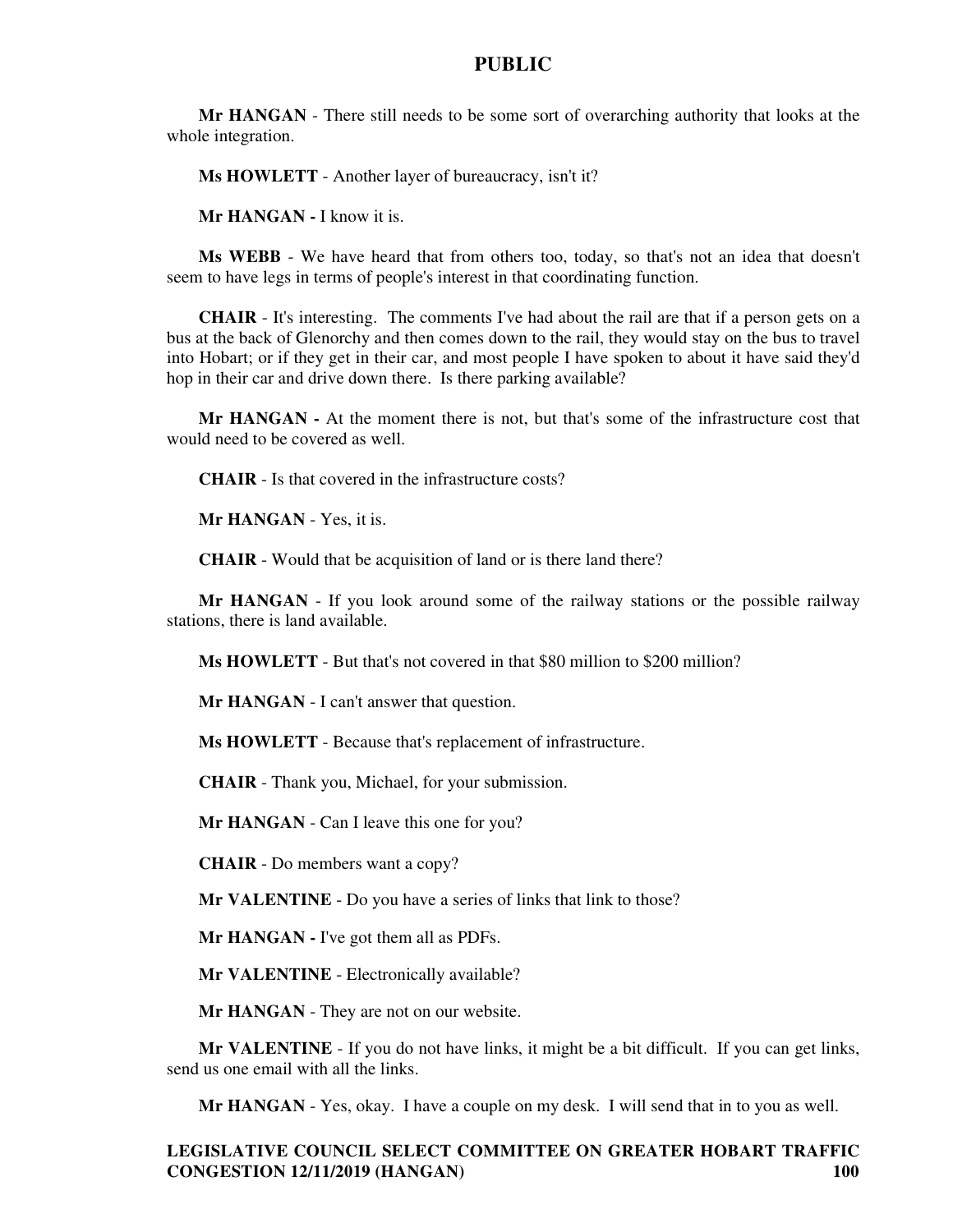**Mr HANGAN** - There still needs to be some sort of overarching authority that looks at the whole integration.

**Ms HOWLETT** - Another layer of bureaucracy, isn't it?

**Mr HANGAN -** I know it is.

**Ms WEBB** - We have heard that from others too, today, so that's not an idea that doesn't seem to have legs in terms of people's interest in that coordinating function.

**CHAIR** - It's interesting. The comments I've had about the rail are that if a person gets on a bus at the back of Glenorchy and then comes down to the rail, they would stay on the bus to travel into Hobart; or if they get in their car, and most people I have spoken to about it have said they'd hop in their car and drive down there. Is there parking available?

**Mr HANGAN -** At the moment there is not, but that's some of the infrastructure cost that would need to be covered as well.

**CHAIR** - Is that covered in the infrastructure costs?

**Mr HANGAN** - Yes, it is.

**CHAIR** - Would that be acquisition of land or is there land there?

**Mr HANGAN** - If you look around some of the railway stations or the possible railway stations, there is land available.

**Ms HOWLETT** - But that's not covered in that $80 million to $200 million?

**Mr HANGAN** - I can't answer that question.

**Ms HOWLETT** - Because that's replacement of infrastructure.

**CHAIR** - Thank you, Michael, for your submission.

**Mr HANGAN** - Can I leave this one for you?

**CHAIR** - Do members want a copy?

**Mr VALENTINE** - Do you have a series of links that link to those?

**Mr HANGAN -** I've got them all as PDFs.

**Mr VALENTINE** - Electronically available?

**Mr HANGAN** - They are not on our website.

**Mr VALENTINE** - If you do not have links, it might be a bit difficult. If you can get links, send us one email with all the links.

**Mr HANGAN** - Yes, okay. I have a couple on my desk. I will send that in to you as well.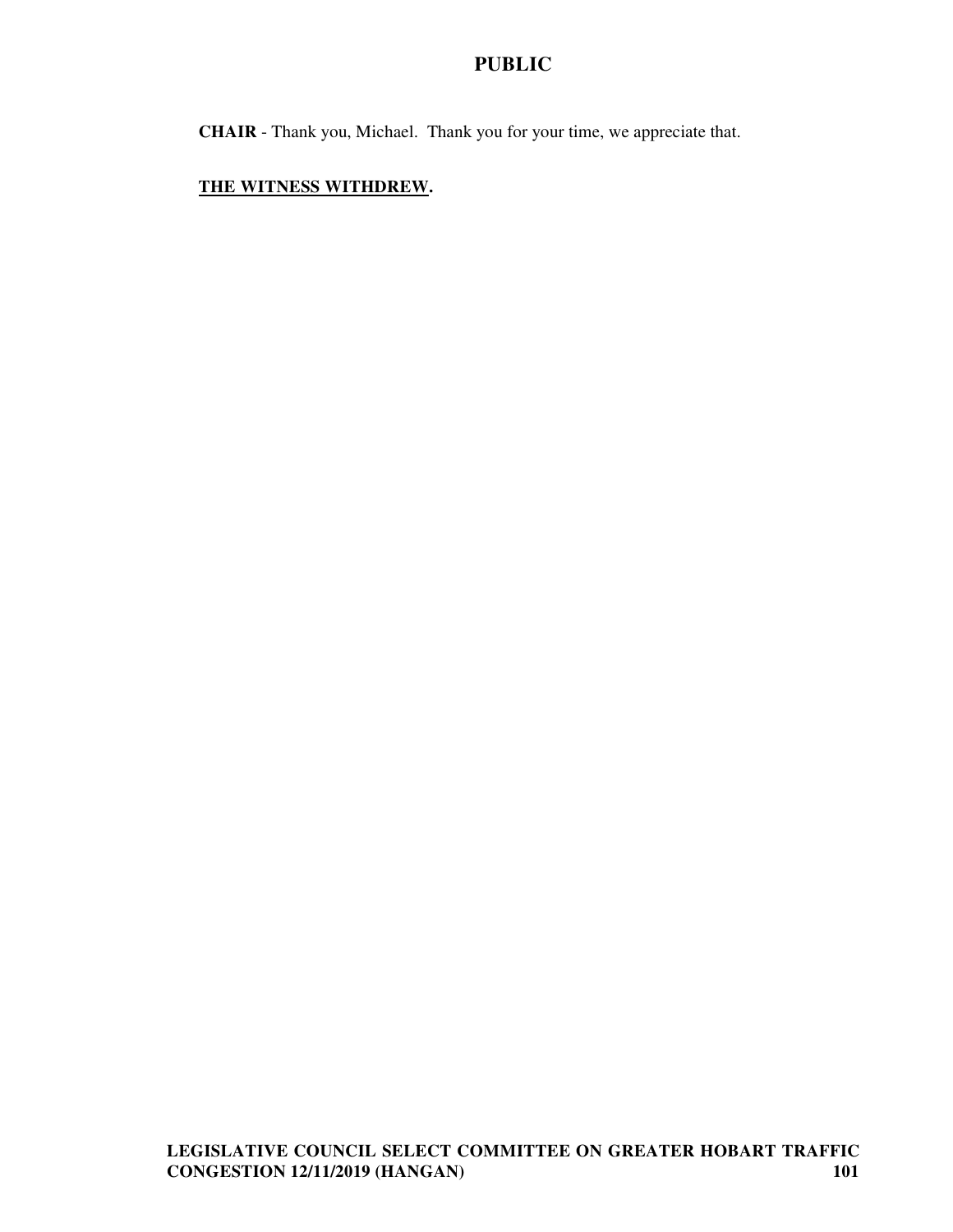**CHAIR** - Thank you, Michael. Thank you for your time, we appreciate that.

**<u>THE WITNESS WITHDREW</u>.**